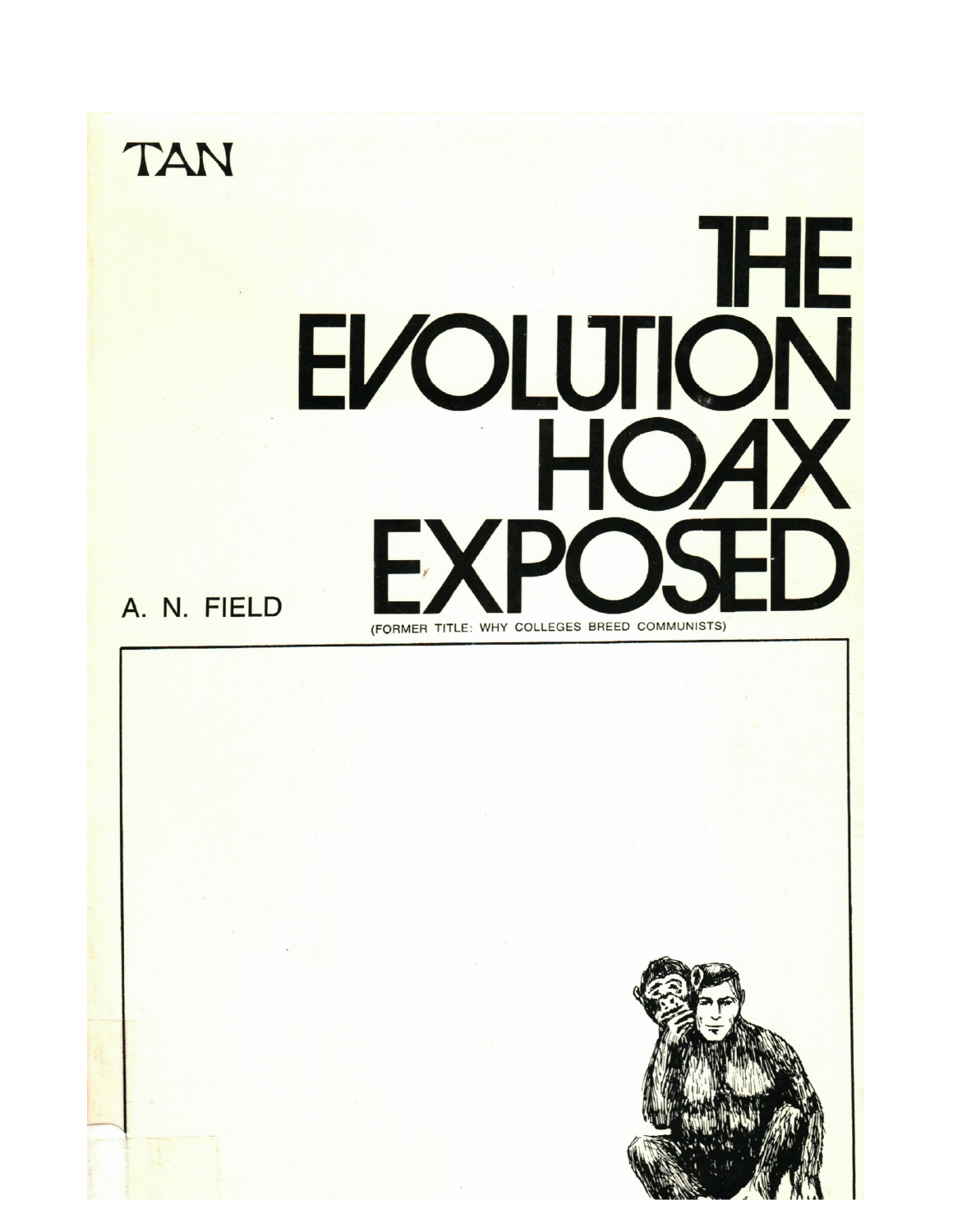TAN

# THE EVOLUTION HOAX EXPOSED

(FORMER TITLE: WHY COLLEGES BREED COMMUNISTS)

A. N. FIELD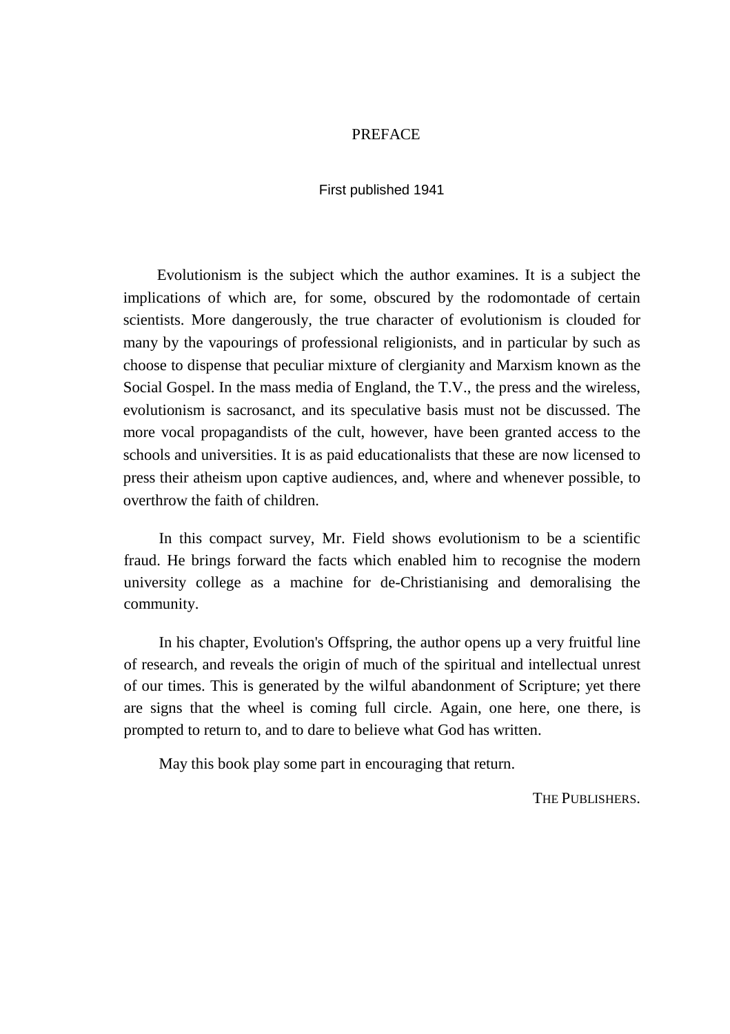# PREFACE

First published 1941

Evolutionism is the subject which the author examines. It is a subject the implications of which are, for some, obscured by the rodomontade of certain scientists. More dangerously, the true character of evolutionism is clouded for many by the vapourings of professional religionists, and in particular by such as choose to dispense that peculiar mixture of clergianity and Marxism known as the Social Gospel. In the mass media of England, the T.V., the press and the wireless, evolutionism is sacrosanct, and its speculative basis must not be discussed. The more vocal propagandists of the cult, however, have been granted access to the schools and universities. It is as paid educationalists that these are now licensed to press their atheism upon captive audiences, and, where and whenever possible, to overthrow the faith of children.

In this compact survey, Mr. Field shows evolutionism to be a scientific fraud. He brings forward the facts which enabled him to recognise the modern university college as a machine for de-Christianising and demoralising the community.

In his chapter, Evolution's Offspring, the author opens up a very fruitful line of research, and reveals the origin of much of the spiritual and intellectual unrest of our times. This is generated by the wilful abandonment of Scripture; yet there are signs that the wheel is coming full circle. Again, one here, one there, is prompted to return to, and to dare to believe what God has written.

May this book play some part in encouraging that return.

THE PUBLISHERS.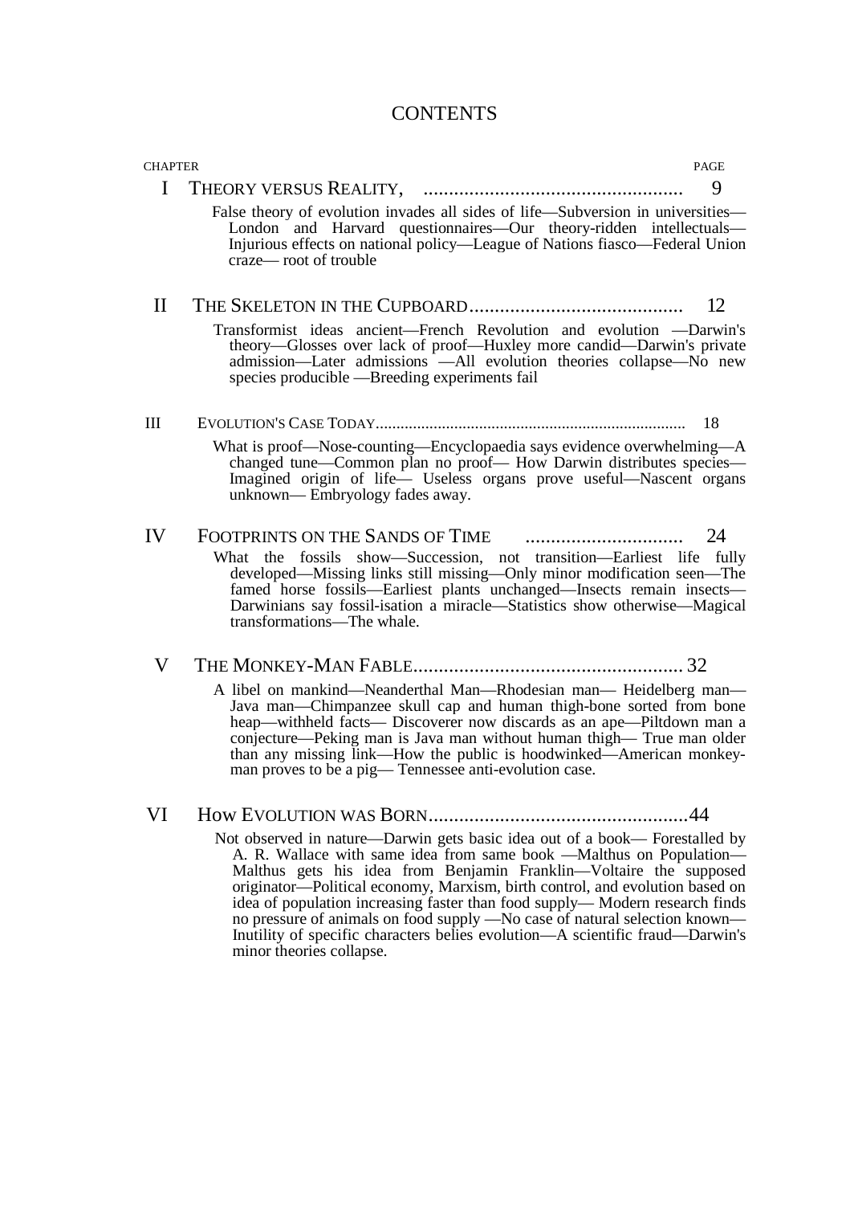# CONTENTS

CHAPTER PAGE

**I THEORY VERSUS REALITY, 9**

False theory of evolution invades all sides of life—Subversion in universities—London and Harvard questionnaires—Our theory-ridden intellectuals—Injurious effects on national policy—League of Nations fiasco—Federal Union craze— root of trouble

**II THE SKELETON IN THE CUPBOARD 12**

Transformist ideas ancient—French Revolution and evolution —Darwin's theory—Glosses over lack of proof—Huxley more candid—Darwin's private admission—Later admissions —All evolution theories collapse—No new species producible —Breeding experiments fail

**III EVOLUTION'S CASE TODAY 18**

What is proof—Nose-counting—Encyclopaedia says evidence overwhelming—A changed tune—Common plan no proof— How Darwin distributes species—Imagined origin of life— Useless organs prove useful—Nascent organs unknown— Embryology fades away.

**IV FOOTPRINTS ON THE SANDS OF TIME 24**

What the fossils show—Succession, not transition—Earliest life fully developed—Missing links still missing—Only minor modification seen—The famed horse fossils—Earliest plants unchanged—Insects remain insects—Darwinians say fossil-isation a miracle—Statistics show otherwise—Magical transformations—The whale.

**V THE MONKEY-MAN FABLE 32**

A libel on mankind—Neanderthal Man—Rhodesian man— Heidelberg man—Java man—Chimpanzee skull cap and human thigh-bone sorted from bone heap—withheld facts— Discoverer now discards as an ape—Piltdown man a conjecture—Peking man is Java man without human thigh— True man older than any missing link—How the public is hoodwinked—American monkey-man proves to be a pig— Tennessee anti-evolution case.

**VI HOW EVOLUTION WAS BORN 44**

Not observed in nature—Darwin gets basic idea out of a book— Forestalled by A. R. Wallace with same idea from same book —Malthus on Population—Malthus gets his idea from Benjamin Franklin—Voltaire the supposed originator—Political economy, Marxism, birth control, and evolution based on idea of population increasing faster than food supply— Modern research finds no pressure of animals on food supply —No case of natural selection known—Inutility of specific characters belies evolution—A scientific fraud—Darwin's minor theories collapse.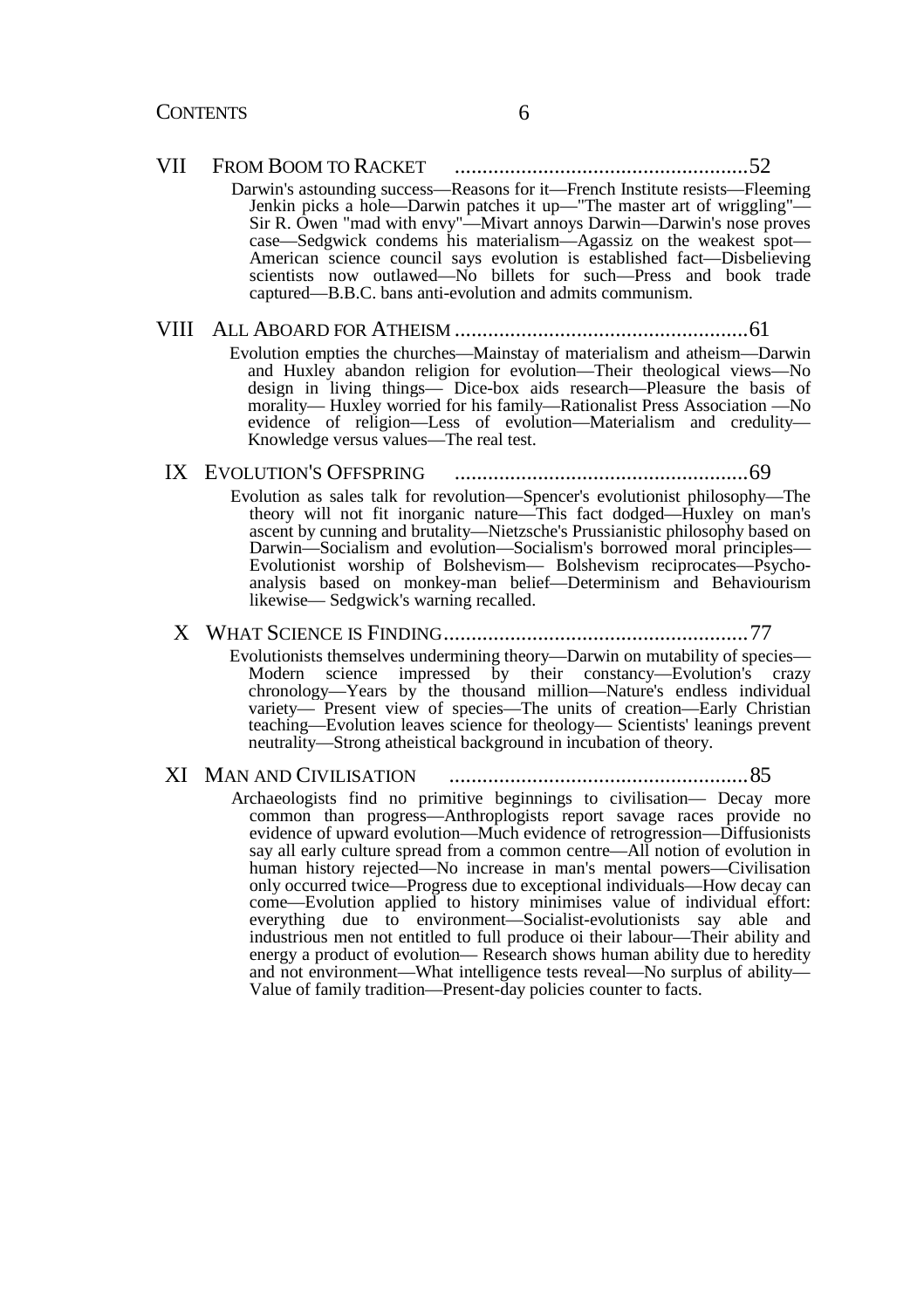VII FROM BOOM TO RACKET .....................................................52

Darwin's astounding success—Reasons for it—French Institute resists—Fleeming Jenkin picks a hole—Darwin patches it up—"The master art of wriggling"—Sir R. Owen "mad with envy"—Mivart annoys Darwin—Darwin's nose proves case—Sedgwick condems his materialism—Agassiz on the weakest spot—American science council says evolution is established fact—Disbelieving scientists now outlawed—No billets for such—Press and book trade captured—B.B.C. bans anti-evolution and admits communism.

VIII ALL ABOARD FOR ATHEISM .....................................................61

Evolution empties the churches—Mainstay of materialism and atheism—Darwin and Huxley abandon religion for evolution—Their theological views—No design in living things— Dice-box aids research—Pleasure the basis of morality— Huxley worried for his family—Rationalist Press Association —No evidence of religion—Less of evolution—Materialism and credulity—Knowledge versus values—The real test.

IX EVOLUTION'S OFFSPRING .....................................................69

Evolution as sales talk for revolution—Spencer's evolutionist philosophy—The theory will not fit inorganic nature—This fact dodged—Huxley on man's ascent by cunning and brutality—Nietzsche's Prussianistic philosophy based on Darwin—Socialism and evolution—Socialism's borrowed moral principles—Evolutionist worship of Bolshevism— Bolshevism reciprocates—Psycho-analysis based on monkey-man belief—Determinism and Behaviourism likewise— Sedgwick's warning recalled.

X WHAT SCIENCE IS FINDING.......................................................77

Evolutionists themselves undermining theory—Darwin on mutability of species—Modern science impressed by their constancy—Evolution's crazy chronology—Years by the thousand million—Nature's endless individual variety— Present view of species—The units of creation—Early Christian teaching—Evolution leaves science for theology— Scientists' leanings prevent neutrality—Strong atheistical background in incubation of theory.

XI MAN AND CIVILISATION ......................................................85

Archaeologists find no primitive beginnings to civilisation— Decay more common than progress—Anthroplogists report savage races provide no evidence of upward evolution—Much evidence of retrogression—Diffusionists say all early culture spread from a common centre—All notion of evolution in human history rejected—No increase in man's mental powers—Civilisation only occurred twice—Progress due to exceptional individuals—How decay can come—Evolution applied to history minimises value of individual effort: everything due to environment—Socialist-evolutionists say able and industrious men not entitled to full produce oi their labour—Their ability and energy a product of evolution— Research shows human ability due to heredity and not environment—What intelligence tests reveal—No surplus of ability—Value of family tradition—Present-day policies counter to facts.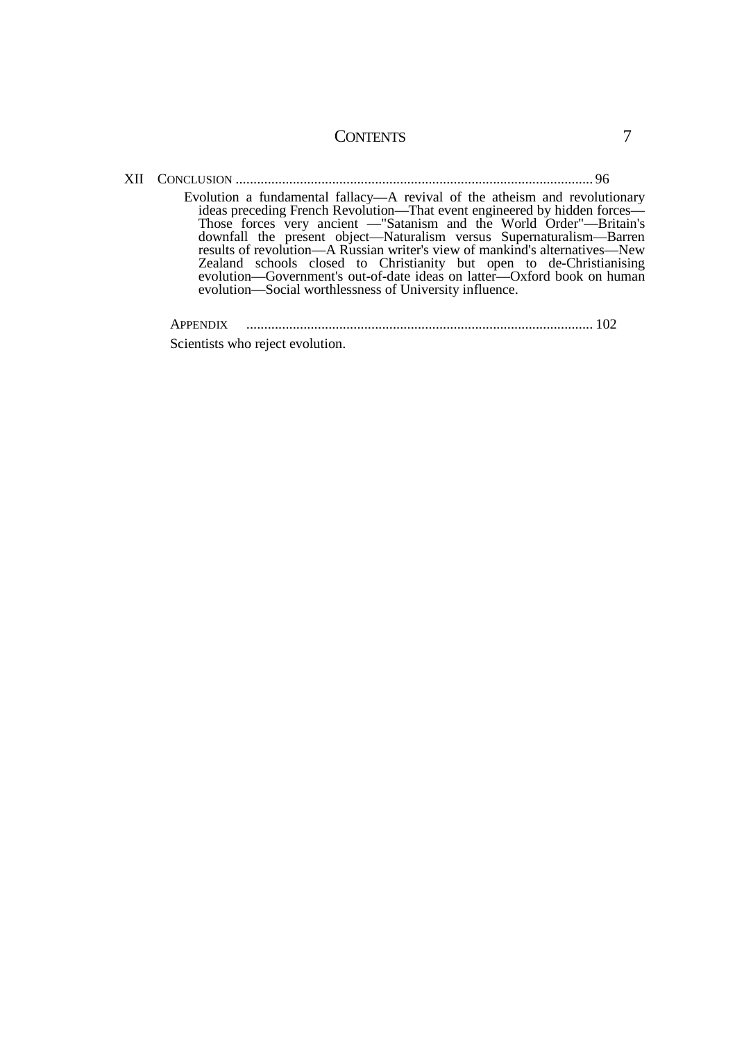XII CONCLUSION ... 96

Evolution a fundamental fallacy—A revival of the atheism and revolutionary ideas preceding French Revolution—That event engineered by hidden forces—Those forces very ancient —"Satanism and the World Order"—Britain's downfall the present object—Naturalism versus Supernaturalism—Barren results of revolution—A Russian writer's view of mankind's alternatives—New Zealand schools closed to Christianity but open to de-Christianising evolution—Government's out-of-date ideas on latter—Oxford book on human evolution—Social worthlessness of University influence.

APPENDIX ... 102

Scientists who reject evolution.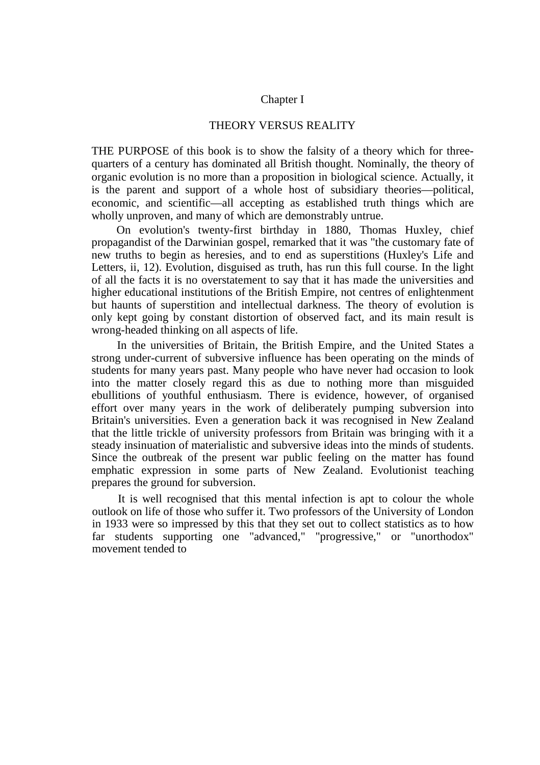## Chapter I

## THEORY VERSUS REALITY

THE PURPOSE of this book is to show the falsity of a theory which for three-quarters of a century has dominated all British thought. Nominally, the theory of organic evolution is no more than a proposition in biological science. Actually, it is the parent and support of a whole host of subsidiary theories—political, economic, and scientific—all accepting as established truth things which are wholly unproven, and many of which are demonstrably untrue.

On evolution's twenty-first birthday in 1880, Thomas Huxley, chief propagandist of the Darwinian gospel, remarked that it was "the customary fate of new truths to begin as heresies, and to end as superstitions (Huxley's Life and Letters, ii, 12). Evolution, disguised as truth, has run this full course. In the light of all the facts it is no overstatement to say that it has made the universities and higher educational institutions of the British Empire, not centres of enlightenment but haunts of superstition and intellectual darkness. The theory of evolution is only kept going by constant distortion of observed fact, and its main result is wrong-headed thinking on all aspects of life.

In the universities of Britain, the British Empire, and the United States a strong under-current of subversive influence has been operating on the minds of students for many years past. Many people who have never had occasion to look into the matter closely regard this as due to nothing more than misguided ebullitions of youthful enthusiasm. There is evidence, however, of organised effort over many years in the work of deliberately pumping subversion into Britain's universities. Even a generation back it was recognised in New Zealand that the little trickle of university professors from Britain was bringing with it a steady insinuation of materialistic and subversive ideas into the minds of students. Since the outbreak of the present war public feeling on the matter has found emphatic expression in some parts of New Zealand. Evolutionist teaching prepares the ground for subversion.

It is well recognised that this mental infection is apt to colour the whole outlook on life of those who suffer it. Two professors of the University of London in 1933 were so impressed by this that they set out to collect statistics as to how far students supporting one "advanced," "progressive," or "unorthodox" movement tended to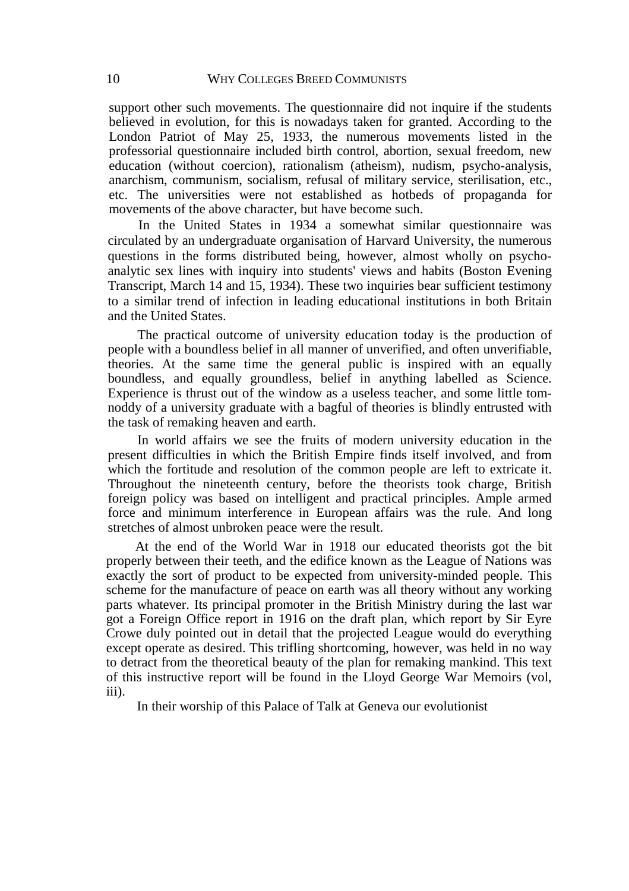support other such movements. The questionnaire did not inquire if the students believed in evolution, for this is nowadays taken for granted. According to the London Patriot of May 25, 1933, the numerous movements listed in the professorial questionnaire included birth control, abortion, sexual freedom, new education (without coercion), rationalism (atheism), nudism, psycho-analysis, anarchism, communism, socialism, refusal of military service, sterilisation, etc., etc. The universities were not established as hotbeds of propaganda for movements of the above character, but have become such.

In the United States in 1934 a somewhat similar questionnaire was circulated by an undergraduate organisation of Harvard University, the numerous questions in the forms distributed being, however, almost wholly on psycho-analytic sex lines with inquiry into students' views and habits (Boston Evening Transcript, March 14 and 15, 1934). These two inquiries bear sufficient testimony to a similar trend of infection in leading educational institutions in both Britain and the United States.

The practical outcome of university education today is the production of people with a boundless belief in all manner of unverified, and often unverifiable, theories. At the same time the general public is inspired with an equally boundless, and equally groundless, belief in anything labelled as Science. Experience is thrust out of the window as a useless teacher, and some little tom-noddy of a university graduate with a bagful of theories is blindly entrusted with the task of remaking heaven and earth.

In world affairs we see the fruits of modern university education in the present difficulties in which the British Empire finds itself involved, and from which the fortitude and resolution of the common people are left to extricate it. Throughout the nineteenth century, before the theorists took charge, British foreign policy was based on intelligent and practical principles. Ample armed force and minimum interference in European affairs was the rule. And long stretches of almost unbroken peace were the result.

At the end of the World War in 1918 our educated theorists got the bit properly between their teeth, and the edifice known as the League of Nations was exactly the sort of product to be expected from university-minded people. This scheme for the manufacture of peace on earth was all theory without any working parts whatever. Its principal promoter in the British Ministry during the last war got a Foreign Office report in 1916 on the draft plan, which report by Sir Eyre Crowe duly pointed out in detail that the projected League would do everything except operate as desired. This trifling shortcoming, however, was held in no way to detract from the theoretical beauty of the plan for remaking mankind. This text of this instructive report will be found in the Lloyd George War Memoirs (vol, iii).

In their worship of this Palace of Talk at Geneva our evolutionist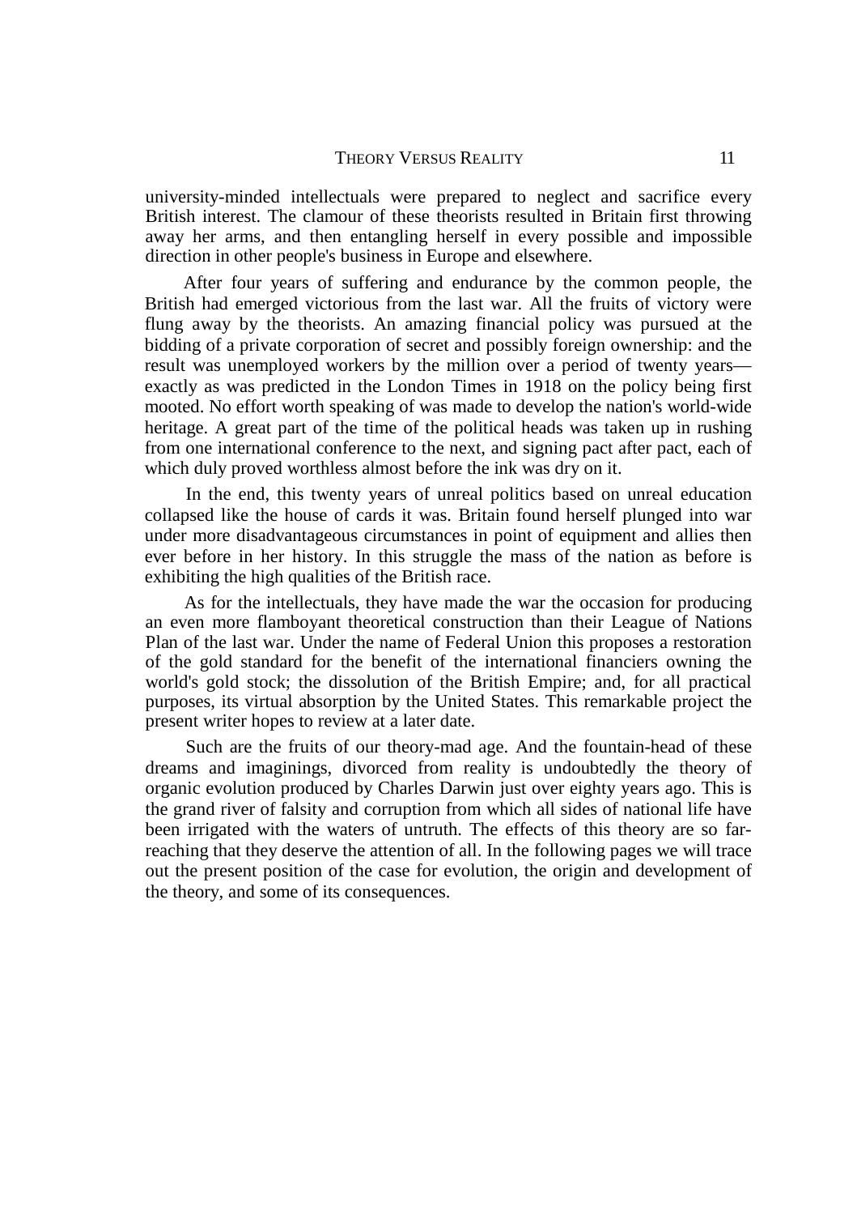university-minded intellectuals were prepared to neglect and sacrifice every British interest. The clamour of these theorists resulted in Britain first throwing away her arms, and then entangling herself in every possible and impossible direction in other people's business in Europe and elsewhere.

After four years of suffering and endurance by the common people, the British had emerged victorious from the last war. All the fruits of victory were flung away by the theorists. An amazing financial policy was pursued at the bidding of a private corporation of secret and possibly foreign ownership: and the result was unemployed workers by the million over a period of twenty years—exactly as was predicted in the London Times in 1918 on the policy being first mooted. No effort worth speaking of was made to develop the nation's world-wide heritage. A great part of the time of the political heads was taken up in rushing from one international conference to the next, and signing pact after pact, each of which duly proved worthless almost before the ink was dry on it.

In the end, this twenty years of unreal politics based on unreal education collapsed like the house of cards it was. Britain found herself plunged into war under more disadvantageous circumstances in point of equipment and allies then ever before in her history. In this struggle the mass of the nation as before is exhibiting the high qualities of the British race.

As for the intellectuals, they have made the war the occasion for producing an even more flamboyant theoretical construction than their League of Nations Plan of the last war. Under the name of Federal Union this proposes a restoration of the gold standard for the benefit of the international financiers owning the world's gold stock; the dissolution of the British Empire; and, for all practical purposes, its virtual absorption by the United States. This remarkable project the present writer hopes to review at a later date.

Such are the fruits of our theory-mad age. And the fountain-head of these dreams and imaginings, divorced from reality is undoubtedly the theory of organic evolution produced by Charles Darwin just over eighty years ago. This is the grand river of falsity and corruption from which all sides of national life have been irrigated with the waters of untruth. The effects of this theory are so far-reaching that they deserve the attention of all. In the following pages we will trace out the present position of the case for evolution, the origin and development of the theory, and some of its consequences.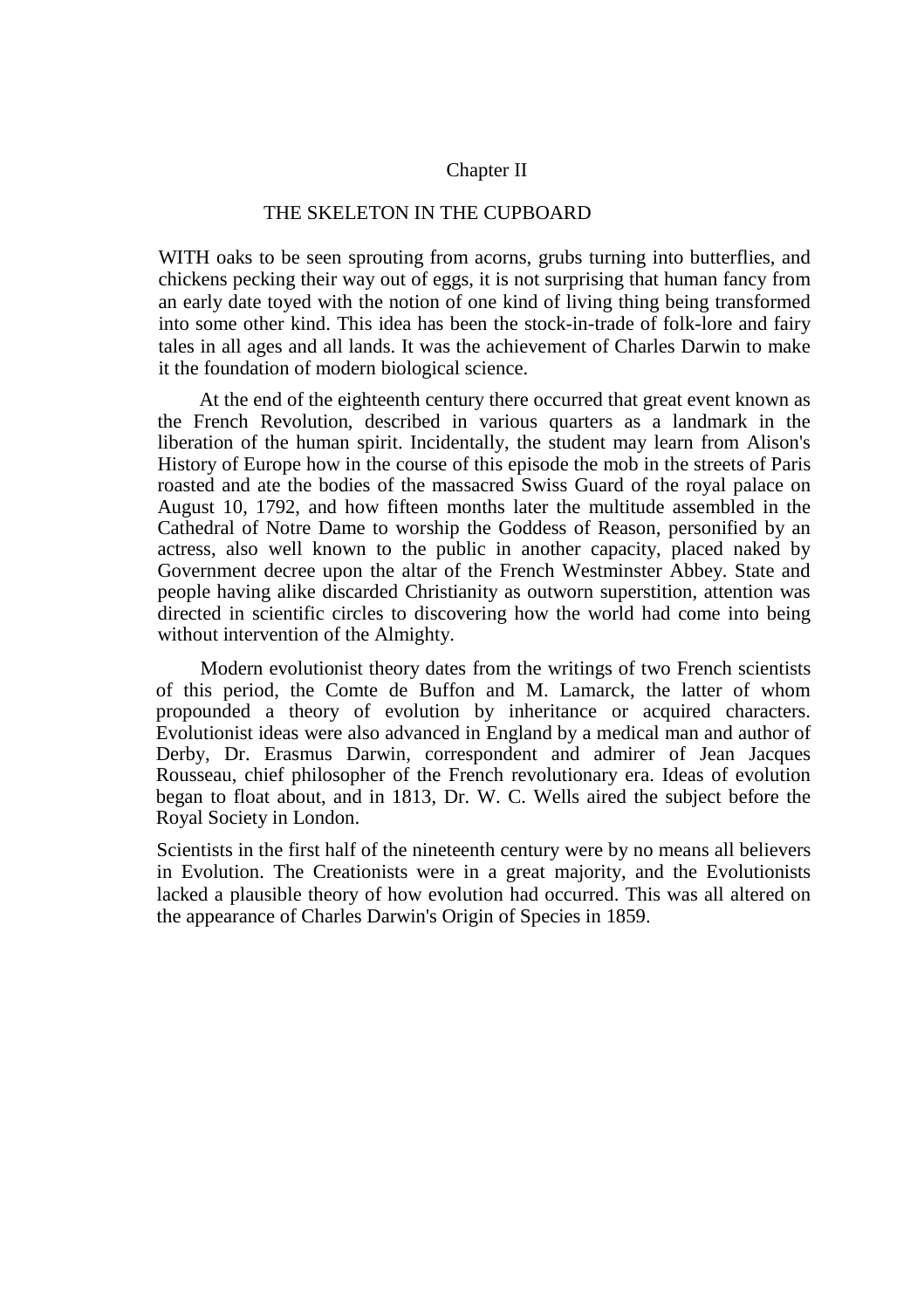## Chapter II

### THE SKELETON IN THE CUPBOARD

WITH oaks to be seen sprouting from acorns, grubs turning into butterflies, and chickens pecking their way out of eggs, it is not surprising that human fancy from an early date toyed with the notion of one kind of living thing being transformed into some other kind. This idea has been the stock-in-trade of folk-lore and fairy tales in all ages and all lands. It was the achievement of Charles Darwin to make it the foundation of modern biological science.

At the end of the eighteenth century there occurred that great event known as the French Revolution, described in various quarters as a landmark in the liberation of the human spirit. Incidentally, the student may learn from Alison's History of Europe how in the course of this episode the mob in the streets of Paris roasted and ate the bodies of the massacred Swiss Guard of the royal palace on August 10, 1792, and how fifteen months later the multitude assembled in the Cathedral of Notre Dame to worship the Goddess of Reason, personified by an actress, also well known to the public in another capacity, placed naked by Government decree upon the altar of the French Westminster Abbey. State and people having alike discarded Christianity as outworn superstition, attention was directed in scientific circles to discovering how the world had come into being without intervention of the Almighty.

Modern evolutionist theory dates from the writings of two French scientists of this period, the Comte de Buffon and M. Lamarck, the latter of whom propounded a theory of evolution by inheritance or acquired characters. Evolutionist ideas were also advanced in England by a medical man and author of Derby, Dr. Erasmus Darwin, correspondent and admirer of Jean Jacques Rousseau, chief philosopher of the French revolutionary era. Ideas of evolution began to float about, and in 1813, Dr. W. C. Wells aired the subject before the Royal Society in London.

Scientists in the first half of the nineteenth century were by no means all believers in Evolution. The Creationists were in a great majority, and the Evolutionists lacked a plausible theory of how evolution had occurred. This was all altered on the appearance of Charles Darwin's Origin of Species in 1859.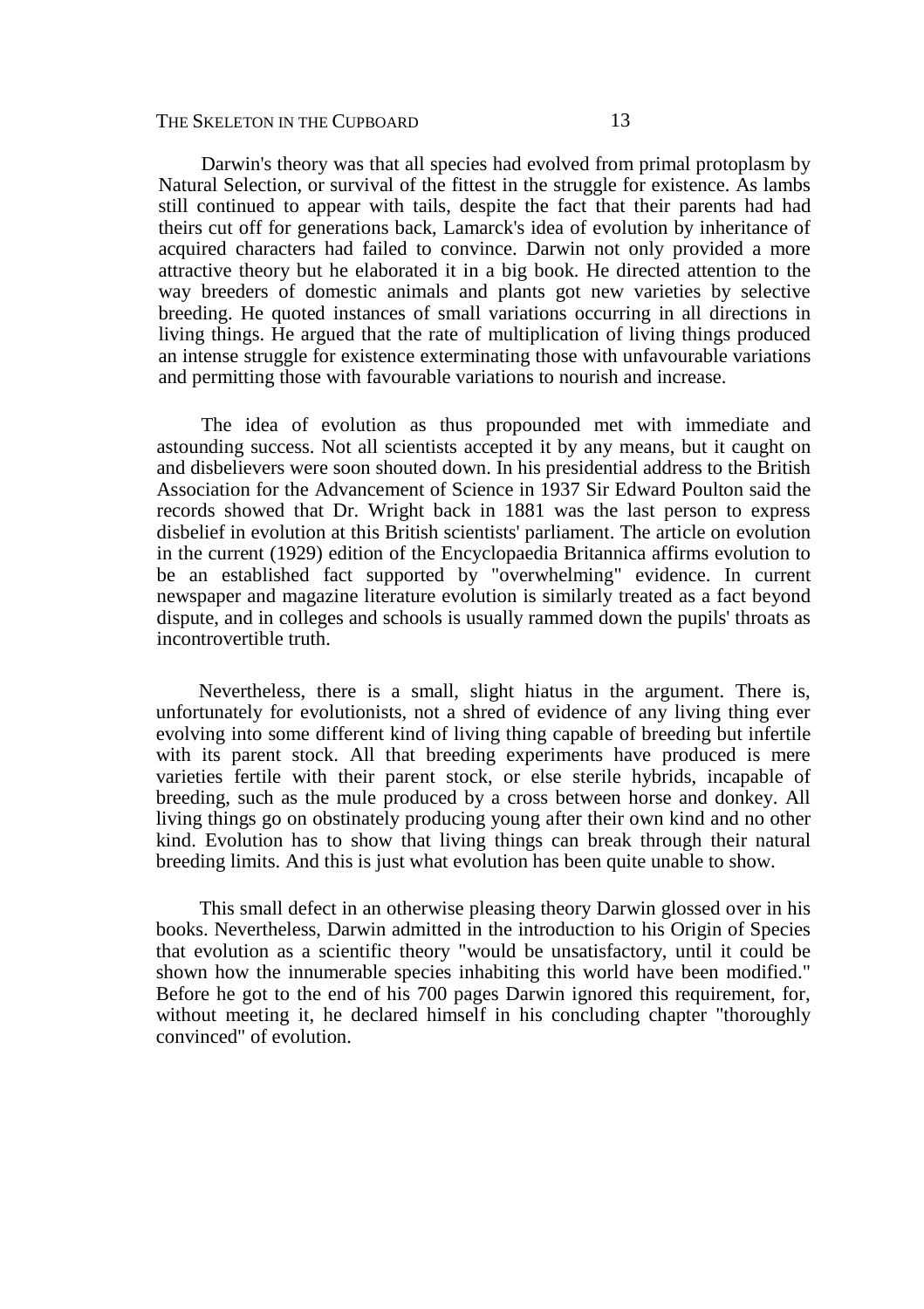Darwin's theory was that all species had evolved from primal protoplasm by Natural Selection, or survival of the fittest in the struggle for existence. As lambs still continued to appear with tails, despite the fact that their parents had had theirs cut off for generations back, Lamarck's idea of evolution by inheritance of acquired characters had failed to convince. Darwin not only provided a more attractive theory but he elaborated it in a big book. He directed attention to the way breeders of domestic animals and plants got new varieties by selective breeding. He quoted instances of small variations occurring in all directions in living things. He argued that the rate of multiplication of living things produced an intense struggle for existence exterminating those with unfavourable variations and permitting those with favourable variations to nourish and increase.

The idea of evolution as thus propounded met with immediate and astounding success. Not all scientists accepted it by any means, but it caught on and disbelievers were soon shouted down. In his presidential address to the British Association for the Advancement of Science in 1937 Sir Edward Poulton said the records showed that Dr. Wright back in 1881 was the last person to express disbelief in evolution at this British scientists' parliament. The article on evolution in the current (1929) edition of the Encyclopaedia Britannica affirms evolution to be an established fact supported by "overwhelming" evidence. In current newspaper and magazine literature evolution is similarly treated as a fact beyond dispute, and in colleges and schools is usually rammed down the pupils' throats as incontrovertible truth.

Nevertheless, there is a small, slight hiatus in the argument. There is, unfortunately for evolutionists, not a shred of evidence of any living thing ever evolving into some different kind of living thing capable of breeding but infertile with its parent stock. All that breeding experiments have produced is mere varieties fertile with their parent stock, or else sterile hybrids, incapable of breeding, such as the mule produced by a cross between horse and donkey. All living things go on obstinately producing young after their own kind and no other kind. Evolution has to show that living things can break through their natural breeding limits. And this is just what evolution has been quite unable to show.

This small defect in an otherwise pleasing theory Darwin glossed over in his books. Nevertheless, Darwin admitted in the introduction to his Origin of Species that evolution as a scientific theory "would be unsatisfactory, until it could be shown how the innumerable species inhabiting this world have been modified." Before he got to the end of his 700 pages Darwin ignored this requirement, for, without meeting it, he declared himself in his concluding chapter "thoroughly convinced" of evolution.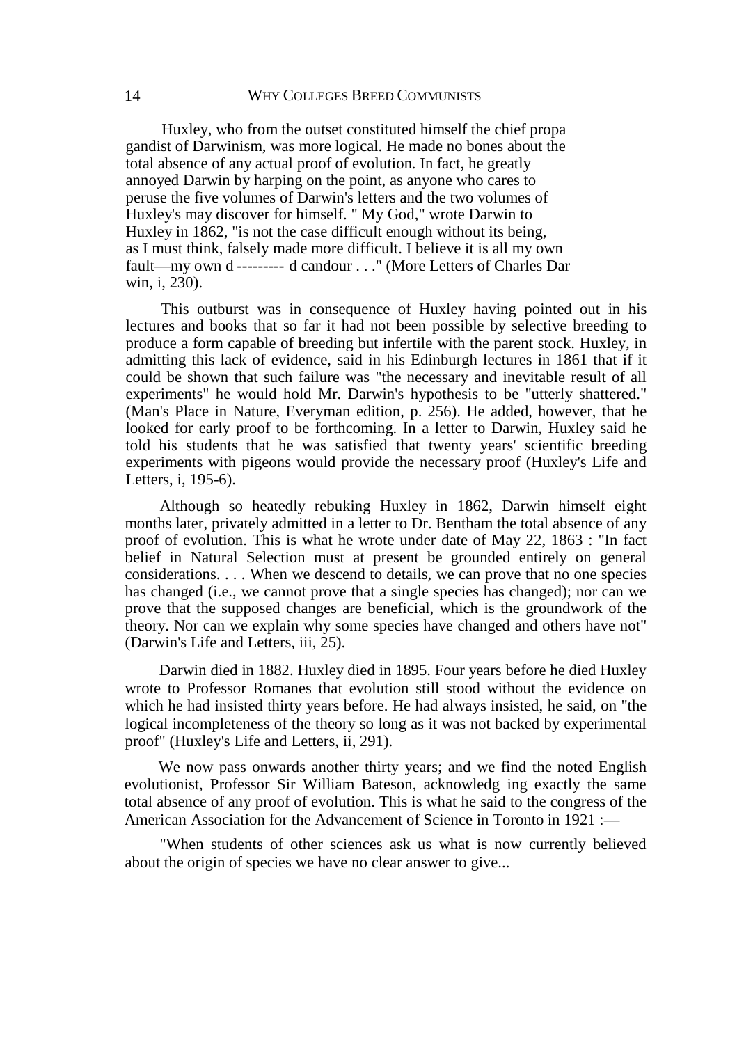Huxley, who from the outset constituted himself the chief propagandist of Darwinism, was more logical. He made no bones about the total absence of any actual proof of evolution. In fact, he greatly annoyed Darwin by harping on the point, as anyone who cares to peruse the five volumes of Darwin's letters and the two volumes of Huxley's may discover for himself. " My God," wrote Darwin to Huxley in 1862, "is not the case difficult enough without its being, as I must think, falsely made more difficult. I believe it is all my own fault—my own d --------- d candour . . ." (More Letters of Charles Darwin, i, 230).

This outburst was in consequence of Huxley having pointed out in his lectures and books that so far it had not been possible by selective breeding to produce a form capable of breeding but infertile with the parent stock. Huxley, in admitting this lack of evidence, said in his Edinburgh lectures in 1861 that if it could be shown that such failure was "the necessary and inevitable result of all experiments" he would hold Mr. Darwin's hypothesis to be "utterly shattered." (Man's Place in Nature, Everyman edition, p. 256). He added, however, that he looked for early proof to be forthcoming. In a letter to Darwin, Huxley said he told his students that he was satisfied that twenty years' scientific breeding experiments with pigeons would provide the necessary proof (Huxley's Life and Letters, i, 195-6).

Although so heatedly rebuking Huxley in 1862, Darwin himself eight months later, privately admitted in a letter to Dr. Bentham the total absence of any proof of evolution. This is what he wrote under date of May 22, 1863 : "In fact belief in Natural Selection must at present be grounded entirely on general considerations. . . . When we descend to details, we can prove that no one species has changed (i.e., we cannot prove that a single species has changed); nor can we prove that the supposed changes are beneficial, which is the groundwork of the theory. Nor can we explain why some species have changed and others have not" (Darwin's Life and Letters, iii, 25).

Darwin died in 1882. Huxley died in 1895. Four years before he died Huxley wrote to Professor Romanes that evolution still stood without the evidence on which he had insisted thirty years before. He had always insisted, he said, on "the logical incompleteness of the theory so long as it was not backed by experimental proof" (Huxley's Life and Letters, ii, 291).

We now pass onwards another thirty years; and we find the noted English evolutionist, Professor Sir William Bateson, acknowledging exactly the same total absence of any proof of evolution. This is what he said to the congress of the American Association for the Advancement of Science in Toronto in 1921 :—

"When students of other sciences ask us what is now currently believed about the origin of species we have no clear answer to give...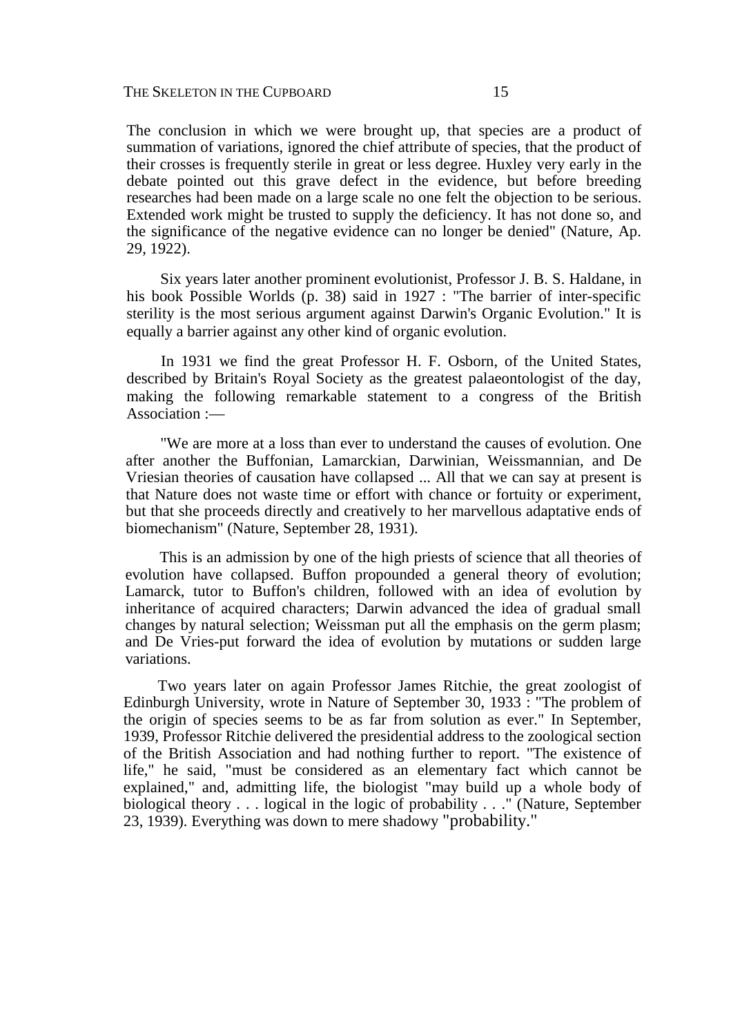The conclusion in which we were brought up, that species are a product of summation of variations, ignored the chief attribute of species, that the product of their crosses is frequently sterile in great or less degree. Huxley very early in the debate pointed out this grave defect in the evidence, but before breeding researches had been made on a large scale no one felt the objection to be serious. Extended work might be trusted to supply the deficiency. It has not done so, and the significance of the negative evidence can no longer be denied" (Nature, Ap. 29, 1922).

Six years later another prominent evolutionist, Professor J. B. S. Haldane, in his book Possible Worlds (p. 38) said in 1927 : "The barrier of inter-specific sterility is the most serious argument against Darwin's Organic Evolution." It is equally a barrier against any other kind of organic evolution.

In 1931 we find the great Professor H. F. Osborn, of the United States, described by Britain's Royal Society as the greatest palaeontologist of the day, making the following remarkable statement to a congress of the British Association :—

"We are more at a loss than ever to understand the causes of evolution. One after another the Buffonian, Lamarckian, Darwinian, Weissmannian, and De Vriesian theories of causation have collapsed ... All that we can say at present is that Nature does not waste time or effort with chance or fortuity or experiment, but that she proceeds directly and creatively to her marvellous adaptative ends of biomechanism" (Nature, September 28, 1931).

This is an admission by one of the high priests of science that all theories of evolution have collapsed. Buffon propounded a general theory of evolution; Lamarck, tutor to Buffon's children, followed with an idea of evolution by inheritance of acquired characters; Darwin advanced the idea of gradual small changes by natural selection; Weissman put all the emphasis on the germ plasm; and De Vries-put forward the idea of evolution by mutations or sudden large variations.

Two years later on again Professor James Ritchie, the great zoologist of Edinburgh University, wrote in Nature of September 30, 1933 : "The problem of the origin of species seems to be as far from solution as ever." In September, 1939, Professor Ritchie delivered the presidential address to the zoological section of the British Association and had nothing further to report. "The existence of life," he said, "must be considered as an elementary fact which cannot be explained," and, admitting life, the biologist "may build up a whole body of biological theory . . . logical in the logic of probability . . ." (Nature, September 23, 1939). Everything was down to mere shadowy "probability."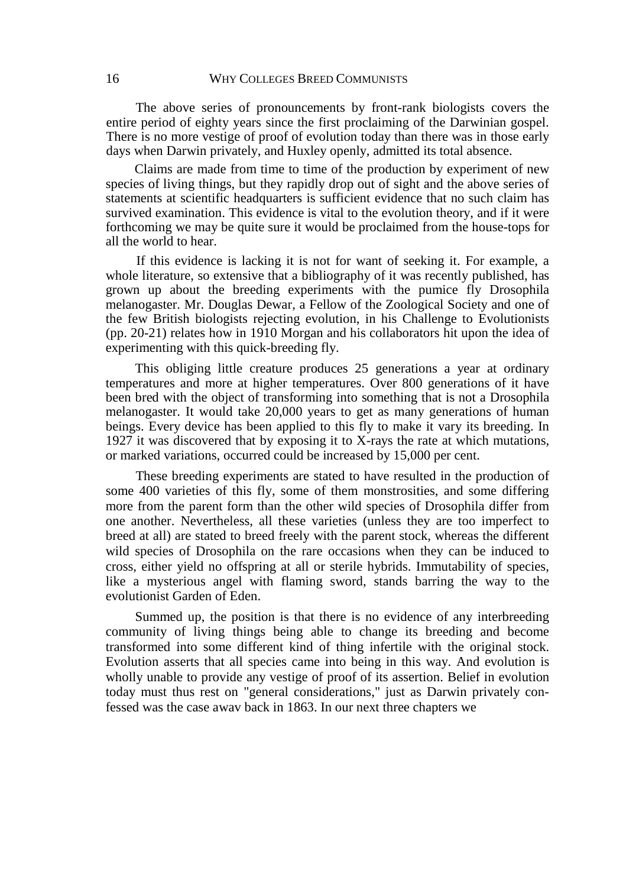The above series of pronouncements by front-rank biologists covers the entire period of eighty years since the first proclaiming of the Darwinian gospel. There is no more vestige of proof of evolution today than there was in those early days when Darwin privately, and Huxley openly, admitted its total absence.

Claims are made from time to time of the production by experiment of new species of living things, but they rapidly drop out of sight and the above series of statements at scientific headquarters is sufficient evidence that no such claim has survived examination. This evidence is vital to the evolution theory, and if it were forthcoming we may be quite sure it would be proclaimed from the house-tops for all the world to hear.

If this evidence is lacking it is not for want of seeking it. For example, a whole literature, so extensive that a bibliography of it was recently published, has grown up about the breeding experiments with the pumice fly Drosophila melanogaster. Mr. Douglas Dewar, a Fellow of the Zoological Society and one of the few British biologists rejecting evolution, in his Challenge to Evolutionists (pp. 20-21) relates how in 1910 Morgan and his collaborators hit upon the idea of experimenting with this quick-breeding fly.

This obliging little creature produces 25 generations a year at ordinary temperatures and more at higher temperatures. Over 800 generations of it have been bred with the object of transforming into something that is not a Drosophila melanogaster. It would take 20,000 years to get as many generations of human beings. Every device has been applied to this fly to make it vary its breeding. In 1927 it was discovered that by exposing it to X-rays the rate at which mutations, or marked variations, occurred could be increased by 15,000 per cent.

These breeding experiments are stated to have resulted in the production of some 400 varieties of this fly, some of them monstrosities, and some differing more from the parent form than the other wild species of Drosophila differ from one another. Nevertheless, all these varieties (unless they are too imperfect to breed at all) are stated to breed freely with the parent stock, whereas the different wild species of Drosophila on the rare occasions when they can be induced to cross, either yield no offspring at all or sterile hybrids. Immutability of species, like a mysterious angel with flaming sword, stands barring the way to the evolutionist Garden of Eden.

Summed up, the position is that there is no evidence of any interbreeding community of living things being able to change its breeding and become transformed into some different kind of thing infertile with the original stock. Evolution asserts that all species came into being in this way. And evolution is wholly unable to provide any vestige of proof of its assertion. Belief in evolution today must thus rest on "general considerations," just as Darwin privately confessed was the case awav back in 1863. In our next three chapters we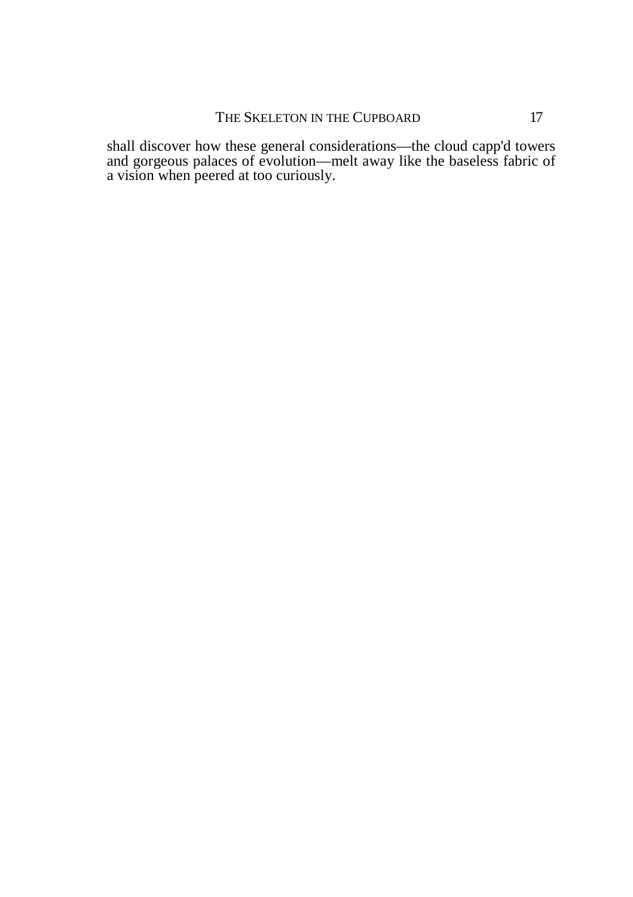shall discover how these general considerations—the cloud capp'd towers and gorgeous palaces of evolution—melt away like the baseless fabric of a vision when peered at too curiously.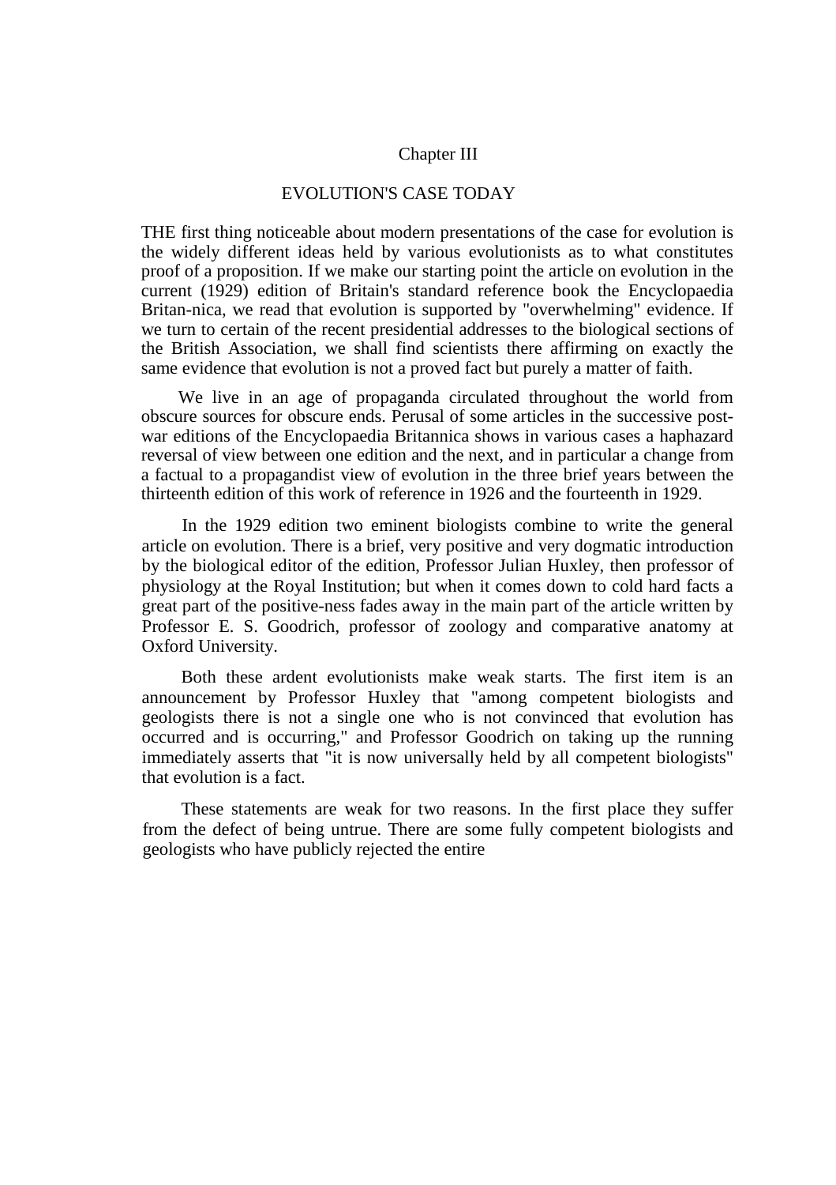# Chapter III

## EVOLUTION'S CASE TODAY

THE first thing noticeable about modern presentations of the case for evolution is the widely different ideas held by various evolutionists as to what constitutes proof of a proposition. If we make our starting point the article on evolution in the current (1929) edition of Britain's standard reference book the Encyclopaedia Britan-nica, we read that evolution is supported by "overwhelming" evidence. If we turn to certain of the recent presidential addresses to the biological sections of the British Association, we shall find scientists there affirming on exactly the same evidence that evolution is not a proved fact but purely a matter of faith.

We live in an age of propaganda circulated throughout the world from obscure sources for obscure ends. Perusal of some articles in the successive post-war editions of the Encyclopaedia Britannica shows in various cases a haphazard reversal of view between one edition and the next, and in particular a change from a factual to a propagandist view of evolution in the three brief years between the thirteenth edition of this work of reference in 1926 and the fourteenth in 1929.

In the 1929 edition two eminent biologists combine to write the general article on evolution. There is a brief, very positive and very dogmatic introduction by the biological editor of the edition, Professor Julian Huxley, then professor of physiology at the Royal Institution; but when it comes down to cold hard facts a great part of the positive-ness fades away in the main part of the article written by Professor E. S. Goodrich, professor of zoology and comparative anatomy at Oxford University.

Both these ardent evolutionists make weak starts. The first item is an announcement by Professor Huxley that "among competent biologists and geologists there is not a single one who is not convinced that evolution has occurred and is occurring," and Professor Goodrich on taking up the running immediately asserts that "it is now universally held by all competent biologists" that evolution is a fact.

These statements are weak for two reasons. In the first place they suffer from the defect of being untrue. There are some fully competent biologists and geologists who have publicly rejected the entire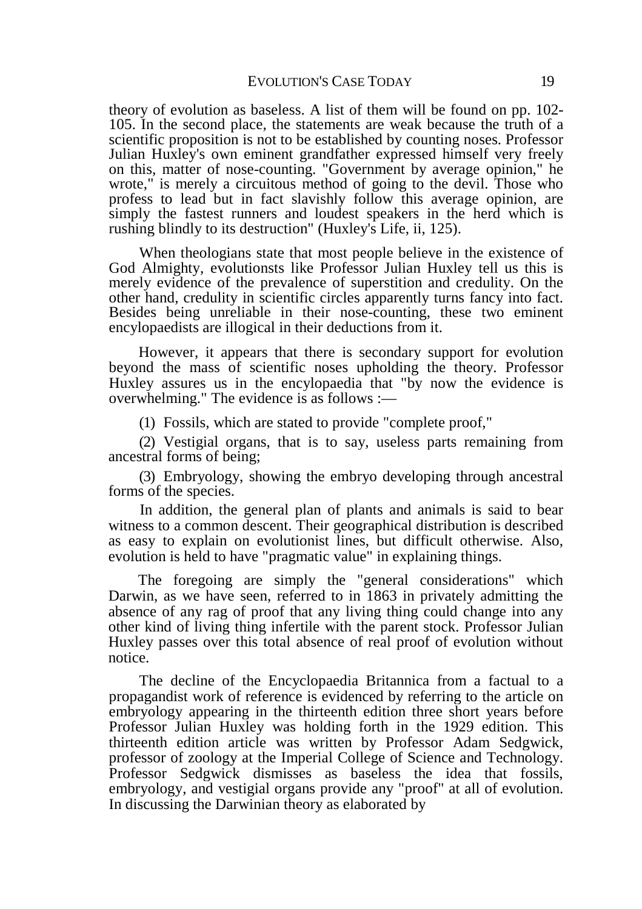theory of evolution as baseless. A list of them will be found on pp. 102-105. In the second place, the statements are weak because the truth of a scientific proposition is not to be established by counting noses. Professor Julian Huxley's own eminent grandfather expressed himself very freely on this, matter of nose-counting. "Government by average opinion," he wrote," is merely a circuitous method of going to the devil. Those who profess to lead but in fact slavishly follow this average opinion, are simply the fastest runners and loudest speakers in the herd which is rushing blindly to its destruction" (Huxley's Life, ii, 125).

When theologians state that most people believe in the existence of God Almighty, evolutionsts like Professor Julian Huxley tell us this is merely evidence of the prevalence of superstition and credulity. On the other hand, credulity in scientific circles apparently turns fancy into fact. Besides being unreliable in their nose-counting, these two eminent encylopaedists are illogical in their deductions from it.

However, it appears that there is secondary support for evolution beyond the mass of scientific noses upholding the theory. Professor Huxley assures us in the encylopaedia that "by now the evidence is overwhelming." The evidence is as follows :—

(1) Fossils, which are stated to provide "complete proof,"

(2) Vestigial organs, that is to say, useless parts remaining from ancestral forms of being;

(3) Embryology, showing the embryo developing through ancestral forms of the species.

In addition, the general plan of plants and animals is said to bear witness to a common descent. Their geographical distribution is described as easy to explain on evolutionist lines, but difficult otherwise. Also, evolution is held to have "pragmatic value" in explaining things.

The foregoing are simply the "general considerations" which Darwin, as we have seen, referred to in 1863 in privately admitting the absence of any rag of proof that any living thing could change into any other kind of living thing infertile with the parent stock. Professor Julian Huxley passes over this total absence of real proof of evolution without notice.

The decline of the Encyclopaedia Britannica from a factual to a propagandist work of reference is evidenced by referring to the article on embryology appearing in the thirteenth edition three short years before Professor Julian Huxley was holding forth in the 1929 edition. This thirteenth edition article was written by Professor Adam Sedgwick, professor of zoology at the Imperial College of Science and Technology. Professor Sedgwick dismisses as baseless the idea that fossils, embryology, and vestigial organs provide any "proof" at all of evolution. In discussing the Darwinian theory as elaborated by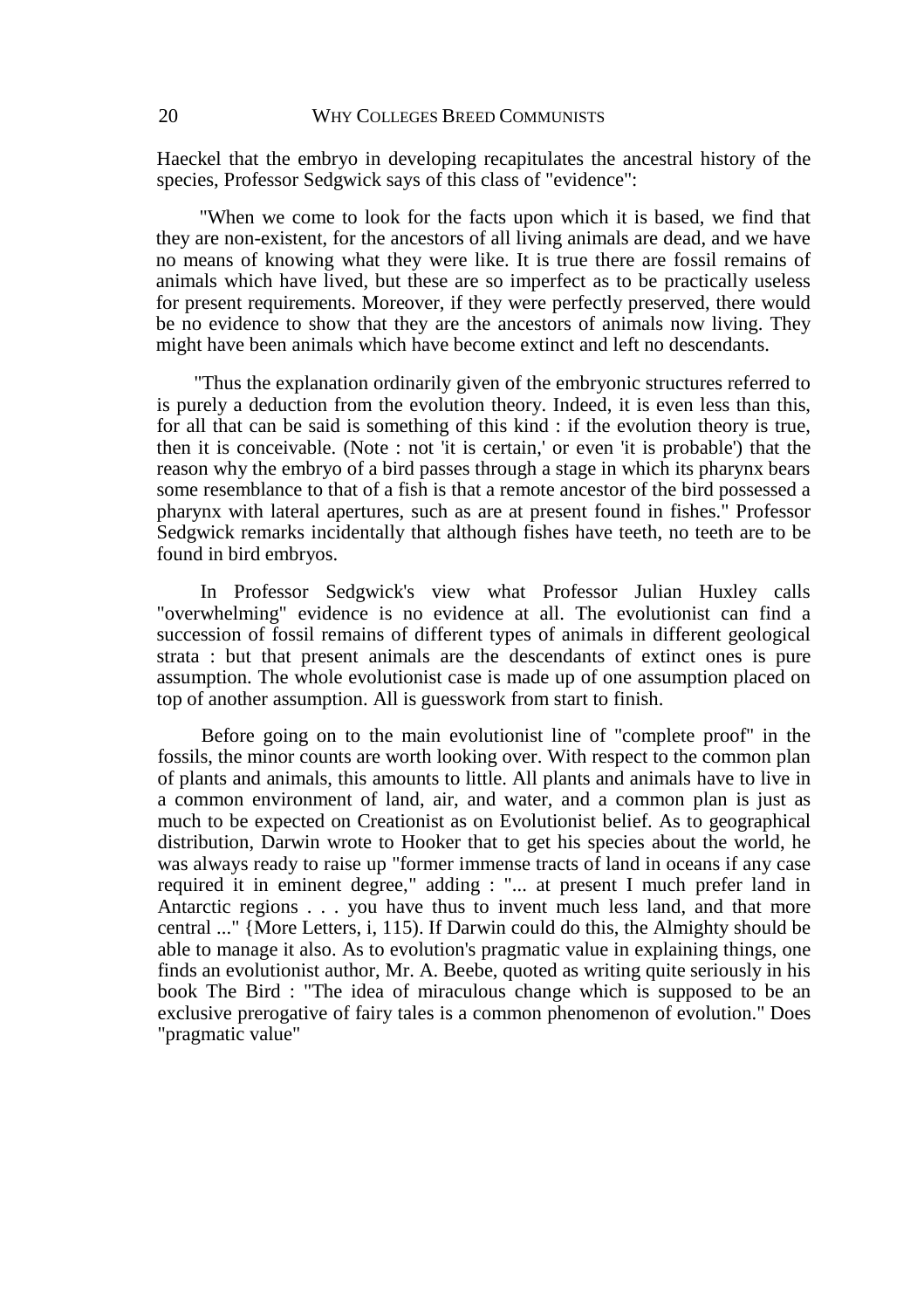Haeckel that the embryo in developing recapitulates the ancestral history of the species, Professor Sedgwick says of this class of "evidence":

"When we come to look for the facts upon which it is based, we find that they are non-existent, for the ancestors of all living animals are dead, and we have no means of knowing what they were like. It is true there are fossil remains of animals which have lived, but these are so imperfect as to be practically useless for present requirements. Moreover, if they were perfectly preserved, there would be no evidence to show that they are the ancestors of animals now living. They might have been animals which have become extinct and left no descendants.

"Thus the explanation ordinarily given of the embryonic structures referred to is purely a deduction from the evolution theory. Indeed, it is even less than this, for all that can be said is something of this kind : if the evolution theory is true, then it is conceivable. (Note : not 'it is certain,' or even 'it is probable') that the reason why the embryo of a bird passes through a stage in which its pharynx bears some resemblance to that of a fish is that a remote ancestor of the bird possessed a pharynx with lateral apertures, such as are at present found in fishes." Professor Sedgwick remarks incidentally that although fishes have teeth, no teeth are to be found in bird embryos.

In Professor Sedgwick's view what Professor Julian Huxley calls "overwhelming" evidence is no evidence at all. The evolutionist can find a succession of fossil remains of different types of animals in different geological strata : but that present animals are the descendants of extinct ones is pure assumption. The whole evolutionist case is made up of one assumption placed on top of another assumption. All is guesswork from start to finish.

Before going on to the main evolutionist line of "complete proof" in the fossils, the minor counts are worth looking over. With respect to the common plan of plants and animals, this amounts to little. All plants and animals have to live in a common environment of land, air, and water, and a common plan is just as much to be expected on Creationist as on Evolutionist belief. As to geographical distribution, Darwin wrote to Hooker that to get his species about the world, he was always ready to raise up "former immense tracts of land in oceans if any case required it in eminent degree," adding : "... at present I much prefer land in Antarctic regions . . . you have thus to invent much less land, and that more central ..." {More Letters, i, 115). If Darwin could do this, the Almighty should be able to manage it also. As to evolution's pragmatic value in explaining things, one finds an evolutionist author, Mr. A. Beebe, quoted as writing quite seriously in his book The Bird : "The idea of miraculous change which is supposed to be an exclusive prerogative of fairy tales is a common phenomenon of evolution." Does "pragmatic value"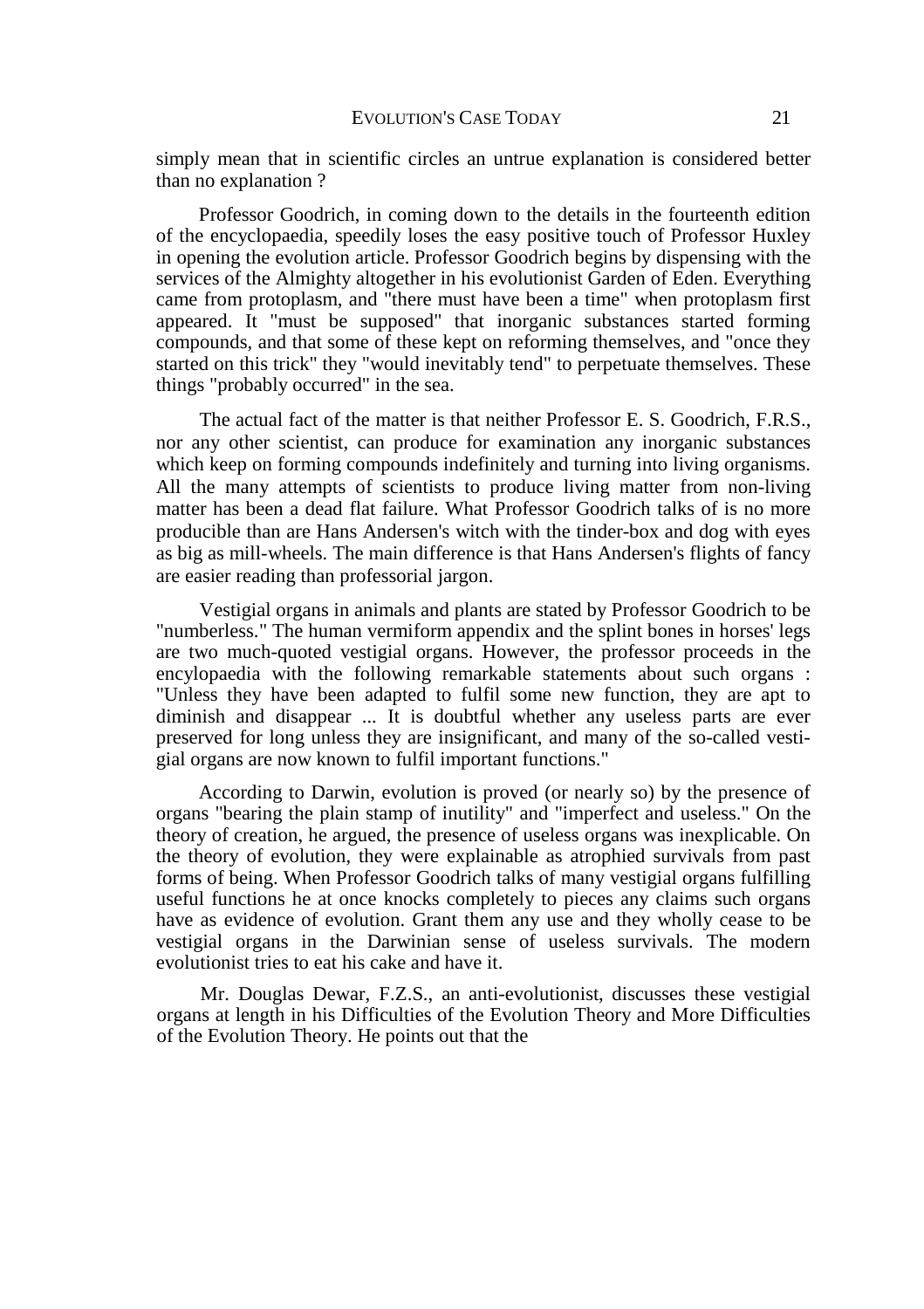simply mean that in scientific circles an untrue explanation is considered better than no explanation ?

Professor Goodrich, in coming down to the details in the fourteenth edition of the encyclopaedia, speedily loses the easy positive touch of Professor Huxley in opening the evolution article. Professor Goodrich begins by dispensing with the services of the Almighty altogether in his evolutionist Garden of Eden. Everything came from protoplasm, and "there must have been a time" when protoplasm first appeared. It "must be supposed" that inorganic substances started forming compounds, and that some of these kept on reforming themselves, and "once they started on this trick" they "would inevitably tend" to perpetuate themselves. These things "probably occurred" in the sea.

The actual fact of the matter is that neither Professor E. S. Goodrich, F.R.S., nor any other scientist, can produce for examination any inorganic substances which keep on forming compounds indefinitely and turning into living organisms. All the many attempts of scientists to produce living matter from non-living matter has been a dead flat failure. What Professor Goodrich talks of is no more producible than are Hans Andersen's witch with the tinder-box and dog with eyes as big as mill-wheels. The main difference is that Hans Andersen's flights of fancy are easier reading than professorial jargon.

Vestigial organs in animals and plants are stated by Professor Goodrich to be "numberless." The human vermiform appendix and the splint bones in horses' legs are two much-quoted vestigial organs. However, the professor proceeds in the encylopaedia with the following remarkable statements about such organs : "Unless they have been adapted to fulfil some new function, they are apt to diminish and disappear ... It is doubtful whether any useless parts are ever preserved for long unless they are insignificant, and many of the so-called vestigial organs are now known to fulfil important functions."

According to Darwin, evolution is proved (or nearly so) by the presence of organs "bearing the plain stamp of inutility" and "imperfect and useless." On the theory of creation, he argued, the presence of useless organs was inexplicable. On the theory of evolution, they were explainable as atrophied survivals from past forms of being. When Professor Goodrich talks of many vestigial organs fulfilling useful functions he at once knocks completely to pieces any claims such organs have as evidence of evolution. Grant them any use and they wholly cease to be vestigial organs in the Darwinian sense of useless survivals. The modern evolutionist tries to eat his cake and have it.

Mr. Douglas Dewar, F.Z.S., an anti-evolutionist, discusses these vestigial organs at length in his Difficulties of the Evolution Theory and More Difficulties of the Evolution Theory. He points out that the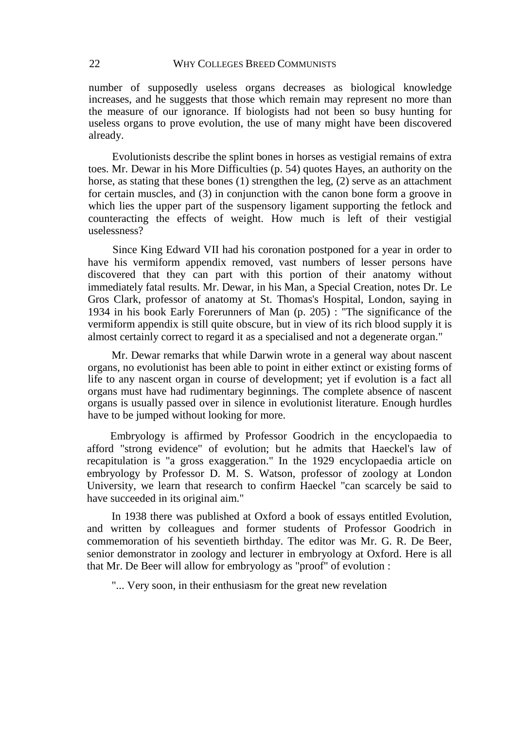number of supposedly useless organs decreases as biological knowledge increases, and he suggests that those which remain may represent no more than the measure of our ignorance. If biologists had not been so busy hunting for useless organs to prove evolution, the use of many might have been discovered already.

Evolutionists describe the splint bones in horses as vestigial remains of extra toes. Mr. Dewar in his More Difficulties (p. 54) quotes Hayes, an authority on the horse, as stating that these bones (1) strengthen the leg, (2) serve as an attachment for certain muscles, and (3) in conjunction with the canon bone form a groove in which lies the upper part of the suspensory ligament supporting the fetlock and counteracting the effects of weight. How much is left of their vestigial uselessness?

Since King Edward VII had his coronation postponed for a year in order to have his vermiform appendix removed, vast numbers of lesser persons have discovered that they can part with this portion of their anatomy without immediately fatal results. Mr. Dewar, in his Man, a Special Creation, notes Dr. Le Gros Clark, professor of anatomy at St. Thomas's Hospital, London, saying in 1934 in his book Early Forerunners of Man (p. 205) : "The significance of the vermiform appendix is still quite obscure, but in view of its rich blood supply it is almost certainly correct to regard it as a specialised and not a degenerate organ."

Mr. Dewar remarks that while Darwin wrote in a general way about nascent organs, no evolutionist has been able to point in either extinct or existing forms of life to any nascent organ in course of development; yet if evolution is a fact all organs must have had rudimentary beginnings. The complete absence of nascent organs is usually passed over in silence in evolutionist literature. Enough hurdles have to be jumped without looking for more.

Embryology is affirmed by Professor Goodrich in the encyclopaedia to afford "strong evidence" of evolution; but he admits that Haeckel's law of recapitulation is "a gross exaggeration." In the 1929 encyclopaedia article on embryology by Professor D. M. S. Watson, professor of zoology at London University, we learn that research to confirm Haeckel "can scarcely be said to have succeeded in its original aim."

In 1938 there was published at Oxford a book of essays entitled Evolution, and written by colleagues and former students of Professor Goodrich in commemoration of his seventieth birthday. The editor was Mr. G. R. De Beer, senior demonstrator in zoology and lecturer in embryology at Oxford. Here is all that Mr. De Beer will allow for embryology as "proof" of evolution :

"... Very soon, in their enthusiasm for the great new revelation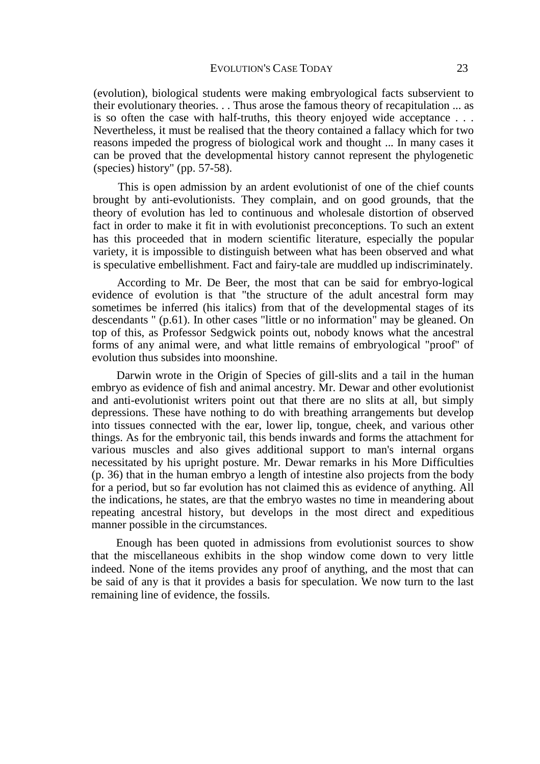(evolution), biological students were making embryological facts subservient to their evolutionary theories. . . Thus arose the famous theory of recapitulation ... as is so often the case with half-truths, this theory enjoyed wide acceptance . . . Nevertheless, it must be realised that the theory contained a fallacy which for two reasons impeded the progress of biological work and thought ... In many cases it can be proved that the developmental history cannot represent the phylogenetic (species) history" (pp. 57-58).

This is open admission by an ardent evolutionist of one of the chief counts brought by anti-evolutionists. They complain, and on good grounds, that the theory of evolution has led to continuous and wholesale distortion of observed fact in order to make it fit in with evolutionist preconceptions. To such an extent has this proceeded that in modern scientific literature, especially the popular variety, it is impossible to distinguish between what has been observed and what is speculative embellishment. Fact and fairy-tale are muddled up indiscriminately.

According to Mr. De Beer, the most that can be said for embryo-logical evidence of evolution is that "the structure of the adult ancestral form may sometimes be inferred (his italics) from that of the developmental stages of its descendants " (p.61). In other cases "little or no information" may be gleaned. On top of this, as Professor Sedgwick points out, nobody knows what the ancestral forms of any animal were, and what little remains of embryological "proof" of evolution thus subsides into moonshine.

Darwin wrote in the Origin of Species of gill-slits and a tail in the human embryo as evidence of fish and animal ancestry. Mr. Dewar and other evolutionist and anti-evolutionist writers point out that there are no slits at all, but simply depressions. These have nothing to do with breathing arrangements but develop into tissues connected with the ear, lower lip, tongue, cheek, and various other things. As for the embryonic tail, this bends inwards and forms the attachment for various muscles and also gives additional support to man's internal organs necessitated by his upright posture. Mr. Dewar remarks in his More Difficulties (p. 36) that in the human embryo a length of intestine also projects from the body for a period, but so far evolution has not claimed this as evidence of anything. All the indications, he states, are that the embryo wastes no time in meandering about repeating ancestral history, but develops in the most direct and expeditious manner possible in the circumstances.

Enough has been quoted in admissions from evolutionist sources to show that the miscellaneous exhibits in the shop window come down to very little indeed. None of the items provides any proof of anything, and the most that can be said of any is that it provides a basis for speculation. We now turn to the last remaining line of evidence, the fossils.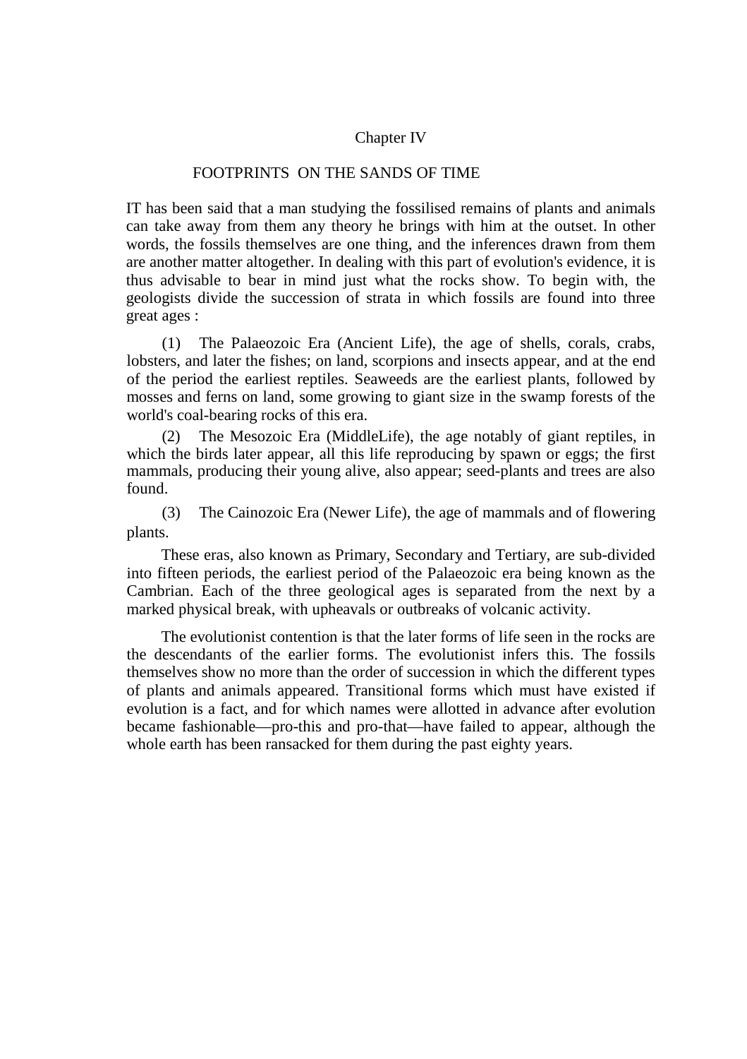## Chapter IV

### FOOTPRINTS ON THE SANDS OF TIME

IT has been said that a man studying the fossilised remains of plants and animals can take away from them any theory he brings with him at the outset. In other words, the fossils themselves are one thing, and the inferences drawn from them are another matter altogether. In dealing with this part of evolution's evidence, it is thus advisable to bear in mind just what the rocks show. To begin with, the geologists divide the succession of strata in which fossils are found into three great ages :

(1) The Palaeozoic Era (Ancient Life), the age of shells, corals, crabs, lobsters, and later the fishes; on land, scorpions and insects appear, and at the end of the period the earliest reptiles. Seaweeds are the earliest plants, followed by mosses and ferns on land, some growing to giant size in the swamp forests of the world's coal-bearing rocks of this era.

(2) The Mesozoic Era (MiddleLife), the age notably of giant reptiles, in which the birds later appear, all this life reproducing by spawn or eggs; the first mammals, producing their young alive, also appear; seed-plants and trees are also found.

(3) The Cainozoic Era (Newer Life), the age of mammals and of flowering plants.

These eras, also known as Primary, Secondary and Tertiary, are sub-divided into fifteen periods, the earliest period of the Palaeozoic era being known as the Cambrian. Each of the three geological ages is separated from the next by a marked physical break, with upheavals or outbreaks of volcanic activity.

The evolutionist contention is that the later forms of life seen in the rocks are the descendants of the earlier forms. The evolutionist infers this. The fossils themselves show no more than the order of succession in which the different types of plants and animals appeared. Transitional forms which must have existed if evolution is a fact, and for which names were allotted in advance after evolution became fashionable—pro-this and pro-that—have failed to appear, although the whole earth has been ransacked for them during the past eighty years.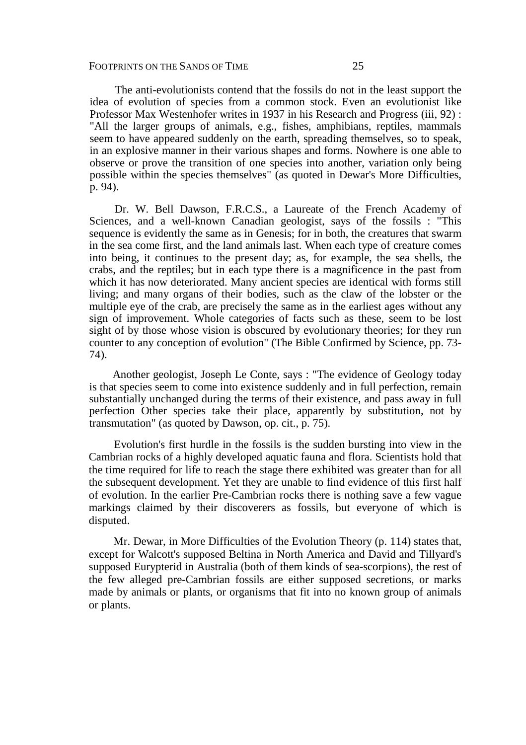The anti-evolutionists contend that the fossils do not in the least support the idea of evolution of species from a common stock. Even an evolutionist like Professor Max Westenhofer writes in 1937 in his Research and Progress (iii, 92) : "All the larger groups of animals, e.g., fishes, amphibians, reptiles, mammals seem to have appeared suddenly on the earth, spreading themselves, so to speak, in an explosive manner in their various shapes and forms. Nowhere is one able to observe or prove the transition of one species into another, variation only being possible within the species themselves" (as quoted in Dewar's More Difficulties, p. 94).

Dr. W. Bell Dawson, F.R.C.S., a Laureate of the French Academy of Sciences, and a well-known Canadian geologist, says of the fossils : "This sequence is evidently the same as in Genesis; for in both, the creatures that swarm in the sea come first, and the land animals last. When each type of creature comes into being, it continues to the present day; as, for example, the sea shells, the crabs, and the reptiles; but in each type there is a magnificence in the past from which it has now deteriorated. Many ancient species are identical with forms still living; and many organs of their bodies, such as the claw of the lobster or the multiple eye of the crab, are precisely the same as in the earliest ages without any sign of improvement. Whole categories of facts such as these, seem to be lost sight of by those whose vision is obscured by evolutionary theories; for they run counter to any conception of evolution" (The Bible Confirmed by Science, pp. 73-74).

Another geologist, Joseph Le Conte, says : "The evidence of Geology today is that species seem to come into existence suddenly and in full perfection, remain substantially unchanged during the terms of their existence, and pass away in full perfection Other species take their place, apparently by substitution, not by transmutation" (as quoted by Dawson, op. cit., p. 75).

Evolution's first hurdle in the fossils is the sudden bursting into view in the Cambrian rocks of a highly developed aquatic fauna and flora. Scientists hold that the time required for life to reach the stage there exhibited was greater than for all the subsequent development. Yet they are unable to find evidence of this first half of evolution. In the earlier Pre-Cambrian rocks there is nothing save a few vague markings claimed by their discoverers as fossils, but everyone of which is disputed.

Mr. Dewar, in More Difficulties of the Evolution Theory (p. 114) states that, except for Walcott's supposed Beltina in North America and David and Tillyard's supposed Eurypterid in Australia (both of them kinds of sea-scorpions), the rest of the few alleged pre-Cambrian fossils are either supposed secretions, or marks made by animals or plants, or organisms that fit into no known group of animals or plants.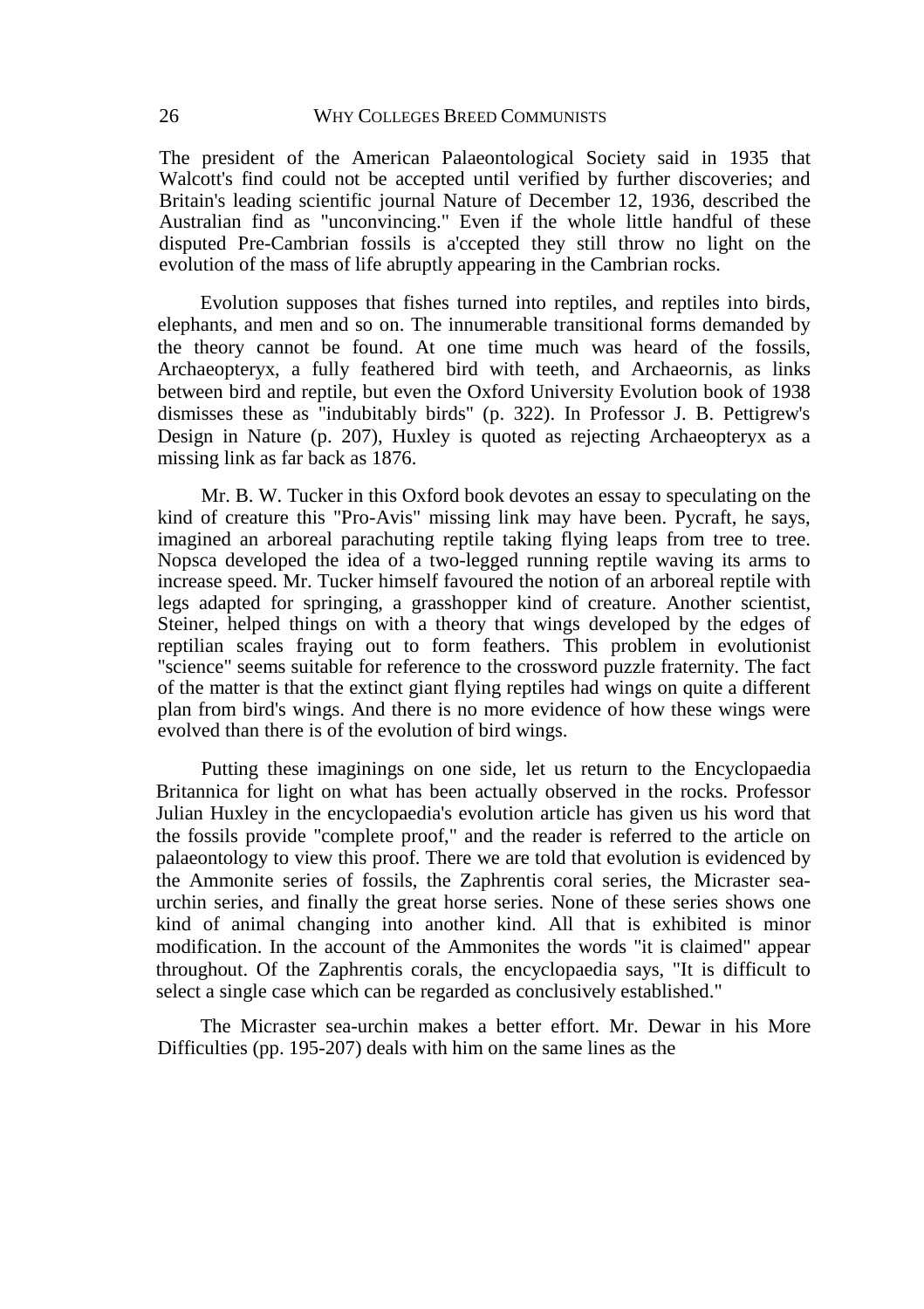The president of the American Palaeontological Society said in 1935 that Walcott's find could not be accepted until verified by further discoveries; and Britain's leading scientific journal Nature of December 12, 1936, described the Australian find as "unconvincing." Even if the whole little handful of these disputed Pre-Cambrian fossils is a'ccepted they still throw no light on the evolution of the mass of life abruptly appearing in the Cambrian rocks.

Evolution supposes that fishes turned into reptiles, and reptiles into birds, elephants, and men and so on. The innumerable transitional forms demanded by the theory cannot be found. At one time much was heard of the fossils, Archaeopteryx, a fully feathered bird with teeth, and Archaeornis, as links between bird and reptile, but even the Oxford University Evolution book of 1938 dismisses these as "indubitably birds" (p. 322). In Professor J. B. Pettigrew's Design in Nature (p. 207), Huxley is quoted as rejecting Archaeopteryx as a missing link as far back as 1876.

Mr. B. W. Tucker in this Oxford book devotes an essay to speculating on the kind of creature this "Pro-Avis" missing link may have been. Pycraft, he says, imagined an arboreal parachuting reptile taking flying leaps from tree to tree. Nopsca developed the idea of a two-legged running reptile waving its arms to increase speed. Mr. Tucker himself favoured the notion of an arboreal reptile with legs adapted for springing, a grasshopper kind of creature. Another scientist, Steiner, helped things on with a theory that wings developed by the edges of reptilian scales fraying out to form feathers. This problem in evolutionist "science" seems suitable for reference to the crossword puzzle fraternity. The fact of the matter is that the extinct giant flying reptiles had wings on quite a different plan from bird's wings. And there is no more evidence of how these wings were evolved than there is of the evolution of bird wings.

Putting these imaginings on one side, let us return to the Encyclopaedia Britannica for light on what has been actually observed in the rocks. Professor Julian Huxley in the encyclopaedia's evolution article has given us his word that the fossils provide "complete proof," and the reader is referred to the article on palaeontology to view this proof. There we are told that evolution is evidenced by the Ammonite series of fossils, the Zaphrentis coral series, the Micraster sea-urchin series, and finally the great horse series. None of these series shows one kind of animal changing into another kind. All that is exhibited is minor modification. In the account of the Ammonites the words "it is claimed" appear throughout. Of the Zaphrentis corals, the encyclopaedia says, "It is difficult to select a single case which can be regarded as conclusively established."

The Micraster sea-urchin makes a better effort. Mr. Dewar in his More Difficulties (pp. 195-207) deals with him on the same lines as the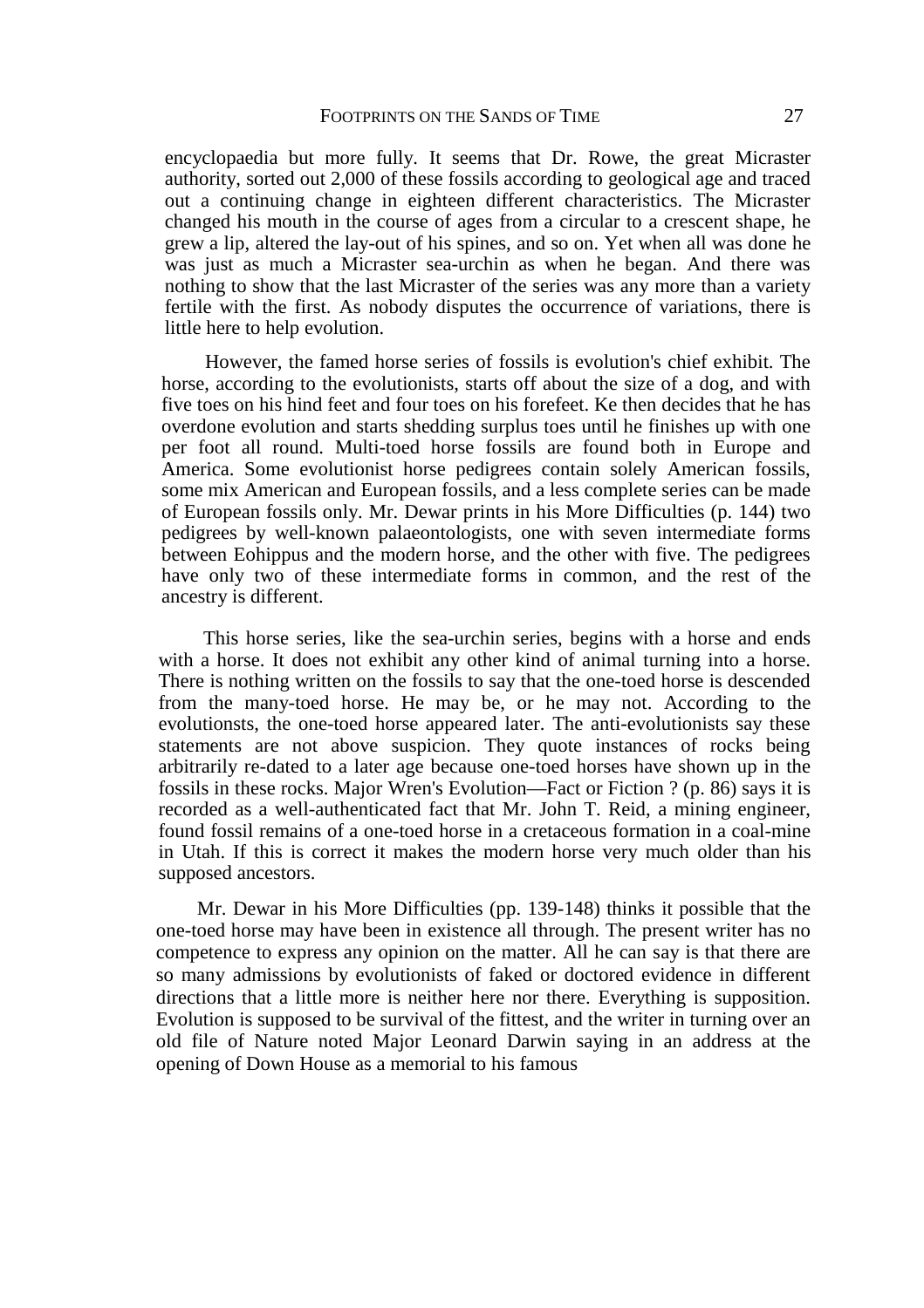encyclopaedia but more fully. It seems that Dr. Rowe, the great Micraster authority, sorted out 2,000 of these fossils according to geological age and traced out a continuing change in eighteen different characteristics. The Micraster changed his mouth in the course of ages from a circular to a crescent shape, he grew a lip, altered the lay-out of his spines, and so on. Yet when all was done he was just as much a Micraster sea-urchin as when he began. And there was nothing to show that the last Micraster of the series was any more than a variety fertile with the first. As nobody disputes the occurrence of variations, there is little here to help evolution.

However, the famed horse series of fossils is evolution's chief exhibit. The horse, according to the evolutionists, starts off about the size of a dog, and with five toes on his hind feet and four toes on his forefeet. Ke then decides that he has overdone evolution and starts shedding surplus toes until he finishes up with one per foot all round. Multi-toed horse fossils are found both in Europe and America. Some evolutionist horse pedigrees contain solely American fossils, some mix American and European fossils, and a less complete series can be made of European fossils only. Mr. Dewar prints in his More Difficulties (p. 144) two pedigrees by well-known palaeontologists, one with seven intermediate forms between Eohippus and the modern horse, and the other with five. The pedigrees have only two of these intermediate forms in common, and the rest of the ancestry is different.

This horse series, like the sea-urchin series, begins with a horse and ends with a horse. It does not exhibit any other kind of animal turning into a horse. There is nothing written on the fossils to say that the one-toed horse is descended from the many-toed horse. He may be, or he may not. According to the evolutionsts, the one-toed horse appeared later. The anti-evolutionists say these statements are not above suspicion. They quote instances of rocks being arbitrarily re-dated to a later age because one-toed horses have shown up in the fossils in these rocks. Major Wren's Evolution—Fact or Fiction ? (p. 86) says it is recorded as a well-authenticated fact that Mr. John T. Reid, a mining engineer, found fossil remains of a one-toed horse in a cretaceous formation in a coal-mine in Utah. If this is correct it makes the modern horse very much older than his supposed ancestors.

Mr. Dewar in his More Difficulties (pp. 139-148) thinks it possible that the one-toed horse may have been in existence all through. The present writer has no competence to express any opinion on the matter. All he can say is that there are so many admissions by evolutionists of faked or doctored evidence in different directions that a little more is neither here nor there. Everything is supposition. Evolution is supposed to be survival of the fittest, and the writer in turning over an old file of Nature noted Major Leonard Darwin saying in an address at the opening of Down House as a memorial to his famous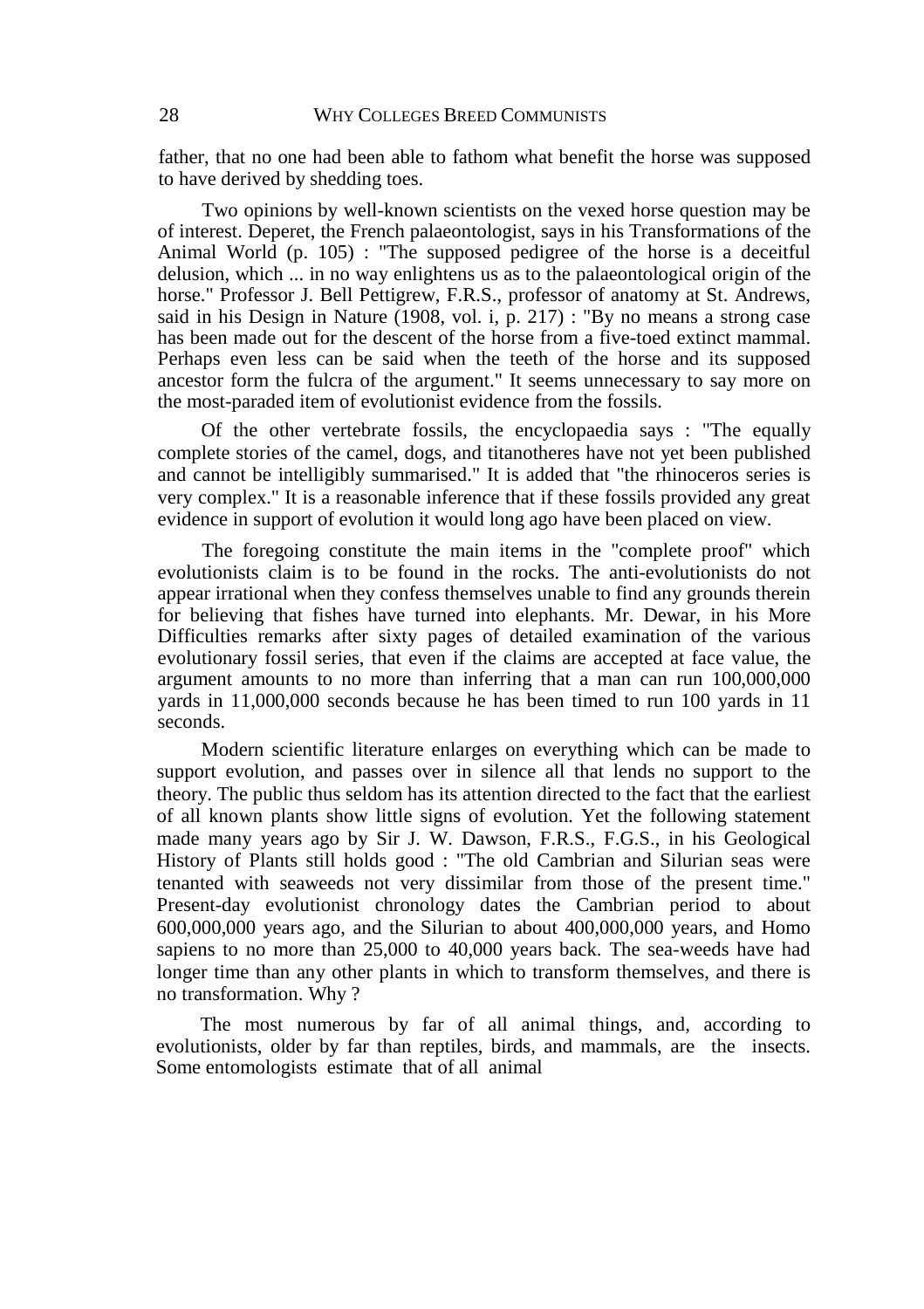father, that no one had been able to fathom what benefit the horse was supposed to have derived by shedding toes.

Two opinions by well-known scientists on the vexed horse question may be of interest. Deperet, the French palaeontologist, says in his Transformations of the Animal World (p. 105) : "The supposed pedigree of the horse is a deceitful delusion, which ... in no way enlightens us as to the palaeontological origin of the horse." Professor J. Bell Pettigrew, F.R.S., professor of anatomy at St. Andrews, said in his Design in Nature (1908, vol. i, p. 217) : "By no means a strong case has been made out for the descent of the horse from a five-toed extinct mammal. Perhaps even less can be said when the teeth of the horse and its supposed ancestor form the fulcra of the argument." It seems unnecessary to say more on the most-paraded item of evolutionist evidence from the fossils.

Of the other vertebrate fossils, the encyclopaedia says : "The equally complete stories of the camel, dogs, and titanotheres have not yet been published and cannot be intelligibly summarised." It is added that "the rhinoceros series is very complex." It is a reasonable inference that if these fossils provided any great evidence in support of evolution it would long ago have been placed on view.

The foregoing constitute the main items in the "complete proof" which evolutionists claim is to be found in the rocks. The anti-evolutionists do not appear irrational when they confess themselves unable to find any grounds therein for believing that fishes have turned into elephants. Mr. Dewar, in his More Difficulties remarks after sixty pages of detailed examination of the various evolutionary fossil series, that even if the claims are accepted at face value, the argument amounts to no more than inferring that a man can run 100,000,000 yards in 11,000,000 seconds because he has been timed to run 100 yards in 11 seconds.

Modern scientific literature enlarges on everything which can be made to support evolution, and passes over in silence all that lends no support to the theory. The public thus seldom has its attention directed to the fact that the earliest of all known plants show little signs of evolution. Yet the following statement made many years ago by Sir J. W. Dawson, F.R.S., F.G.S., in his Geological History of Plants still holds good : "The old Cambrian and Silurian seas were tenanted with seaweeds not very dissimilar from those of the present time." Present-day evolutionist chronology dates the Cambrian period to about 600,000,000 years ago, and the Silurian to about 400,000,000 years, and Homo sapiens to no more than 25,000 to 40,000 years back. The sea-weeds have had longer time than any other plants in which to transform themselves, and there is no transformation. Why ?

The most numerous by far of all animal things, and, according to evolutionists, older by far than reptiles, birds, and mammals, are the insects. Some entomologists estimate that of all animal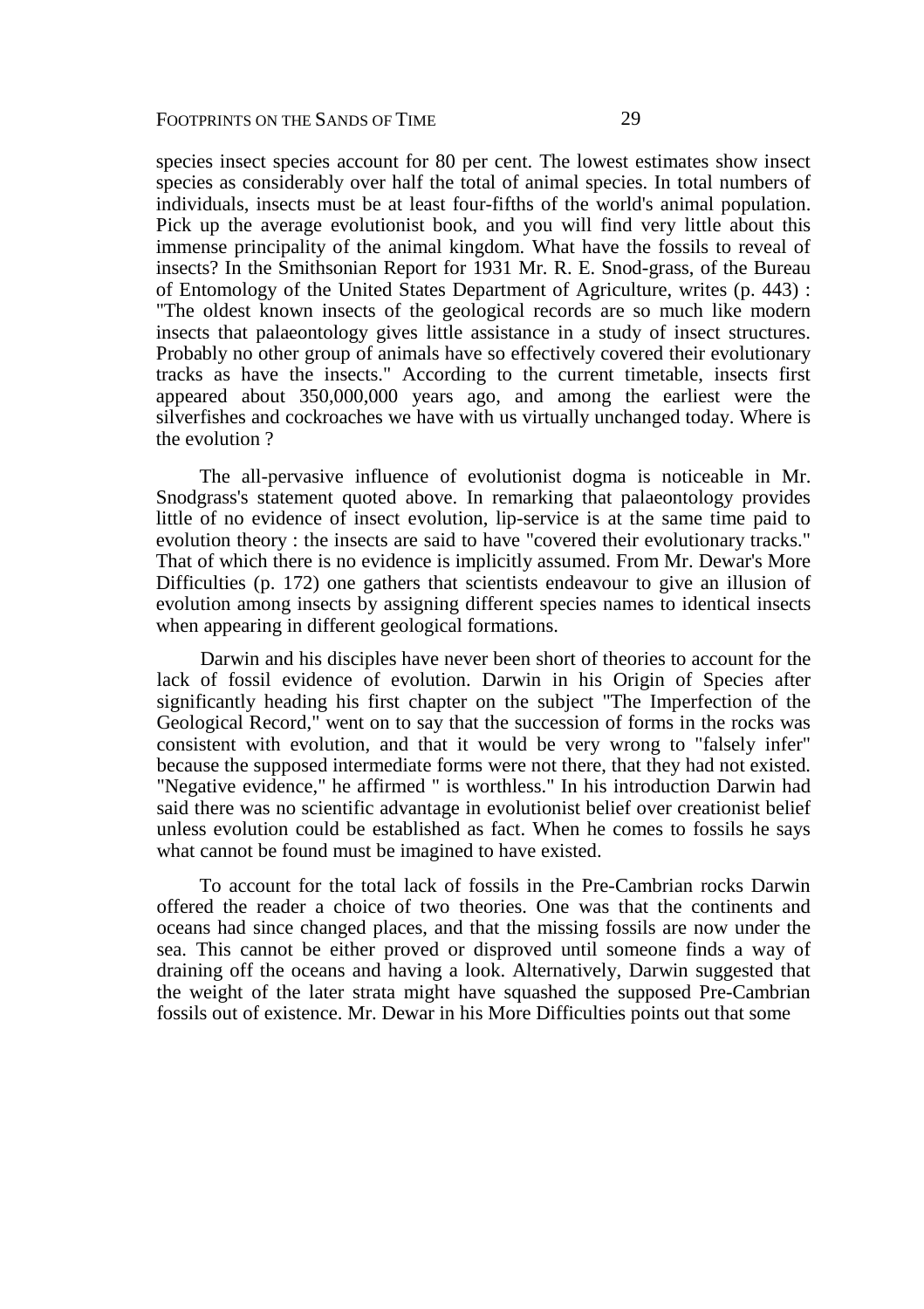species insect species account for 80 per cent. The lowest estimates show insect species as considerably over half the total of animal species. In total numbers of individuals, insects must be at least four-fifths of the world's animal population. Pick up the average evolutionist book, and you will find very little about this immense principality of the animal kingdom. What have the fossils to reveal of insects? In the Smithsonian Report for 1931 Mr. R. E. Snod-grass, of the Bureau of Entomology of the United States Department of Agriculture, writes (p. 443) : "The oldest known insects of the geological records are so much like modern insects that palaeontology gives little assistance in a study of insect structures. Probably no other group of animals have so effectively covered their evolutionary tracks as have the insects." According to the current timetable, insects first appeared about 350,000,000 years ago, and among the earliest were the silverfishes and cockroaches we have with us virtually unchanged today. Where is the evolution ?

The all-pervasive influence of evolutionist dogma is noticeable in Mr. Snodgrass's statement quoted above. In remarking that palaeontology provides little of no evidence of insect evolution, lip-service is at the same time paid to evolution theory : the insects are said to have "covered their evolutionary tracks." That of which there is no evidence is implicitly assumed. From Mr. Dewar's More Difficulties (p. 172) one gathers that scientists endeavour to give an illusion of evolution among insects by assigning different species names to identical insects when appearing in different geological formations.

Darwin and his disciples have never been short of theories to account for the lack of fossil evidence of evolution. Darwin in his Origin of Species after significantly heading his first chapter on the subject "The Imperfection of the Geological Record," went on to say that the succession of forms in the rocks was consistent with evolution, and that it would be very wrong to "falsely infer" because the supposed intermediate forms were not there, that they had not existed. "Negative evidence," he affirmed " is worthless." In his introduction Darwin had said there was no scientific advantage in evolutionist belief over creationist belief unless evolution could be established as fact. When he comes to fossils he says what cannot be found must be imagined to have existed.

To account for the total lack of fossils in the Pre-Cambrian rocks Darwin offered the reader a choice of two theories. One was that the continents and oceans had since changed places, and that the missing fossils are now under the sea. This cannot be either proved or disproved until someone finds a way of draining off the oceans and having a look. Alternatively, Darwin suggested that the weight of the later strata might have squashed the supposed Pre-Cambrian fossils out of existence. Mr. Dewar in his More Difficulties points out that some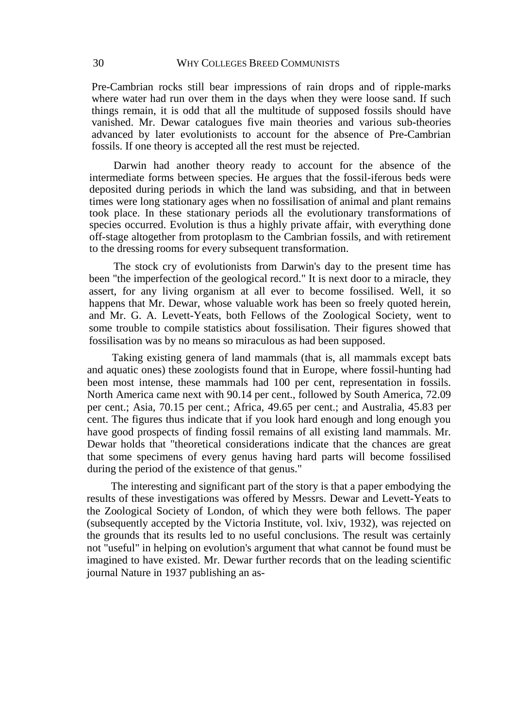Pre-Cambrian rocks still bear impressions of rain drops and of ripple-marks where water had run over them in the days when they were loose sand. If such things remain, it is odd that all the multitude of supposed fossils should have vanished. Mr. Dewar catalogues five main theories and various sub-theories advanced by later evolutionists to account for the absence of Pre-Cambrian fossils. If one theory is accepted all the rest must be rejected.

Darwin had another theory ready to account for the absence of the intermediate forms between species. He argues that the fossil-iferous beds were deposited during periods in which the land was subsiding, and that in between times were long stationary ages when no fossilisation of animal and plant remains took place. In these stationary periods all the evolutionary transformations of species occurred. Evolution is thus a highly private affair, with everything done off-stage altogether from protoplasm to the Cambrian fossils, and with retirement to the dressing rooms for every subsequent transformation.

The stock cry of evolutionists from Darwin's day to the present time has been "the imperfection of the geological record." It is next door to a miracle, they assert, for any living organism at all ever to become fossilised. Well, it so happens that Mr. Dewar, whose valuable work has been so freely quoted herein, and Mr. G. A. Levett-Yeats, both Fellows of the Zoological Society, went to some trouble to compile statistics about fossilisation. Their figures showed that fossilisation was by no means so miraculous as had been supposed.

Taking existing genera of land mammals (that is, all mammals except bats and aquatic ones) these zoologists found that in Europe, where fossil-hunting had been most intense, these mammals had 100 per cent, representation in fossils. North America came next with 90.14 per cent., followed by South America, 72.09 per cent.; Asia, 70.15 per cent.; Africa, 49.65 per cent.; and Australia, 45.83 per cent. The figures thus indicate that if you look hard enough and long enough you have good prospects of finding fossil remains of all existing land mammals. Mr. Dewar holds that "theoretical considerations indicate that the chances are great that some specimens of every genus having hard parts will become fossilised during the period of the existence of that genus."

The interesting and significant part of the story is that a paper embodying the results of these investigations was offered by Messrs. Dewar and Levett-Yeats to the Zoological Society of London, of which they were both fellows. The paper (subsequently accepted by the Victoria Institute, vol. lxiv, 1932), was rejected on the grounds that its results led to no useful conclusions. The result was certainly not "useful" in helping on evolution's argument that what cannot be found must be imagined to have existed. Mr. Dewar further records that on the leading scientific journal Nature in 1937 publishing an as-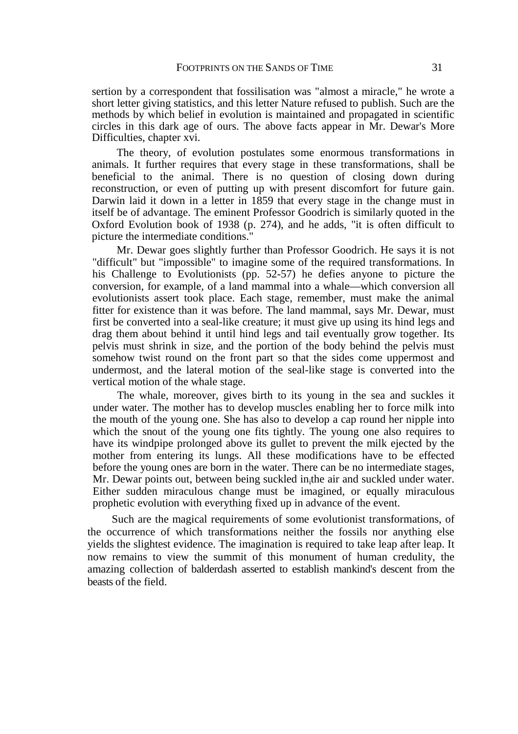sertion by a correspondent that fossilisation was "almost a miracle," he wrote a short letter giving statistics, and this letter Nature refused to publish. Such are the methods by which belief in evolution is maintained and propagated in scientific circles in this dark age of ours. The above facts appear in Mr. Dewar's More Difficulties, chapter xvi.

The theory, of evolution postulates some enormous transformations in animals. It further requires that every stage in these transformations, shall be beneficial to the animal. There is no question of closing down during reconstruction, or even of putting up with present discomfort for future gain. Darwin laid it down in a letter in 1859 that every stage in the change must in itself be of advantage. The eminent Professor Goodrich is similarly quoted in the Oxford Evolution book of 1938 (p. 274), and he adds, "it is often difficult to picture the intermediate conditions."

Mr. Dewar goes slightly further than Professor Goodrich. He says it is not "difficult" but "impossible" to imagine some of the required transformations. In his Challenge to Evolutionists (pp. 52-57) he defies anyone to picture the conversion, for example, of a land mammal into a whale—which conversion all evolutionists assert took place. Each stage, remember, must make the animal fitter for existence than it was before. The land mammal, says Mr. Dewar, must first be converted into a seal-like creature; it must give up using its hind legs and drag them about behind it until hind legs and tail eventually grow together. Its pelvis must shrink in size, and the portion of the body behind the pelvis must somehow twist round on the front part so that the sides come uppermost and undermost, and the lateral motion of the seal-like stage is converted into the vertical motion of the whale stage.

The whale, moreover, gives birth to its young in the sea and suckles it under water. The mother has to develop muscles enabling her to force milk into the mouth of the young one. She has also to develop a cap round her nipple into which the snout of the young one fits tightly. The young one also requires to have its windpipe prolonged above its gullet to prevent the milk ejected by the mother from entering its lungs. All these modifications have to be effected before the young ones are born in the water. There can be no intermediate stages, Mr. Dewar points out, between being suckled in the air and suckled under water. Either sudden miraculous change must be imagined, or equally miraculous prophetic evolution with everything fixed up in advance of the event.

Such are the magical requirements of some evolutionist transformations, of the occurrence of which transformations neither the fossils nor anything else yields the slightest evidence. The imagination is required to take leap after leap. It now remains to view the summit of this monument of human credulity, the amazing collection of balderdash asserted to establish mankind's descent from the beasts of the field.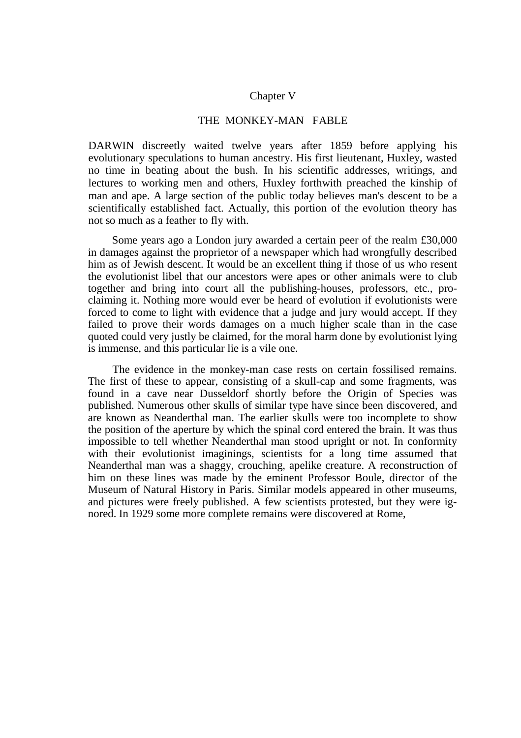## Chapter V

## THE MONKEY-MAN FABLE

DARWIN discreetly waited twelve years after 1859 before applying his evolutionary speculations to human ancestry. His first lieutenant, Huxley, wasted no time in beating about the bush. In his scientific addresses, writings, and lectures to working men and others, Huxley forthwith preached the kinship of man and ape. A large section of the public today believes man's descent to be a scientifically established fact. Actually, this portion of the evolution theory has not so much as a feather to fly with.

Some years ago a London jury awarded a certain peer of the realm £30,000 in damages against the proprietor of a newspaper which had wrongfully described him as of Jewish descent. It would be an excellent thing if those of us who resent the evolutionist libel that our ancestors were apes or other animals were to club together and bring into court all the publishing-houses, professors, etc., proclaiming it. Nothing more would ever be heard of evolution if evolutionists were forced to come to light with evidence that a judge and jury would accept. If they failed to prove their words damages on a much higher scale than in the case quoted could very justly be claimed, for the moral harm done by evolutionist lying is immense, and this particular lie is a vile one.

The evidence in the monkey-man case rests on certain fossilised remains. The first of these to appear, consisting of a skull-cap and some fragments, was found in a cave near Dusseldorf shortly before the Origin of Species was published. Numerous other skulls of similar type have since been discovered, and are known as Neanderthal man. The earlier skulls were too incomplete to show the position of the aperture by which the spinal cord entered the brain. It was thus impossible to tell whether Neanderthal man stood upright or not. In conformity with their evolutionist imaginings, scientists for a long time assumed that Neanderthal man was a shaggy, crouching, apelike creature. A reconstruction of him on these lines was made by the eminent Professor Boule, director of the Museum of Natural History in Paris. Similar models appeared in other museums, and pictures were freely published. A few scientists protested, but they were ignored. In 1929 some more complete remains were discovered at Rome,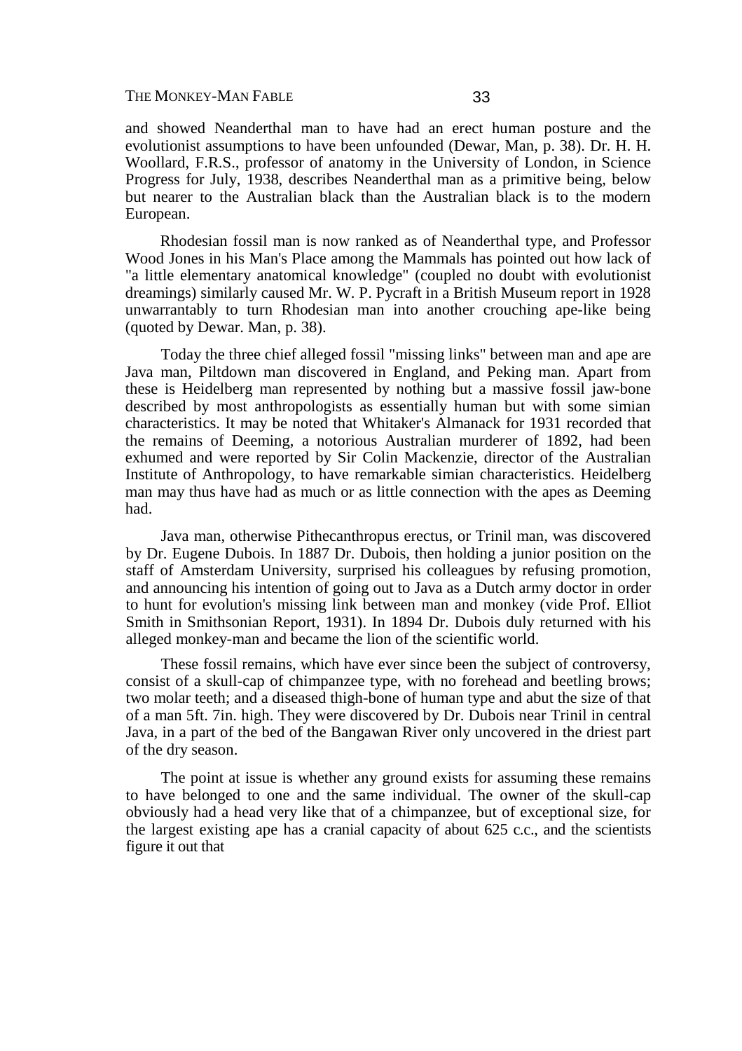and showed Neanderthal man to have had an erect human posture and the evolutionist assumptions to have been unfounded (Dewar, Man, p. 38). Dr. H. H. Woollard, F.R.S., professor of anatomy in the University of London, in Science Progress for July, 1938, describes Neanderthal man as a primitive being, below but nearer to the Australian black than the Australian black is to the modern European.

Rhodesian fossil man is now ranked as of Neanderthal type, and Professor Wood Jones in his Man's Place among the Mammals has pointed out how lack of "a little elementary anatomical knowledge" (coupled no doubt with evolutionist dreamings) similarly caused Mr. W. P. Pycraft in a British Museum report in 1928 unwarrantably to turn Rhodesian man into another crouching ape-like being (quoted by Dewar. Man, p. 38).

Today the three chief alleged fossil "missing links" between man and ape are Java man, Piltdown man discovered in England, and Peking man. Apart from these is Heidelberg man represented by nothing but a massive fossil jaw-bone described by most anthropologists as essentially human but with some simian characteristics. It may be noted that Whitaker's Almanack for 1931 recorded that the remains of Deeming, a notorious Australian murderer of 1892, had been exhumed and were reported by Sir Colin Mackenzie, director of the Australian Institute of Anthropology, to have remarkable simian characteristics. Heidelberg man may thus have had as much or as little connection with the apes as Deeming had.

Java man, otherwise Pithecanthropus erectus, or Trinil man, was discovered by Dr. Eugene Dubois. In 1887 Dr. Dubois, then holding a junior position on the staff of Amsterdam University, surprised his colleagues by refusing promotion, and announcing his intention of going out to Java as a Dutch army doctor in order to hunt for evolution's missing link between man and monkey (vide Prof. Elliot Smith in Smithsonian Report, 1931). In 1894 Dr. Dubois duly returned with his alleged monkey-man and became the lion of the scientific world.

These fossil remains, which have ever since been the subject of controversy, consist of a skull-cap of chimpanzee type, with no forehead and beetling brows; two molar teeth; and a diseased thigh-bone of human type and abut the size of that of a man 5ft. 7in. high. They were discovered by Dr. Dubois near Trinil in central Java, in a part of the bed of the Bangawan River only uncovered in the driest part of the dry season.

The point at issue is whether any ground exists for assuming these remains to have belonged to one and the same individual. The owner of the skull-cap obviously had a head very like that of a chimpanzee, but of exceptional size, for the largest existing ape has a cranial capacity of about 625 c.c., and the scientists figure it out that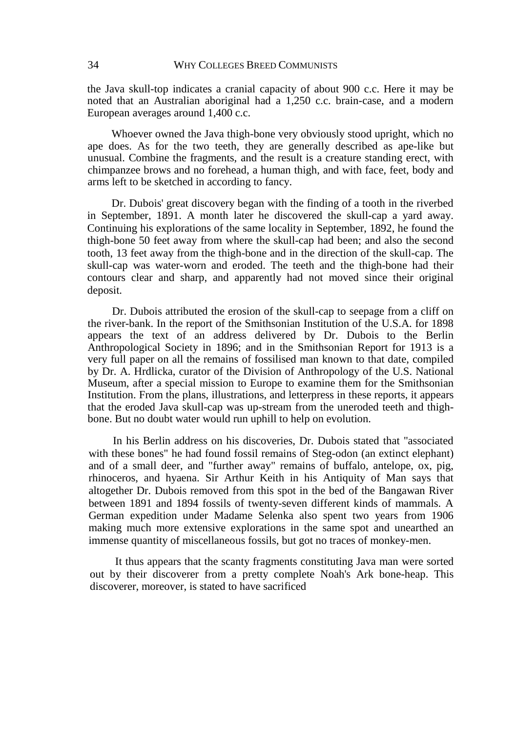the Java skull-top indicates a cranial capacity of about 900 c.c. Here it may be noted that an Australian aboriginal had a 1,250 c.c. brain-case, and a modern European averages around 1,400 c.c.

Whoever owned the Java thigh-bone very obviously stood upright, which no ape does. As for the two teeth, they are generally described as ape-like but unusual. Combine the fragments, and the result is a creature standing erect, with chimpanzee brows and no forehead, a human thigh, and with face, feet, body and arms left to be sketched in according to fancy.

Dr. Dubois' great discovery began with the finding of a tooth in the riverbed in September, 1891. A month later he discovered the skull-cap a yard away. Continuing his explorations of the same locality in September, 1892, he found the thigh-bone 50 feet away from where the skull-cap had been; and also the second tooth, 13 feet away from the thigh-bone and in the direction of the skull-cap. The skull-cap was water-worn and eroded. The teeth and the thigh-bone had their contours clear and sharp, and apparently had not moved since their original deposit.

Dr. Dubois attributed the erosion of the skull-cap to seepage from a cliff on the river-bank. In the report of the Smithsonian Institution of the U.S.A. for 1898 appears the text of an address delivered by Dr. Dubois to the Berlin Anthropological Society in 1896; and in the Smithsonian Report for 1913 is a very full paper on all the remains of fossilised man known to that date, compiled by Dr. A. Hrdlicka, curator of the Division of Anthropology of the U.S. National Museum, after a special mission to Europe to examine them for the Smithsonian Institution. From the plans, illustrations, and letterpress in these reports, it appears that the eroded Java skull-cap was up-stream from the uneroded teeth and thigh-bone. But no doubt water would run uphill to help on evolution.

In his Berlin address on his discoveries, Dr. Dubois stated that "associated with these bones" he had found fossil remains of Steg-odon (an extinct elephant) and of a small deer, and "further away" remains of buffalo, antelope, ox, pig, rhinoceros, and hyaena. Sir Arthur Keith in his Antiquity of Man says that altogether Dr. Dubois removed from this spot in the bed of the Bangawan River between 1891 and 1894 fossils of twenty-seven different kinds of mammals. A German expedition under Madame Selenka also spent two years from 1906 making much more extensive explorations in the same spot and unearthed an immense quantity of miscellaneous fossils, but got no traces of monkey-men.

It thus appears that the scanty fragments constituting Java man were sorted out by their discoverer from a pretty complete Noah's Ark bone-heap. This discoverer, moreover, is stated to have sacrificed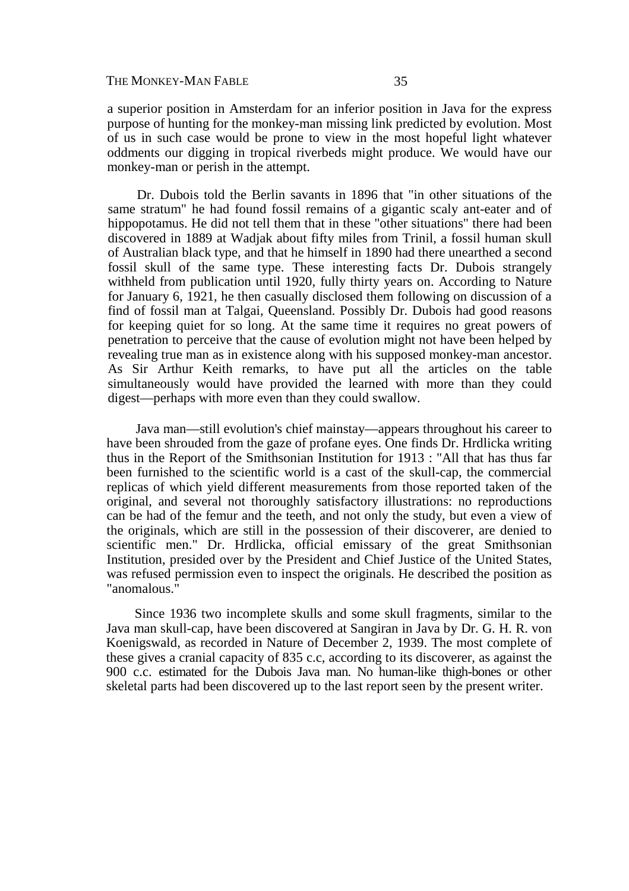a superior position in Amsterdam for an inferior position in Java for the express purpose of hunting for the monkey-man missing link predicted by evolution. Most of us in such case would be prone to view in the most hopeful light whatever oddments our digging in tropical riverbeds might produce. We would have our monkey-man or perish in the attempt.

Dr. Dubois told the Berlin savants in 1896 that "in other situations of the same stratum" he had found fossil remains of a gigantic scaly ant-eater and of hippopotamus. He did not tell them that in these "other situations" there had been discovered in 1889 at Wadjak about fifty miles from Trinil, a fossil human skull of Australian black type, and that he himself in 1890 had there unearthed a second fossil skull of the same type. These interesting facts Dr. Dubois strangely withheld from publication until 1920, fully thirty years on. According to Nature for January 6, 1921, he then casually disclosed them following on discussion of a find of fossil man at Talgai, Queensland. Possibly Dr. Dubois had good reasons for keeping quiet for so long. At the same time it requires no great powers of penetration to perceive that the cause of evolution might not have been helped by revealing true man as in existence along with his supposed monkey-man ancestor. As Sir Arthur Keith remarks, to have put all the articles on the table simultaneously would have provided the learned with more than they could digest—perhaps with more even than they could swallow.

Java man—still evolution's chief mainstay—appears throughout his career to have been shrouded from the gaze of profane eyes. One finds Dr. Hrdlicka writing thus in the Report of the Smithsonian Institution for 1913 : "All that has thus far been furnished to the scientific world is a cast of the skull-cap, the commercial replicas of which yield different measurements from those reported taken of the original, and several not thoroughly satisfactory illustrations: no reproductions can be had of the femur and the teeth, and not only the study, but even a view of the originals, which are still in the possession of their discoverer, are denied to scientific men." Dr. Hrdlicka, official emissary of the great Smithsonian Institution, presided over by the President and Chief Justice of the United States, was refused permission even to inspect the originals. He described the position as "anomalous."

Since 1936 two incomplete skulls and some skull fragments, similar to the Java man skull-cap, have been discovered at Sangiran in Java by Dr. G. H. R. von Koenigswald, as recorded in Nature of December 2, 1939. The most complete of these gives a cranial capacity of 835 c.c, according to its discoverer, as against the 900 c.c. estimated for the Dubois Java man. No human-like thigh-bones or other skeletal parts had been discovered up to the last report seen by the present writer.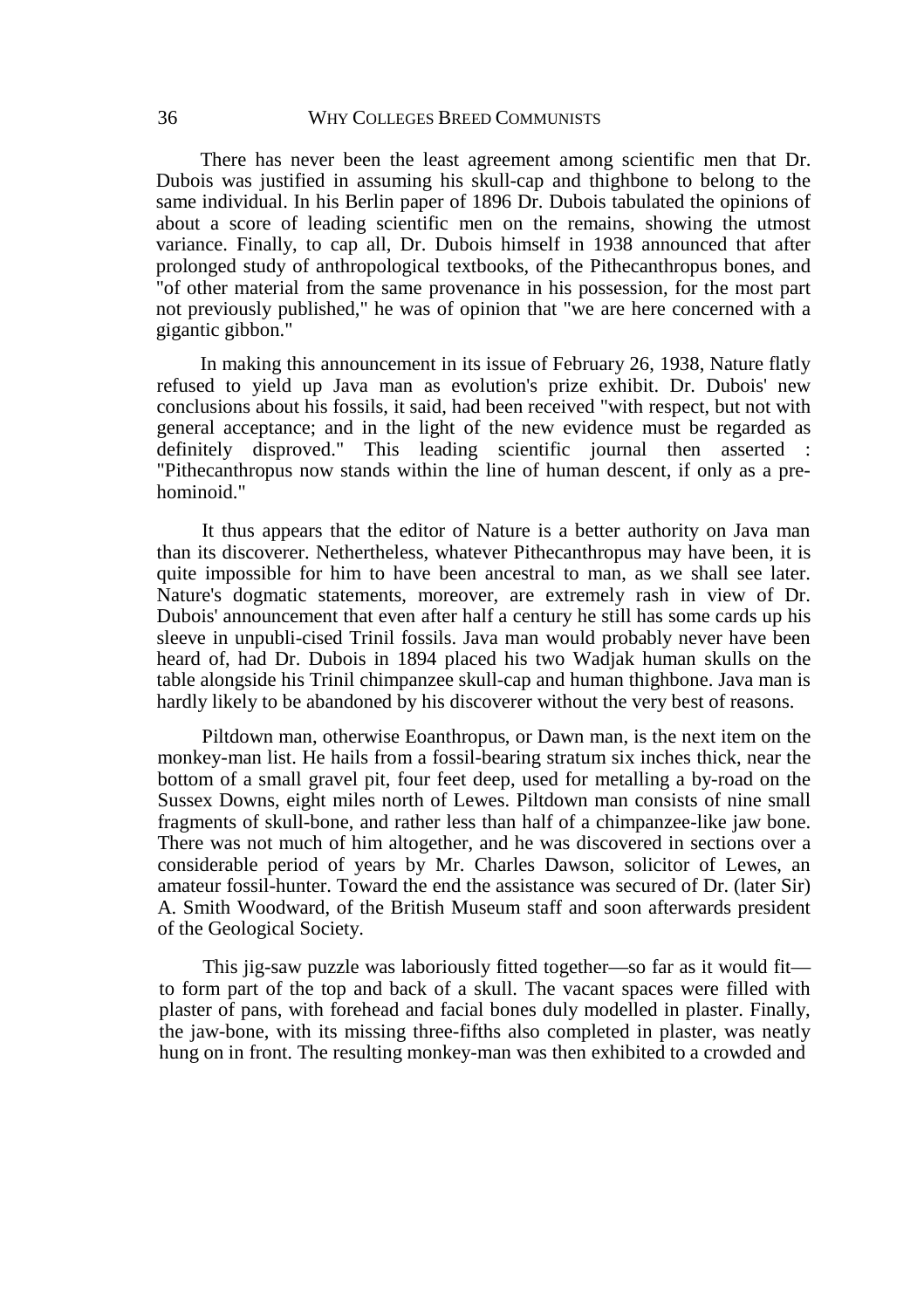There has never been the least agreement among scientific men that Dr. Dubois was justified in assuming his skull-cap and thighbone to belong to the same individual. In his Berlin paper of 1896 Dr. Dubois tabulated the opinions of about a score of leading scientific men on the remains, showing the utmost variance. Finally, to cap all, Dr. Dubois himself in 1938 announced that after prolonged study of anthropological textbooks, of the Pithecanthropus bones, and "of other material from the same provenance in his possession, for the most part not previously published," he was of opinion that "we are here concerned with a gigantic gibbon."

In making this announcement in its issue of February 26, 1938, Nature flatly refused to yield up Java man as evolution's prize exhibit. Dr. Dubois' new conclusions about his fossils, it said, had been received "with respect, but not with general acceptance; and in the light of the new evidence must be regarded as definitely disproved." This leading scientific journal then asserted : "Pithecanthropus now stands within the line of human descent, if only as a pre-hominoid."

It thus appears that the editor of Nature is a better authority on Java man than its discoverer. Nethertheless, whatever Pithecanthropus may have been, it is quite impossible for him to have been ancestral to man, as we shall see later. Nature's dogmatic statements, moreover, are extremely rash in view of Dr. Dubois' announcement that even after half a century he still has some cards up his sleeve in unpubli-cised Trinil fossils. Java man would probably never have been heard of, had Dr. Dubois in 1894 placed his two Wadjak human skulls on the table alongside his Trinil chimpanzee skull-cap and human thighbone. Java man is hardly likely to be abandoned by his discoverer without the very best of reasons.

Piltdown man, otherwise Eoanthropus, or Dawn man, is the next item on the monkey-man list. He hails from a fossil-bearing stratum six inches thick, near the bottom of a small gravel pit, four feet deep, used for metalling a by-road on the Sussex Downs, eight miles north of Lewes. Piltdown man consists of nine small fragments of skull-bone, and rather less than half of a chimpanzee-like jaw bone. There was not much of him altogether, and he was discovered in sections over a considerable period of years by Mr. Charles Dawson, solicitor of Lewes, an amateur fossil-hunter. Toward the end the assistance was secured of Dr. (later Sir) A. Smith Woodward, of the British Museum staff and soon afterwards president of the Geological Society.

This jig-saw puzzle was laboriously fitted together—so far as it would fit—to form part of the top and back of a skull. The vacant spaces were filled with plaster of pans, with forehead and facial bones duly modelled in plaster. Finally, the jaw-bone, with its missing three-fifths also completed in plaster, was neatly hung on in front. The resulting monkey-man was then exhibited to a crowded and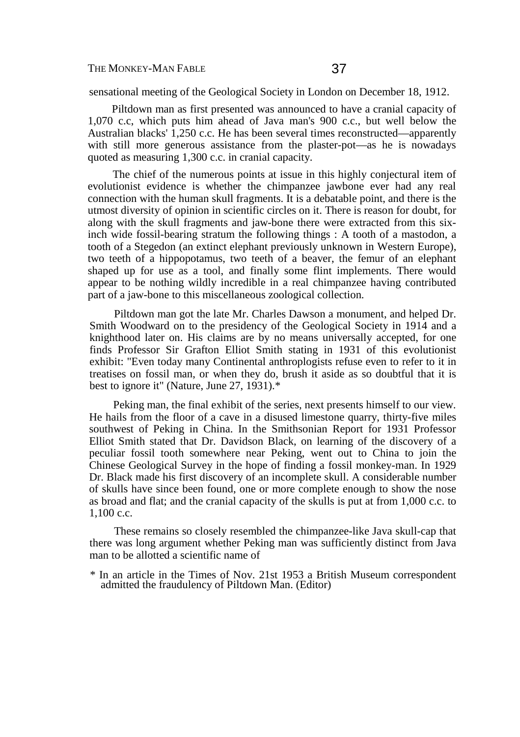sensational meeting of the Geological Society in London on December 18, 1912.

Piltdown man as first presented was announced to have a cranial capacity of 1,070 c.c, which puts him ahead of Java man's 900 c.c., but well below the Australian blacks' 1,250 c.c. He has been several times reconstructed—apparently with still more generous assistance from the plaster-pot—as he is nowadays quoted as measuring 1,300 c.c. in cranial capacity.

The chief of the numerous points at issue in this highly conjectural item of evolutionist evidence is whether the chimpanzee jawbone ever had any real connection with the human skull fragments. It is a debatable point, and there is the utmost diversity of opinion in scientific circles on it. There is reason for doubt, for along with the skull fragments and jaw-bone there were extracted from this six-inch wide fossil-bearing stratum the following things : A tooth of a mastodon, a tooth of a Stegedon (an extinct elephant previously unknown in Western Europe), two teeth of a hippopotamus, two teeth of a beaver, the femur of an elephant shaped up for use as a tool, and finally some flint implements. There would appear to be nothing wildly incredible in a real chimpanzee having contributed part of a jaw-bone to this miscellaneous zoological collection.

Piltdown man got the late Mr. Charles Dawson a monument, and helped Dr. Smith Woodward on to the presidency of the Geological Society in 1914 and a knighthood later on. His claims are by no means universally accepted, for one finds Professor Sir Grafton Elliot Smith stating in 1931 of this evolutionist exhibit: "Even today many Continental anthroplogists refuse even to refer to it in treatises on fossil man, or when they do, brush it aside as so doubtful that it is best to ignore it" (Nature, June 27, 1931).*

Peking man, the final exhibit of the series, next presents himself to our view. He hails from the floor of a cave in a disused limestone quarry, thirty-five miles southwest of Peking in China. In the Smithsonian Report for 1931 Professor Elliot Smith stated that Dr. Davidson Black, on learning of the discovery of a peculiar fossil tooth somewhere near Peking, went out to China to join the Chinese Geological Survey in the hope of finding a fossil monkey-man. In 1929 Dr. Black made his first discovery of an incomplete skull. A considerable number of skulls have since been found, one or more complete enough to show the nose as broad and flat; and the cranial capacity of the skulls is put at from 1,000 c.c. to 1,100 c.c.

These remains so closely resembled the chimpanzee-like Java skull-cap that there was long argument whether Peking man was sufficiently distinct from Java man to be allotted a scientific name of

* In an article in the Times of Nov. 21st 1953 a British Museum correspondent admitted the fraudulency of Piltdown Man. (Editor)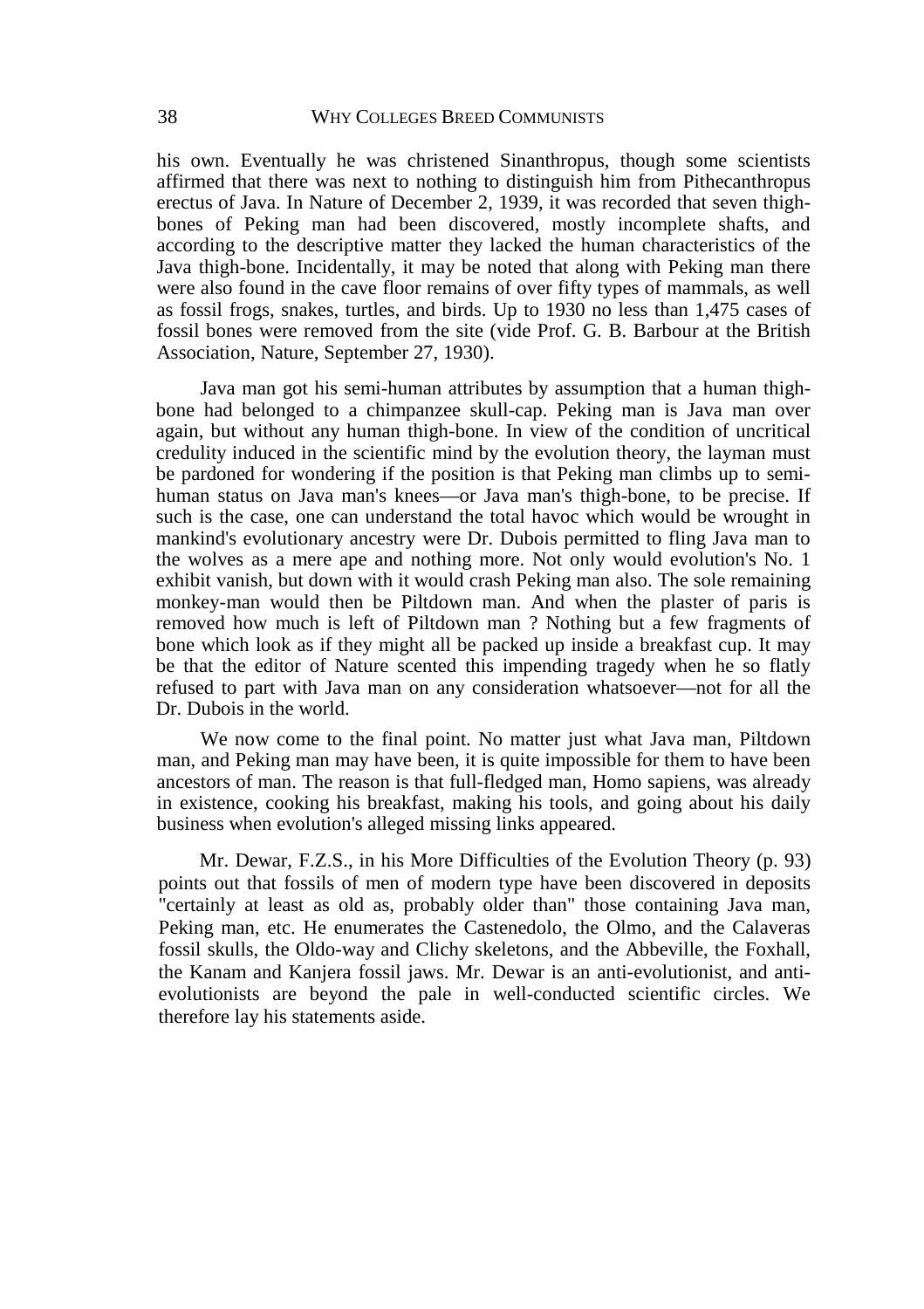his own. Eventually he was christened Sinanthropus, though some scientists affirmed that there was next to nothing to distinguish him from Pithecanthropus erectus of Java. In Nature of December 2, 1939, it was recorded that seven thigh-bones of Peking man had been discovered, mostly incomplete shafts, and according to the descriptive matter they lacked the human characteristics of the Java thigh-bone. Incidentally, it may be noted that along with Peking man there were also found in the cave floor remains of over fifty types of mammals, as well as fossil frogs, snakes, turtles, and birds. Up to 1930 no less than 1,475 cases of fossil bones were removed from the site (vide Prof. G. B. Barbour at the British Association, Nature, September 27, 1930).

Java man got his semi-human attributes by assumption that a human thigh-bone had belonged to a chimpanzee skull-cap. Peking man is Java man over again, but without any human thigh-bone. In view of the condition of uncritical credulity induced in the scientific mind by the evolution theory, the layman must be pardoned for wondering if the position is that Peking man climbs up to semi-human status on Java man's knees—or Java man's thigh-bone, to be precise. If such is the case, one can understand the total havoc which would be wrought in mankind's evolutionary ancestry were Dr. Dubois permitted to fling Java man to the wolves as a mere ape and nothing more. Not only would evolution's No. 1 exhibit vanish, but down with it would crash Peking man also. The sole remaining monkey-man would then be Piltdown man. And when the plaster of paris is removed how much is left of Piltdown man ? Nothing but a few fragments of bone which look as if they might all be packed up inside a breakfast cup. It may be that the editor of Nature scented this impending tragedy when he so flatly refused to part with Java man on any consideration whatsoever—not for all the Dr. Dubois in the world.

We now come to the final point. No matter just what Java man, Piltdown man, and Peking man may have been, it is quite impossible for them to have been ancestors of man. The reason is that full-fledged man, Homo sapiens, was already in existence, cooking his breakfast, making his tools, and going about his daily business when evolution's alleged missing links appeared.

Mr. Dewar, F.Z.S., in his More Difficulties of the Evolution Theory (p. 93) points out that fossils of men of modern type have been discovered in deposits "certainly at least as old as, probably older than" those containing Java man, Peking man, etc. He enumerates the Castenedolo, the Olmo, and the Calaveras fossil skulls, the Oldo-way and Clichy skeletons, and the Abbeville, the Foxhall, the Kanam and Kanjera fossil jaws. Mr. Dewar is an anti-evolutionist, and anti-evolutionists are beyond the pale in well-conducted scientific circles. We therefore lay his statements aside.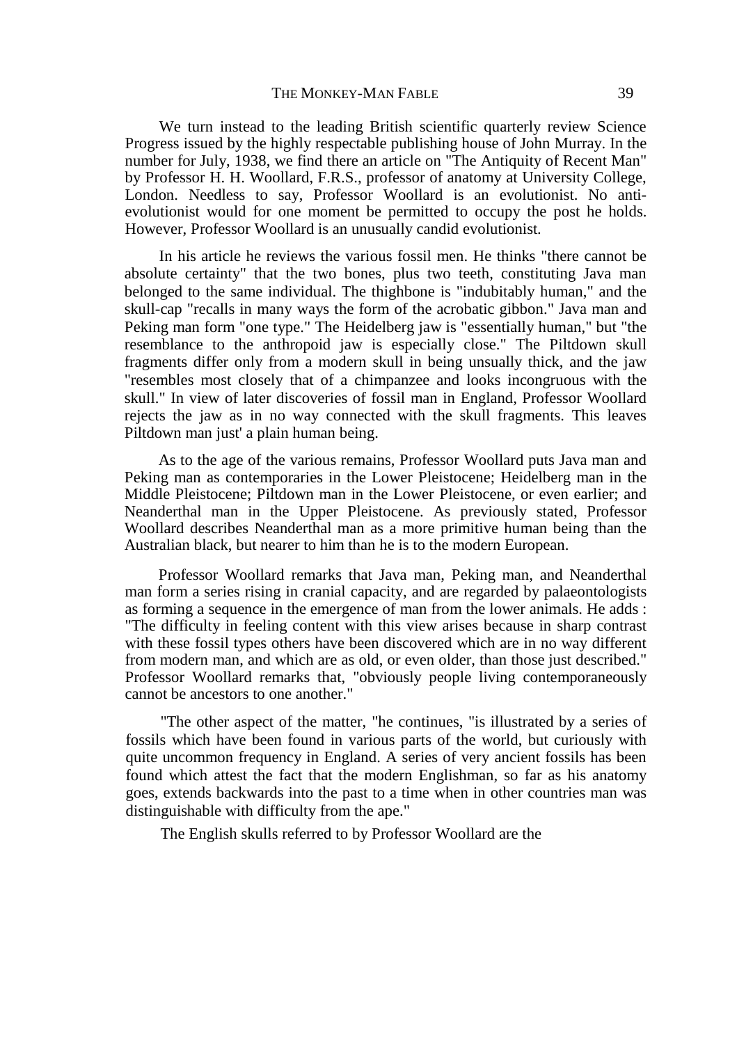We turn instead to the leading British scientific quarterly review Science Progress issued by the highly respectable publishing house of John Murray. In the number for July, 1938, we find there an article on "The Antiquity of Recent Man" by Professor H. H. Woollard, F.R.S., professor of anatomy at University College, London. Needless to say, Professor Woollard is an evolutionist. No anti-evolutionist would for one moment be permitted to occupy the post he holds. However, Professor Woollard is an unusually candid evolutionist.

In his article he reviews the various fossil men. He thinks "there cannot be absolute certainty" that the two bones, plus two teeth, constituting Java man belonged to the same individual. The thighbone is "indubitably human," and the skull-cap "recalls in many ways the form of the acrobatic gibbon." Java man and Peking man form "one type." The Heidelberg jaw is "essentially human," but "the resemblance to the anthropoid jaw is especially close." The Piltdown skull fragments differ only from a modern skull in being unsually thick, and the jaw "resembles most closely that of a chimpanzee and looks incongruous with the skull." In view of later discoveries of fossil man in England, Professor Woollard rejects the jaw as in no way connected with the skull fragments. This leaves Piltdown man just' a plain human being.

As to the age of the various remains, Professor Woollard puts Java man and Peking man as contemporaries in the Lower Pleistocene; Heidelberg man in the Middle Pleistocene; Piltdown man in the Lower Pleistocene, or even earlier; and Neanderthal man in the Upper Pleistocene. As previously stated, Professor Woollard describes Neanderthal man as a more primitive human being than the Australian black, but nearer to him than he is to the modern European.

Professor Woollard remarks that Java man, Peking man, and Neanderthal man form a series rising in cranial capacity, and are regarded by palaeontologists as forming a sequence in the emergence of man from the lower animals. He adds : "The difficulty in feeling content with this view arises because in sharp contrast with these fossil types others have been discovered which are in no way different from modern man, and which are as old, or even older, than those just described." Professor Woollard remarks that, "obviously people living contemporaneously cannot be ancestors to one another."

"The other aspect of the matter, "he continues, "is illustrated by a series of fossils which have been found in various parts of the world, but curiously with quite uncommon frequency in England. A series of very ancient fossils has been found which attest the fact that the modern Englishman, so far as his anatomy goes, extends backwards into the past to a time when in other countries man was distinguishable with difficulty from the ape."

The English skulls referred to by Professor Woollard are the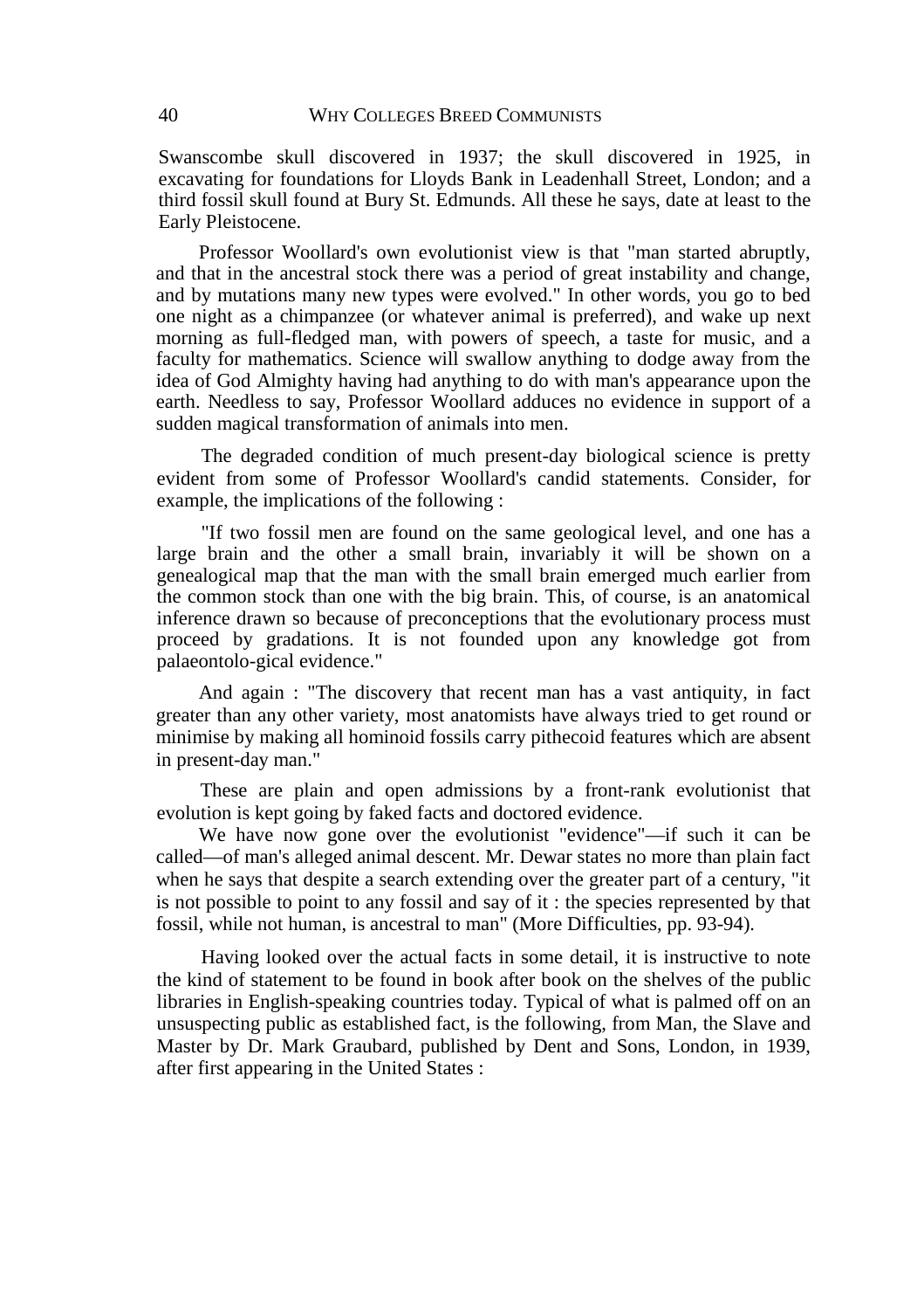Swanscombe skull discovered in 1937; the skull discovered in 1925, in excavating for foundations for Lloyds Bank in Leadenhall Street, London; and a third fossil skull found at Bury St. Edmunds. All these he says, date at least to the Early Pleistocene.

Professor Woollard's own evolutionist view is that "man started abruptly, and that in the ancestral stock there was a period of great instability and change, and by mutations many new types were evolved." In other words, you go to bed one night as a chimpanzee (or whatever animal is preferred), and wake up next morning as full-fledged man, with powers of speech, a taste for music, and a faculty for mathematics. Science will swallow anything to dodge away from the idea of God Almighty having had anything to do with man's appearance upon the earth. Needless to say, Professor Woollard adduces no evidence in support of a sudden magical transformation of animals into men.

The degraded condition of much present-day biological science is pretty evident from some of Professor Woollard's candid statements. Consider, for example, the implications of the following :

"If two fossil men are found on the same geological level, and one has a large brain and the other a small brain, invariably it will be shown on a genealogical map that the man with the small brain emerged much earlier from the common stock than one with the big brain. This, of course, is an anatomical inference drawn so because of preconceptions that the evolutionary process must proceed by gradations. It is not founded upon any knowledge got from palaeontolo-gical evidence."

And again : "The discovery that recent man has a vast antiquity, in fact greater than any other variety, most anatomists have always tried to get round or minimise by making all hominoid fossils carry pithecoid features which are absent in present-day man."

These are plain and open admissions by a front-rank evolutionist that evolution is kept going by faked facts and doctored evidence.

We have now gone over the evolutionist "evidence"—if such it can be called—of man's alleged animal descent. Mr. Dewar states no more than plain fact when he says that despite a search extending over the greater part of a century, "it is not possible to point to any fossil and say of it : the species represented by that fossil, while not human, is ancestral to man" (More Difficulties, pp. 93-94).

Having looked over the actual facts in some detail, it is instructive to note the kind of statement to be found in book after book on the shelves of the public libraries in English-speaking countries today. Typical of what is palmed off on an unsuspecting public as established fact, is the following, from Man, the Slave and Master by Dr. Mark Graubard, published by Dent and Sons, London, in 1939, after first appearing in the United States :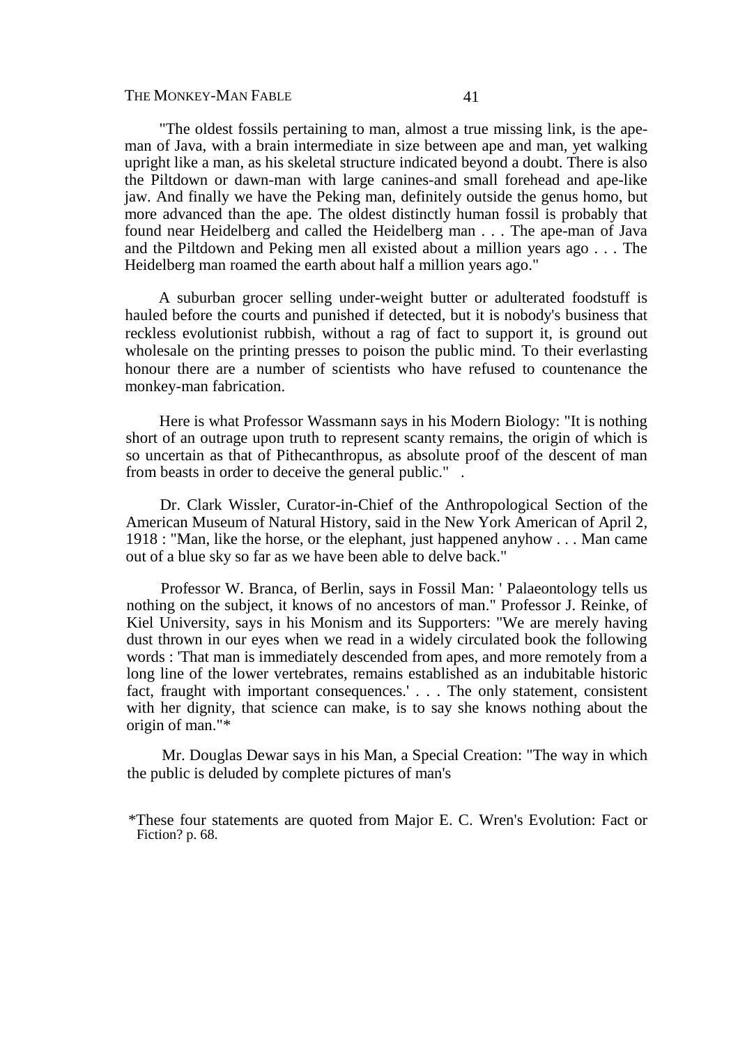"The oldest fossils pertaining to man, almost a true missing link, is the ape-man of Java, with a brain intermediate in size between ape and man, yet walking upright like a man, as his skeletal structure indicated beyond a doubt. There is also the Piltdown or dawn-man with large canines-and small forehead and ape-like jaw. And finally we have the Peking man, definitely outside the genus homo, but more advanced than the ape. The oldest distinctly human fossil is probably that found near Heidelberg and called the Heidelberg man . . . The ape-man of Java and the Piltdown and Peking men all existed about a million years ago . . . The Heidelberg man roamed the earth about half a million years ago."

A suburban grocer selling under-weight butter or adulterated foodstuff is hauled before the courts and punished if detected, but it is nobody's business that reckless evolutionist rubbish, without a rag of fact to support it, is ground out wholesale on the printing presses to poison the public mind. To their everlasting honour there are a number of scientists who have refused to countenance the monkey-man fabrication.

Here is what Professor Wassmann says in his Modern Biology: "It is nothing short of an outrage upon truth to represent scanty remains, the origin of which is so uncertain as that of Pithecanthropus, as absolute proof of the descent of man from beasts in order to deceive the general public." .

Dr. Clark Wissler, Curator-in-Chief of the Anthropological Section of the American Museum of Natural History, said in the New York American of April 2, 1918 : "Man, like the horse, or the elephant, just happened anyhow . . . Man came out of a blue sky so far as we have been able to delve back."

Professor W. Branca, of Berlin, says in Fossil Man: ' Palaeontology tells us nothing on the subject, it knows of no ancestors of man." Professor J. Reinke, of Kiel University, says in his Monism and its Supporters: "We are merely having dust thrown in our eyes when we read in a widely circulated book the following words : 'That man is immediately descended from apes, and more remotely from a long line of the lower vertebrates, remains established as an indubitable historic fact, fraught with important consequences.' . . . The only statement, consistent with her dignity, that science can make, is to say she knows nothing about the origin of man."*

Mr. Douglas Dewar says in his Man, a Special Creation: "The way in which the public is deluded by complete pictures of man's

*These four statements are quoted from Major E. C. Wren's Evolution: Fact or Fiction? p. 68.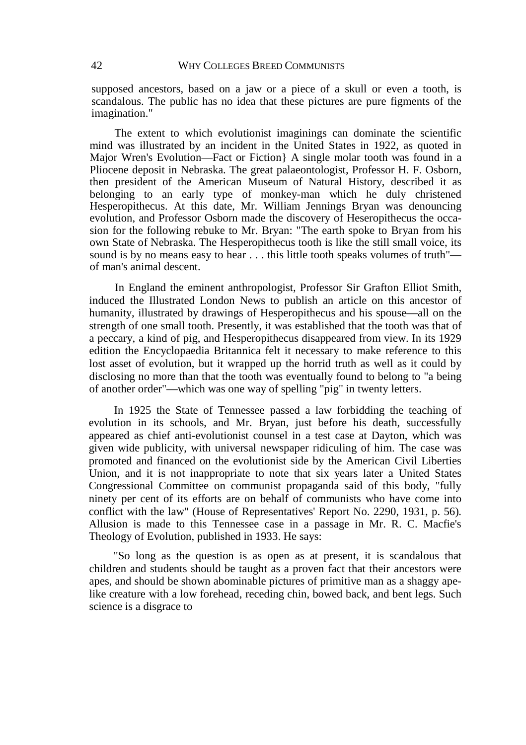supposed ancestors, based on a jaw or a piece of a skull or even a tooth, is scandalous. The public has no idea that these pictures are pure figments of the imagination."

The extent to which evolutionist imaginings can dominate the scientific mind was illustrated by an incident in the United States in 1922, as quoted in Major Wren's Evolution—Fact or Fiction} A single molar tooth was found in a Pliocene deposit in Nebraska. The great palaeontologist, Professor H. F. Osborn, then president of the American Museum of Natural History, described it as belonging to an early type of monkey-man which he duly christened Hesperopithecus. At this date, Mr. William Jennings Bryan was denouncing evolution, and Professor Osborn made the discovery of Heseropithecus the occasion for the following rebuke to Mr. Bryan: "The earth spoke to Bryan from his own State of Nebraska. The Hesperopithecus tooth is like the still small voice, its sound is by no means easy to hear . . . this little tooth speaks volumes of truth"—of man's animal descent.

In England the eminent anthropologist, Professor Sir Grafton Elliot Smith, induced the Illustrated London News to publish an article on this ancestor of humanity, illustrated by drawings of Hesperopithecus and his spouse—all on the strength of one small tooth. Presently, it was established that the tooth was that of a peccary, a kind of pig, and Hesperopithecus disappeared from view. In its 1929 edition the Encyclopaedia Britannica felt it necessary to make reference to this lost asset of evolution, but it wrapped up the horrid truth as well as it could by disclosing no more than that the tooth was eventually found to belong to "a being of another order"—which was one way of spelling "pig" in twenty letters.

In 1925 the State of Tennessee passed a law forbidding the teaching of evolution in its schools, and Mr. Bryan, just before his death, successfully appeared as chief anti-evolutionist counsel in a test case at Dayton, which was given wide publicity, with universal newspaper ridiculing of him. The case was promoted and financed on the evolutionist side by the American Civil Liberties Union, and it is not inappropriate to note that six years later a United States Congressional Committee on communist propaganda said of this body, "fully ninety per cent of its efforts are on behalf of communists who have come into conflict with the law" (House of Representatives' Report No. 2290, 1931, p. 56). Allusion is made to this Tennessee case in a passage in Mr. R. C. Macfie's Theology of Evolution, published in 1933. He says:

"So long as the question is as open as at present, it is scandalous that children and students should be taught as a proven fact that their ancestors were apes, and should be shown abominable pictures of primitive man as a shaggy ape-like creature with a low forehead, receding chin, bowed back, and bent legs. Such science is a disgrace to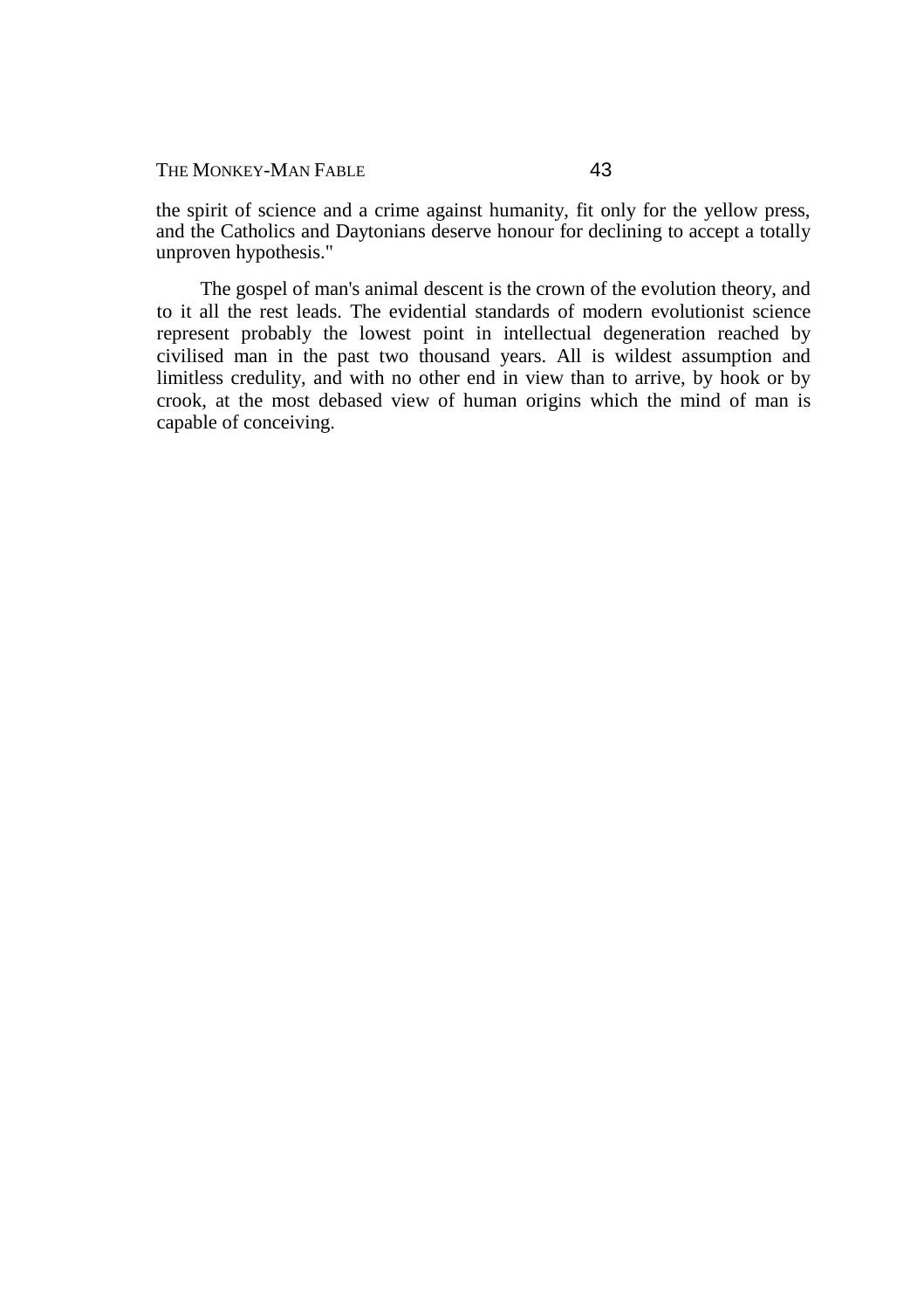the spirit of science and a crime against humanity, fit only for the yellow press, and the Catholics and Daytonians deserve honour for declining to accept a totally unproven hypothesis."

The gospel of man's animal descent is the crown of the evolution theory, and to it all the rest leads. The evidential standards of modern evolutionist science represent probably the lowest point in intellectual degeneration reached by civilised man in the past two thousand years. All is wildest assumption and limitless credulity, and with no other end in view than to arrive, by hook or by crook, at the most debased view of human origins which the mind of man is capable of conceiving.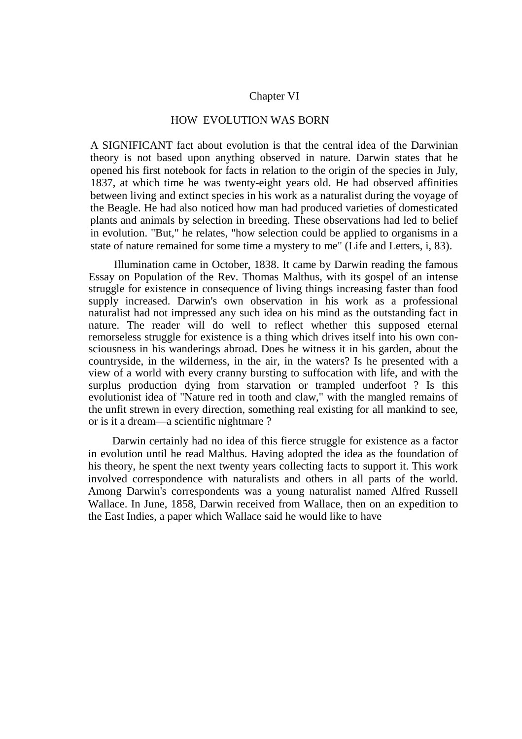## Chapter VI

# HOW EVOLUTION WAS BORN

A SIGNIFICANT fact about evolution is that the central idea of the Darwinian theory is not based upon anything observed in nature. Darwin states that he opened his first notebook for facts in relation to the origin of the species in July, 1837, at which time he was twenty-eight years old. He had observed affinities between living and extinct species in his work as a naturalist during the voyage of the Beagle. He had also noticed how man had produced varieties of domesticated plants and animals by selection in breeding. These observations had led to belief in evolution. "But," he relates, "how selection could be applied to organisms in a state of nature remained for some time a mystery to me" (Life and Letters, i, 83).

Illumination came in October, 1838. It came by Darwin reading the famous Essay on Population of the Rev. Thomas Malthus, with its gospel of an intense struggle for existence in consequence of living things increasing faster than food supply increased. Darwin's own observation in his work as a professional naturalist had not impressed any such idea on his mind as the outstanding fact in nature. The reader will do well to reflect whether this supposed eternal remorseless struggle for existence is a thing which drives itself into his own consciousness in his wanderings abroad. Does he witness it in his garden, about the countryside, in the wilderness, in the air, in the waters? Is he presented with a view of a world with every cranny bursting to suffocation with life, and with the surplus production dying from starvation or trampled underfoot ? Is this evolutionist idea of "Nature red in tooth and claw," with the mangled remains of the unfit strewn in every direction, something real existing for all mankind to see, or is it a dream—a scientific nightmare ?

Darwin certainly had no idea of this fierce struggle for existence as a factor in evolution until he read Malthus. Having adopted the idea as the foundation of his theory, he spent the next twenty years collecting facts to support it. This work involved correspondence with naturalists and others in all parts of the world. Among Darwin's correspondents was a young naturalist named Alfred Russell Wallace. In June, 1858, Darwin received from Wallace, then on an expedition to the East Indies, a paper which Wallace said he would like to have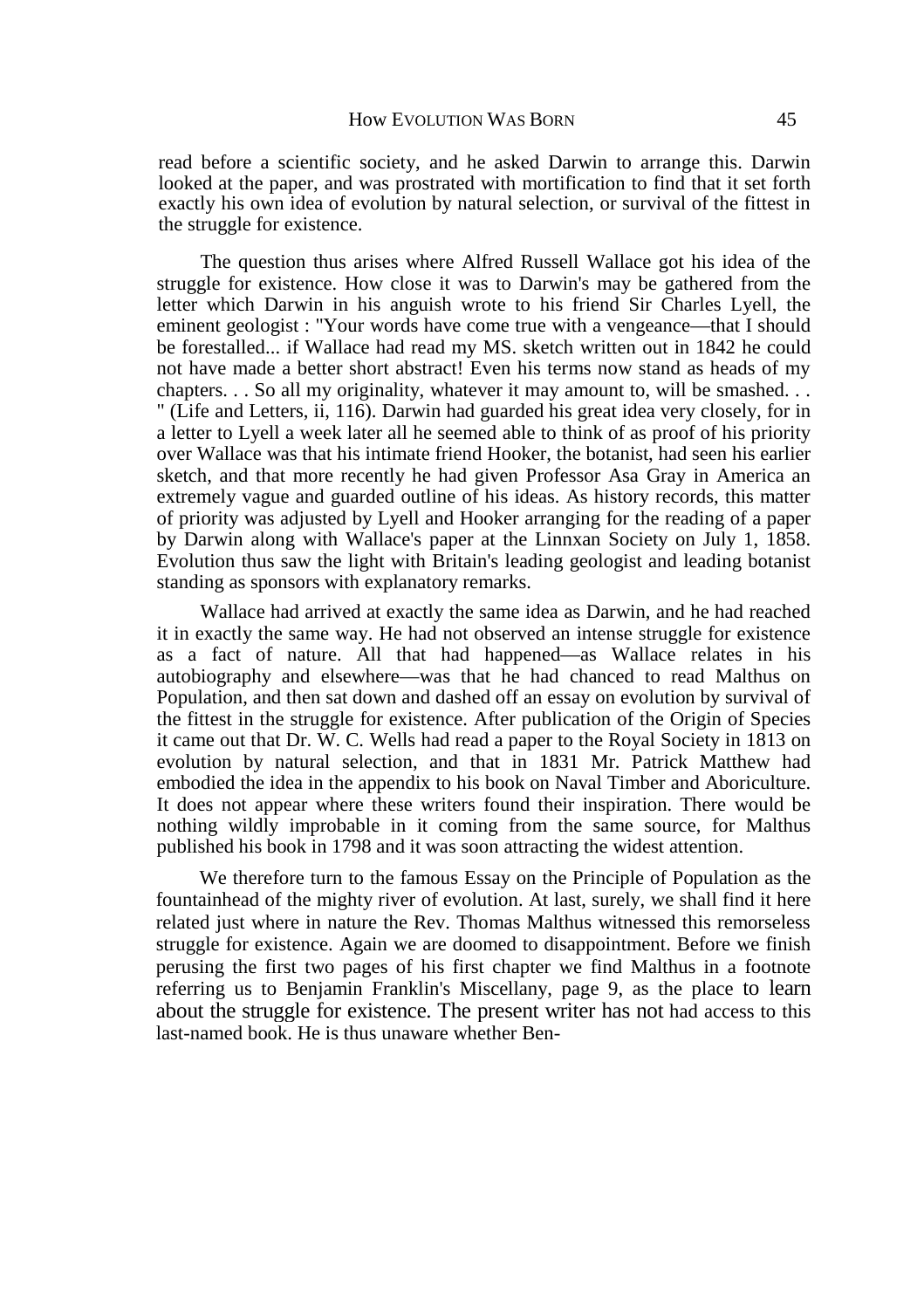read before a scientific society, and he asked Darwin to arrange this. Darwin looked at the paper, and was prostrated with mortification to find that it set forth exactly his own idea of evolution by natural selection, or survival of the fittest in the struggle for existence.

The question thus arises where Alfred Russell Wallace got his idea of the struggle for existence. How close it was to Darwin's may be gathered from the letter which Darwin in his anguish wrote to his friend Sir Charles Lyell, the eminent geologist : "Your words have come true with a vengeance—that I should be forestalled... if Wallace had read my MS. sketch written out in 1842 he could not have made a better short abstract! Even his terms now stand as heads of my chapters. . . So all my originality, whatever it may amount to, will be smashed. . . " (Life and Letters, ii, 116). Darwin had guarded his great idea very closely, for in a letter to Lyell a week later all he seemed able to think of as proof of his priority over Wallace was that his intimate friend Hooker, the botanist, had seen his earlier sketch, and that more recently he had given Professor Asa Gray in America an extremely vague and guarded outline of his ideas. As history records, this matter of priority was adjusted by Lyell and Hooker arranging for the reading of a paper by Darwin along with Wallace's paper at the Linnxan Society on July 1, 1858. Evolution thus saw the light with Britain's leading geologist and leading botanist standing as sponsors with explanatory remarks.

Wallace had arrived at exactly the same idea as Darwin, and he had reached it in exactly the same way. He had not observed an intense struggle for existence as a fact of nature. All that had happened—as Wallace relates in his autobiography and elsewhere—was that he had chanced to read Malthus on Population, and then sat down and dashed off an essay on evolution by survival of the fittest in the struggle for existence. After publication of the Origin of Species it came out that Dr. W. C. Wells had read a paper to the Royal Society in 1813 on evolution by natural selection, and that in 1831 Mr. Patrick Matthew had embodied the idea in the appendix to his book on Naval Timber and Aboriculture. It does not appear where these writers found their inspiration. There would be nothing wildly improbable in it coming from the same source, for Malthus published his book in 1798 and it was soon attracting the widest attention.

We therefore turn to the famous Essay on the Principle of Population as the fountainhead of the mighty river of evolution. At last, surely, we shall find it here related just where in nature the Rev. Thomas Malthus witnessed this remorseless struggle for existence. Again we are doomed to disappointment. Before we finish perusing the first two pages of his first chapter we find Malthus in a footnote referring us to Benjamin Franklin's Miscellany, page 9, as the place to learn about the struggle for existence. The present writer has not had access to this last-named book. He is thus unaware whether Ben-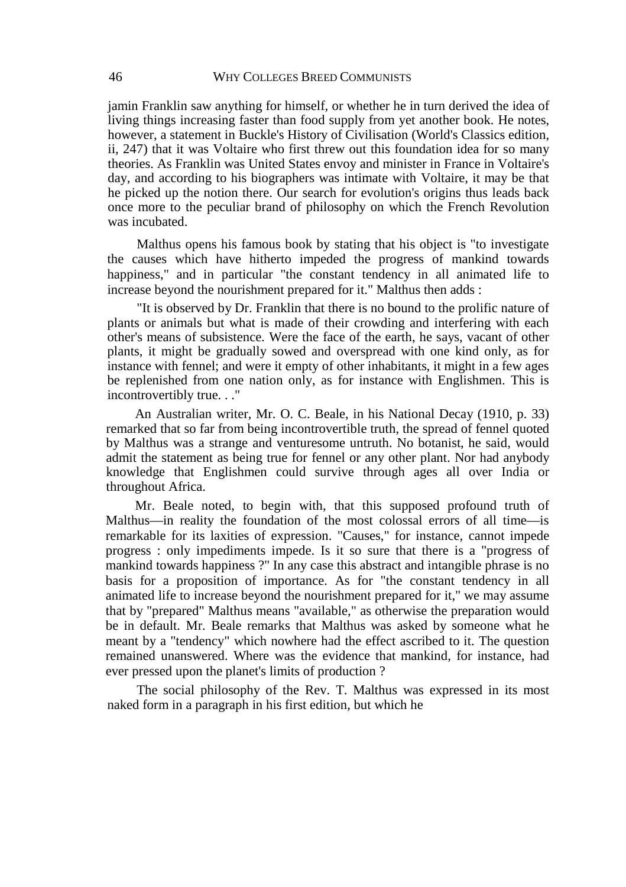jamin Franklin saw anything for himself, or whether he in turn derived the idea of living things increasing faster than food supply from yet another book. He notes, however, a statement in Buckle's History of Civilisation (World's Classics edition, ii, 247) that it was Voltaire who first threw out this foundation idea for so many theories. As Franklin was United States envoy and minister in France in Voltaire's day, and according to his biographers was intimate with Voltaire, it may be that he picked up the notion there. Our search for evolution's origins thus leads back once more to the peculiar brand of philosophy on which the French Revolution was incubated.

Malthus opens his famous book by stating that his object is "to investigate the causes which have hitherto impeded the progress of mankind towards happiness," and in particular "the constant tendency in all animated life to increase beyond the nourishment prepared for it." Malthus then adds :

"It is observed by Dr. Franklin that there is no bound to the prolific nature of plants or animals but what is made of their crowding and interfering with each other's means of subsistence. Were the face of the earth, he says, vacant of other plants, it might be gradually sowed and overspread with one kind only, as for instance with fennel; and were it empty of other inhabitants, it might in a few ages be replenished from one nation only, as for instance with Englishmen. This is incontrovertibly true. . ."

An Australian writer, Mr. O. C. Beale, in his National Decay (1910, p. 33) remarked that so far from being incontrovertible truth, the spread of fennel quoted by Malthus was a strange and venturesome untruth. No botanist, he said, would admit the statement as being true for fennel or any other plant. Nor had anybody knowledge that Englishmen could survive through ages all over India or throughout Africa.

Mr. Beale noted, to begin with, that this supposed profound truth of Malthus—in reality the foundation of the most colossal errors of all time—is remarkable for its laxities of expression. "Causes," for instance, cannot impede progress : only impediments impede. Is it so sure that there is a "progress of mankind towards happiness ?" In any case this abstract and intangible phrase is no basis for a proposition of importance. As for "the constant tendency in all animated life to increase beyond the nourishment prepared for it," we may assume that by "prepared" Malthus means "available," as otherwise the preparation would be in default. Mr. Beale remarks that Malthus was asked by someone what he meant by a "tendency" which nowhere had the effect ascribed to it. The question remained unanswered. Where was the evidence that mankind, for instance, had ever pressed upon the planet's limits of production ?

The social philosophy of the Rev. T. Malthus was expressed in its most naked form in a paragraph in his first edition, but which he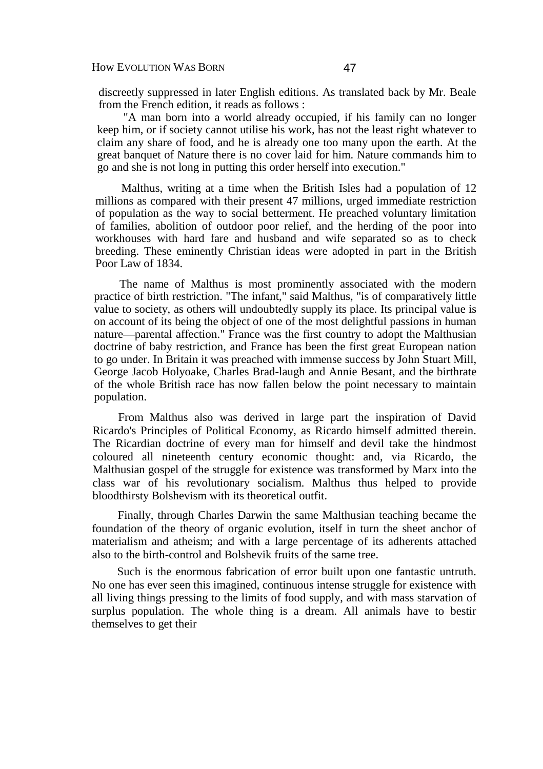discreetly suppressed in later English editions. As translated back by Mr. Beale from the French edition, it reads as follows :

"A man born into a world already occupied, if his family can no longer keep him, or if society cannot utilise his work, has not the least right whatever to claim any share of food, and he is already one too many upon the earth. At the great banquet of Nature there is no cover laid for him. Nature commands him to go and she is not long in putting this order herself into execution."

Malthus, writing at a time when the British Isles had a population of 12 millions as compared with their present 47 millions, urged immediate restriction of population as the way to social betterment. He preached voluntary limitation of families, abolition of outdoor poor relief, and the herding of the poor into workhouses with hard fare and husband and wife separated so as to check breeding. These eminently Christian ideas were adopted in part in the British Poor Law of 1834.

The name of Malthus is most prominently associated with the modern practice of birth restriction. "The infant," said Malthus, "is of comparatively little value to society, as others will undoubtedly supply its place. Its principal value is on account of its being the object of one of the most delightful passions in human nature—parental affection." France was the first country to adopt the Malthusian doctrine of baby restriction, and France has been the first great European nation to go under. In Britain it was preached with immense success by John Stuart Mill, George Jacob Holyoake, Charles Brad-laugh and Annie Besant, and the birthrate of the whole British race has now fallen below the point necessary to maintain population.

From Malthus also was derived in large part the inspiration of David Ricardo's Principles of Political Economy, as Ricardo himself admitted therein. The Ricardian doctrine of every man for himself and devil take the hindmost coloured all nineteenth century economic thought: and, via Ricardo, the Malthusian gospel of the struggle for existence was transformed by Marx into the class war of his revolutionary socialism. Malthus thus helped to provide bloodthirsty Bolshevism with its theoretical outfit.

Finally, through Charles Darwin the same Malthusian teaching became the foundation of the theory of organic evolution, itself in turn the sheet anchor of materialism and atheism; and with a large percentage of its adherents attached also to the birth-control and Bolshevik fruits of the same tree.

Such is the enormous fabrication of error built upon one fantastic untruth. No one has ever seen this imagined, continuous intense struggle for existence with all living things pressing to the limits of food supply, and with mass starvation of surplus population. The whole thing is a dream. All animals have to bestir themselves to get their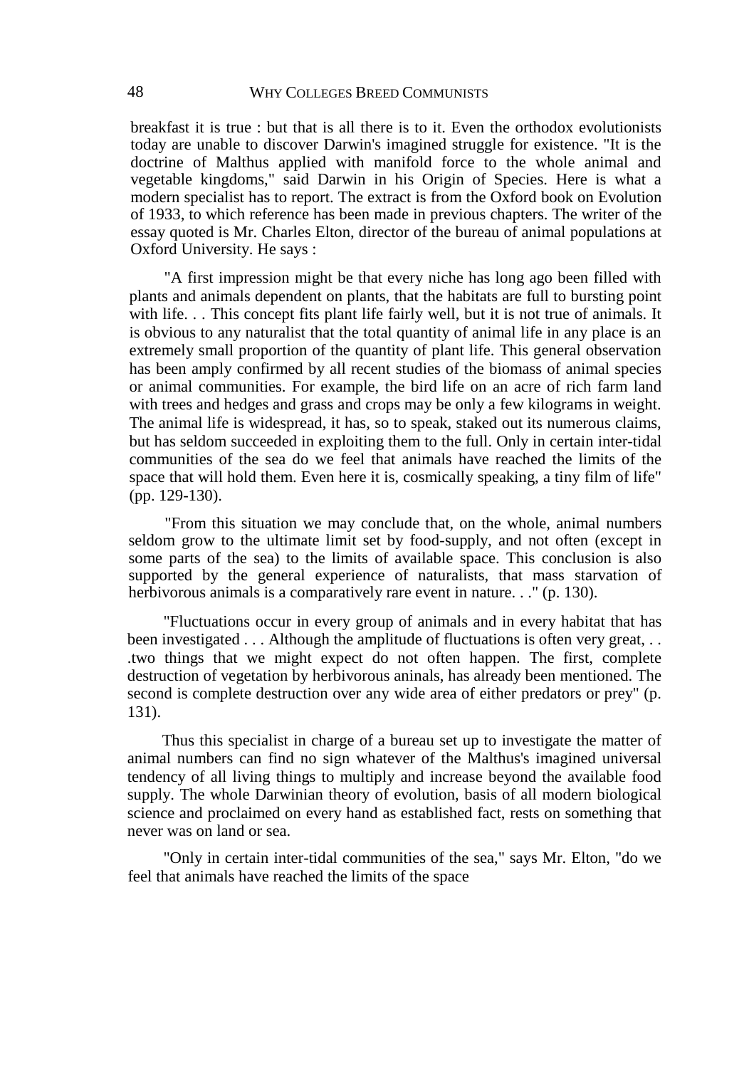breakfast it is true : but that is all there is to it. Even the orthodox evolutionists today are unable to discover Darwin's imagined struggle for existence. "It is the doctrine of Malthus applied with manifold force to the whole animal and vegetable kingdoms," said Darwin in his Origin of Species. Here is what a modern specialist has to report. The extract is from the Oxford book on Evolution of 1933, to which reference has been made in previous chapters. The writer of the essay quoted is Mr. Charles Elton, director of the bureau of animal populations at Oxford University. He says :

"A first impression might be that every niche has long ago been filled with plants and animals dependent on plants, that the habitats are full to bursting point with life. . . This concept fits plant life fairly well, but it is not true of animals. It is obvious to any naturalist that the total quantity of animal life in any place is an extremely small proportion of the quantity of plant life. This general observation has been amply confirmed by all recent studies of the biomass of animal species or animal communities. For example, the bird life on an acre of rich farm land with trees and hedges and grass and crops may be only a few kilograms in weight. The animal life is widespread, it has, so to speak, staked out its numerous claims, but has seldom succeeded in exploiting them to the full. Only in certain inter-tidal communities of the sea do we feel that animals have reached the limits of the space that will hold them. Even here it is, cosmically speaking, a tiny film of life" (pp. 129-130).

"From this situation we may conclude that, on the whole, animal numbers seldom grow to the ultimate limit set by food-supply, and not often (except in some parts of the sea) to the limits of available space. This conclusion is also supported by the general experience of naturalists, that mass starvation of herbivorous animals is a comparatively rare event in nature. . ." (p. 130).

"Fluctuations occur in every group of animals and in every habitat that has been investigated . . . Although the amplitude of fluctuations is often very great, . . .two things that we might expect do not often happen. The first, complete destruction of vegetation by herbivorous aninals, has already been mentioned. The second is complete destruction over any wide area of either predators or prey" (p. 131).

Thus this specialist in charge of a bureau set up to investigate the matter of animal numbers can find no sign whatever of the Malthus's imagined universal tendency of all living things to multiply and increase beyond the available food supply. The whole Darwinian theory of evolution, basis of all modern biological science and proclaimed on every hand as established fact, rests on something that never was on land or sea.

"Only in certain inter-tidal communities of the sea," says Mr. Elton, "do we feel that animals have reached the limits of the space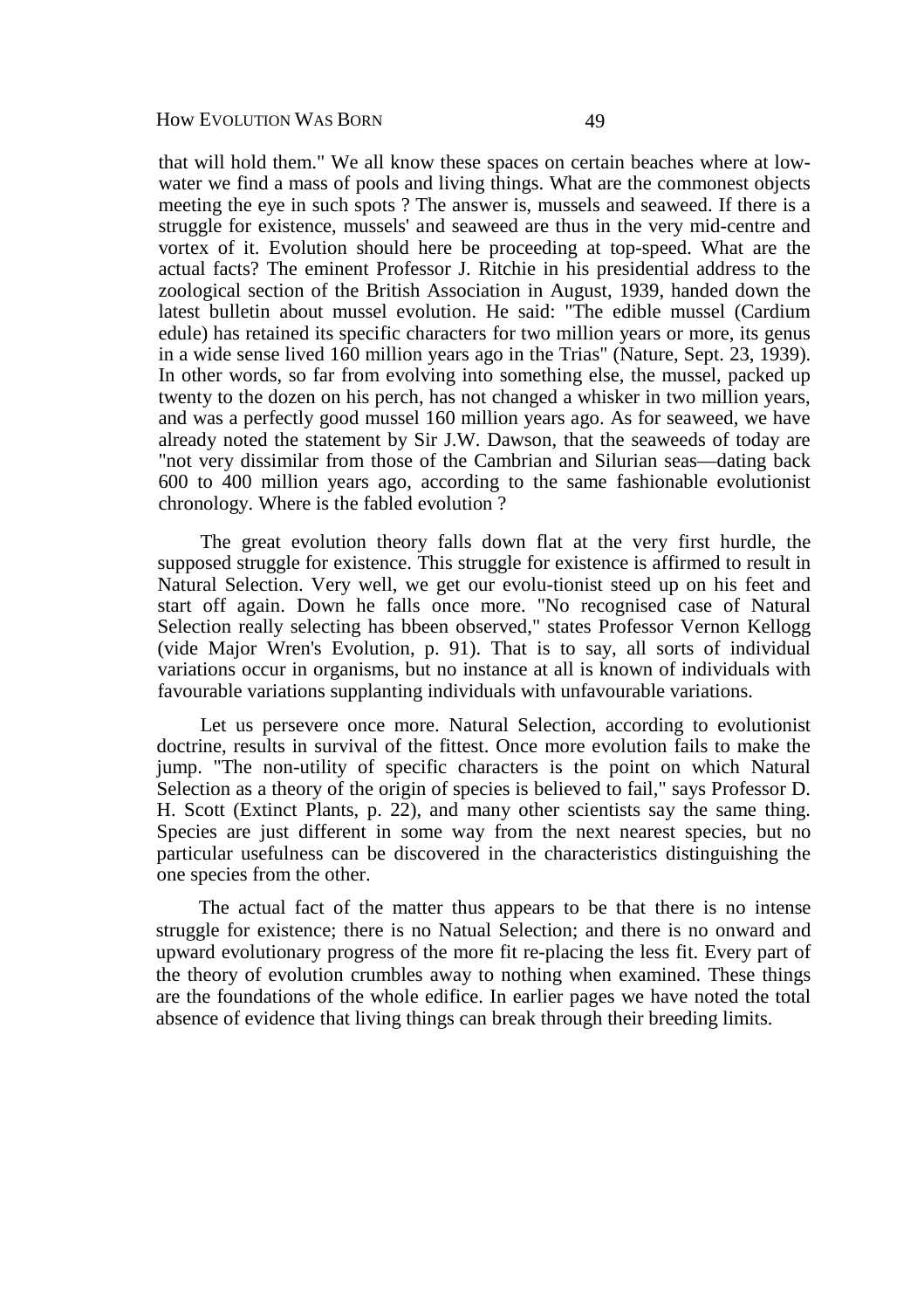that will hold them." We all know these spaces on certain beaches where at low-water we find a mass of pools and living things. What are the commonest objects meeting the eye in such spots ? The answer is, mussels and seaweed. If there is a struggle for existence, mussels' and seaweed are thus in the very mid-centre and vortex of it. Evolution should here be proceeding at top-speed. What are the actual facts? The eminent Professor J. Ritchie in his presidential address to the zoological section of the British Association in August, 1939, handed down the latest bulletin about mussel evolution. He said: "The edible mussel (Cardium edule) has retained its specific characters for two million years or more, its genus in a wide sense lived 160 million years ago in the Trias" (Nature, Sept. 23, 1939). In other words, so far from evolving into something else, the mussel, packed up twenty to the dozen on his perch, has not changed a whisker in two million years, and was a perfectly good mussel 160 million years ago. As for seaweed, we have already noted the statement by Sir J.W. Dawson, that the seaweeds of today are "not very dissimilar from those of the Cambrian and Silurian seas—dating back 600 to 400 million years ago, according to the same fashionable evolutionist chronology. Where is the fabled evolution ?

The great evolution theory falls down flat at the very first hurdle, the supposed struggle for existence. This struggle for existence is affirmed to result in Natural Selection. Very well, we get our evolu-tionist steed up on his feet and start off again. Down he falls once more. "No recognised case of Natural Selection really selecting has bbeen observed," states Professor Vernon Kellogg (vide Major Wren's Evolution, p. 91). That is to say, all sorts of individual variations occur in organisms, but no instance at all is known of individuals with favourable variations supplanting individuals with unfavourable variations.

Let us persevere once more. Natural Selection, according to evolutionist doctrine, results in survival of the fittest. Once more evolution fails to make the jump. "The non-utility of specific characters is the point on which Natural Selection as a theory of the origin of species is believed to fail," says Professor D. H. Scott (Extinct Plants, p. 22), and many other scientists say the same thing. Species are just different in some way from the next nearest species, but no particular usefulness can be discovered in the characteristics distinguishing the one species from the other.

The actual fact of the matter thus appears to be that there is no intense struggle for existence; there is no Natual Selection; and there is no onward and upward evolutionary progress of the more fit re-placing the less fit. Every part of the theory of evolution crumbles away to nothing when examined. These things are the foundations of the whole edifice. In earlier pages we have noted the total absence of evidence that living things can break through their breeding limits.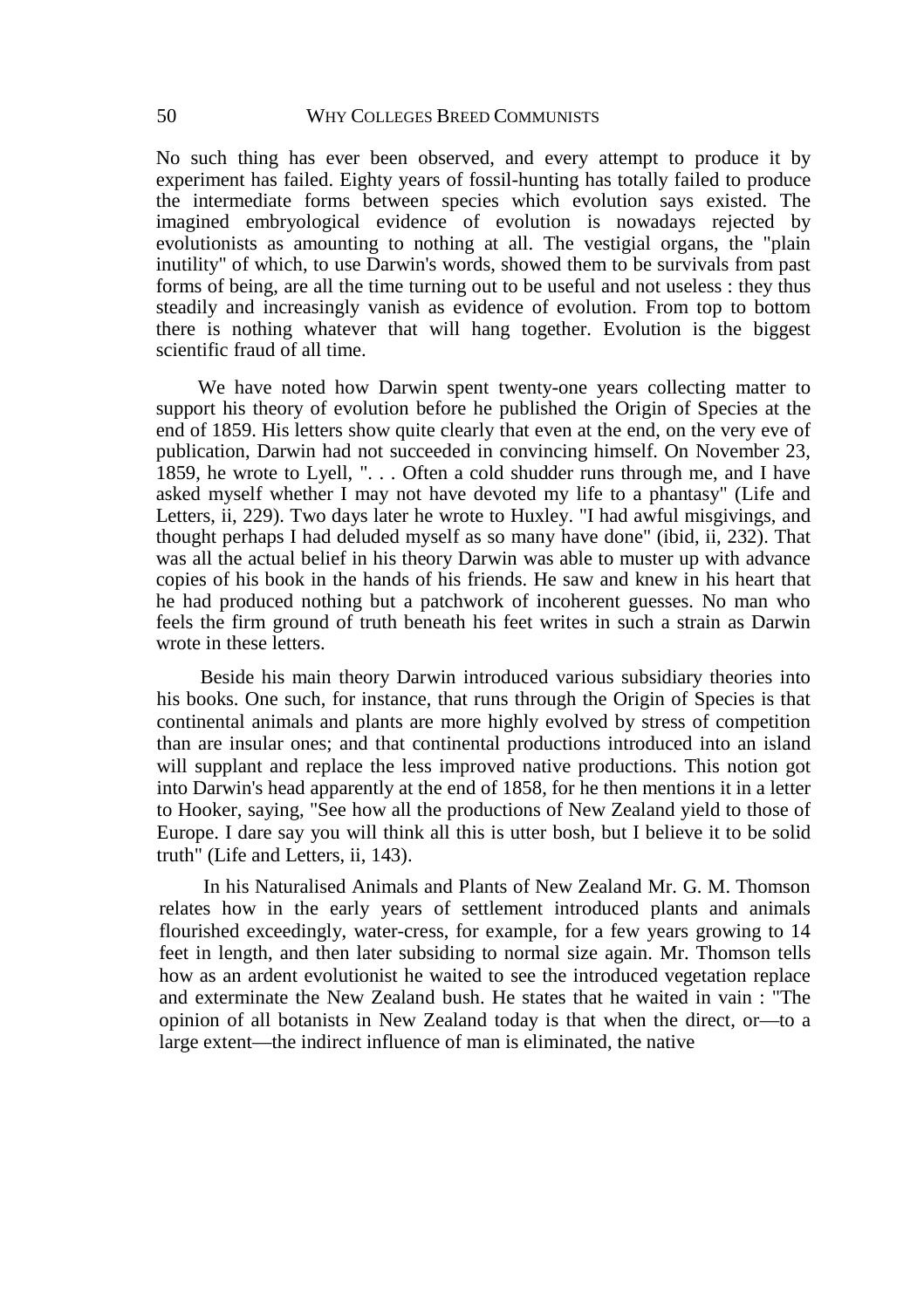No such thing has ever been observed, and every attempt to produce it by experiment has failed. Eighty years of fossil-hunting has totally failed to produce the intermediate forms between species which evolution says existed. The imagined embryological evidence of evolution is nowadays rejected by evolutionists as amounting to nothing at all. The vestigial organs, the "plain inutility" of which, to use Darwin's words, showed them to be survivals from past forms of being, are all the time turning out to be useful and not useless : they thus steadily and increasingly vanish as evidence of evolution. From top to bottom there is nothing whatever that will hang together. Evolution is the biggest scientific fraud of all time.

We have noted how Darwin spent twenty-one years collecting matter to support his theory of evolution before he published the Origin of Species at the end of 1859. His letters show quite clearly that even at the end, on the very eve of publication, Darwin had not succeeded in convincing himself. On November 23, 1859, he wrote to Lyell, ". . . Often a cold shudder runs through me, and I have asked myself whether I may not have devoted my life to a phantasy" (Life and Letters, ii, 229). Two days later he wrote to Huxley. "I had awful misgivings, and thought perhaps I had deluded myself as so many have done" (ibid, ii, 232). That was all the actual belief in his theory Darwin was able to muster up with advance copies of his book in the hands of his friends. He saw and knew in his heart that he had produced nothing but a patchwork of incoherent guesses. No man who feels the firm ground of truth beneath his feet writes in such a strain as Darwin wrote in these letters.

Beside his main theory Darwin introduced various subsidiary theories into his books. One such, for instance, that runs through the Origin of Species is that continental animals and plants are more highly evolved by stress of competition than are insular ones; and that continental productions introduced into an island will supplant and replace the less improved native productions. This notion got into Darwin's head apparently at the end of 1858, for he then mentions it in a letter to Hooker, saying, "See how all the productions of New Zealand yield to those of Europe. I dare say you will think all this is utter bosh, but I believe it to be solid truth" (Life and Letters, ii, 143).

In his Naturalised Animals and Plants of New Zealand Mr. G. M. Thomson relates how in the early years of settlement introduced plants and animals flourished exceedingly, water-cress, for example, for a few years growing to 14 feet in length, and then later subsiding to normal size again. Mr. Thomson tells how as an ardent evolutionist he waited to see the introduced vegetation replace and exterminate the New Zealand bush. He states that he waited in vain : "The opinion of all botanists in New Zealand today is that when the direct, or—to a large extent—the indirect influence of man is eliminated, the native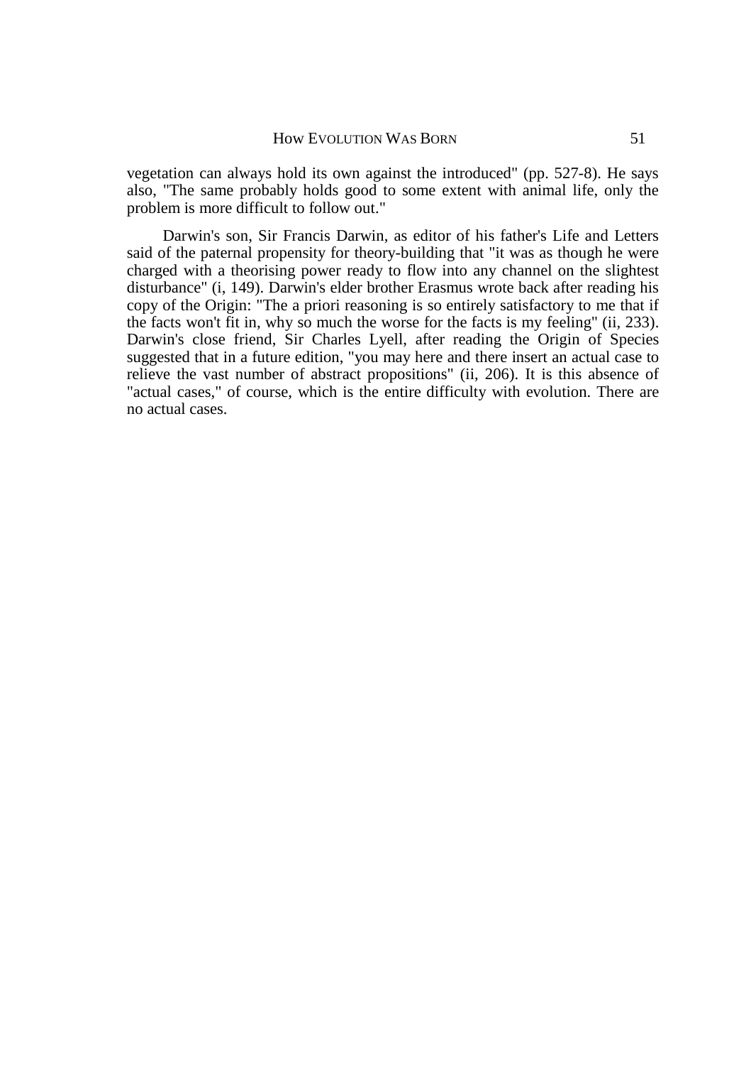vegetation can always hold its own against the introduced" (pp. 527-8). He says also, "The same probably holds good to some extent with animal life, only the problem is more difficult to follow out."

Darwin's son, Sir Francis Darwin, as editor of his father's Life and Letters said of the paternal propensity for theory-building that "it was as though he were charged with a theorising power ready to flow into any channel on the slightest disturbance" (i, 149). Darwin's elder brother Erasmus wrote back after reading his copy of the Origin: "The a priori reasoning is so entirely satisfactory to me that if the facts won't fit in, why so much the worse for the facts is my feeling" (ii, 233). Darwin's close friend, Sir Charles Lyell, after reading the Origin of Species suggested that in a future edition, "you may here and there insert an actual case to relieve the vast number of abstract propositions" (ii, 206). It is this absence of "actual cases," of course, which is the entire difficulty with evolution. There are no actual cases.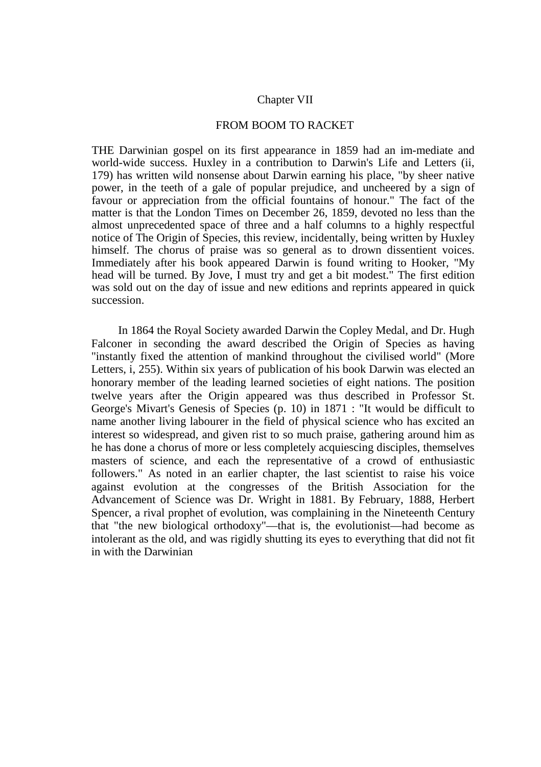# Chapter VII

## FROM BOOM TO RACKET

THE Darwinian gospel on its first appearance in 1859 had an im-mediate and world-wide success. Huxley in a contribution to Darwin's Life and Letters (ii, 179) has written wild nonsense about Darwin earning his place, "by sheer native power, in the teeth of a gale of popular prejudice, and uncheered by a sign of favour or appreciation from the official fountains of honour." The fact of the matter is that the London Times on December 26, 1859, devoted no less than the almost unprecedented space of three and a half columns to a highly respectful notice of The Origin of Species, this review, incidentally, being written by Huxley himself. The chorus of praise was so general as to drown dissentient voices. Immediately after his book appeared Darwin is found writing to Hooker, "My head will be turned. By Jove, I must try and get a bit modest." The first edition was sold out on the day of issue and new editions and reprints appeared in quick succession.

In 1864 the Royal Society awarded Darwin the Copley Medal, and Dr. Hugh Falconer in seconding the award described the Origin of Species as having "instantly fixed the attention of mankind throughout the civilised world" (More Letters, i, 255). Within six years of publication of his book Darwin was elected an honorary member of the leading learned societies of eight nations. The position twelve years after the Origin appeared was thus described in Professor St. George's Mivart's Genesis of Species (p. 10) in 1871 : "It would be difficult to name another living labourer in the field of physical science who has excited an interest so widespread, and given rist to so much praise, gathering around him as he has done a chorus of more or less completely acquiescing disciples, themselves masters of science, and each the representative of a crowd of enthusiastic followers." As noted in an earlier chapter, the last scientist to raise his voice against evolution at the congresses of the British Association for the Advancement of Science was Dr. Wright in 1881. By February, 1888, Herbert Spencer, a rival prophet of evolution, was complaining in the Nineteenth Century that "the new biological orthodoxy"—that is, the evolutionist—had become as intolerant as the old, and was rigidly shutting its eyes to everything that did not fit in with the Darwinian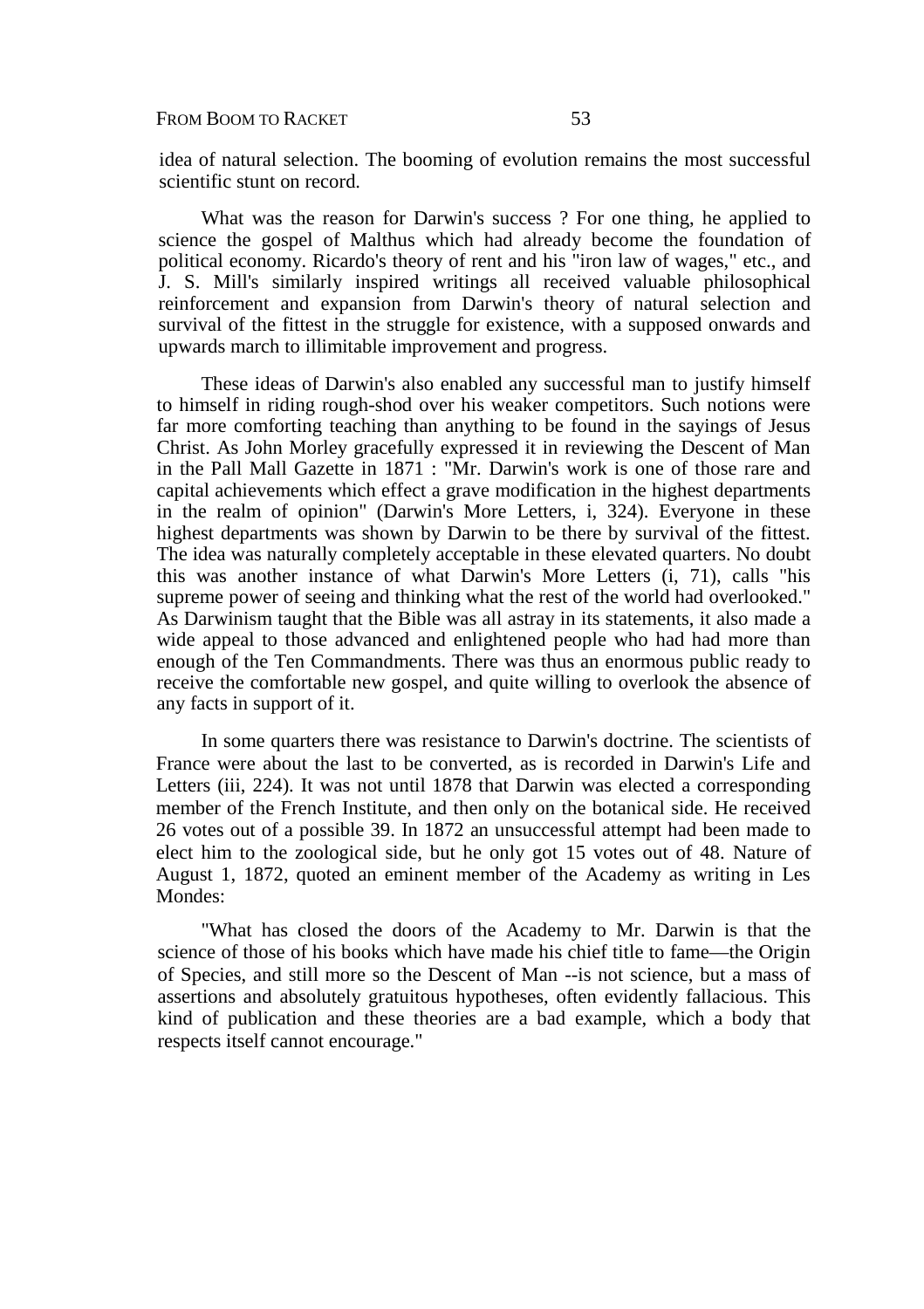idea of natural selection. The booming of evolution remains the most successful scientific stunt on record.

What was the reason for Darwin's success ? For one thing, he applied to science the gospel of Malthus which had already become the foundation of political economy. Ricardo's theory of rent and his "iron law of wages," etc., and J. S. Mill's similarly inspired writings all received valuable philosophical reinforcement and expansion from Darwin's theory of natural selection and survival of the fittest in the struggle for existence, with a supposed onwards and upwards march to illimitable improvement and progress.

These ideas of Darwin's also enabled any successful man to justify himself to himself in riding rough-shod over his weaker competitors. Such notions were far more comforting teaching than anything to be found in the sayings of Jesus Christ. As John Morley gracefully expressed it in reviewing the Descent of Man in the Pall Mall Gazette in 1871 : "Mr. Darwin's work is one of those rare and capital achievements which effect a grave modification in the highest departments in the realm of opinion" (Darwin's More Letters, i, 324). Everyone in these highest departments was shown by Darwin to be there by survival of the fittest. The idea was naturally completely acceptable in these elevated quarters. No doubt this was another instance of what Darwin's More Letters (i, 71), calls "his supreme power of seeing and thinking what the rest of the world had overlooked." As Darwinism taught that the Bible was all astray in its statements, it also made a wide appeal to those advanced and enlightened people who had had more than enough of the Ten Commandments. There was thus an enormous public ready to receive the comfortable new gospel, and quite willing to overlook the absence of any facts in support of it.

In some quarters there was resistance to Darwin's doctrine. The scientists of France were about the last to be converted, as is recorded in Darwin's Life and Letters (iii, 224). It was not until 1878 that Darwin was elected a corresponding member of the French Institute, and then only on the botanical side. He received 26 votes out of a possible 39. In 1872 an unsuccessful attempt had been made to elect him to the zoological side, but he only got 15 votes out of 48. Nature of August 1, 1872, quoted an eminent member of the Academy as writing in Les Mondes:

"What has closed the doors of the Academy to Mr. Darwin is that the science of those of his books which have made his chief title to fame—the Origin of Species, and still more so the Descent of Man --is not science, but a mass of assertions and absolutely gratuitous hypotheses, often evidently fallacious. This kind of publication and these theories are a bad example, which a body that respects itself cannot encourage."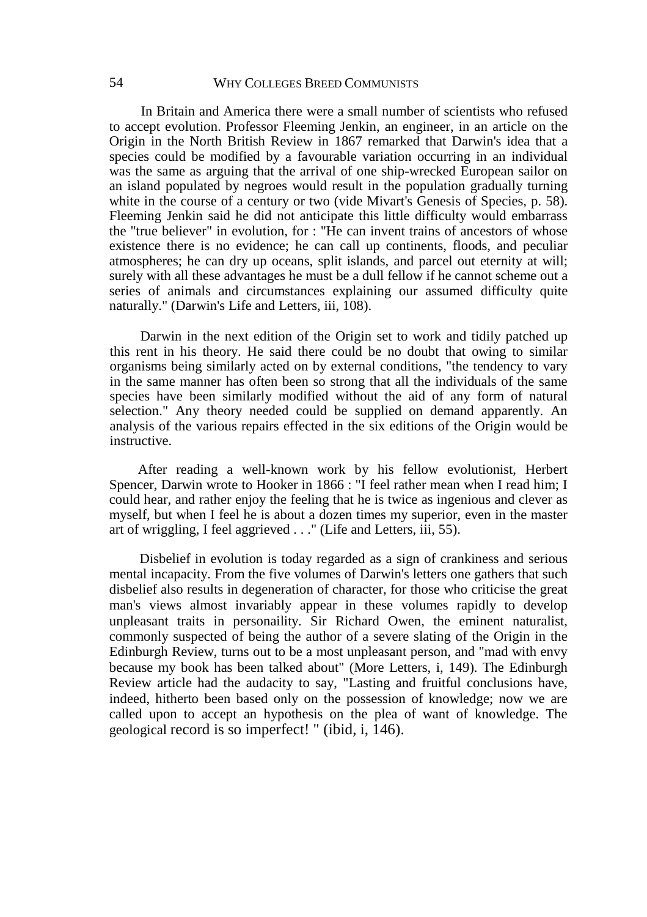In Britain and America there were a small number of scientists who refused to accept evolution. Professor Fleeming Jenkin, an engineer, in an article on the Origin in the North British Review in 1867 remarked that Darwin's idea that a species could be modified by a favourable variation occurring in an individual was the same as arguing that the arrival of one ship-wrecked European sailor on an island populated by negroes would result in the population gradually turning white in the course of a century or two (vide Mivart's Genesis of Species, p. 58). Fleeming Jenkin said he did not anticipate this little difficulty would embarrass the "true believer" in evolution, for : "He can invent trains of ancestors of whose existence there is no evidence; he can call up continents, floods, and peculiar atmospheres; he can dry up oceans, split islands, and parcel out eternity at will; surely with all these advantages he must be a dull fellow if he cannot scheme out a series of animals and circumstances explaining our assumed difficulty quite naturally." (Darwin's Life and Letters, iii, 108).

Darwin in the next edition of the Origin set to work and tidily patched up this rent in his theory. He said there could be no doubt that owing to similar organisms being similarly acted on by external conditions, "the tendency to vary in the same manner has often been so strong that all the individuals of the same species have been similarly modified without the aid of any form of natural selection." Any theory needed could be supplied on demand apparently. An analysis of the various repairs effected in the six editions of the Origin would be instructive.

After reading a well-known work by his fellow evolutionist, Herbert Spencer, Darwin wrote to Hooker in 1866 : "I feel rather mean when I read him; I could hear, and rather enjoy the feeling that he is twice as ingenious and clever as myself, but when I feel he is about a dozen times my superior, even in the master art of wriggling, I feel aggrieved . . ." (Life and Letters, iii, 55).

Disbelief in evolution is today regarded as a sign of crankiness and serious mental incapacity. From the five volumes of Darwin's letters one gathers that such disbelief also results in degeneration of character, for those who criticise the great man's views almost invariably appear in these volumes rapidly to develop unpleasant traits in personaility. Sir Richard Owen, the eminent naturalist, commonly suspected of being the author of a severe slating of the Origin in the Edinburgh Review, turns out to be a most unpleasant person, and "mad with envy because my book has been talked about" (More Letters, i, 149). The Edinburgh Review article had the audacity to say, "Lasting and fruitful conclusions have, indeed, hitherto been based only on the possession of knowledge; now we are called upon to accept an hypothesis on the plea of want of knowledge. The geological record is so imperfect! " (ibid, i, 146).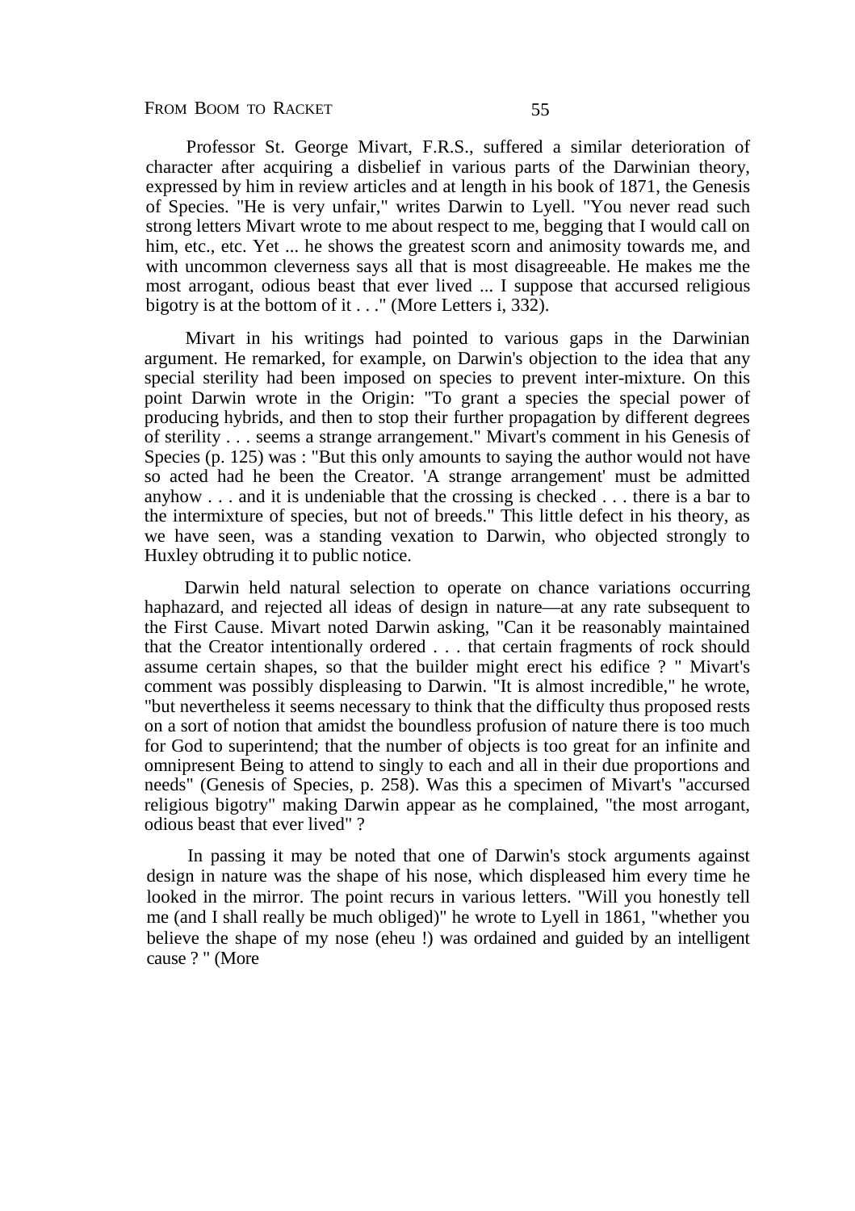Professor St. George Mivart, F.R.S., suffered a similar deterioration of character after acquiring a disbelief in various parts of the Darwinian theory, expressed by him in review articles and at length in his book of 1871, the Genesis of Species. "He is very unfair," writes Darwin to Lyell. "You never read such strong letters Mivart wrote to me about respect to me, begging that I would call on him, etc., etc. Yet ... he shows the greatest scorn and animosity towards me, and with uncommon cleverness says all that is most disagreeable. He makes me the most arrogant, odious beast that ever lived ... I suppose that accursed religious bigotry is at the bottom of it . . ." (More Letters i, 332).

Mivart in his writings had pointed to various gaps in the Darwinian argument. He remarked, for example, on Darwin's objection to the idea that any special sterility had been imposed on species to prevent inter-mixture. On this point Darwin wrote in the Origin: "To grant a species the special power of producing hybrids, and then to stop their further propagation by different degrees of sterility . . . seems a strange arrangement." Mivart's comment in his Genesis of Species (p. 125) was : "But this only amounts to saying the author would not have so acted had he been the Creator. 'A strange arrangement' must be admitted anyhow . . . and it is undeniable that the crossing is checked . . . there is a bar to the intermixture of species, but not of breeds." This little defect in his theory, as we have seen, was a standing vexation to Darwin, who objected strongly to Huxley obtruding it to public notice.

Darwin held natural selection to operate on chance variations occurring haphazard, and rejected all ideas of design in nature—at any rate subsequent to the First Cause. Mivart noted Darwin asking, "Can it be reasonably maintained that the Creator intentionally ordered . . . that certain fragments of rock should assume certain shapes, so that the builder might erect his edifice ? " Mivart's comment was possibly displeasing to Darwin. "It is almost incredible," he wrote, "but nevertheless it seems necessary to think that the difficulty thus proposed rests on a sort of notion that amidst the boundless profusion of nature there is too much for God to superintend; that the number of objects is too great for an infinite and omnipresent Being to attend to singly to each and all in their due proportions and needs" (Genesis of Species, p. 258). Was this a specimen of Mivart's "accursed religious bigotry" making Darwin appear as he complained, "the most arrogant, odious beast that ever lived" ?

In passing it may be noted that one of Darwin's stock arguments against design in nature was the shape of his nose, which displeased him every time he looked in the mirror. The point recurs in various letters. "Will you honestly tell me (and I shall really be much obliged)" he wrote to Lyell in 1861, "whether you believe the shape of my nose (eheu !) was ordained and guided by an intelligent cause ? " (More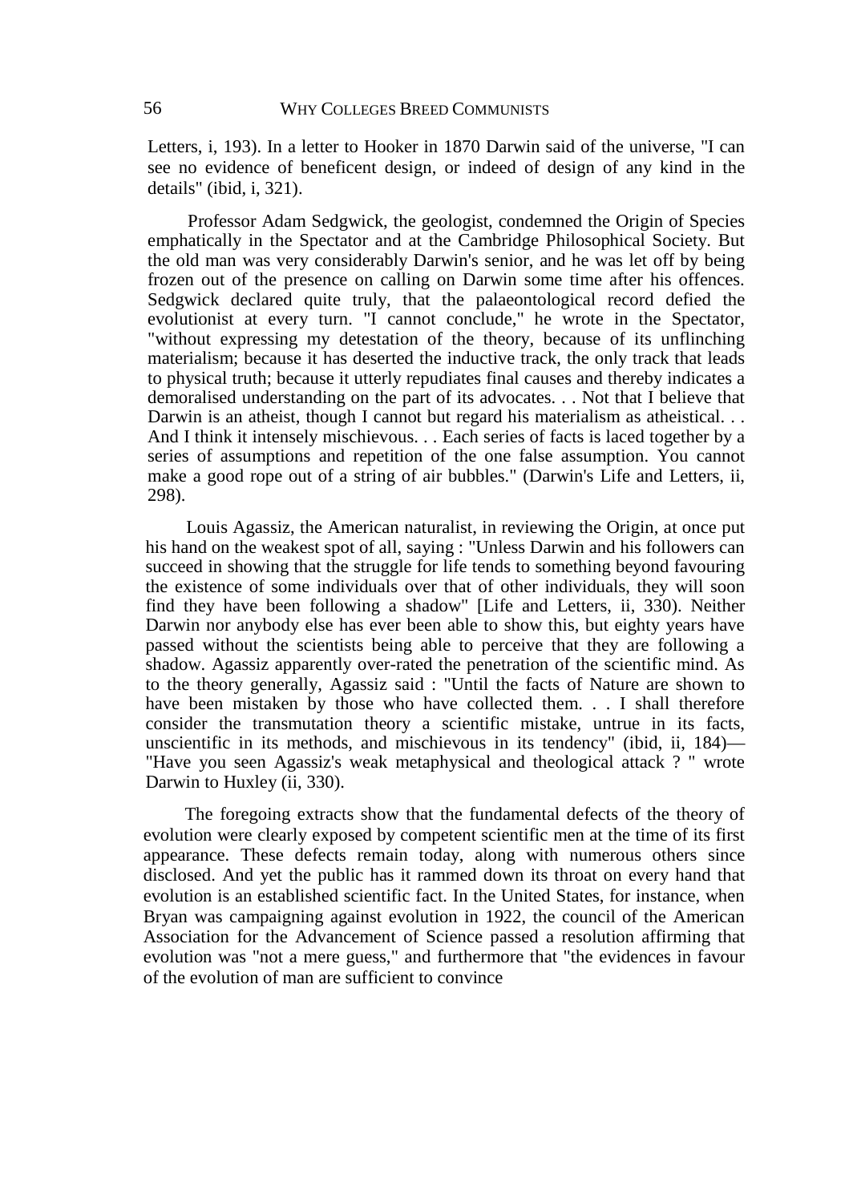Letters, i, 193). In a letter to Hooker in 1870 Darwin said of the universe, "I can see no evidence of beneficent design, or indeed of design of any kind in the details" (ibid, i, 321).

Professor Adam Sedgwick, the geologist, condemned the Origin of Species emphatically in the Spectator and at the Cambridge Philosophical Society. But the old man was very considerably Darwin's senior, and he was let off by being frozen out of the presence on calling on Darwin some time after his offences. Sedgwick declared quite truly, that the palaeontological record defied the evolutionist at every turn. "I cannot conclude," he wrote in the Spectator, "without expressing my detestation of the theory, because of its unflinching materialism; because it has deserted the inductive track, the only track that leads to physical truth; because it utterly repudiates final causes and thereby indicates a demoralised understanding on the part of its advocates. . . Not that I believe that Darwin is an atheist, though I cannot but regard his materialism as atheistical. . . And I think it intensely mischievous. . . Each series of facts is laced together by a series of assumptions and repetition of the one false assumption. You cannot make a good rope out of a string of air bubbles." (Darwin's Life and Letters, ii, 298).

Louis Agassiz, the American naturalist, in reviewing the Origin, at once put his hand on the weakest spot of all, saying : "Unless Darwin and his followers can succeed in showing that the struggle for life tends to something beyond favouring the existence of some individuals over that of other individuals, they will soon find they have been following a shadow" [Life and Letters, ii, 330). Neither Darwin nor anybody else has ever been able to show this, but eighty years have passed without the scientists being able to perceive that they are following a shadow. Agassiz apparently over-rated the penetration of the scientific mind. As to the theory generally, Agassiz said : "Until the facts of Nature are shown to have been mistaken by those who have collected them. . . I shall therefore consider the transmutation theory a scientific mistake, untrue in its facts, unscientific in its methods, and mischievous in its tendency" (ibid, ii, 184)—"Have you seen Agassiz's weak metaphysical and theological attack ? " wrote Darwin to Huxley (ii, 330).

The foregoing extracts show that the fundamental defects of the theory of evolution were clearly exposed by competent scientific men at the time of its first appearance. These defects remain today, along with numerous others since disclosed. And yet the public has it rammed down its throat on every hand that evolution is an established scientific fact. In the United States, for instance, when Bryan was campaigning against evolution in 1922, the council of the American Association for the Advancement of Science passed a resolution affirming that evolution was "not a mere guess," and furthermore that "the evidences in favour of the evolution of man are sufficient to convince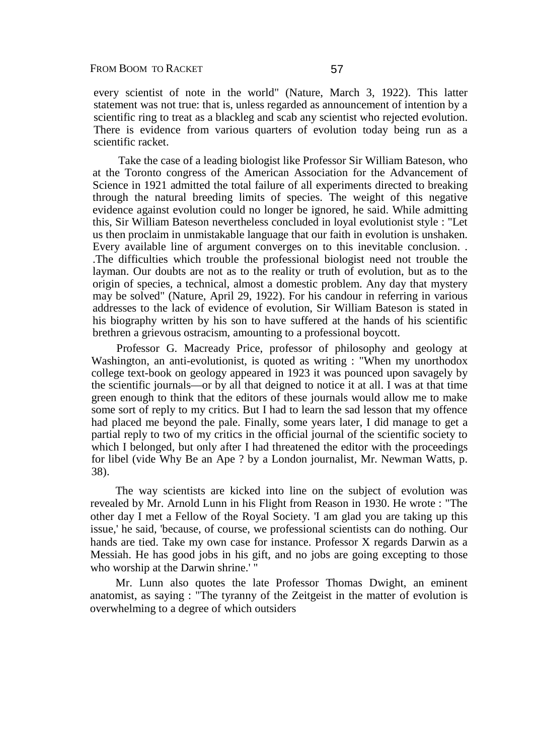every scientist of note in the world" (Nature, March 3, 1922). This latter statement was not true: that is, unless regarded as announcement of intention by a scientific ring to treat as a blackleg and scab any scientist who rejected evolution. There is evidence from various quarters of evolution today being run as a scientific racket.

Take the case of a leading biologist like Professor Sir William Bateson, who at the Toronto congress of the American Association for the Advancement of Science in 1921 admitted the total failure of all experiments directed to breaking through the natural breeding limits of species. The weight of this negative evidence against evolution could no longer be ignored, he said. While admitting this, Sir William Bateson nevertheless concluded in loyal evolutionist style : "Let us then proclaim in unmistakable language that our faith in evolution is unshaken. Every available line of argument converges on to this inevitable conclusion. . .The difficulties which trouble the professional biologist need not trouble the layman. Our doubts are not as to the reality or truth of evolution, but as to the origin of species, a technical, almost a domestic problem. Any day that mystery may be solved" (Nature, April 29, 1922). For his candour in referring in various addresses to the lack of evidence of evolution, Sir William Bateson is stated in his biography written by his son to have suffered at the hands of his scientific brethren a grievous ostracism, amounting to a professional boycott.

Professor G. Macready Price, professor of philosophy and geology at Washington, an anti-evolutionist, is quoted as writing : "When my unorthodox college text-book on geology appeared in 1923 it was pounced upon savagely by the scientific journals—or by all that deigned to notice it at all. I was at that time green enough to think that the editors of these journals would allow me to make some sort of reply to my critics. But I had to learn the sad lesson that my offence had placed me beyond the pale. Finally, some years later, I did manage to get a partial reply to two of my critics in the official journal of the scientific society to which I belonged, but only after I had threatened the editor with the proceedings for libel (vide Why Be an Ape ? by a London journalist, Mr. Newman Watts, p. 38).

The way scientists are kicked into line on the subject of evolution was revealed by Mr. Arnold Lunn in his Flight from Reason in 1930. He wrote : "The other day I met a Fellow of the Royal Society. 'I am glad you are taking up this issue,' he said, 'because, of course, we professional scientists can do nothing. Our hands are tied. Take my own case for instance. Professor X regards Darwin as a Messiah. He has good jobs in his gift, and no jobs are going excepting to those who worship at the Darwin shrine.' "

Mr. Lunn also quotes the late Professor Thomas Dwight, an eminent anatomist, as saying : "The tyranny of the Zeitgeist in the matter of evolution is overwhelming to a degree of which outsiders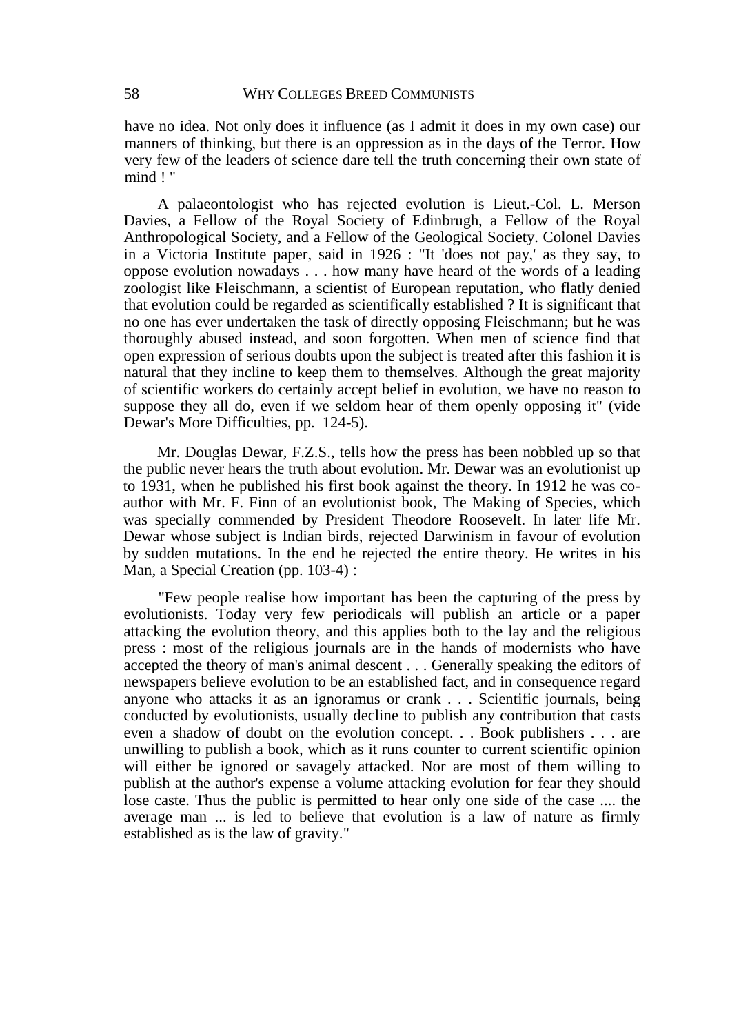have no idea. Not only does it influence (as I admit it does in my own case) our manners of thinking, but there is an oppression as in the days of the Terror. How very few of the leaders of science dare tell the truth concerning their own state of mind ! "

A palaeontologist who has rejected evolution is Lieut.-Col. L. Merson Davies, a Fellow of the Royal Society of Edinbrugh, a Fellow of the Royal Anthropological Society, and a Fellow of the Geological Society. Colonel Davies in a Victoria Institute paper, said in 1926 : "It 'does not pay,' as they say, to oppose evolution nowadays . . . how many have heard of the words of a leading zoologist like Fleischmann, a scientist of European reputation, who flatly denied that evolution could be regarded as scientifically established ? It is significant that no one has ever undertaken the task of directly opposing Fleischmann; but he was thoroughly abused instead, and soon forgotten. When men of science find that open expression of serious doubts upon the subject is treated after this fashion it is natural that they incline to keep them to themselves. Although the great majority of scientific workers do certainly accept belief in evolution, we have no reason to suppose they all do, even if we seldom hear of them openly opposing it" (vide Dewar's More Difficulties, pp. 124-5).

Mr. Douglas Dewar, F.Z.S., tells how the press has been nobbled up so that the public never hears the truth about evolution. Mr. Dewar was an evolutionist up to 1931, when he published his first book against the theory. In 1912 he was co-author with Mr. F. Finn of an evolutionist book, The Making of Species, which was specially commended by President Theodore Roosevelt. In later life Mr. Dewar whose subject is Indian birds, rejected Darwinism in favour of evolution by sudden mutations. In the end he rejected the entire theory. He writes in his Man, a Special Creation (pp. 103-4) :

"Few people realise how important has been the capturing of the press by evolutionists. Today very few periodicals will publish an article or a paper attacking the evolution theory, and this applies both to the lay and the religious press : most of the religious journals are in the hands of modernists who have accepted the theory of man's animal descent . . . Generally speaking the editors of newspapers believe evolution to be an established fact, and in consequence regard anyone who attacks it as an ignoramus or crank . . . Scientific journals, being conducted by evolutionists, usually decline to publish any contribution that casts even a shadow of doubt on the evolution concept. . . Book publishers . . . are unwilling to publish a book, which as it runs counter to current scientific opinion will either be ignored or savagely attacked. Nor are most of them willing to publish at the author's expense a volume attacking evolution for fear they should lose caste. Thus the public is permitted to hear only one side of the case .... the average man ... is led to believe that evolution is a law of nature as firmly established as is the law of gravity."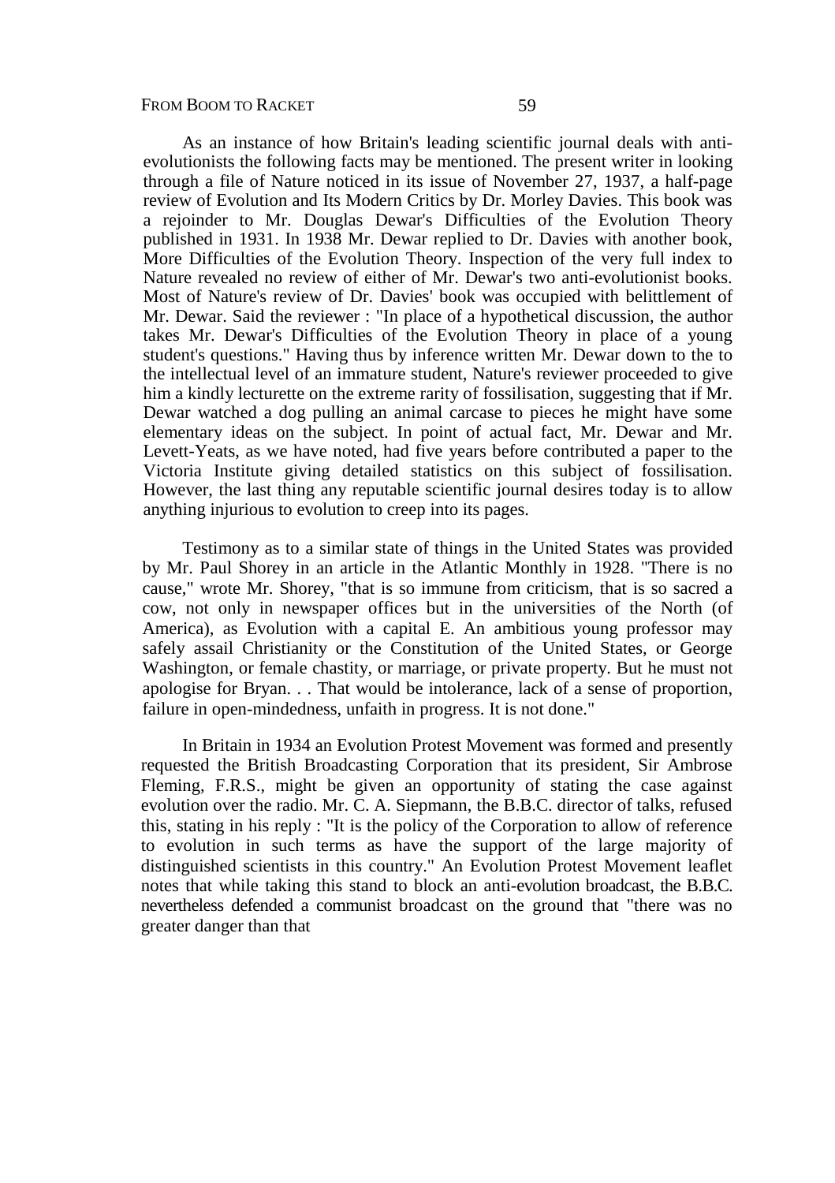As an instance of how Britain's leading scientific journal deals with anti-evolutionists the following facts may be mentioned. The present writer in looking through a file of Nature noticed in its issue of November 27, 1937, a half-page review of Evolution and Its Modern Critics by Dr. Morley Davies. This book was a rejoinder to Mr. Douglas Dewar's Difficulties of the Evolution Theory published in 1931. In 1938 Mr. Dewar replied to Dr. Davies with another book, More Difficulties of the Evolution Theory. Inspection of the very full index to Nature revealed no review of either of Mr. Dewar's two anti-evolutionist books. Most of Nature's review of Dr. Davies' book was occupied with belittlement of Mr. Dewar. Said the reviewer : "In place of a hypothetical discussion, the author takes Mr. Dewar's Difficulties of the Evolution Theory in place of a young student's questions." Having thus by inference written Mr. Dewar down to the to the intellectual level of an immature student, Nature's reviewer proceeded to give him a kindly lecturette on the extreme rarity of fossilisation, suggesting that if Mr. Dewar watched a dog pulling an animal carcase to pieces he might have some elementary ideas on the subject. In point of actual fact, Mr. Dewar and Mr. Levett-Yeats, as we have noted, had five years before contributed a paper to the Victoria Institute giving detailed statistics on this subject of fossilisation. However, the last thing any reputable scientific journal desires today is to allow anything injurious to evolution to creep into its pages.

Testimony as to a similar state of things in the United States was provided by Mr. Paul Shorey in an article in the Atlantic Monthly in 1928. "There is no cause," wrote Mr. Shorey, "that is so immune from criticism, that is so sacred a cow, not only in newspaper offices but in the universities of the North (of America), as Evolution with a capital E. An ambitious young professor may safely assail Christianity or the Constitution of the United States, or George Washington, or female chastity, or marriage, or private property. But he must not apologise for Bryan. . . That would be intolerance, lack of a sense of proportion, failure in open-mindedness, unfaith in progress. It is not done."

In Britain in 1934 an Evolution Protest Movement was formed and presently requested the British Broadcasting Corporation that its president, Sir Ambrose Fleming, F.R.S., might be given an opportunity of stating the case against evolution over the radio. Mr. C. A. Siepmann, the B.B.C. director of talks, refused this, stating in his reply : "It is the policy of the Corporation to allow of reference to evolution in such terms as have the support of the large majority of distinguished scientists in this country." An Evolution Protest Movement leaflet notes that while taking this stand to block an anti-evolution broadcast, the B.B.C. nevertheless defended a communist broadcast on the ground that "there was no greater danger than that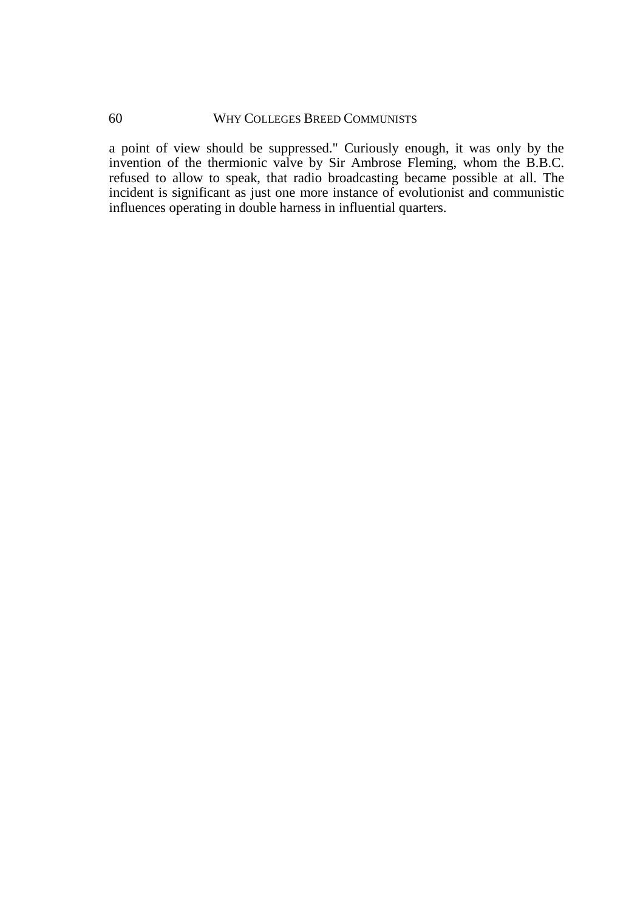a point of view should be suppressed." Curiously enough, it was only by the invention of the thermionic valve by Sir Ambrose Fleming, whom the B.B.C. refused to allow to speak, that radio broadcasting became possible at all. The incident is significant as just one more instance of evolutionist and communistic influences operating in double harness in influential quarters.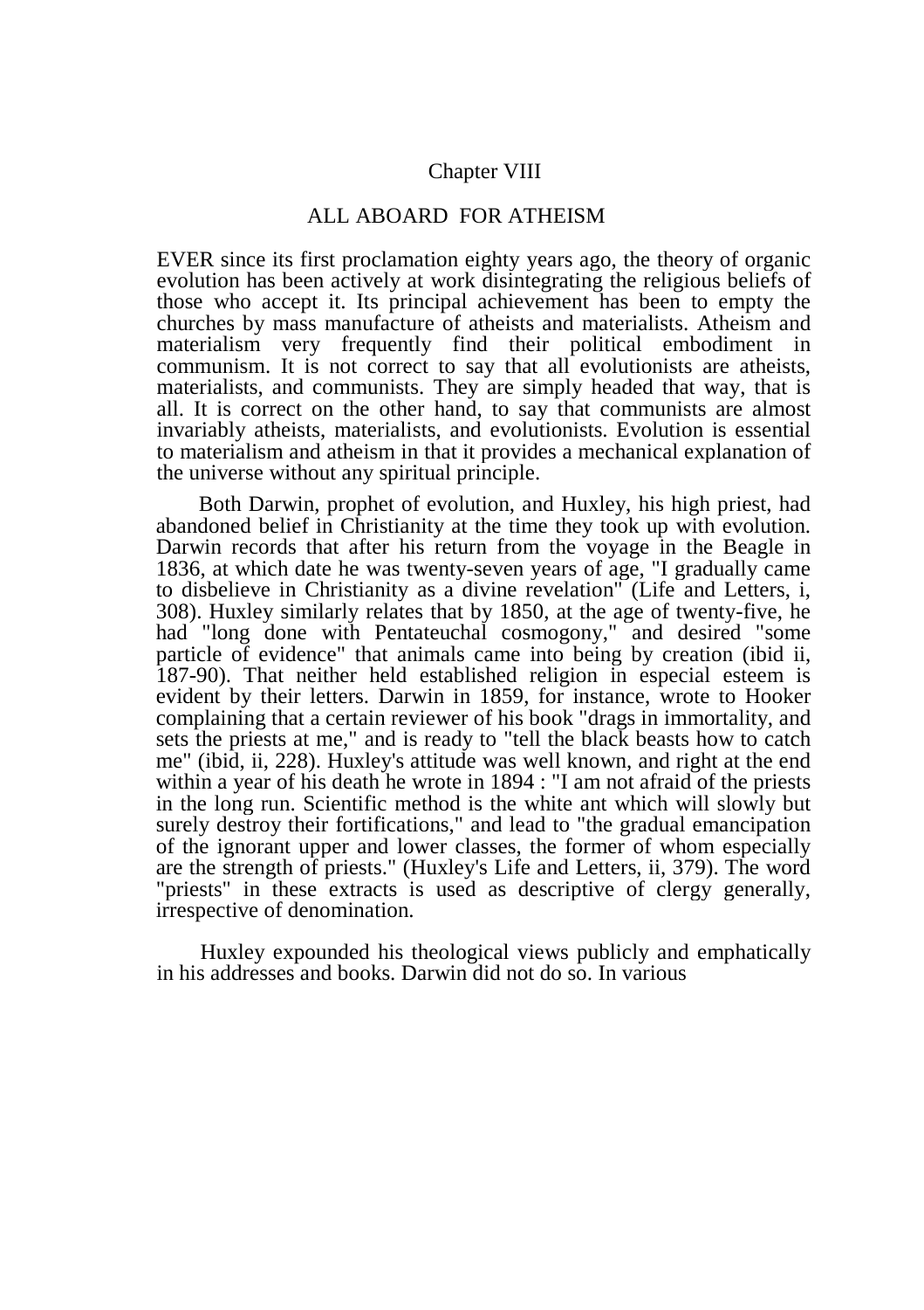## Chapter VIII

## ALL ABOARD FOR ATHEISM

EVER since its first proclamation eighty years ago, the theory of organic evolution has been actively at work disintegrating the religious beliefs of those who accept it. Its principal achievement has been to empty the churches by mass manufacture of atheists and materialists. Atheism and materialism very frequently find their political embodiment in communism. It is not correct to say that all evolutionists are atheists, materialists, and communists. They are simply headed that way, that is all. It is correct on the other hand, to say that communists are almost invariably atheists, materialists, and evolutionists. Evolution is essential to materialism and atheism in that it provides a mechanical explanation of the universe without any spiritual principle.

Both Darwin, prophet of evolution, and Huxley, his high priest, had abandoned belief in Christianity at the time they took up with evolution. Darwin records that after his return from the voyage in the Beagle in 1836, at which date he was twenty-seven years of age, "I gradually came to disbelieve in Christianity as a divine revelation" (Life and Letters, i, 308). Huxley similarly relates that by 1850, at the age of twenty-five, he had "long done with Pentateuchal cosmogony," and desired "some particle of evidence" that animals came into being by creation (ibid ii, 187-90). That neither held established religion in especial esteem is evident by their letters. Darwin in 1859, for instance, wrote to Hooker complaining that a certain reviewer of his book "drags in immortality, and sets the priests at me," and is ready to "tell the black beasts how to catch me" (ibid, ii, 228). Huxley's attitude was well known, and right at the end within a year of his death he wrote in 1894 : "I am not afraid of the priests in the long run. Scientific method is the white ant which will slowly but surely destroy their fortifications," and lead to "the gradual emancipation of the ignorant upper and lower classes, the former of whom especially are the strength of priests." (Huxley's Life and Letters, ii, 379). The word "priests" in these extracts is used as descriptive of clergy generally, irrespective of denomination.

Huxley expounded his theological views publicly and emphatically in his addresses and books. Darwin did not do so. In various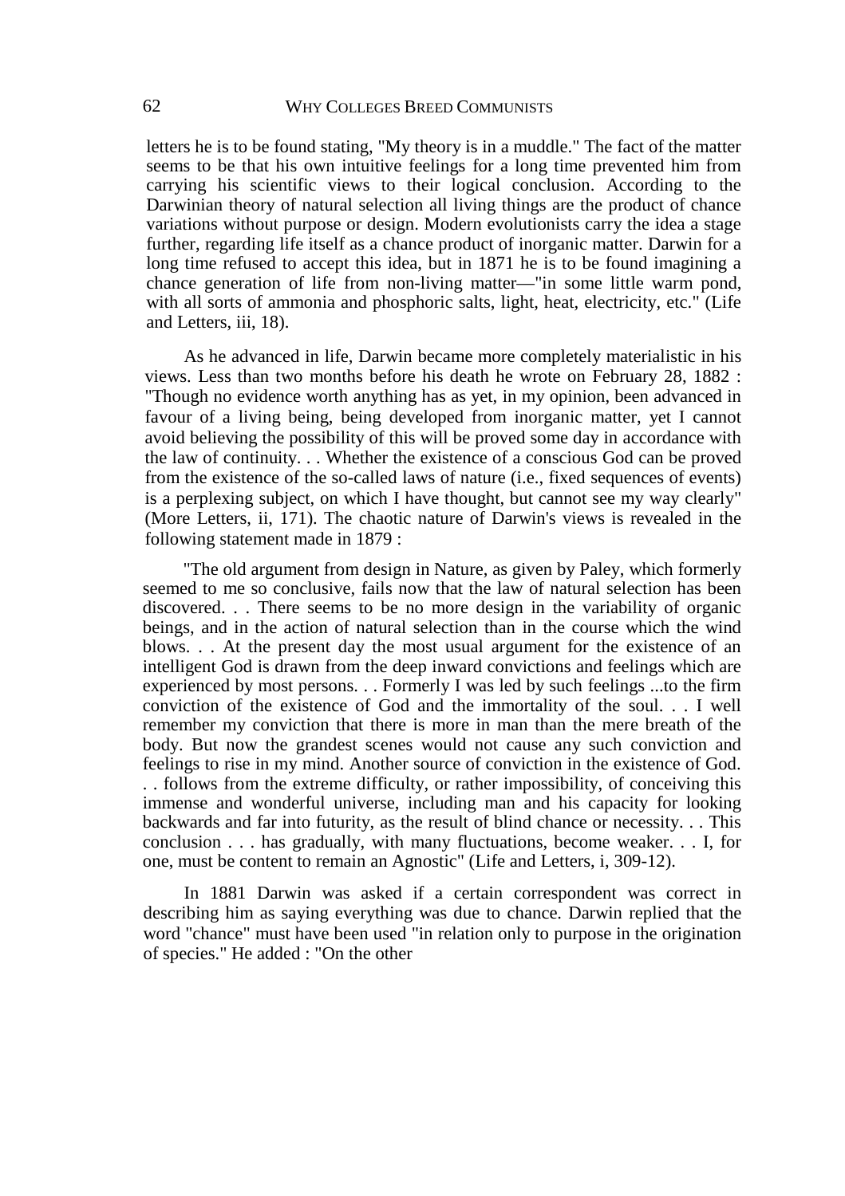letters he is to be found stating, "My theory is in a muddle." The fact of the matter seems to be that his own intuitive feelings for a long time prevented him from carrying his scientific views to their logical conclusion. According to the Darwinian theory of natural selection all living things are the product of chance variations without purpose or design. Modern evolutionists carry the idea a stage further, regarding life itself as a chance product of inorganic matter. Darwin for a long time refused to accept this idea, but in 1871 he is to be found imagining a chance generation of life from non-living matter—"in some little warm pond, with all sorts of ammonia and phosphoric salts, light, heat, electricity, etc." (Life and Letters, iii, 18).

As he advanced in life, Darwin became more completely materialistic in his views. Less than two months before his death he wrote on February 28, 1882 : "Though no evidence worth anything has as yet, in my opinion, been advanced in favour of a living being, being developed from inorganic matter, yet I cannot avoid believing the possibility of this will be proved some day in accordance with the law of continuity. . . Whether the existence of a conscious God can be proved from the existence of the so-called laws of nature (i.e., fixed sequences of events) is a perplexing subject, on which I have thought, but cannot see my way clearly" (More Letters, ii, 171). The chaotic nature of Darwin's views is revealed in the following statement made in 1879 :

"The old argument from design in Nature, as given by Paley, which formerly seemed to me so conclusive, fails now that the law of natural selection has been discovered. . . There seems to be no more design in the variability of organic beings, and in the action of natural selection than in the course which the wind blows. . . At the present day the most usual argument for the existence of an intelligent God is drawn from the deep inward convictions and feelings which are experienced by most persons. . . Formerly I was led by such feelings ...to the firm conviction of the existence of God and the immortality of the soul. . . I well remember my conviction that there is more in man than the mere breath of the body. But now the grandest scenes would not cause any such conviction and feelings to rise in my mind. Another source of conviction in the existence of God. . . follows from the extreme difficulty, or rather impossibility, of conceiving this immense and wonderful universe, including man and his capacity for looking backwards and far into futurity, as the result of blind chance or necessity. . . This conclusion . . . has gradually, with many fluctuations, become weaker. . . I, for one, must be content to remain an Agnostic" (Life and Letters, i, 309-12).

In 1881 Darwin was asked if a certain correspondent was correct in describing him as saying everything was due to chance. Darwin replied that the word "chance" must have been used "in relation only to purpose in the origination of species." He added : "On the other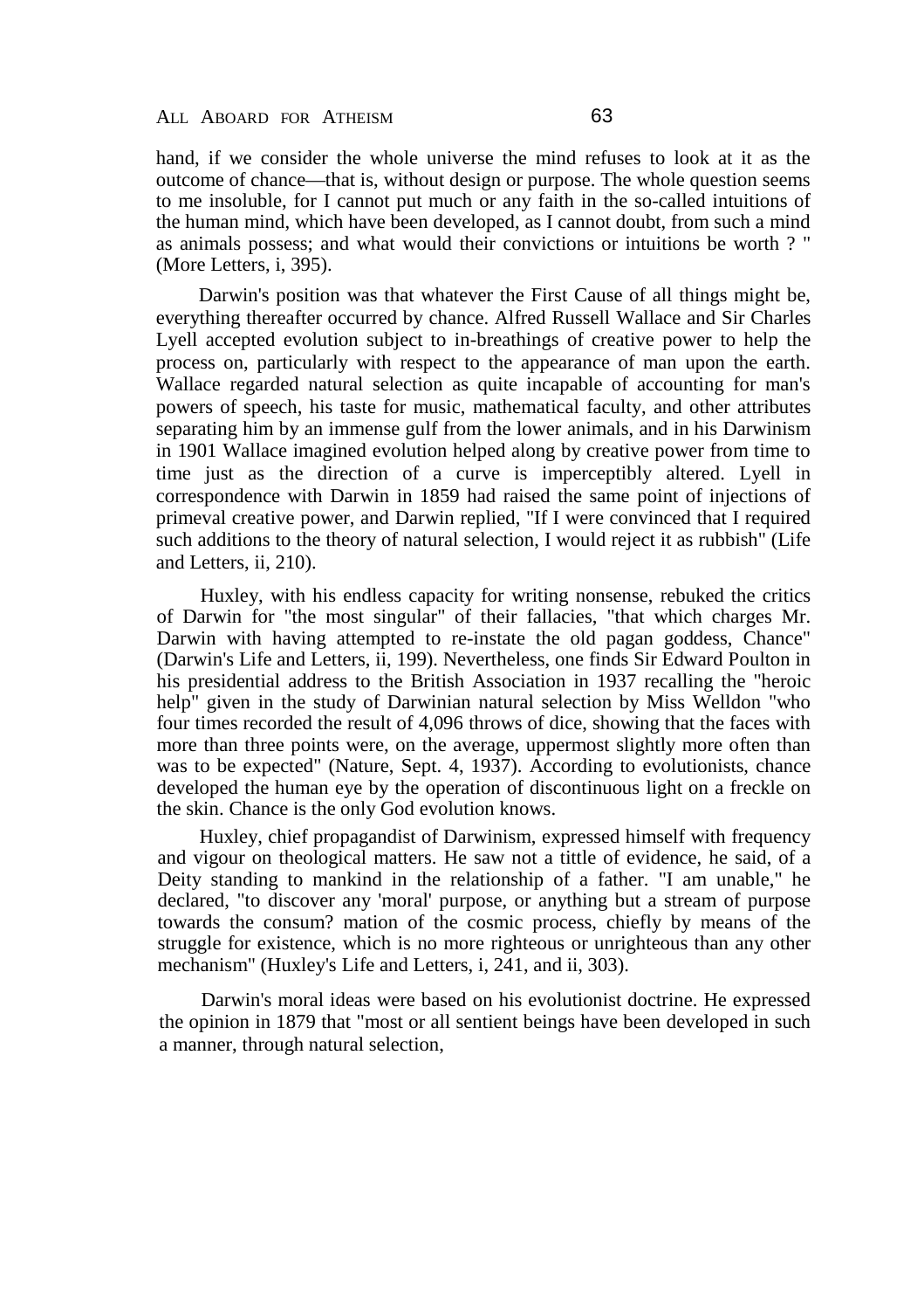hand, if we consider the whole universe the mind refuses to look at it as the outcome of chance—that is, without design or purpose. The whole question seems to me insoluble, for I cannot put much or any faith in the so-called intuitions of the human mind, which have been developed, as I cannot doubt, from such a mind as animals possess; and what would their convictions or intuitions be worth ? " (More Letters, i, 395).

Darwin's position was that whatever the First Cause of all things might be, everything thereafter occurred by chance. Alfred Russell Wallace and Sir Charles Lyell accepted evolution subject to in-breathings of creative power to help the process on, particularly with respect to the appearance of man upon the earth. Wallace regarded natural selection as quite incapable of accounting for man's powers of speech, his taste for music, mathematical faculty, and other attributes separating him by an immense gulf from the lower animals, and in his Darwinism in 1901 Wallace imagined evolution helped along by creative power from time to time just as the direction of a curve is imperceptibly altered. Lyell in correspondence with Darwin in 1859 had raised the same point of injections of primeval creative power, and Darwin replied, "If I were convinced that I required such additions to the theory of natural selection, I would reject it as rubbish" (Life and Letters, ii, 210).

Huxley, with his endless capacity for writing nonsense, rebuked the critics of Darwin for "the most singular" of their fallacies, "that which charges Mr. Darwin with having attempted to re-instate the old pagan goddess, Chance" (Darwin's Life and Letters, ii, 199). Nevertheless, one finds Sir Edward Poulton in his presidential address to the British Association in 1937 recalling the "heroic help" given in the study of Darwinian natural selection by Miss Welldon "who four times recorded the result of 4,096 throws of dice, showing that the faces with more than three points were, on the average, uppermost slightly more often than was to be expected" (Nature, Sept. 4, 1937). According to evolutionists, chance developed the human eye by the operation of discontinuous light on a freckle on the skin. Chance is the only God evolution knows.

Huxley, chief propagandist of Darwinism, expressed himself with frequency and vigour on theological matters. He saw not a tittle of evidence, he said, of a Deity standing to mankind in the relationship of a father. "I am unable," he declared, "to discover any 'moral' purpose, or anything but a stream of purpose towards the consum? mation of the cosmic process, chiefly by means of the struggle for existence, which is no more righteous or unrighteous than any other mechanism" (Huxley's Life and Letters, i, 241, and ii, 303).

Darwin's moral ideas were based on his evolutionist doctrine. He expressed the opinion in 1879 that "most or all sentient beings have been developed in such a manner, through natural selection,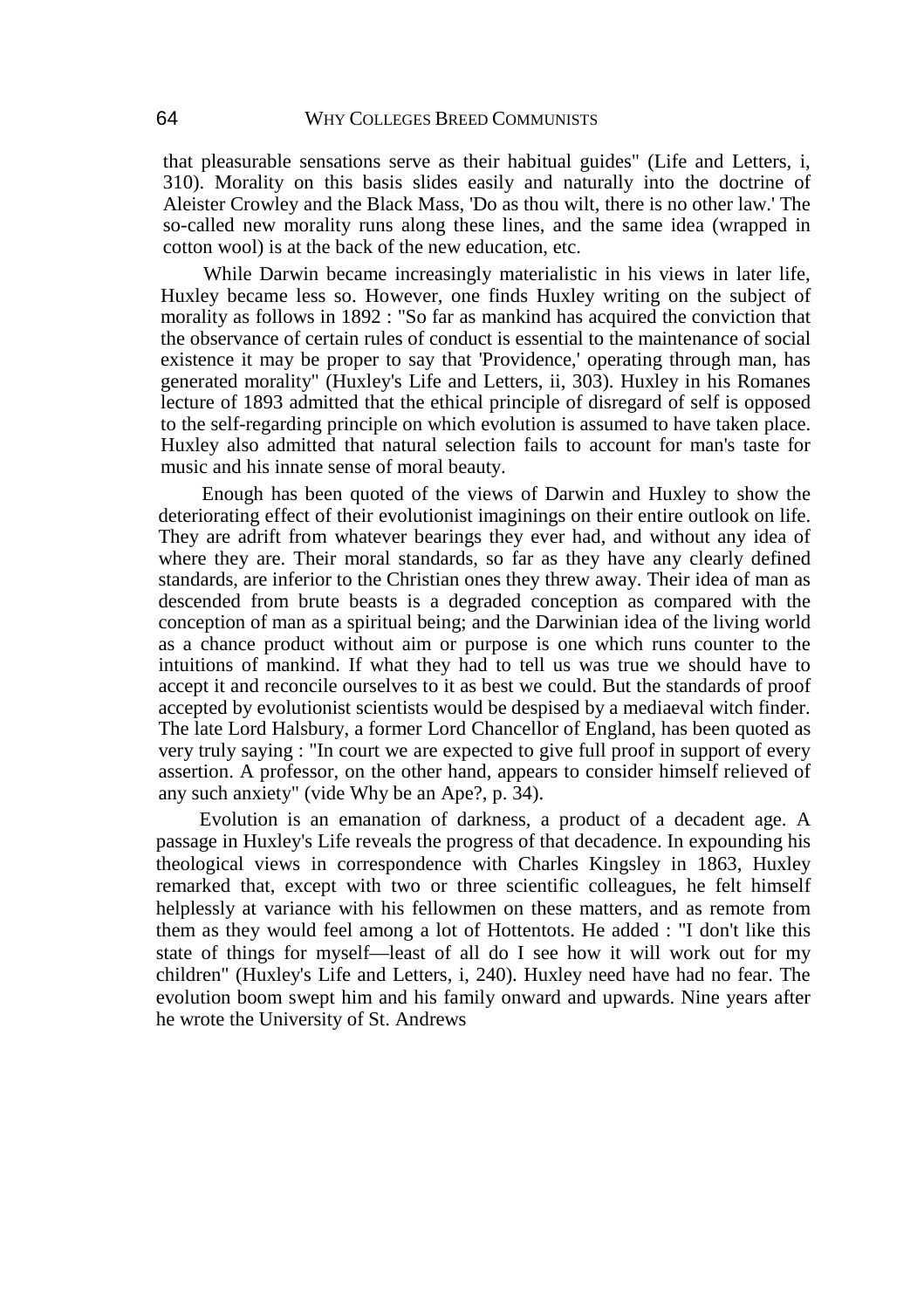that pleasurable sensations serve as their habitual guides" (Life and Letters, i, 310). Morality on this basis slides easily and naturally into the doctrine of Aleister Crowley and the Black Mass, 'Do as thou wilt, there is no other law.' The so-called new morality runs along these lines, and the same idea (wrapped in cotton wool) is at the back of the new education, etc.

While Darwin became increasingly materialistic in his views in later life, Huxley became less so. However, one finds Huxley writing on the subject of morality as follows in 1892 : "So far as mankind has acquired the conviction that the observance of certain rules of conduct is essential to the maintenance of social existence it may be proper to say that 'Providence,' operating through man, has generated morality" (Huxley's Life and Letters, ii, 303). Huxley in his Romanes lecture of 1893 admitted that the ethical principle of disregard of self is opposed to the self-regarding principle on which evolution is assumed to have taken place. Huxley also admitted that natural selection fails to account for man's taste for music and his innate sense of moral beauty.

Enough has been quoted of the views of Darwin and Huxley to show the deteriorating effect of their evolutionist imaginings on their entire outlook on life. They are adrift from whatever bearings they ever had, and without any idea of where they are. Their moral standards, so far as they have any clearly defined standards, are inferior to the Christian ones they threw away. Their idea of man as descended from brute beasts is a degraded conception as compared with the conception of man as a spiritual being; and the Darwinian idea of the living world as a chance product without aim or purpose is one which runs counter to the intuitions of mankind. If what they had to tell us was true we should have to accept it and reconcile ourselves to it as best we could. But the standards of proof accepted by evolutionist scientists would be despised by a mediaeval witch finder. The late Lord Halsbury, a former Lord Chancellor of England, has been quoted as very truly saying : "In court we are expected to give full proof in support of every assertion. A professor, on the other hand, appears to consider himself relieved of any such anxiety" (vide Why be an Ape?, p. 34).

Evolution is an emanation of darkness, a product of a decadent age. A passage in Huxley's Life reveals the progress of that decadence. In expounding his theological views in correspondence with Charles Kingsley in 1863, Huxley remarked that, except with two or three scientific colleagues, he felt himself helplessly at variance with his fellowmen on these matters, and as remote from them as they would feel among a lot of Hottentots. He added : "I don't like this state of things for myself—least of all do I see how it will work out for my children" (Huxley's Life and Letters, i, 240). Huxley need have had no fear. The evolution boom swept him and his family onward and upwards. Nine years after he wrote the University of St. Andrews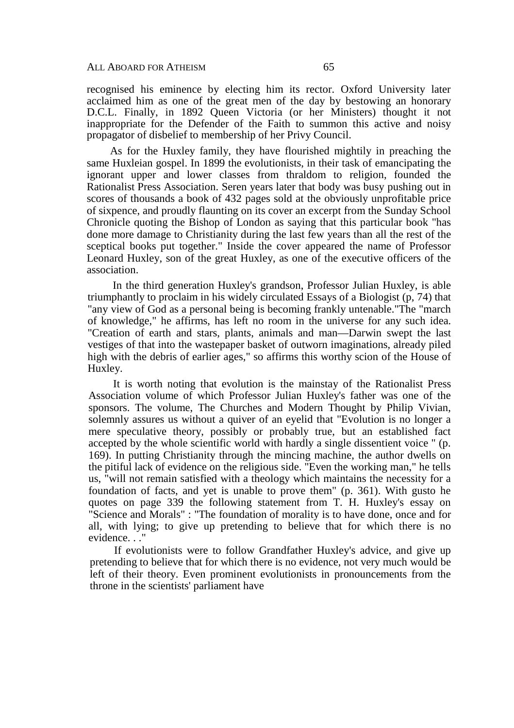recognised his eminence by electing him its rector. Oxford University later acclaimed him as one of the great men of the day by bestowing an honorary D.C.L. Finally, in 1892 Queen Victoria (or her Ministers) thought it not inappropriate for the Defender of the Faith to summon this active and noisy propagator of disbelief to membership of her Privy Council.

As for the Huxley family, they have flourished mightily in preaching the same Huxleian gospel. In 1899 the evolutionists, in their task of emancipating the ignorant upper and lower classes from thraldom to religion, founded the Rationalist Press Association. Seren years later that body was busy pushing out in scores of thousands a book of 432 pages sold at the obviously unprofitable price of sixpence, and proudly flaunting on its cover an excerpt from the Sunday School Chronicle quoting the Bishop of London as saying that this particular book "has done more damage to Christianity during the last few years than all the rest of the sceptical books put together." Inside the cover appeared the name of Professor Leonard Huxley, son of the great Huxley, as one of the executive officers of the association.

In the third generation Huxley's grandson, Professor Julian Huxley, is able triumphantly to proclaim in his widely circulated Essays of a Biologist (p, 74) that "any view of God as a personal being is becoming frankly untenable."The "march of knowledge," he affirms, has left no room in the universe for any such idea. "Creation of earth and stars, plants, animals and man—Darwin swept the last vestiges of that into the wastepaper basket of outworn imaginations, already piled high with the debris of earlier ages," so affirms this worthy scion of the House of Huxley.

It is worth noting that evolution is the mainstay of the Rationalist Press Association volume of which Professor Julian Huxley's father was one of the sponsors. The volume, The Churches and Modern Thought by Philip Vivian, solemnly assures us without a quiver of an eyelid that "Evolution is no longer a mere speculative theory, possibly or probably true, but an established fact accepted by the whole scientific world with hardly a single dissentient voice " (p. 169). In putting Christianity through the mincing machine, the author dwells on the pitiful lack of evidence on the religious side. "Even the working man," he tells us, "will not remain satisfied with a theology which maintains the necessity for a foundation of facts, and yet is unable to prove them" (p. 361). With gusto he quotes on page 339 the following statement from T. H. Huxley's essay on "Science and Morals" : "The foundation of morality is to have done, once and for all, with lying; to give up pretending to believe that for which there is no evidence. . ."

If evolutionists were to follow Grandfather Huxley's advice, and give up pretending to believe that for which there is no evidence, not very much would be left of their theory. Even prominent evolutionists in pronouncements from the throne in the scientists' parliament have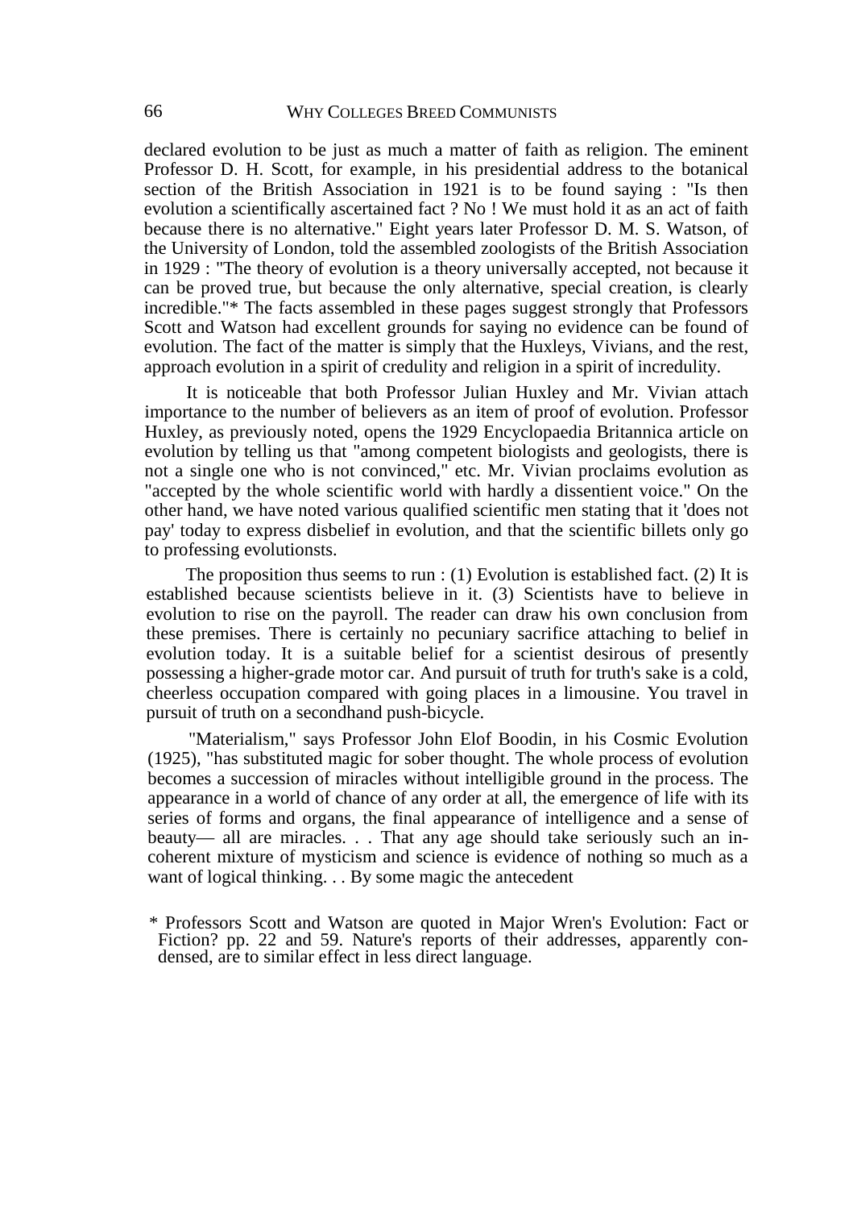declared evolution to be just as much a matter of faith as religion. The eminent Professor D. H. Scott, for example, in his presidential address to the botanical section of the British Association in 1921 is to be found saying : "Is then evolution a scientifically ascertained fact ? No ! We must hold it as an act of faith because there is no alternative." Eight years later Professor D. M. S. Watson, of the University of London, told the assembled zoologists of the British Association in 1929 : "The theory of evolution is a theory universally accepted, not because it can be proved true, but because the only alternative, special creation, is clearly incredible."* The facts assembled in these pages suggest strongly that Professors Scott and Watson had excellent grounds for saying no evidence can be found of evolution. The fact of the matter is simply that the Huxleys, Vivians, and the rest, approach evolution in a spirit of credulity and religion in a spirit of incredulity.

It is noticeable that both Professor Julian Huxley and Mr. Vivian attach importance to the number of believers as an item of proof of evolution. Professor Huxley, as previously noted, opens the 1929 Encyclopaedia Britannica article on evolution by telling us that "among competent biologists and geologists, there is not a single one who is not convinced," etc. Mr. Vivian proclaims evolution as "accepted by the whole scientific world with hardly a dissentient voice." On the other hand, we have noted various qualified scientific men stating that it 'does not pay' today to express disbelief in evolution, and that the scientific billets only go to professing evolutionsts.

The proposition thus seems to run : (1) Evolution is established fact. (2) It is established because scientists believe in it. (3) Scientists have to believe in evolution to rise on the payroll. The reader can draw his own conclusion from these premises. There is certainly no pecuniary sacrifice attaching to belief in evolution today. It is a suitable belief for a scientist desirous of presently possessing a higher-grade motor car. And pursuit of truth for truth's sake is a cold, cheerless occupation compared with going places in a limousine. You travel in pursuit of truth on a secondhand push-bicycle.

"Materialism," says Professor John Elof Boodin, in his Cosmic Evolution (1925), "has substituted magic for sober thought. The whole process of evolution becomes a succession of miracles without intelligible ground in the process. The appearance in a world of chance of any order at all, the emergence of life with its series of forms and organs, the final appearance of intelligence and a sense of beauty— all are miracles. . . That any age should take seriously such an incoherent mixture of mysticism and science is evidence of nothing so much as a want of logical thinking. . . By some magic the antecedent

\* Professors Scott and Watson are quoted in Major Wren's Evolution: Fact or Fiction? pp. 22 and 59. Nature's reports of their addresses, apparently condensed, are to similar effect in less direct language.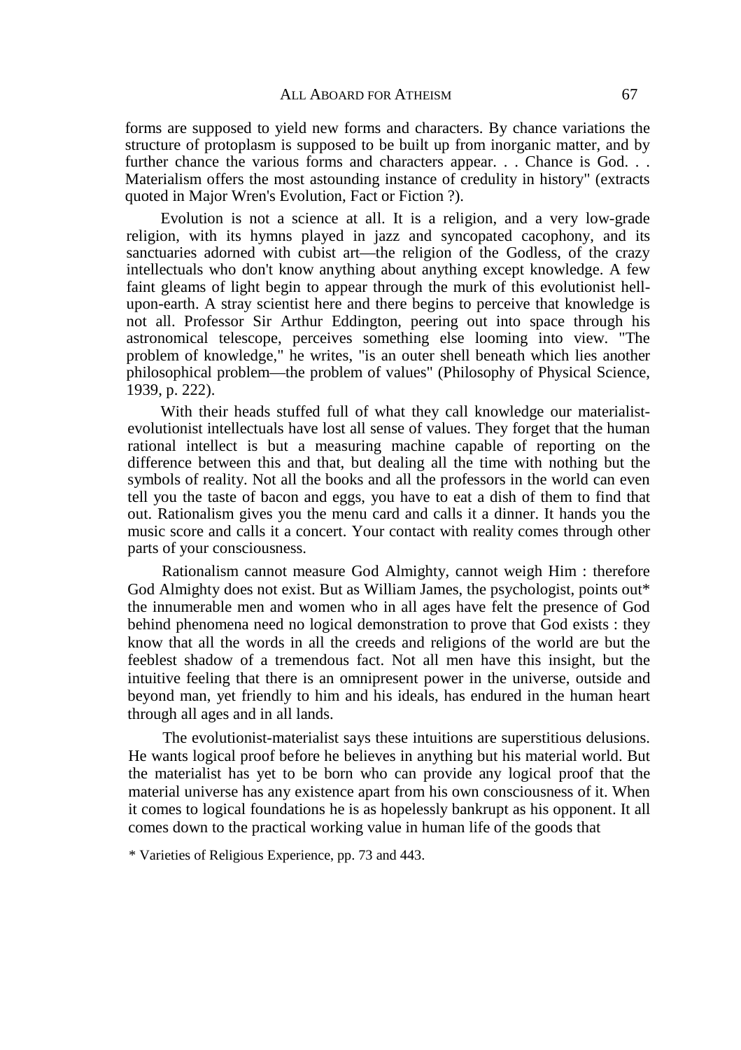forms are supposed to yield new forms and characters. By chance variations the structure of protoplasm is supposed to be built up from inorganic matter, and by further chance the various forms and characters appear. . . Chance is God. . . Materialism offers the most astounding instance of credulity in history" (extracts quoted in Major Wren's Evolution, Fact or Fiction ?).

Evolution is not a science at all. It is a religion, and a very low-grade religion, with its hymns played in jazz and syncopated cacophony, and its sanctuaries adorned with cubist art—the religion of the Godless, of the crazy intellectuals who don't know anything about anything except knowledge. A few faint gleams of light begin to appear through the murk of this evolutionist hell-upon-earth. A stray scientist here and there begins to perceive that knowledge is not all. Professor Sir Arthur Eddington, peering out into space through his astronomical telescope, perceives something else looming into view. "The problem of knowledge," he writes, "is an outer shell beneath which lies another philosophical problem—the problem of values" (Philosophy of Physical Science, 1939, p. 222).

With their heads stuffed full of what they call knowledge our materialist-evolutionist intellectuals have lost all sense of values. They forget that the human rational intellect is but a measuring machine capable of reporting on the difference between this and that, but dealing all the time with nothing but the symbols of reality. Not all the books and all the professors in the world can even tell you the taste of bacon and eggs, you have to eat a dish of them to find that out. Rationalism gives you the menu card and calls it a dinner. It hands you the music score and calls it a concert. Your contact with reality comes through other parts of your consciousness.

Rationalism cannot measure God Almighty, cannot weigh Him : therefore God Almighty does not exist. But as William James, the psychologist, points out* the innumerable men and women who in all ages have felt the presence of God behind phenomena need no logical demonstration to prove that God exists : they know that all the words in all the creeds and religions of the world are but the feeblest shadow of a tremendous fact. Not all men have this insight, but the intuitive feeling that there is an omnipresent power in the universe, outside and beyond man, yet friendly to him and his ideals, has endured in the human heart through all ages and in all lands.

The evolutionist-materialist says these intuitions are superstitious delusions. He wants logical proof before he believes in anything but his material world. But the materialist has yet to be born who can provide any logical proof that the material universe has any existence apart from his own consciousness of it. When it comes to logical foundations he is as hopelessly bankrupt as his opponent. It all comes down to the practical working value in human life of the goods that

* Varieties of Religious Experience, pp. 73 and 443.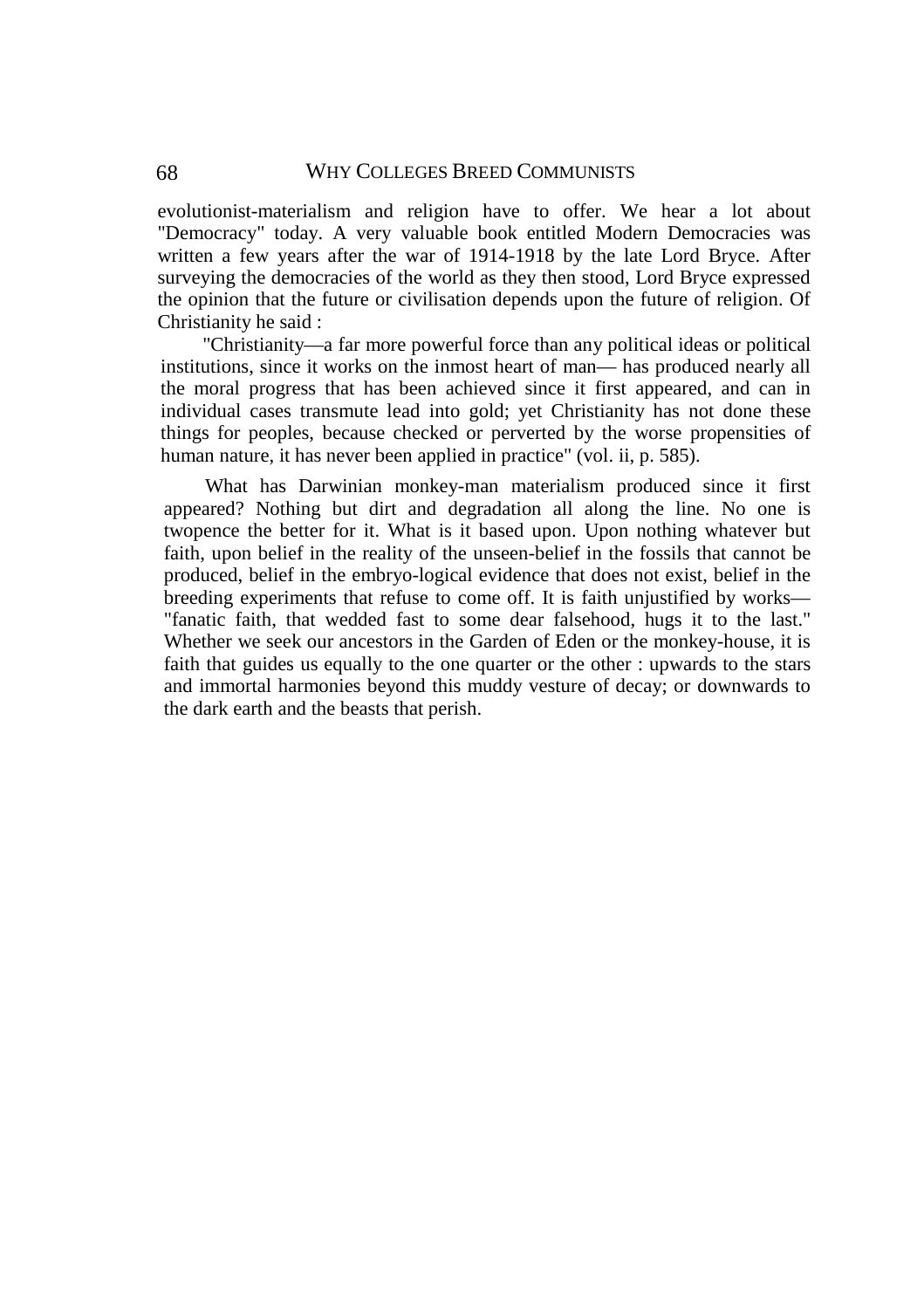evolutionist-materialism and religion have to offer. We hear a lot about "Democracy" today. A very valuable book entitled Modern Democracies was written a few years after the war of 1914-1918 by the late Lord Bryce. After surveying the democracies of the world as they then stood, Lord Bryce expressed the opinion that the future or civilisation depends upon the future of religion. Of Christianity he said :

> "Christianity—a far more powerful force than any political ideas or political institutions, since it works on the inmost heart of man— has produced nearly all the moral progress that has been achieved since it first appeared, and can in individual cases transmute lead into gold; yet Christianity has not done these things for peoples, because checked or perverted by the worse propensities of human nature, it has never been applied in practice" (vol. ii, p. 585).

What has Darwinian monkey-man materialism produced since it first appeared? Nothing but dirt and degradation all along the line. No one is twopence the better for it. What is it based upon. Upon nothing whatever but faith, upon belief in the reality of the unseen-belief in the fossils that cannot be produced, belief in the embryo-logical evidence that does not exist, belief in the breeding experiments that refuse to come off. It is faith unjustified by works—"fanatic faith, that wedded fast to some dear falsehood, hugs it to the last." Whether we seek our ancestors in the Garden of Eden or the monkey-house, it is faith that guides us equally to the one quarter or the other : upwards to the stars and immortal harmonies beyond this muddy vesture of decay; or downwards to the dark earth and the beasts that perish.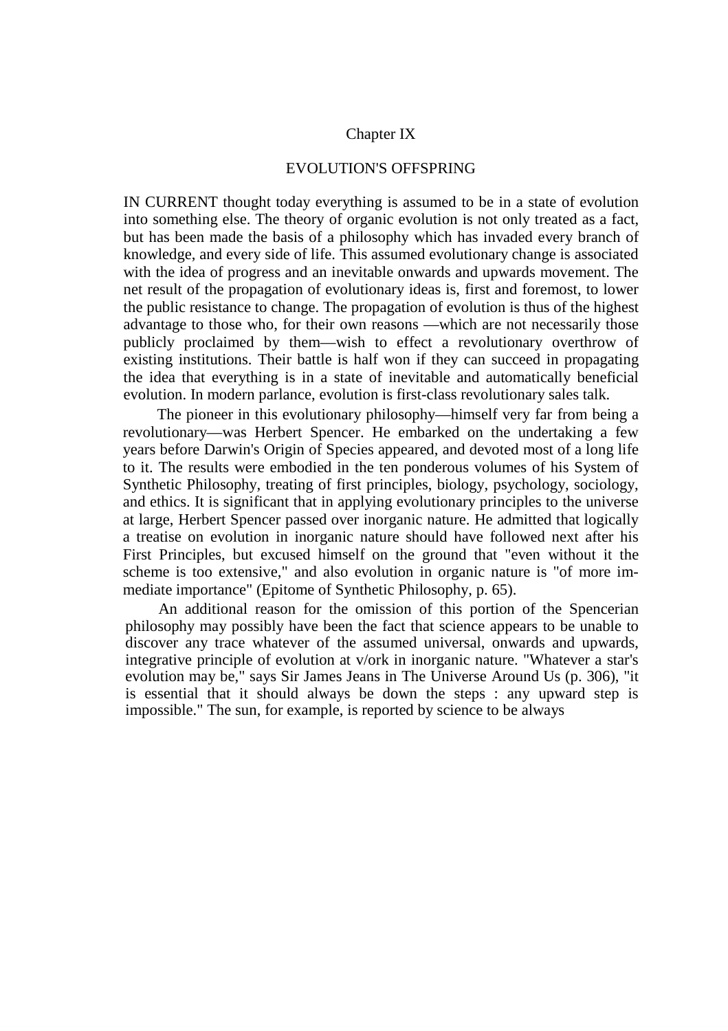# Chapter IX

## EVOLUTION'S OFFSPRING

IN CURRENT thought today everything is assumed to be in a state of evolution into something else. The theory of organic evolution is not only treated as a fact, but has been made the basis of a philosophy which has invaded every branch of knowledge, and every side of life. This assumed evolutionary change is associated with the idea of progress and an inevitable onwards and upwards movement. The net result of the propagation of evolutionary ideas is, first and foremost, to lower the public resistance to change. The propagation of evolution is thus of the highest advantage to those who, for their own reasons —which are not necessarily those publicly proclaimed by them—wish to effect a revolutionary overthrow of existing institutions. Their battle is half won if they can succeed in propagating the idea that everything is in a state of inevitable and automatically beneficial evolution. In modern parlance, evolution is first-class revolutionary sales talk.

The pioneer in this evolutionary philosophy—himself very far from being a revolutionary—was Herbert Spencer. He embarked on the undertaking a few years before Darwin's Origin of Species appeared, and devoted most of a long life to it. The results were embodied in the ten ponderous volumes of his System of Synthetic Philosophy, treating of first principles, biology, psychology, sociology, and ethics. It is significant that in applying evolutionary principles to the universe at large, Herbert Spencer passed over inorganic nature. He admitted that logically a treatise on evolution in inorganic nature should have followed next after his First Principles, but excused himself on the ground that "even without it the scheme is too extensive," and also evolution in organic nature is "of more immediate importance" (Epitome of Synthetic Philosophy, p. 65).

An additional reason for the omission of this portion of the Spencerian philosophy may possibly have been the fact that science appears to be unable to discover any trace whatever of the assumed universal, onwards and upwards, integrative principle of evolution at v/ork in inorganic nature. "Whatever a star's evolution may be," says Sir James Jeans in The Universe Around Us (p. 306), "it is essential that it should always be down the steps : any upward step is impossible." The sun, for example, is reported by science to be always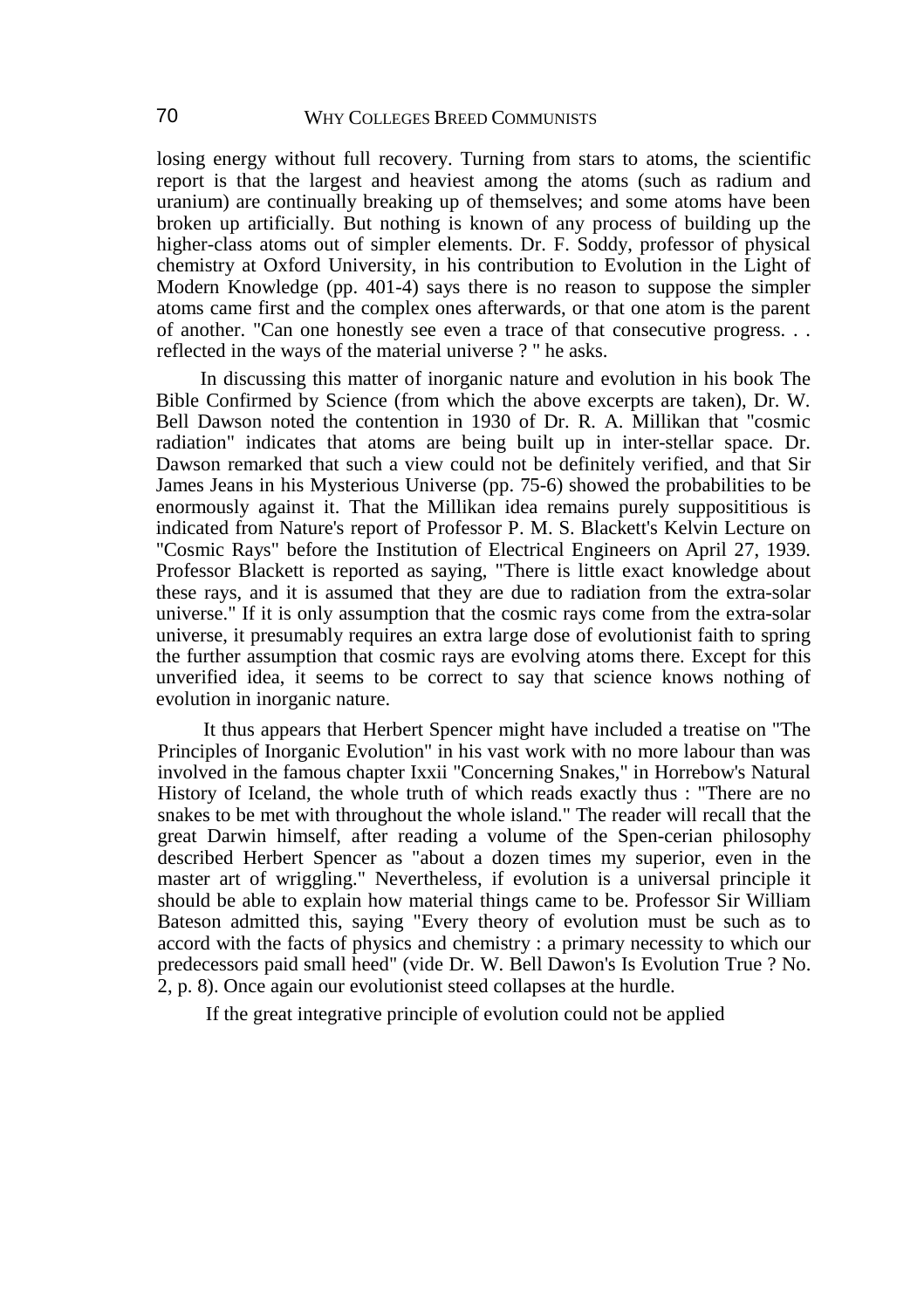losing energy without full recovery. Turning from stars to atoms, the scientific report is that the largest and heaviest among the atoms (such as radium and uranium) are continually breaking up of themselves; and some atoms have been broken up artificially. But nothing is known of any process of building up the higher-class atoms out of simpler elements. Dr. F. Soddy, professor of physical chemistry at Oxford University, in his contribution to Evolution in the Light of Modern Knowledge (pp. 401-4) says there is no reason to suppose the simpler atoms came first and the complex ones afterwards, or that one atom is the parent of another. "Can one honestly see even a trace of that consecutive progress. . . reflected in the ways of the material universe ? " he asks.

In discussing this matter of inorganic nature and evolution in his book The Bible Confirmed by Science (from which the above excerpts are taken), Dr. W. Bell Dawson noted the contention in 1930 of Dr. R. A. Millikan that "cosmic radiation" indicates that atoms are being built up in inter-stellar space. Dr. Dawson remarked that such a view could not be definitely verified, and that Sir James Jeans in his Mysterious Universe (pp. 75-6) showed the probabilities to be enormously against it. That the Millikan idea remains purely supposititious is indicated from Nature's report of Professor P. M. S. Blackett's Kelvin Lecture on "Cosmic Rays" before the Institution of Electrical Engineers on April 27, 1939. Professor Blackett is reported as saying, "There is little exact knowledge about these rays, and it is assumed that they are due to radiation from the extra-solar universe." If it is only assumption that the cosmic rays come from the extra-solar universe, it presumably requires an extra large dose of evolutionist faith to spring the further assumption that cosmic rays are evolving atoms there. Except for this unverified idea, it seems to be correct to say that science knows nothing of evolution in inorganic nature.

It thus appears that Herbert Spencer might have included a treatise on "The Principles of Inorganic Evolution" in his vast work with no more labour than was involved in the famous chapter Ixxii "Concerning Snakes," in Horrebow's Natural History of Iceland, the whole truth of which reads exactly thus : "There are no snakes to be met with throughout the whole island." The reader will recall that the great Darwin himself, after reading a volume of the Spen-cerian philosophy described Herbert Spencer as "about a dozen times my superior, even in the master art of wriggling." Nevertheless, if evolution is a universal principle it should be able to explain how material things came to be. Professor Sir William Bateson admitted this, saying "Every theory of evolution must be such as to accord with the facts of physics and chemistry : a primary necessity to which our predecessors paid small heed" (vide Dr. W. Bell Dawon's Is Evolution True ? No. 2, p. 8). Once again our evolutionist steed collapses at the hurdle.

If the great integrative principle of evolution could not be applied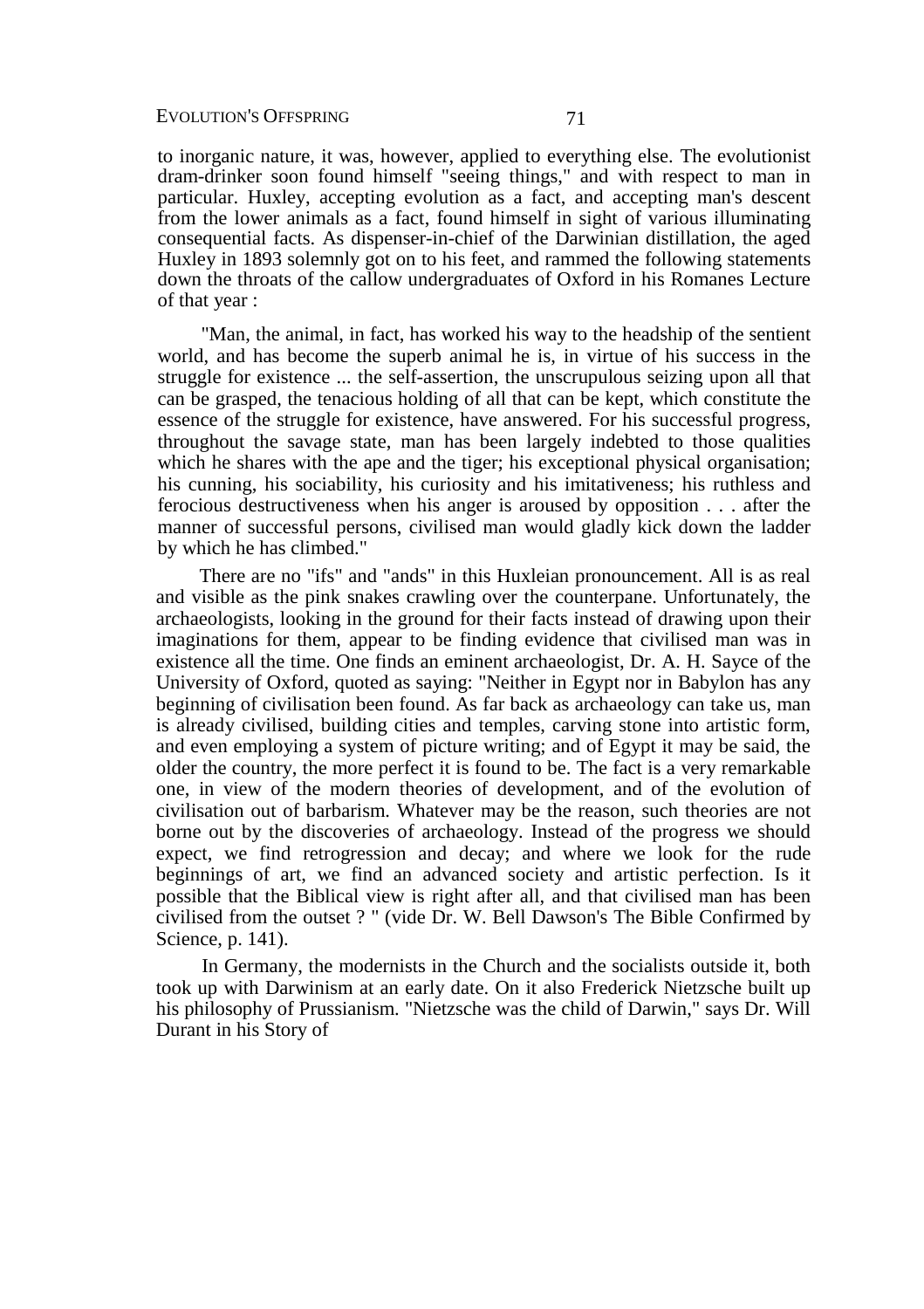to inorganic nature, it was, however, applied to everything else. The evolutionist dram-drinker soon found himself "seeing things," and with respect to man in particular. Huxley, accepting evolution as a fact, and accepting man's descent from the lower animals as a fact, found himself in sight of various illuminating consequential facts. As dispenser-in-chief of the Darwinian distillation, the aged Huxley in 1893 solemnly got on to his feet, and rammed the following statements down the throats of the callow undergraduates of Oxford in his Romanes Lecture of that year :

"Man, the animal, in fact, has worked his way to the headship of the sentient world, and has become the superb animal he is, in virtue of his success in the struggle for existence ... the self-assertion, the unscrupulous seizing upon all that can be grasped, the tenacious holding of all that can be kept, which constitute the essence of the struggle for existence, have answered. For his successful progress, throughout the savage state, man has been largely indebted to those qualities which he shares with the ape and the tiger; his exceptional physical organisation; his cunning, his sociability, his curiosity and his imitativeness; his ruthless and ferocious destructiveness when his anger is aroused by opposition . . . after the manner of successful persons, civilised man would gladly kick down the ladder by which he has climbed."

There are no "ifs" and "ands" in this Huxleian pronouncement. All is as real and visible as the pink snakes crawling over the counterpane. Unfortunately, the archaeologists, looking in the ground for their facts instead of drawing upon their imaginations for them, appear to be finding evidence that civilised man was in existence all the time. One finds an eminent archaeologist, Dr. A. H. Sayce of the University of Oxford, quoted as saying: "Neither in Egypt nor in Babylon has any beginning of civilisation been found. As far back as archaeology can take us, man is already civilised, building cities and temples, carving stone into artistic form, and even employing a system of picture writing; and of Egypt it may be said, the older the country, the more perfect it is found to be. The fact is a very remarkable one, in view of the modern theories of development, and of the evolution of civilisation out of barbarism. Whatever may be the reason, such theories are not borne out by the discoveries of archaeology. Instead of the progress we should expect, we find retrogression and decay; and where we look for the rude beginnings of art, we find an advanced society and artistic perfection. Is it possible that the Biblical view is right after all, and that civilised man has been civilised from the outset ? " (vide Dr. W. Bell Dawson's The Bible Confirmed by Science, p. 141).

In Germany, the modernists in the Church and the socialists outside it, both took up with Darwinism at an early date. On it also Frederick Nietzsche built up his philosophy of Prussianism. "Nietzsche was the child of Darwin," says Dr. Will Durant in his Story of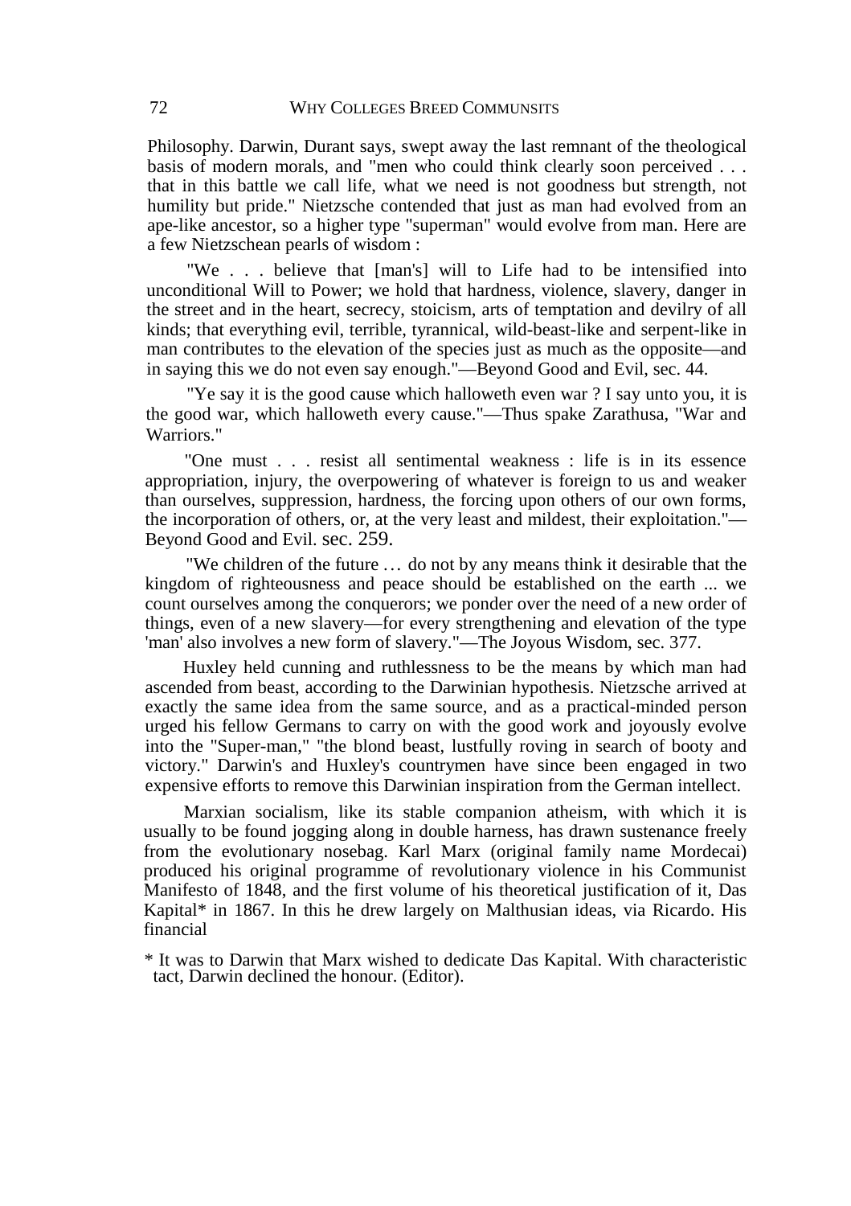Philosophy. Darwin, Durant says, swept away the last remnant of the theological basis of modern morals, and "men who could think clearly soon perceived . . . that in this battle we call life, what we need is not goodness but strength, not humility but pride." Nietzsche contended that just as man had evolved from an ape-like ancestor, so a higher type "superman" would evolve from man. Here are a few Nietzschean pearls of wisdom :

"We . . . believe that [man's] will to Life had to be intensified into unconditional Will to Power; we hold that hardness, violence, slavery, danger in the street and in the heart, secrecy, stoicism, arts of temptation and devilry of all kinds; that everything evil, terrible, tyrannical, wild-beast-like and serpent-like in man contributes to the elevation of the species just as much as the opposite—and in saying this we do not even say enough."—Beyond Good and Evil, sec. 44.

"Ye say it is the good cause which halloweth even war ? I say unto you, it is the good war, which halloweth every cause."—Thus spake Zarathusa, "War and Warriors."

"One must . . . resist all sentimental weakness : life is in its essence appropriation, injury, the overpowering of whatever is foreign to us and weaker than ourselves, suppression, hardness, the forcing upon others of our own forms, the incorporation of others, or, at the very least and mildest, their exploitation."—Beyond Good and Evil. sec. 259.

"We children of the future … do not by any means think it desirable that the kingdom of righteousness and peace should be established on the earth ... we count ourselves among the conquerors; we ponder over the need of a new order of things, even of a new slavery—for every strengthening and elevation of the type 'man' also involves a new form of slavery."—The Joyous Wisdom, sec. 377.

Huxley held cunning and ruthlessness to be the means by which man had ascended from beast, according to the Darwinian hypothesis. Nietzsche arrived at exactly the same idea from the same source, and as a practical-minded person urged his fellow Germans to carry on with the good work and joyously evolve into the "Super-man," "the blond beast, lustfully roving in search of booty and victory." Darwin's and Huxley's countrymen have since been engaged in two expensive efforts to remove this Darwinian inspiration from the German intellect.

Marxian socialism, like its stable companion atheism, with which it is usually to be found jogging along in double harness, has drawn sustenance freely from the evolutionary nosebag. Karl Marx (original family name Mordecai) produced his original programme of revolutionary violence in his Communist Manifesto of 1848, and the first volume of his theoretical justification of it, Das Kapital* in 1867. In this he drew largely on Malthusian ideas, via Ricardo. His financial

* It was to Darwin that Marx wished to dedicate Das Kapital. With characteristic tact, Darwin declined the honour. (Editor).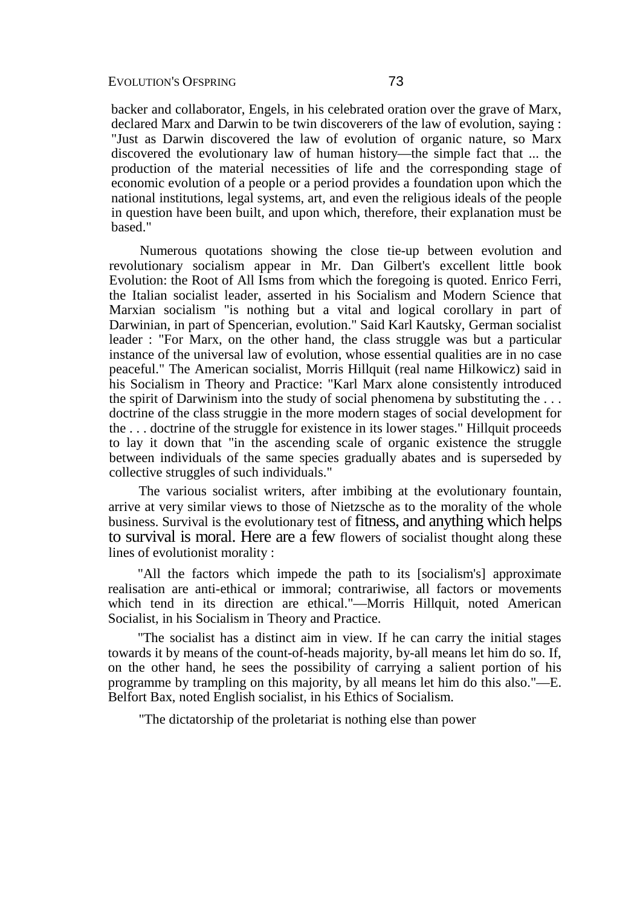backer and collaborator, Engels, in his celebrated oration over the grave of Marx, declared Marx and Darwin to be twin discoverers of the law of evolution, saying : "Just as Darwin discovered the law of evolution of organic nature, so Marx discovered the evolutionary law of human history—the simple fact that ... the production of the material necessities of life and the corresponding stage of economic evolution of a people or a period provides a foundation upon which the national institutions, legal systems, art, and even the religious ideals of the people in question have been built, and upon which, therefore, their explanation must be based."

Numerous quotations showing the close tie-up between evolution and revolutionary socialism appear in Mr. Dan Gilbert's excellent little book Evolution: the Root of All Isms from which the foregoing is quoted. Enrico Ferri, the Italian socialist leader, asserted in his Socialism and Modern Science that Marxian socialism "is nothing but a vital and logical corollary in part of Darwinian, in part of Spencerian, evolution." Said Karl Kautsky, German socialist leader : "For Marx, on the other hand, the class struggle was but a particular instance of the universal law of evolution, whose essential qualities are in no case peaceful." The American socialist, Morris Hillquit (real name Hilkowicz) said in his Socialism in Theory and Practice: "Karl Marx alone consistently introduced the spirit of Darwinism into the study of social phenomena by substituting the . . . doctrine of the class struggie in the more modern stages of social development for the . . . doctrine of the struggle for existence in its lower stages." Hillquit proceeds to lay it down that "in the ascending scale of organic existence the struggle between individuals of the same species gradually abates and is superseded by collective struggles of such individuals."

The various socialist writers, after imbibing at the evolutionary fountain, arrive at very similar views to those of Nietzsche as to the morality of the whole business. Survival is the evolutionary test of fitness, and anything which helps to survival is moral. Here are a few flowers of socialist thought along these lines of evolutionist morality :

"All the factors which impede the path to its [socialism's] approximate realisation are anti-ethical or immoral; contrariwise, all factors or movements which tend in its direction are ethical."—Morris Hillquit, noted American Socialist, in his Socialism in Theory and Practice.

"The socialist has a distinct aim in view. If he can carry the initial stages towards it by means of the count-of-heads majority, by-all means let him do so. If, on the other hand, he sees the possibility of carrying a salient portion of his programme by trampling on this majority, by all means let him do this also."—E. Belfort Bax, noted English socialist, in his Ethics of Socialism.

"The dictatorship of the proletariat is nothing else than power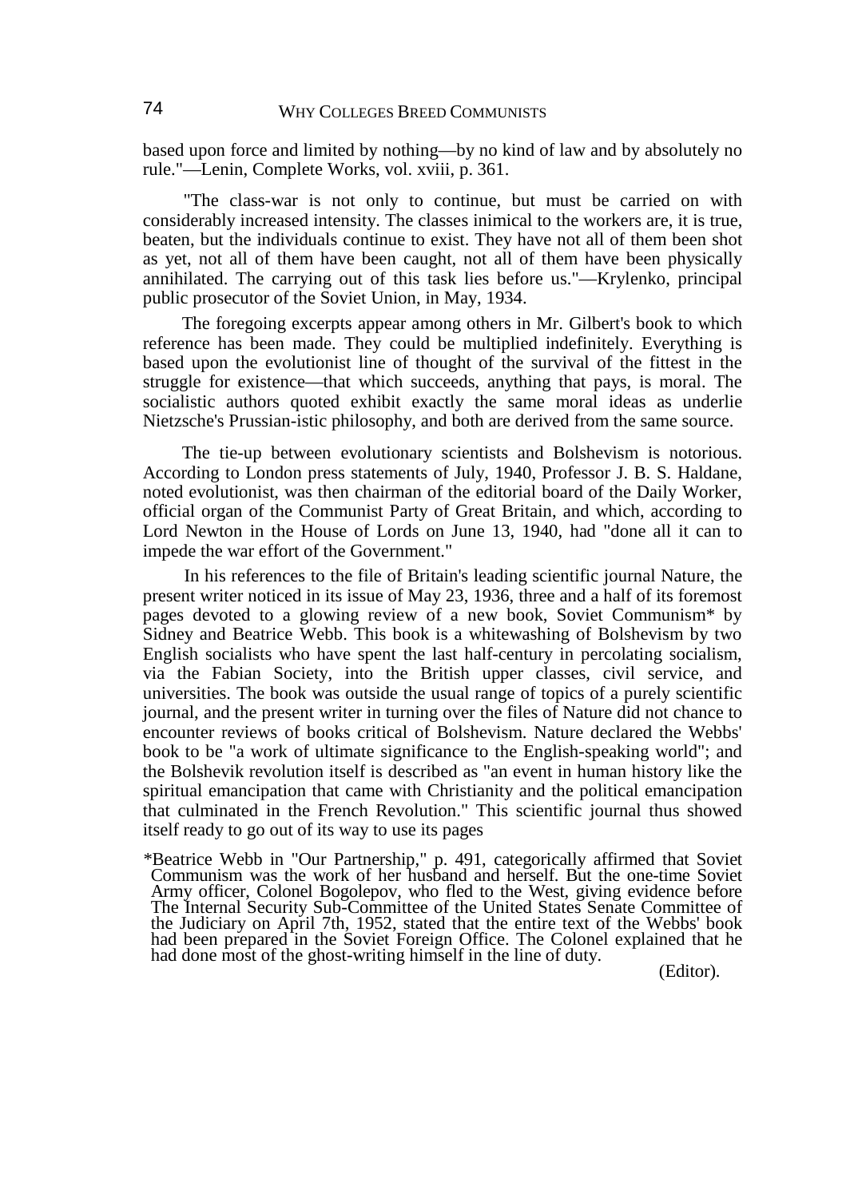based upon force and limited by nothing—by no kind of law and by absolutely no rule."—Lenin, Complete Works, vol. xviii, p. 361.

"The class-war is not only to continue, but must be carried on with considerably increased intensity. The classes inimical to the workers are, it is true, beaten, but the individuals continue to exist. They have not all of them been shot as yet, not all of them have been caught, not all of them have been physically annihilated. The carrying out of this task lies before us."—Krylenko, principal public prosecutor of the Soviet Union, in May, 1934.

The foregoing excerpts appear among others in Mr. Gilbert's book to which reference has been made. They could be multiplied indefinitely. Everything is based upon the evolutionist line of thought of the survival of the fittest in the struggle for existence—that which succeeds, anything that pays, is moral. The socialistic authors quoted exhibit exactly the same moral ideas as underlie Nietzsche's Prussian-istic philosophy, and both are derived from the same source.

The tie-up between evolutionary scientists and Bolshevism is notorious. According to London press statements of July, 1940, Professor J. B. S. Haldane, noted evolutionist, was then chairman of the editorial board of the Daily Worker, official organ of the Communist Party of Great Britain, and which, according to Lord Newton in the House of Lords on June 13, 1940, had "done all it can to impede the war effort of the Government."

In his references to the file of Britain's leading scientific journal Nature, the present writer noticed in its issue of May 23, 1936, three and a half of its foremost pages devoted to a glowing review of a new book, Soviet Communism* by Sidney and Beatrice Webb. This book is a whitewashing of Bolshevism by two English socialists who have spent the last half-century in percolating socialism, via the Fabian Society, into the British upper classes, civil service, and universities. The book was outside the usual range of topics of a purely scientific journal, and the present writer in turning over the files of Nature did not chance to encounter reviews of books critical of Bolshevism. Nature declared the Webbs' book to be "a work of ultimate significance to the English-speaking world"; and the Bolshevik revolution itself is described as "an event in human history like the spiritual emancipation that came with Christianity and the political emancipation that culminated in the French Revolution." This scientific journal thus showed itself ready to go out of its way to use its pages

*Beatrice Webb in "Our Partnership," p. 491, categorically affirmed that Soviet Communism was the work of her husband and herself. But the one-time Soviet Army officer, Colonel Bogolepov, who fled to the West, giving evidence before The Internal Security Sub-Committee of the United States Senate Committee of the Judiciary on April 7th, 1952, stated that the entire text of the Webbs' book had been prepared in the Soviet Foreign Office. The Colonel explained that he had done most of the ghost-writing himself in the line of duty.

(Editor).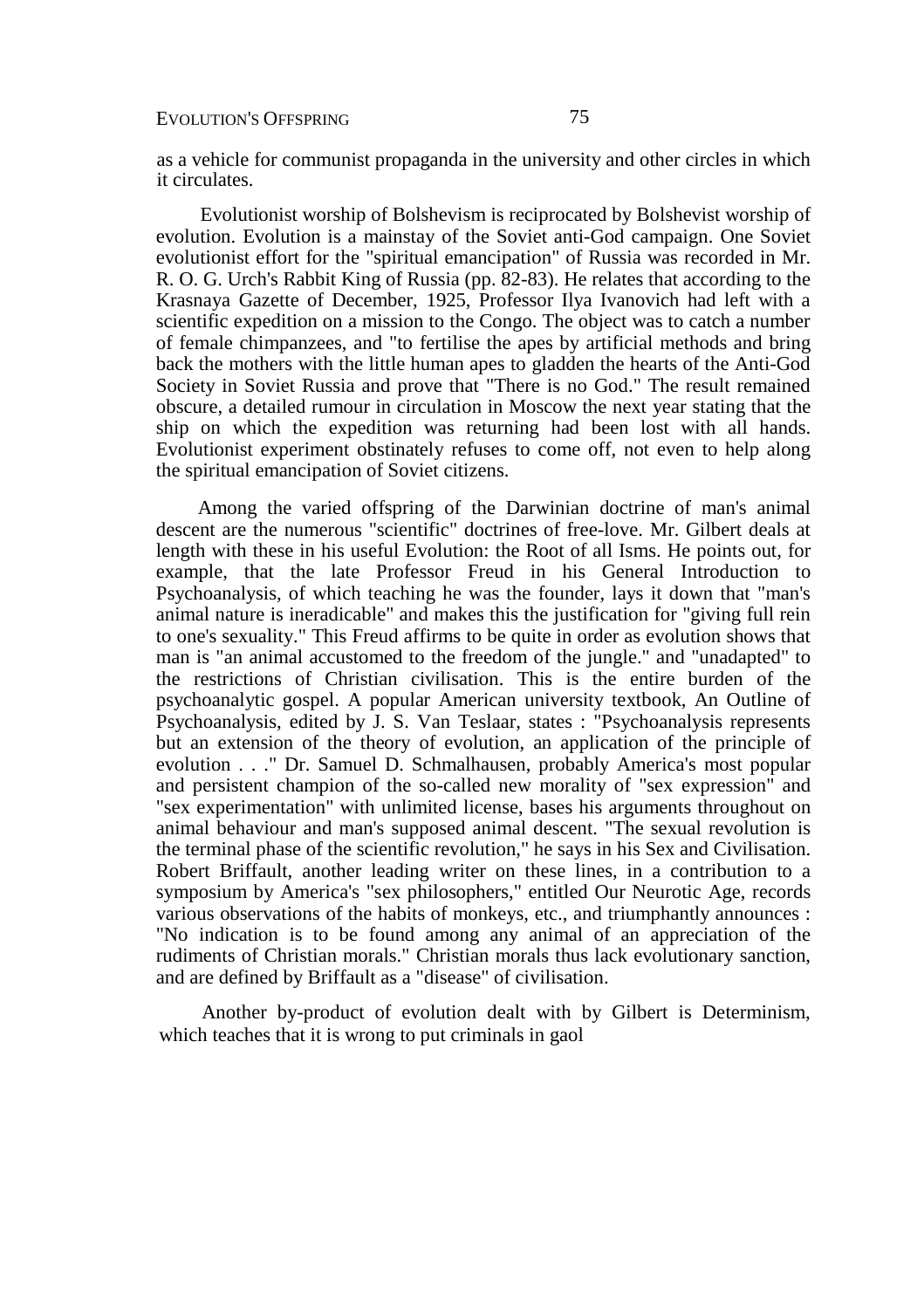as a vehicle for communist propaganda in the university and other circles in which it circulates.

Evolutionist worship of Bolshevism is reciprocated by Bolshevist worship of evolution. Evolution is a mainstay of the Soviet anti-God campaign. One Soviet evolutionist effort for the "spiritual emancipation" of Russia was recorded in Mr. R. O. G. Urch's Rabbit King of Russia (pp. 82-83). He relates that according to the Krasnaya Gazette of December, 1925, Professor Ilya Ivanovich had left with a scientific expedition on a mission to the Congo. The object was to catch a number of female chimpanzees, and "to fertilise the apes by artificial methods and bring back the mothers with the little human apes to gladden the hearts of the Anti-God Society in Soviet Russia and prove that "There is no God." The result remained obscure, a detailed rumour in circulation in Moscow the next year stating that the ship on which the expedition was returning had been lost with all hands. Evolutionist experiment obstinately refuses to come off, not even to help along the spiritual emancipation of Soviet citizens.

Among the varied offspring of the Darwinian doctrine of man's animal descent are the numerous "scientific" doctrines of free-love. Mr. Gilbert deals at length with these in his useful Evolution: the Root of all Isms. He points out, for example, that the late Professor Freud in his General Introduction to Psychoanalysis, of which teaching he was the founder, lays it down that "man's animal nature is ineradicable" and makes this the justification for "giving full rein to one's sexuality." This Freud affirms to be quite in order as evolution shows that man is "an animal accustomed to the freedom of the jungle." and "unadapted" to the restrictions of Christian civilisation. This is the entire burden of the psychoanalytic gospel. A popular American university textbook, An Outline of Psychoanalysis, edited by J. S. Van Teslaar, states : "Psychoanalysis represents but an extension of the theory of evolution, an application of the principle of evolution . . ." Dr. Samuel D. Schmalhausen, probably America's most popular and persistent champion of the so-called new morality of "sex expression" and "sex experimentation" with unlimited license, bases his arguments throughout on animal behaviour and man's supposed animal descent. "The sexual revolution is the terminal phase of the scientific revolution," he says in his Sex and Civilisation. Robert Briffault, another leading writer on these lines, in a contribution to a symposium by America's "sex philosophers," entitled Our Neurotic Age, records various observations of the habits of monkeys, etc., and triumphantly announces : "No indication is to be found among any animal of an appreciation of the rudiments of Christian morals." Christian morals thus lack evolutionary sanction, and are defined by Briffault as a "disease" of civilisation.

Another by-product of evolution dealt with by Gilbert is Determinism, which teaches that it is wrong to put criminals in gaol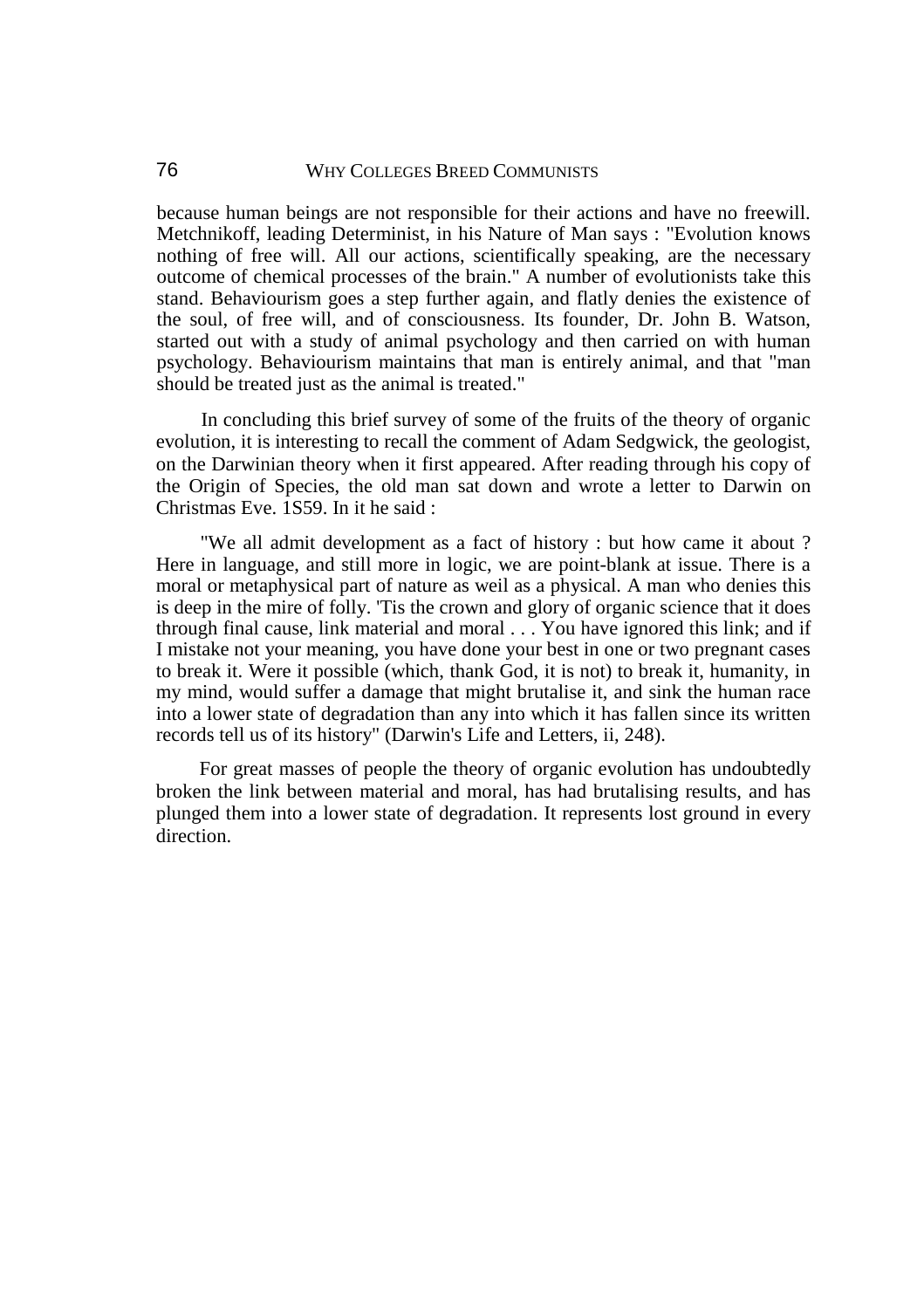because human beings are not responsible for their actions and have no freewill. Metchnikoff, leading Determinist, in his Nature of Man says : "Evolution knows nothing of free will. All our actions, scientifically speaking, are the necessary outcome of chemical processes of the brain." A number of evolutionists take this stand. Behaviourism goes a step further again, and flatly denies the existence of the soul, of free will, and of consciousness. Its founder, Dr. John B. Watson, started out with a study of animal psychology and then carried on with human psychology. Behaviourism maintains that man is entirely animal, and that "man should be treated just as the animal is treated."

In concluding this brief survey of some of the fruits of the theory of organic evolution, it is interesting to recall the comment of Adam Sedgwick, the geologist, on the Darwinian theory when it first appeared. After reading through his copy of the Origin of Species, the old man sat down and wrote a letter to Darwin on Christmas Eve. 1S59. In it he said :

"We all admit development as a fact of history : but how came it about ? Here in language, and still more in logic, we are point-blank at issue. There is a moral or metaphysical part of nature as weil as a physical. A man who denies this is deep in the mire of folly. 'Tis the crown and glory of organic science that it does through final cause, link material and moral . . . You have ignored this link; and if I mistake not your meaning, you have done your best in one or two pregnant cases to break it. Were it possible (which, thank God, it is not) to break it, humanity, in my mind, would suffer a damage that might brutalise it, and sink the human race into a lower state of degradation than any into which it has fallen since its written records tell us of its history" (Darwin's Life and Letters, ii, 248).

For great masses of people the theory of organic evolution has undoubtedly broken the link between material and moral, has had brutalising results, and has plunged them into a lower state of degradation. It represents lost ground in every direction.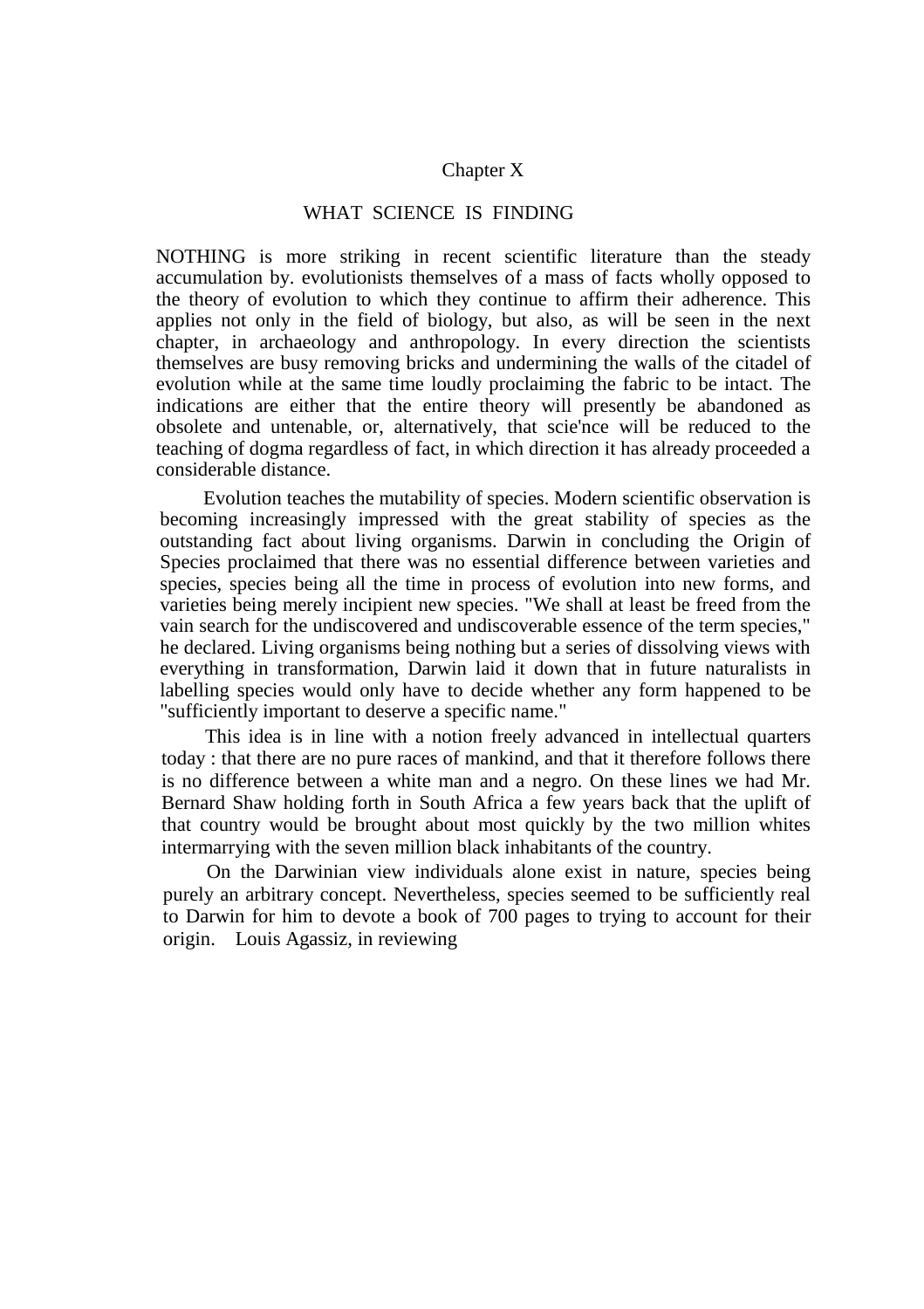## Chapter X

### WHAT SCIENCE IS FINDING

NOTHING is more striking in recent scientific literature than the steady accumulation by. evolutionists themselves of a mass of facts wholly opposed to the theory of evolution to which they continue to affirm their adherence. This applies not only in the field of biology, but also, as will be seen in the next chapter, in archaeology and anthropology. In every direction the scientists themselves are busy removing bricks and undermining the walls of the citadel of evolution while at the same time loudly proclaiming the fabric to be intact. The indications are either that the entire theory will presently be abandoned as obsolete and untenable, or, alternatively, that scie'nce will be reduced to the teaching of dogma regardless of fact, in which direction it has already proceeded a considerable distance.

Evolution teaches the mutability of species. Modern scientific observation is becoming increasingly impressed with the great stability of species as the outstanding fact about living organisms. Darwin in concluding the Origin of Species proclaimed that there was no essential difference between varieties and species, species being all the time in process of evolution into new forms, and varieties being merely incipient new species. "We shall at least be freed from the vain search for the undiscovered and undiscoverable essence of the term species," he declared. Living organisms being nothing but a series of dissolving views with everything in transformation, Darwin laid it down that in future naturalists in labelling species would only have to decide whether any form happened to be "sufficiently important to deserve a specific name."

This idea is in line with a notion freely advanced in intellectual quarters today : that there are no pure races of mankind, and that it therefore follows there is no difference between a white man and a negro. On these lines we had Mr. Bernard Shaw holding forth in South Africa a few years back that the uplift of that country would be brought about most quickly by the two million whites intermarrying with the seven million black inhabitants of the country.

On the Darwinian view individuals alone exist in nature, species being purely an arbitrary concept. Nevertheless, species seemed to be sufficiently real to Darwin for him to devote a book of 700 pages to trying to account for their origin. Louis Agassiz, in reviewing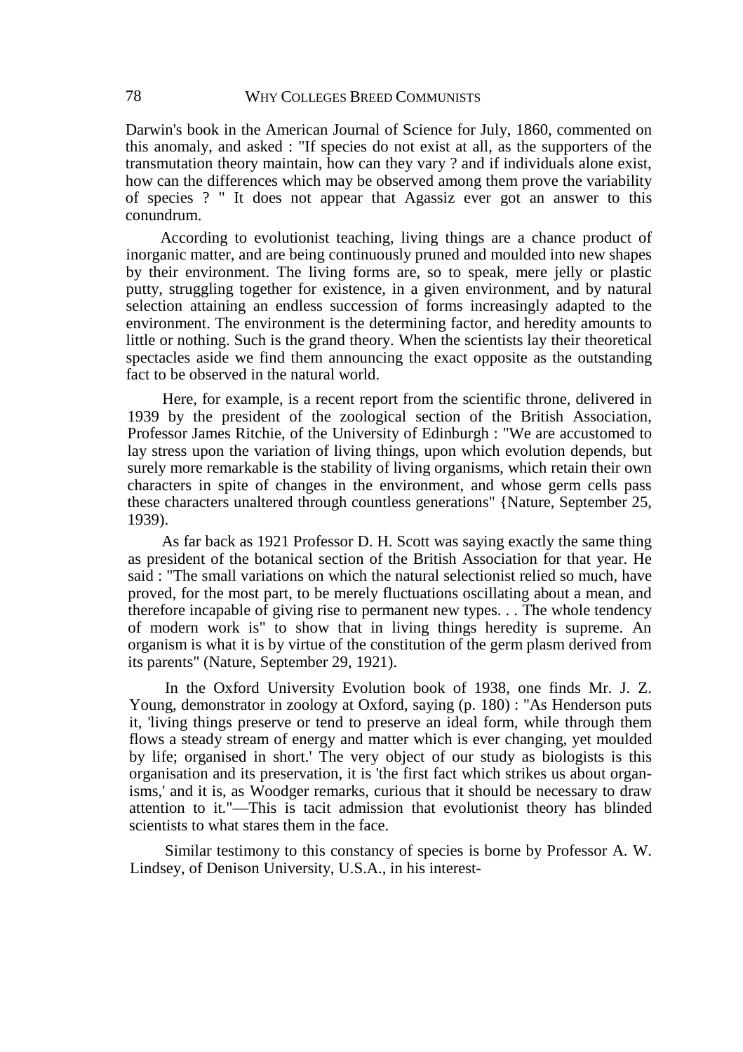Darwin's book in the American Journal of Science for July, 1860, commented on this anomaly, and asked : "If species do not exist at all, as the supporters of the transmutation theory maintain, how can they vary ? and if individuals alone exist, how can the differences which may be observed among them prove the variability of species ? " It does not appear that Agassiz ever got an answer to this conundrum.

According to evolutionist teaching, living things are a chance product of inorganic matter, and are being continuously pruned and moulded into new shapes by their environment. The living forms are, so to speak, mere jelly or plastic putty, struggling together for existence, in a given environment, and by natural selection attaining an endless succession of forms increasingly adapted to the environment. The environment is the determining factor, and heredity amounts to little or nothing. Such is the grand theory. When the scientists lay their theoretical spectacles aside we find them announcing the exact opposite as the outstanding fact to be observed in the natural world.

Here, for example, is a recent report from the scientific throne, delivered in 1939 by the president of the zoological section of the British Association, Professor James Ritchie, of the University of Edinburgh : "We are accustomed to lay stress upon the variation of living things, upon which evolution depends, but surely more remarkable is the stability of living organisms, which retain their own characters in spite of changes in the environment, and whose germ cells pass these characters unaltered through countless generations" {Nature, September 25, 1939).

As far back as 1921 Professor D. H. Scott was saying exactly the same thing as president of the botanical section of the British Association for that year. He said : "The small variations on which the natural selectionist relied so much, have proved, for the most part, to be merely fluctuations oscillating about a mean, and therefore incapable of giving rise to permanent new types. . . The whole tendency of modern work is" to show that in living things heredity is supreme. An organism is what it is by virtue of the constitution of the germ plasm derived from its parents" (Nature, September 29, 1921).

In the Oxford University Evolution book of 1938, one finds Mr. J. Z. Young, demonstrator in zoology at Oxford, saying (p. 180) : "As Henderson puts it, 'living things preserve or tend to preserve an ideal form, while through them flows a steady stream of energy and matter which is ever changing, yet moulded by life; organised in short.' The very object of our study as biologists is this organisation and its preservation, it is 'the first fact which strikes us about organisms,' and it is, as Woodger remarks, curious that it should be necessary to draw attention to it."—This is tacit admission that evolutionist theory has blinded scientists to what stares them in the face.

Similar testimony to this constancy of species is borne by Professor A. W. Lindsey, of Denison University, U.S.A., in his interest-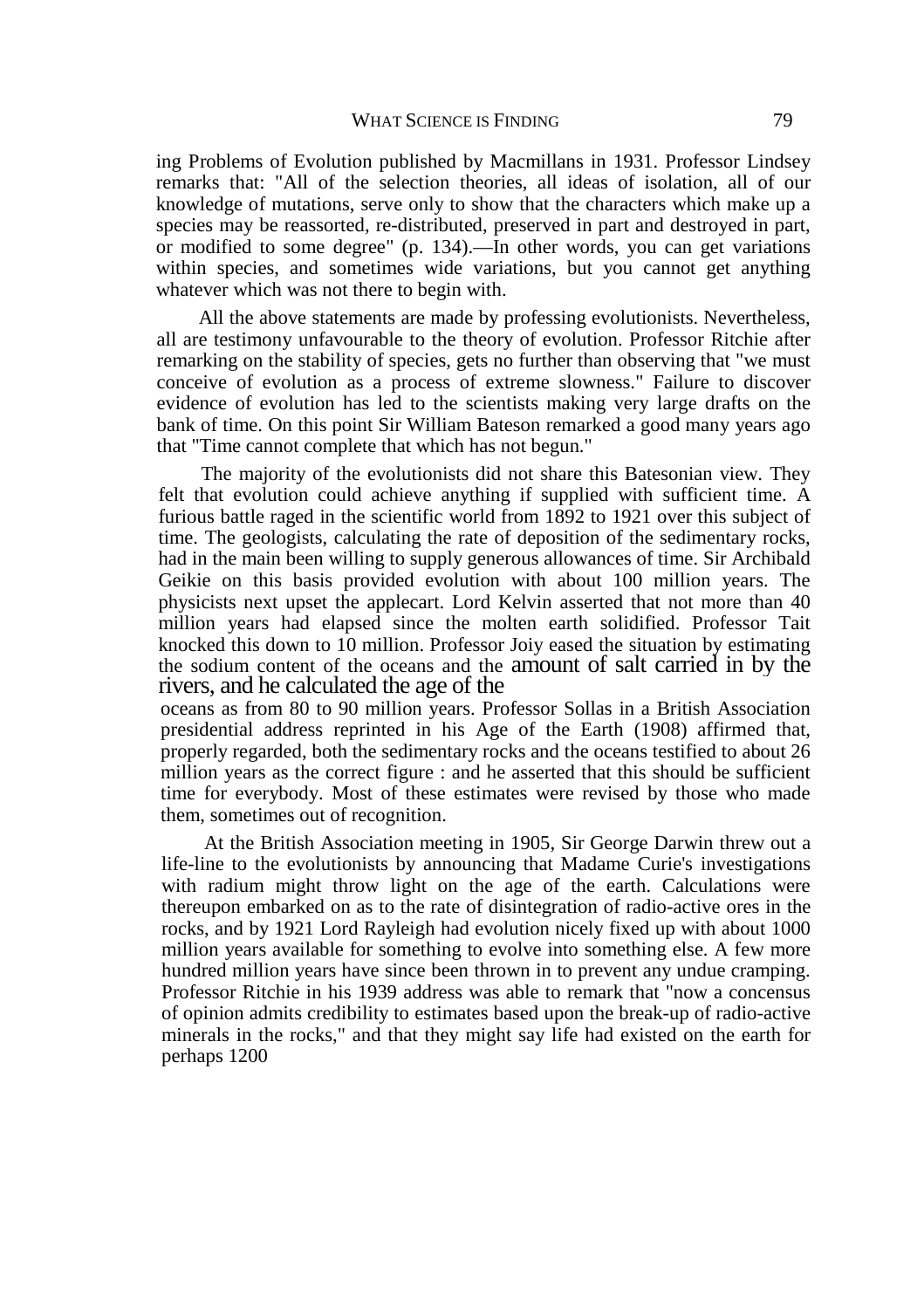ing Problems of Evolution published by Macmillans in 1931. Professor Lindsey remarks that: "All of the selection theories, all ideas of isolation, all of our knowledge of mutations, serve only to show that the characters which make up a species may be reassorted, re-distributed, preserved in part and destroyed in part, or modified to some degree" (p. 134).—In other words, you can get variations within species, and sometimes wide variations, but you cannot get anything whatever which was not there to begin with.

All the above statements are made by professing evolutionists. Nevertheless, all are testimony unfavourable to the theory of evolution. Professor Ritchie after remarking on the stability of species, gets no further than observing that "we must conceive of evolution as a process of extreme slowness." Failure to discover evidence of evolution has led to the scientists making very large drafts on the bank of time. On this point Sir William Bateson remarked a good many years ago that "Time cannot complete that which has not begun."

The majority of the evolutionists did not share this Batesonian view. They felt that evolution could achieve anything if supplied with sufficient time. A furious battle raged in the scientific world from 1892 to 1921 over this subject of time. The geologists, calculating the rate of deposition of the sedimentary rocks, had in the main been willing to supply generous allowances of time. Sir Archibald Geikie on this basis provided evolution with about 100 million years. The physicists next upset the applecart. Lord Kelvin asserted that not more than 40 million years had elapsed since the molten earth solidified. Professor Tait knocked this down to 10 million. Professor Joiy eased the situation by estimating the sodium content of the oceans and the amount of salt carried in by the rivers, and he calculated the age of the oceans as from 80 to 90 million years. Professor Sollas in a British Association presidential address reprinted in his Age of the Earth (1908) affirmed that, properly regarded, both the sedimentary rocks and the oceans testified to about 26 million years as the correct figure : and he asserted that this should be sufficient time for everybody. Most of these estimates were revised by those who made them, sometimes out of recognition.

At the British Association meeting in 1905, Sir George Darwin threw out a life-line to the evolutionists by announcing that Madame Curie's investigations with radium might throw light on the age of the earth. Calculations were thereupon embarked on as to the rate of disintegration of radio-active ores in the rocks, and by 1921 Lord Rayleigh had evolution nicely fixed up with about 1000 million years available for something to evolve into something else. A few more hundred million years have since been thrown in to prevent any undue cramping. Professor Ritchie in his 1939 address was able to remark that "now a concensus of opinion admits credibility to estimates based upon the break-up of radio-active minerals in the rocks," and that they might say life had existed on the earth for perhaps 1200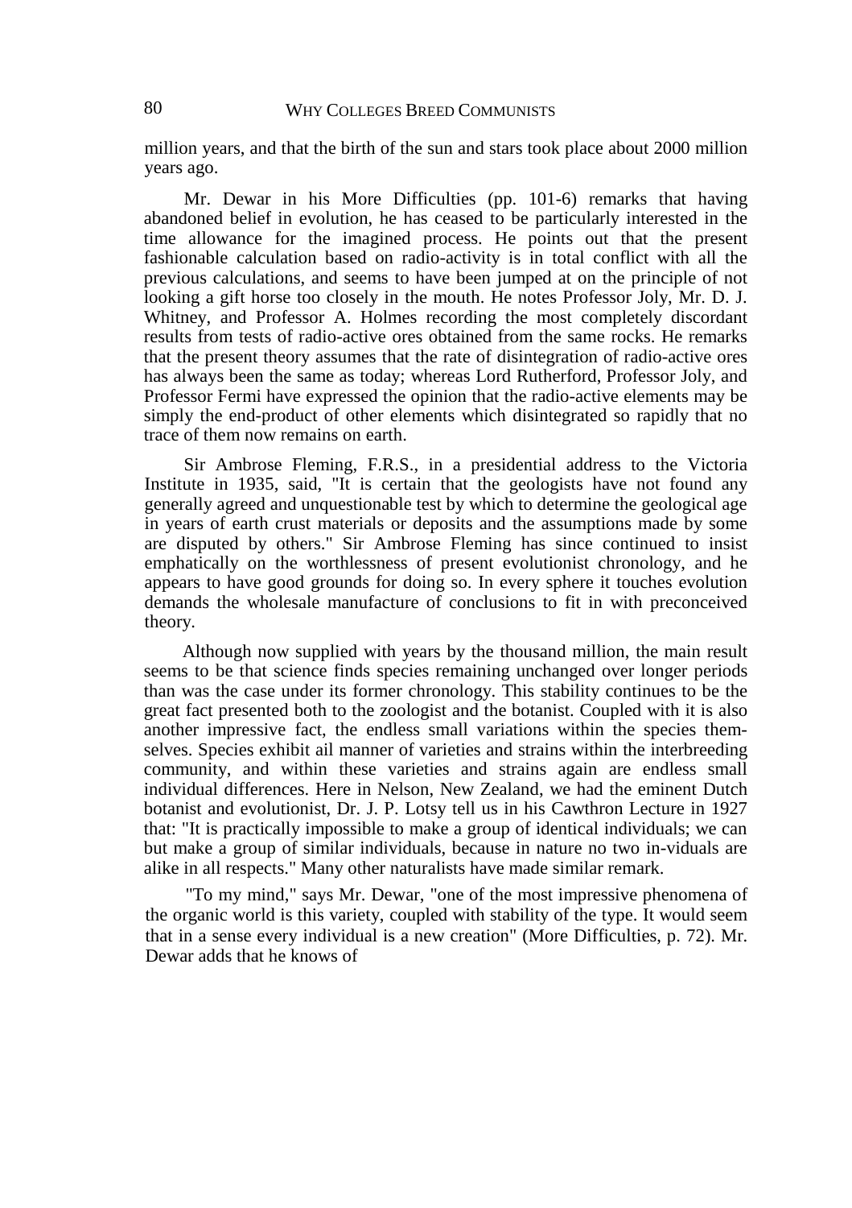million years, and that the birth of the sun and stars took place about 2000 million years ago.

Mr. Dewar in his More Difficulties (pp. 101-6) remarks that having abandoned belief in evolution, he has ceased to be particularly interested in the time allowance for the imagined process. He points out that the present fashionable calculation based on radio-activity is in total conflict with all the previous calculations, and seems to have been jumped at on the principle of not looking a gift horse too closely in the mouth. He notes Professor Joly, Mr. D. J. Whitney, and Professor A. Holmes recording the most completely discordant results from tests of radio-active ores obtained from the same rocks. He remarks that the present theory assumes that the rate of disintegration of radio-active ores has always been the same as today; whereas Lord Rutherford, Professor Joly, and Professor Fermi have expressed the opinion that the radio-active elements may be simply the end-product of other elements which disintegrated so rapidly that no trace of them now remains on earth.

Sir Ambrose Fleming, F.R.S., in a presidential address to the Victoria Institute in 1935, said, "It is certain that the geologists have not found any generally agreed and unquestionable test by which to determine the geological age in years of earth crust materials or deposits and the assumptions made by some are disputed by others." Sir Ambrose Fleming has since continued to insist emphatically on the worthlessness of present evolutionist chronology, and he appears to have good grounds for doing so. In every sphere it touches evolution demands the wholesale manufacture of conclusions to fit in with preconceived theory.

Although now supplied with years by the thousand million, the main result seems to be that science finds species remaining unchanged over longer periods than was the case under its former chronology. This stability continues to be the great fact presented both to the zoologist and the botanist. Coupled with it is also another impressive fact, the endless small variations within the species themselves. Species exhibit ail manner of varieties and strains within the interbreeding community, and within these varieties and strains again are endless small individual differences. Here in Nelson, New Zealand, we had the eminent Dutch botanist and evolutionist, Dr. J. P. Lotsy tell us in his Cawthron Lecture in 1927 that: "It is practically impossible to make a group of identical individuals; we can but make a group of similar individuals, because in nature no two in-viduals are alike in all respects." Many other naturalists have made similar remark.

"To my mind," says Mr. Dewar, "one of the most impressive phenomena of the organic world is this variety, coupled with stability of the type. It would seem that in a sense every individual is a new creation" (More Difficulties, p. 72). Mr. Dewar adds that he knows of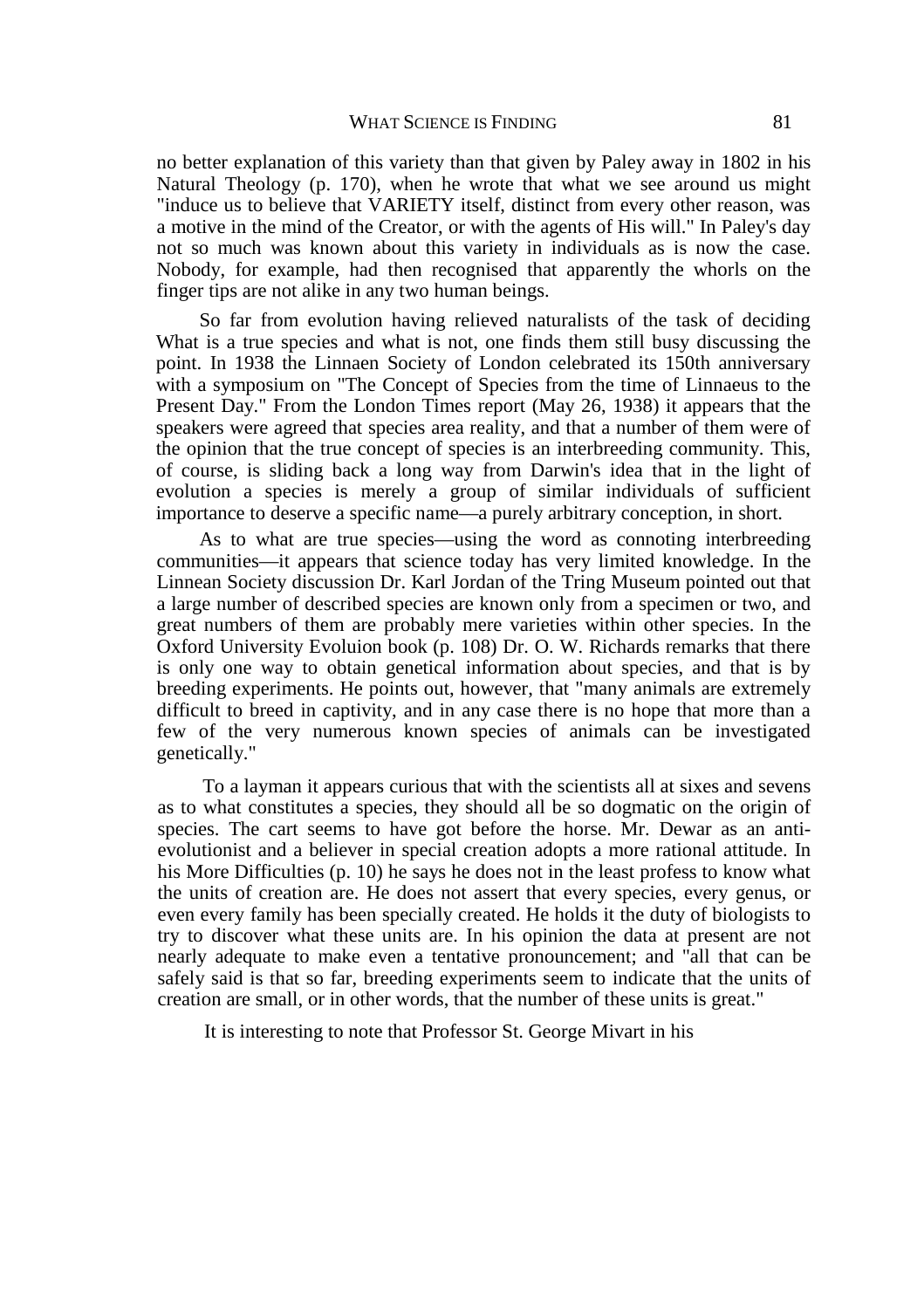no better explanation of this variety than that given by Paley away in 1802 in his Natural Theology (p. 170), when he wrote that what we see around us might "induce us to believe that VARIETY itself, distinct from every other reason, was a motive in the mind of the Creator, or with the agents of His will." In Paley's day not so much was known about this variety in individuals as is now the case. Nobody, for example, had then recognised that apparently the whorls on the finger tips are not alike in any two human beings.

So far from evolution having relieved naturalists of the task of deciding What is a true species and what is not, one finds them still busy discussing the point. In 1938 the Linnaen Society of London celebrated its 150th anniversary with a symposium on "The Concept of Species from the time of Linnaeus to the Present Day." From the London Times report (May 26, 1938) it appears that the speakers were agreed that species area reality, and that a number of them were of the opinion that the true concept of species is an interbreeding community. This, of course, is sliding back a long way from Darwin's idea that in the light of evolution a species is merely a group of similar individuals of sufficient importance to deserve a specific name—a purely arbitrary conception, in short.

As to what are true species—using the word as connoting interbreeding communities—it appears that science today has very limited knowledge. In the Linnean Society discussion Dr. Karl Jordan of the Tring Museum pointed out that a large number of described species are known only from a specimen or two, and great numbers of them are probably mere varieties within other species. In the Oxford University Evoluion book (p. 108) Dr. O. W. Richards remarks that there is only one way to obtain genetical information about species, and that is by breeding experiments. He points out, however, that "many animals are extremely difficult to breed in captivity, and in any case there is no hope that more than a few of the very numerous known species of animals can be investigated genetically."

To a layman it appears curious that with the scientists all at sixes and sevens as to what constitutes a species, they should all be so dogmatic on the origin of species. The cart seems to have got before the horse. Mr. Dewar as an anti-evolutionist and a believer in special creation adopts a more rational attitude. In his More Difficulties (p. 10) he says he does not in the least profess to know what the units of creation are. He does not assert that every species, every genus, or even every family has been specially created. He holds it the duty of biologists to try to discover what these units are. In his opinion the data at present are not nearly adequate to make even a tentative pronouncement; and "all that can be safely said is that so far, breeding experiments seem to indicate that the units of creation are small, or in other words, that the number of these units is great."

It is interesting to note that Professor St. George Mivart in his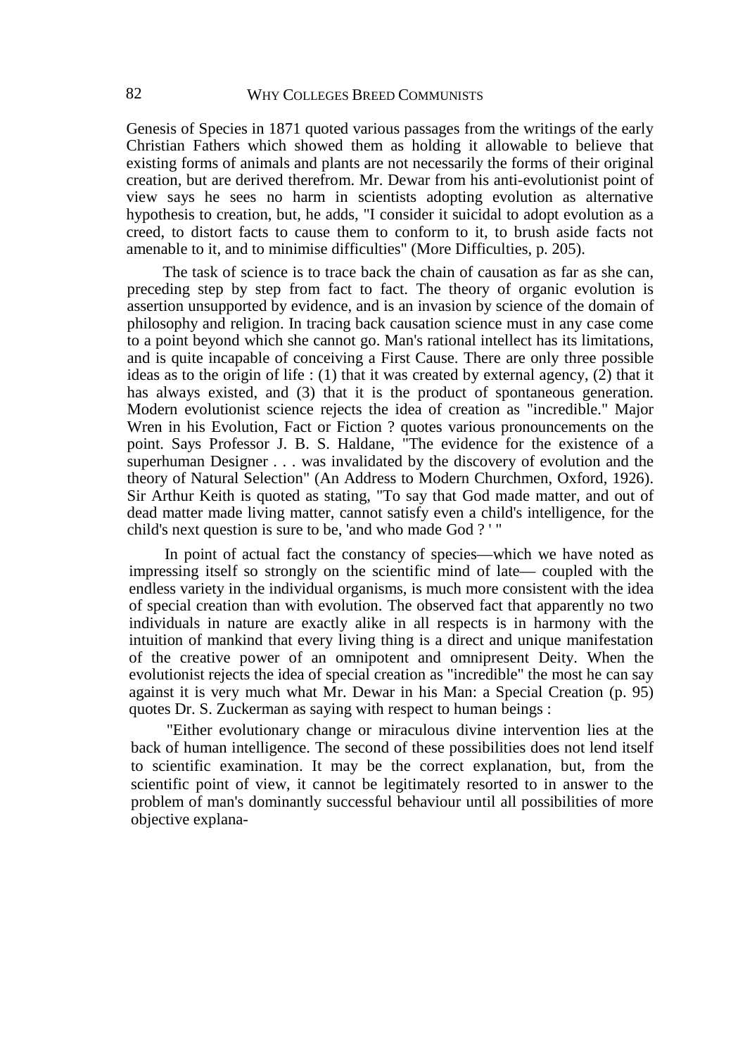Genesis of Species in 1871 quoted various passages from the writings of the early Christian Fathers which showed them as holding it allowable to believe that existing forms of animals and plants are not necessarily the forms of their original creation, but are derived therefrom. Mr. Dewar from his anti-evolutionist point of view says he sees no harm in scientists adopting evolution as alternative hypothesis to creation, but, he adds, "I consider it suicidal to adopt evolution as a creed, to distort facts to cause them to conform to it, to brush aside facts not amenable to it, and to minimise difficulties" (More Difficulties, p. 205).

The task of science is to trace back the chain of causation as far as she can, preceding step by step from fact to fact. The theory of organic evolution is assertion unsupported by evidence, and is an invasion by science of the domain of philosophy and religion. In tracing back causation science must in any case come to a point beyond which she cannot go. Man's rational intellect has its limitations, and is quite incapable of conceiving a First Cause. There are only three possible ideas as to the origin of life : (1) that it was created by external agency, (2) that it has always existed, and (3) that it is the product of spontaneous generation. Modern evolutionist science rejects the idea of creation as "incredible." Major Wren in his Evolution, Fact or Fiction ? quotes various pronouncements on the point. Says Professor J. B. S. Haldane, "The evidence for the existence of a superhuman Designer . . . was invalidated by the discovery of evolution and the theory of Natural Selection" (An Address to Modern Churchmen, Oxford, 1926). Sir Arthur Keith is quoted as stating, "To say that God made matter, and out of dead matter made living matter, cannot satisfy even a child's intelligence, for the child's next question is sure to be, 'and who made God ? ' "

In point of actual fact the constancy of species—which we have noted as impressing itself so strongly on the scientific mind of late— coupled with the endless variety in the individual organisms, is much more consistent with the idea of special creation than with evolution. The observed fact that apparently no two individuals in nature are exactly alike in all respects is in harmony with the intuition of mankind that every living thing is a direct and unique manifestation of the creative power of an omnipotent and omnipresent Deity. When the evolutionist rejects the idea of special creation as "incredible" the most he can say against it is very much what Mr. Dewar in his Man: a Special Creation (p. 95) quotes Dr. S. Zuckerman as saying with respect to human beings :

"Either evolutionary change or miraculous divine intervention lies at the back of human intelligence. The second of these possibilities does not lend itself to scientific examination. It may be the correct explanation, but, from the scientific point of view, it cannot be legitimately resorted to in answer to the problem of man's dominantly successful behaviour until all possibilities of more objective explana-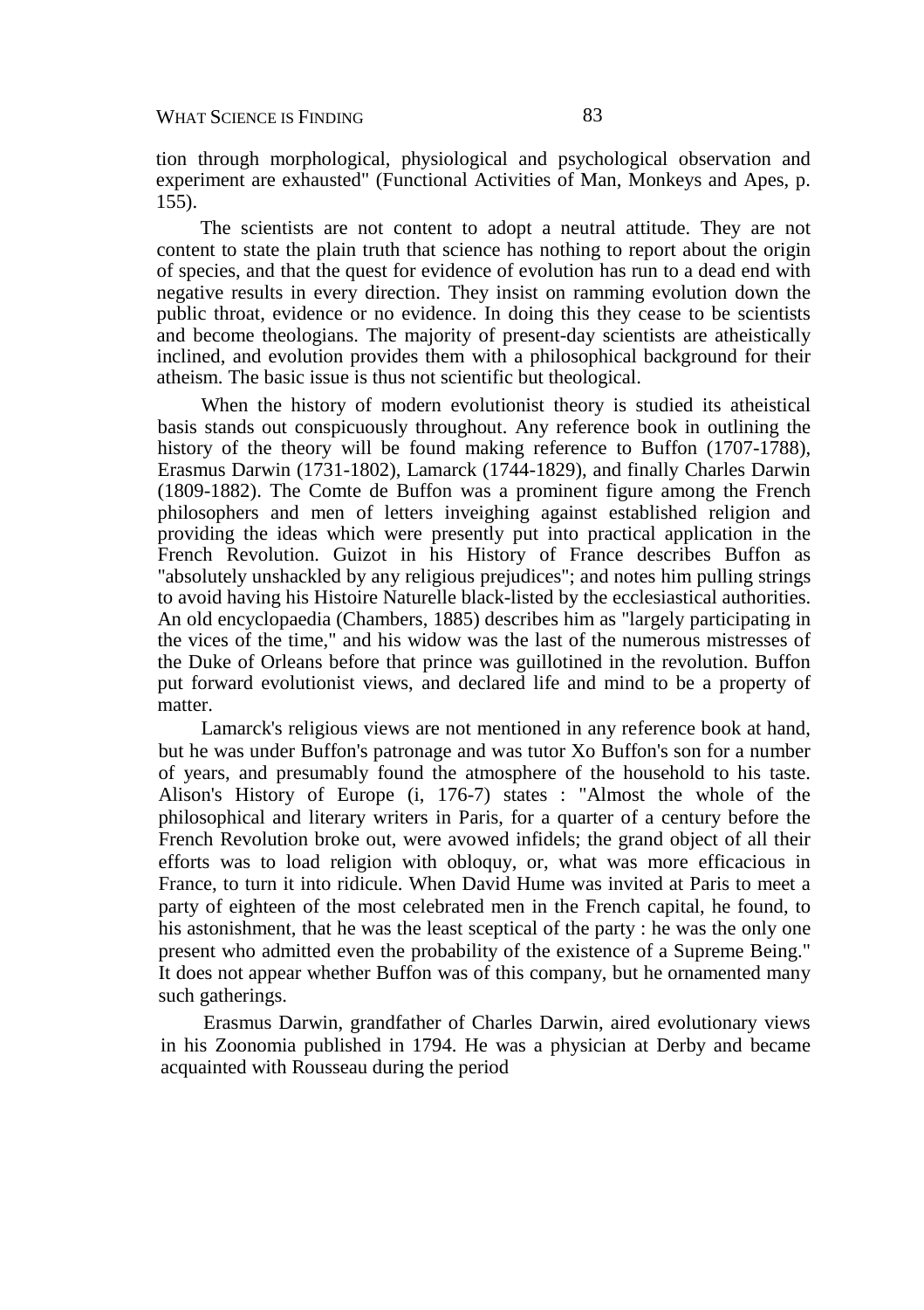tion through morphological, physiological and psychological observation and experiment are exhausted" (Functional Activities of Man, Monkeys and Apes, p. 155).

The scientists are not content to adopt a neutral attitude. They are not content to state the plain truth that science has nothing to report about the origin of species, and that the quest for evidence of evolution has run to a dead end with negative results in every direction. They insist on ramming evolution down the public throat, evidence or no evidence. In doing this they cease to be scientists and become theologians. The majority of present-day scientists are atheistically inclined, and evolution provides them with a philosophical background for their atheism. The basic issue is thus not scientific but theological.

When the history of modern evolutionist theory is studied its atheistical basis stands out conspicuously throughout. Any reference book in outlining the history of the theory will be found making reference to Buffon (1707-1788), Erasmus Darwin (1731-1802), Lamarck (1744-1829), and finally Charles Darwin (1809-1882). The Comte de Buffon was a prominent figure among the French philosophers and men of letters inveighing against established religion and providing the ideas which were presently put into practical application in the French Revolution. Guizot in his History of France describes Buffon as "absolutely unshackled by any religious prejudices"; and notes him pulling strings to avoid having his Histoire Naturelle black-listed by the ecclesiastical authorities. An old encyclopaedia (Chambers, 1885) describes him as "largely participating in the vices of the time," and his widow was the last of the numerous mistresses of the Duke of Orleans before that prince was guillotined in the revolution. Buffon put forward evolutionist views, and declared life and mind to be a property of matter.

Lamarck's religious views are not mentioned in any reference book at hand, but he was under Buffon's patronage and was tutor Xo Buffon's son for a number of years, and presumably found the atmosphere of the household to his taste. Alison's History of Europe (i, 176-7) states : "Almost the whole of the philosophical and literary writers in Paris, for a quarter of a century before the French Revolution broke out, were avowed infidels; the grand object of all their efforts was to load religion with obloquy, or, what was more efficacious in France, to turn it into ridicule. When David Hume was invited at Paris to meet a party of eighteen of the most celebrated men in the French capital, he found, to his astonishment, that he was the least sceptical of the party : he was the only one present who admitted even the probability of the existence of a Supreme Being." It does not appear whether Buffon was of this company, but he ornamented many such gatherings.

Erasmus Darwin, grandfather of Charles Darwin, aired evolutionary views in his Zoonomia published in 1794. He was a physician at Derby and became acquainted with Rousseau during the period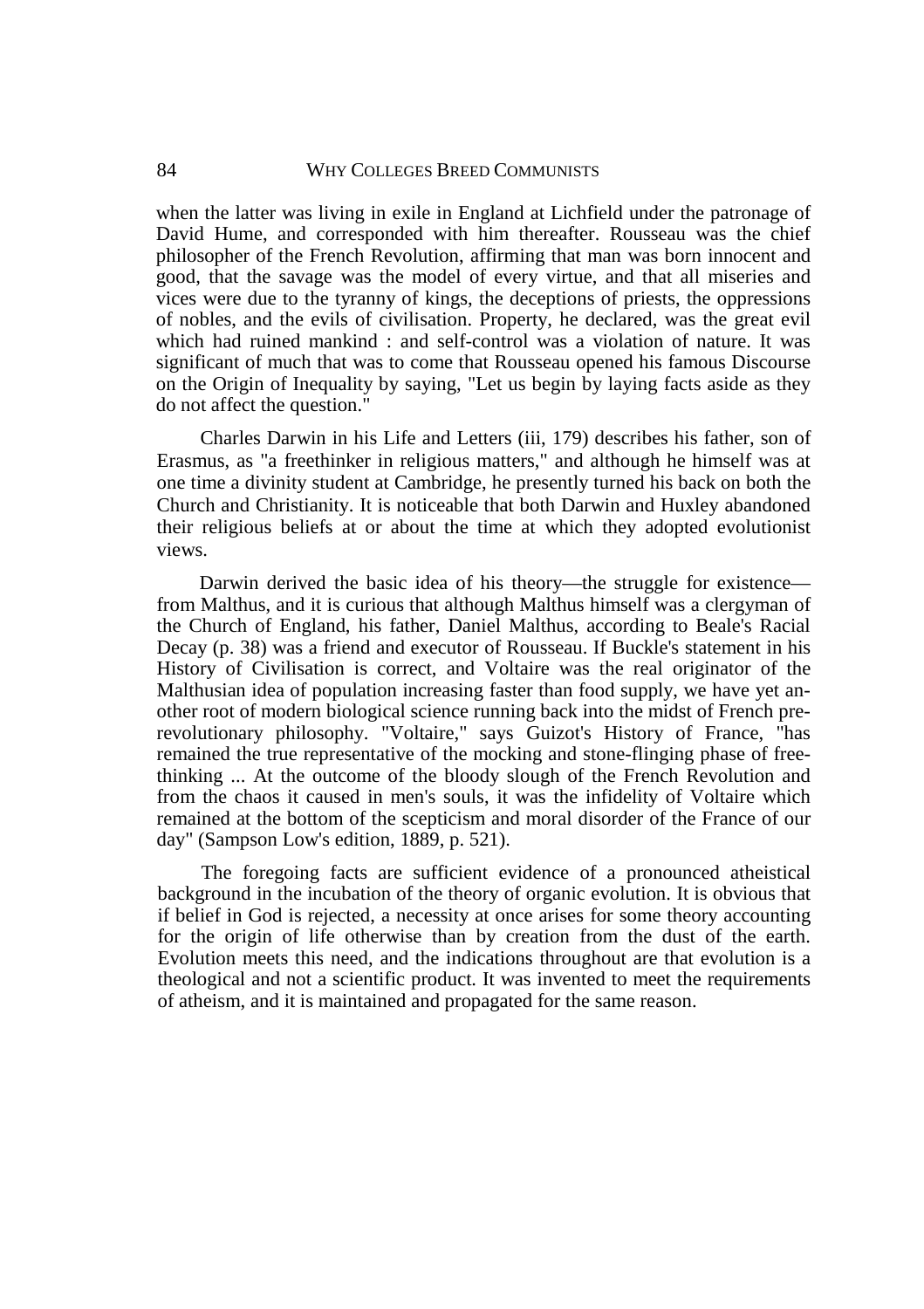when the latter was living in exile in England at Lichfield under the patronage of David Hume, and corresponded with him thereafter. Rousseau was the chief philosopher of the French Revolution, affirming that man was born innocent and good, that the savage was the model of every virtue, and that all miseries and vices were due to the tyranny of kings, the deceptions of priests, the oppressions of nobles, and the evils of civilisation. Property, he declared, was the great evil which had ruined mankind : and self-control was a violation of nature. It was significant of much that was to come that Rousseau opened his famous Discourse on the Origin of Inequality by saying, "Let us begin by laying facts aside as they do not affect the question."

Charles Darwin in his Life and Letters (iii, 179) describes his father, son of Erasmus, as "a freethinker in religious matters," and although he himself was at one time a divinity student at Cambridge, he presently turned his back on both the Church and Christianity. It is noticeable that both Darwin and Huxley abandoned their religious beliefs at or about the time at which they adopted evolutionist views.

Darwin derived the basic idea of his theory—the struggle for existence—from Malthus, and it is curious that although Malthus himself was a clergyman of the Church of England, his father, Daniel Malthus, according to Beale's Racial Decay (p. 38) was a friend and executor of Rousseau. If Buckle's statement in his History of Civilisation is correct, and Voltaire was the real originator of the Malthusian idea of population increasing faster than food supply, we have yet another root of modern biological science running back into the midst of French pre-revolutionary philosophy. "Voltaire," says Guizot's History of France, "has remained the true representative of the mocking and stone-flinging phase of free-thinking ... At the outcome of the bloody slough of the French Revolution and from the chaos it caused in men's souls, it was the infidelity of Voltaire which remained at the bottom of the scepticism and moral disorder of the France of our day" (Sampson Low's edition, 1889, p. 521).

The foregoing facts are sufficient evidence of a pronounced atheistical background in the incubation of the theory of organic evolution. It is obvious that if belief in God is rejected, a necessity at once arises for some theory accounting for the origin of life otherwise than by creation from the dust of the earth. Evolution meets this need, and the indications throughout are that evolution is a theological and not a scientific product. It was invented to meet the requirements of atheism, and it is maintained and propagated for the same reason.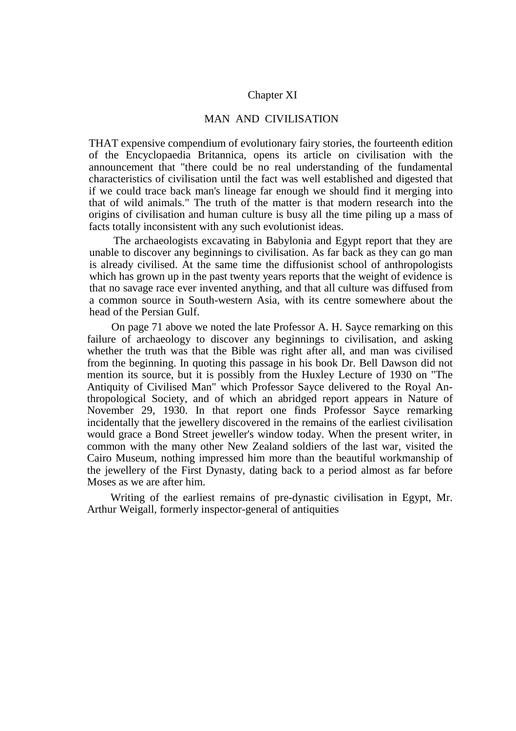## Chapter XI

## MAN AND CIVILISATION

THAT expensive compendium of evolutionary fairy stories, the fourteenth edition of the Encyclopaedia Britannica, opens its article on civilisation with the announcement that "there could be no real understanding of the fundamental characteristics of civilisation until the fact was well established and digested that if we could trace back man's lineage far enough we should find it merging into that of wild animals." The truth of the matter is that modern research into the origins of civilisation and human culture is busy all the time piling up a mass of facts totally inconsistent with any such evolutionist ideas.

The archaeologists excavating in Babylonia and Egypt report that they are unable to discover any beginnings to civilisation. As far back as they can go man is already civilised. At the same time the diffusionist school of anthropologists which has grown up in the past twenty years reports that the weight of evidence is that no savage race ever invented anything, and that all culture was diffused from a common source in South-western Asia, with its centre somewhere about the head of the Persian Gulf.

On page 71 above we noted the late Professor A. H. Sayce remarking on this failure of archaeology to discover any beginnings to civilisation, and asking whether the truth was that the Bible was right after all, and man was civilised from the beginning. In quoting this passage in his book Dr. Bell Dawson did not mention its source, but it is possibly from the Huxley Lecture of 1930 on "The Antiquity of Civilised Man" which Professor Sayce delivered to the Royal Anthropological Society, and of which an abridged report appears in Nature of November 29, 1930. In that report one finds Professor Sayce remarking incidentally that the jewellery discovered in the remains of the earliest civilisation would grace a Bond Street jeweller's window today. When the present writer, in common with the many other New Zealand soldiers of the last war, visited the Cairo Museum, nothing impressed him more than the beautiful workmanship of the jewellery of the First Dynasty, dating back to a period almost as far before Moses as we are after him.

Writing of the earliest remains of pre-dynastic civilisation in Egypt, Mr. Arthur Weigall, formerly inspector-general of antiquities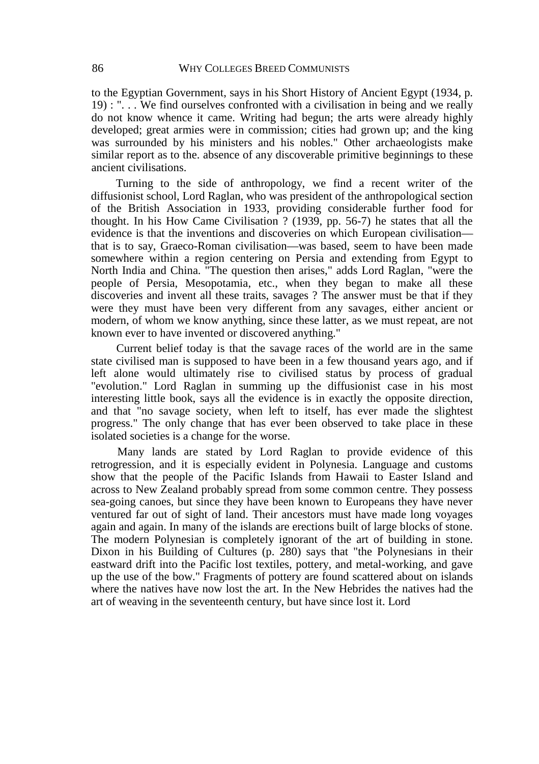to the Egyptian Government, says in his Short History of Ancient Egypt (1934, p. 19) : ". . . We find ourselves confronted with a civilisation in being and we really do not know whence it came. Writing had begun; the arts were already highly developed; great armies were in commission; cities had grown up; and the king was surrounded by his ministers and his nobles." Other archaeologists make similar report as to the. absence of any discoverable primitive beginnings to these ancient civilisations.

Turning to the side of anthropology, we find a recent writer of the diffusionist school, Lord Raglan, who was president of the anthropological section of the British Association in 1933, providing considerable further food for thought. In his How Came Civilisation ? (1939, pp. 56-7) he states that all the evidence is that the inventions and discoveries on which European civilisation—that is to say, Graeco-Roman civilisation—was based, seem to have been made somewhere within a region centering on Persia and extending from Egypt to North India and China. "The question then arises," adds Lord Raglan, "were the people of Persia, Mesopotamia, etc., when they began to make all these discoveries and invent all these traits, savages ? The answer must be that if they were they must have been very different from any savages, either ancient or modern, of whom we know anything, since these latter, as we must repeat, are not known ever to have invented or discovered anything."

Current belief today is that the savage races of the world are in the same state civilised man is supposed to have been in a few thousand years ago, and if left alone would ultimately rise to civilised status by process of gradual "evolution." Lord Raglan in summing up the diffusionist case in his most interesting little book, says all the evidence is in exactly the opposite direction, and that "no savage society, when left to itself, has ever made the slightest progress." The only change that has ever been observed to take place in these isolated societies is a change for the worse.

Many lands are stated by Lord Raglan to provide evidence of this retrogression, and it is especially evident in Polynesia. Language and customs show that the people of the Pacific Islands from Hawaii to Easter Island and across to New Zealand probably spread from some common centre. They possess sea-going canoes, but since they have been known to Europeans they have never ventured far out of sight of land. Their ancestors must have made long voyages again and again. In many of the islands are erections built of large blocks of stone. The modern Polynesian is completely ignorant of the art of building in stone. Dixon in his Building of Cultures (p. 280) says that "the Polynesians in their eastward drift into the Pacific lost textiles, pottery, and metal-working, and gave up the use of the bow." Fragments of pottery are found scattered about on islands where the natives have now lost the art. In the New Hebrides the natives had the art of weaving in the seventeenth century, but have since lost it. Lord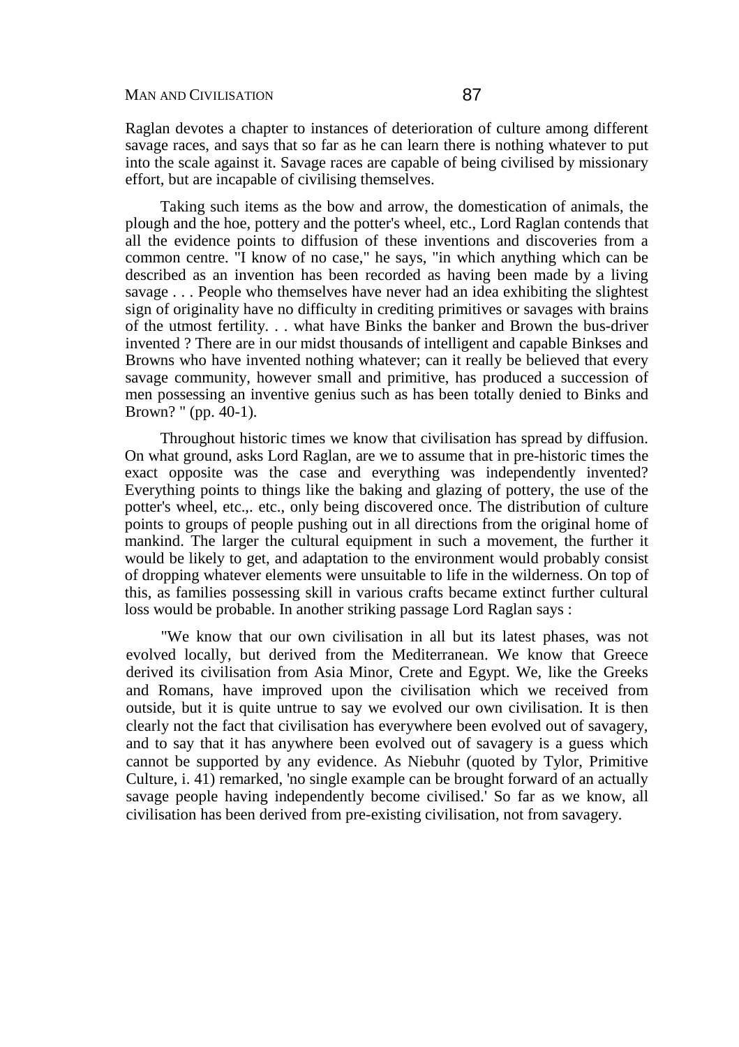Raglan devotes a chapter to instances of deterioration of culture among different savage races, and says that so far as he can learn there is nothing whatever to put into the scale against it. Savage races are capable of being civilised by missionary effort, but are incapable of civilising themselves.

Taking such items as the bow and arrow, the domestication of animals, the plough and the hoe, pottery and the potter's wheel, etc., Lord Raglan contends that all the evidence points to diffusion of these inventions and discoveries from a common centre. "I know of no case," he says, "in which anything which can be described as an invention has been recorded as having been made by a living savage . . . People who themselves have never had an idea exhibiting the slightest sign of originality have no difficulty in crediting primitives or savages with brains of the utmost fertility. . . what have Binks the banker and Brown the bus-driver invented ? There are in our midst thousands of intelligent and capable Binkses and Browns who have invented nothing whatever; can it really be believed that every savage community, however small and primitive, has produced a succession of men possessing an inventive genius such as has been totally denied to Binks and Brown? " (pp. 40-1).

Throughout historic times we know that civilisation has spread by diffusion. On what ground, asks Lord Raglan, are we to assume that in pre-historic times the exact opposite was the case and everything was independently invented? Everything points to things like the baking and glazing of pottery, the use of the potter's wheel, etc.,. etc., only being discovered once. The distribution of culture points to groups of people pushing out in all directions from the original home of mankind. The larger the cultural equipment in such a movement, the further it would be likely to get, and adaptation to the environment would probably consist of dropping whatever elements were unsuitable to life in the wilderness. On top of this, as families possessing skill in various crafts became extinct further cultural loss would be probable. In another striking passage Lord Raglan says :

"We know that our own civilisation in all but its latest phases, was not evolved locally, but derived from the Mediterranean. We know that Greece derived its civilisation from Asia Minor, Crete and Egypt. We, like the Greeks and Romans, have improved upon the civilisation which we received from outside, but it is quite untrue to say we evolved our own civilisation. It is then clearly not the fact that civilisation has everywhere been evolved out of savagery, and to say that it has anywhere been evolved out of savagery is a guess which cannot be supported by any evidence. As Niebuhr (quoted by Tylor, Primitive Culture, i. 41) remarked, 'no single example can be brought forward of an actually savage people having independently become civilised.' So far as we know, all civilisation has been derived from pre-existing civilisation, not from savagery.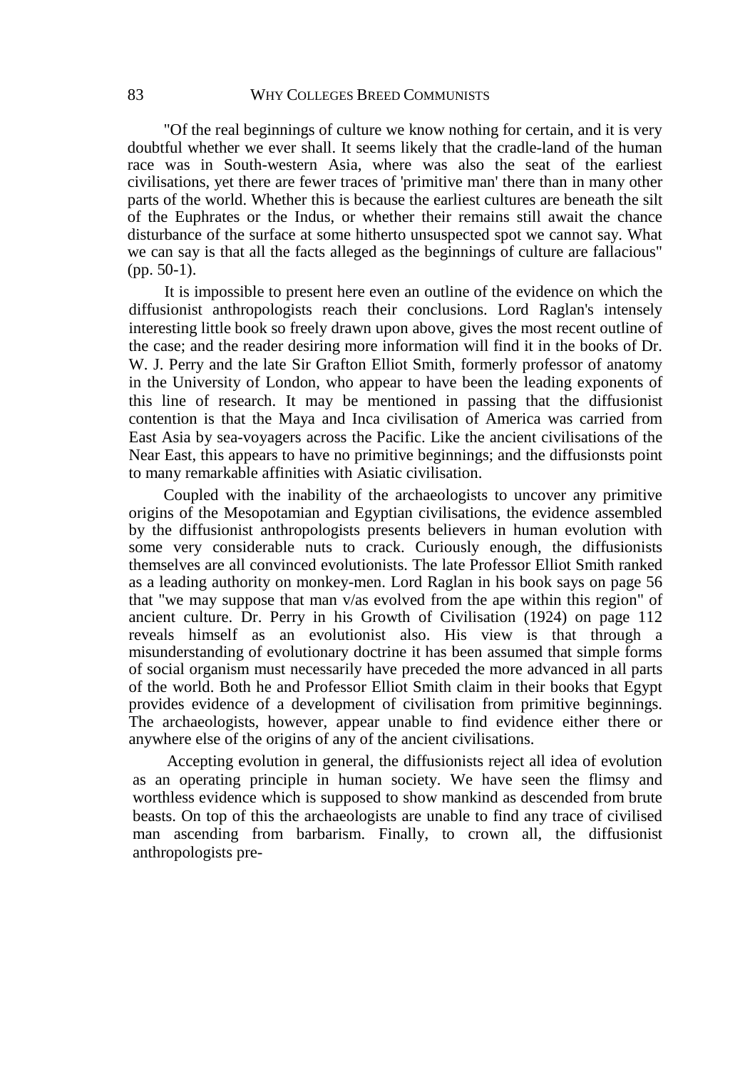"Of the real beginnings of culture we know nothing for certain, and it is very doubtful whether we ever shall. It seems likely that the cradle-land of the human race was in South-western Asia, where was also the seat of the earliest civilisations, yet there are fewer traces of 'primitive man' there than in many other parts of the world. Whether this is because the earliest cultures are beneath the silt of the Euphrates or the Indus, or whether their remains still await the chance disturbance of the surface at some hitherto unsuspected spot we cannot say. What we can say is that all the facts alleged as the beginnings of culture are fallacious" (pp. 50-1).

It is impossible to present here even an outline of the evidence on which the diffusionist anthropologists reach their conclusions. Lord Raglan's intensely interesting little book so freely drawn upon above, gives the most recent outline of the case; and the reader desiring more information will find it in the books of Dr. W. J. Perry and the late Sir Grafton Elliot Smith, formerly professor of anatomy in the University of London, who appear to have been the leading exponents of this line of research. It may be mentioned in passing that the diffusionist contention is that the Maya and Inca civilisation of America was carried from East Asia by sea-voyagers across the Pacific. Like the ancient civilisations of the Near East, this appears to have no primitive beginnings; and the diffusionsts point to many remarkable affinities with Asiatic civilisation.

Coupled with the inability of the archaeologists to uncover any primitive origins of the Mesopotamian and Egyptian civilisations, the evidence assembled by the diffusionist anthropologists presents believers in human evolution with some very considerable nuts to crack. Curiously enough, the diffusionists themselves are all convinced evolutionists. The late Professor Elliot Smith ranked as a leading authority on monkey-men. Lord Raglan in his book says on page 56 that "we may suppose that man v/as evolved from the ape within this region" of ancient culture. Dr. Perry in his Growth of Civilisation (1924) on page 112 reveals himself as an evolutionist also. His view is that through a misunderstanding of evolutionary doctrine it has been assumed that simple forms of social organism must necessarily have preceded the more advanced in all parts of the world. Both he and Professor Elliot Smith claim in their books that Egypt provides evidence of a development of civilisation from primitive beginnings. The archaeologists, however, appear unable to find evidence either there or anywhere else of the origins of any of the ancient civilisations.

Accepting evolution in general, the diffusionists reject all idea of evolution as an operating principle in human society. We have seen the flimsy and worthless evidence which is supposed to show mankind as descended from brute beasts. On top of this the archaeologists are unable to find any trace of civilised man ascending from barbarism. Finally, to crown all, the diffusionist anthropologists pre-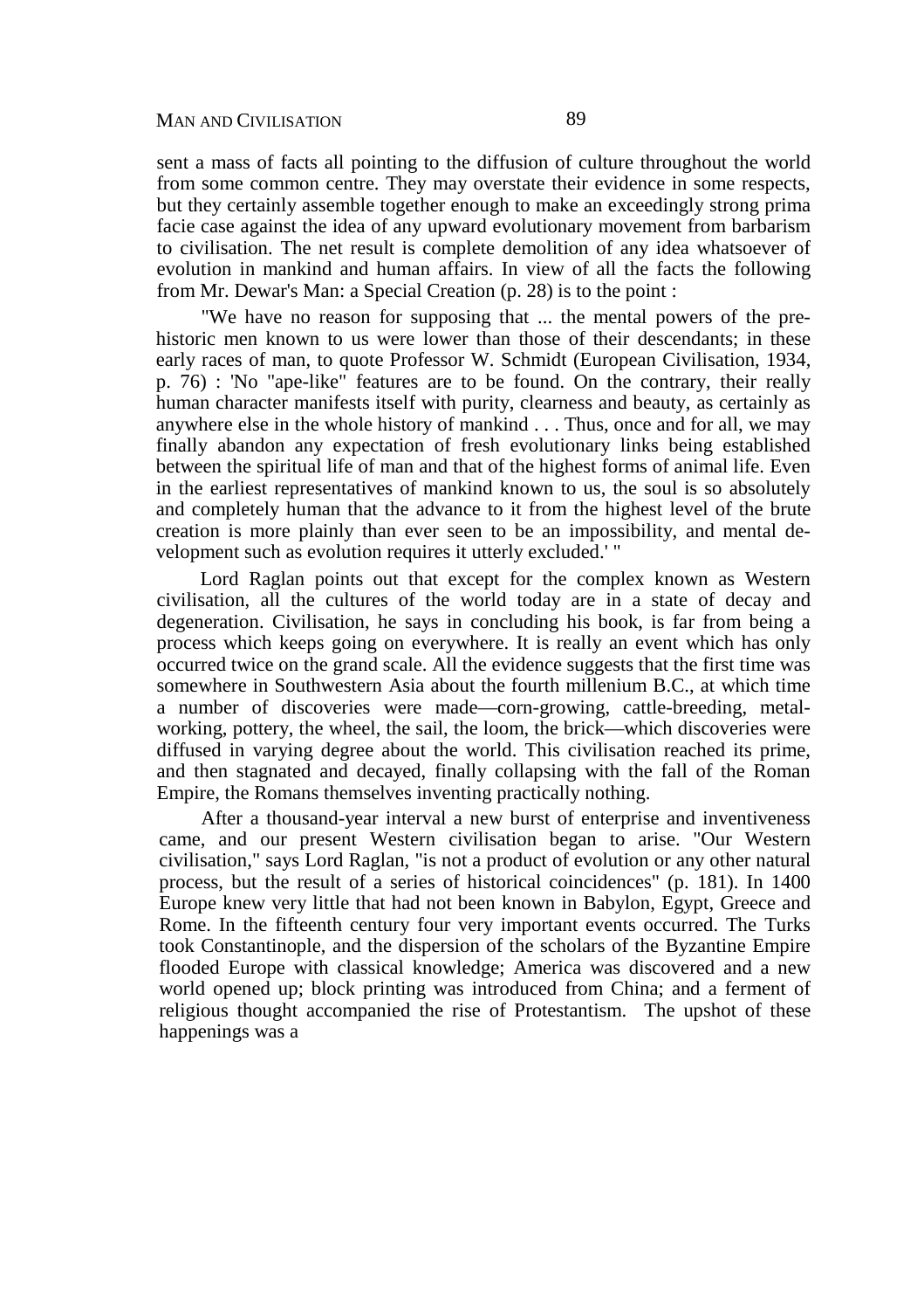sent a mass of facts all pointing to the diffusion of culture throughout the world from some common centre. They may overstate their evidence in some respects, but they certainly assemble together enough to make an exceedingly strong prima facie case against the idea of any upward evolutionary movement from barbarism to civilisation. The net result is complete demolition of any idea whatsoever of evolution in mankind and human affairs. In view of all the facts the following from Mr. Dewar's Man: a Special Creation (p. 28) is to the point :

> "We have no reason for supposing that ... the mental powers of the prehistoric men known to us were lower than those of their descendants; in these early races of man, to quote Professor W. Schmidt (European Civilisation, 1934, p. 76) : 'No "ape-like" features are to be found. On the contrary, their really human character manifests itself with purity, clearness and beauty, as certainly as anywhere else in the whole history of mankind . . . Thus, once and for all, we may finally abandon any expectation of fresh evolutionary links being established between the spiritual life of man and that of the highest forms of animal life. Even in the earliest representatives of mankind known to us, the soul is so absolutely and completely human that the advance to it from the highest level of the brute creation is more plainly than ever seen to be an impossibility, and mental development such as evolution requires it utterly excluded.' "

Lord Raglan points out that except for the complex known as Western civilisation, all the cultures of the world today are in a state of decay and degeneration. Civilisation, he says in concluding his book, is far from being a process which keeps going on everywhere. It is really an event which has only occurred twice on the grand scale. All the evidence suggests that the first time was somewhere in Southwestern Asia about the fourth millenium B.C., at which time a number of discoveries were made—corn-growing, cattle-breeding, metal-working, pottery, the wheel, the sail, the loom, the brick—which discoveries were diffused in varying degree about the world. This civilisation reached its prime, and then stagnated and decayed, finally collapsing with the fall of the Roman Empire, the Romans themselves inventing practically nothing.

After a thousand-year interval a new burst of enterprise and inventiveness came, and our present Western civilisation began to arise. "Our Western civilisation," says Lord Raglan, "is not a product of evolution or any other natural process, but the result of a series of historical coincidences" (p. 181). In 1400 Europe knew very little that had not been known in Babylon, Egypt, Greece and Rome. In the fifteenth century four very important events occurred. The Turks took Constantinople, and the dispersion of the scholars of the Byzantine Empire flooded Europe with classical knowledge; America was discovered and a new world opened up; block printing was introduced from China; and a ferment of religious thought accompanied the rise of Protestantism. The upshot of these happenings was a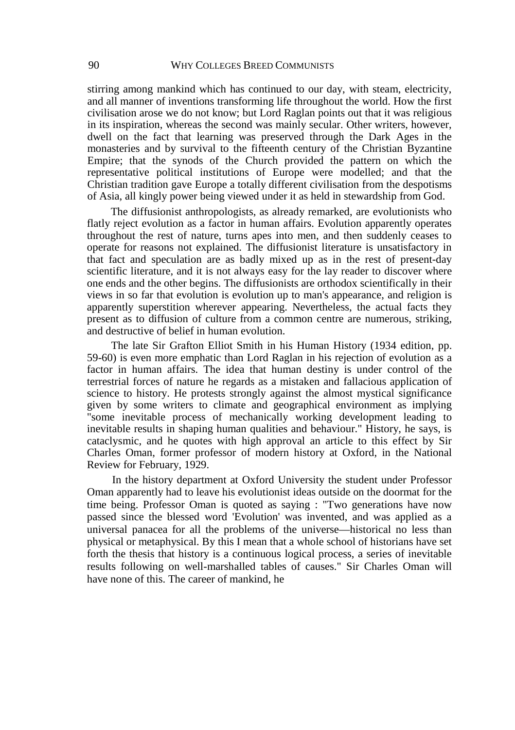stirring among mankind which has continued to our day, with steam, electricity, and all manner of inventions transforming life throughout the world. How the first civilisation arose we do not know; but Lord Raglan points out that it was religious in its inspiration, whereas the second was mainly secular. Other writers, however, dwell on the fact that learning was preserved through the Dark Ages in the monasteries and by survival to the fifteenth century of the Christian Byzantine Empire; that the synods of the Church provided the pattern on which the representative political institutions of Europe were modelled; and that the Christian tradition gave Europe a totally different civilisation from the despotisms of Asia, all kingly power being viewed under it as held in stewardship from God.

The diffusionist anthropologists, as already remarked, are evolutionists who flatly reject evolution as a factor in human affairs. Evolution apparently operates throughout the rest of nature, turns apes into men, and then suddenly ceases to operate for reasons not explained. The diffusionist literature is unsatisfactory in that fact and speculation are as badly mixed up as in the rest of present-day scientific literature, and it is not always easy for the lay reader to discover where one ends and the other begins. The diffusionists are orthodox scientifically in their views in so far that evolution is evolution up to man's appearance, and religion is apparently superstition wherever appearing. Nevertheless, the actual facts they present as to diffusion of culture from a common centre are numerous, striking, and destructive of belief in human evolution.

The late Sir Grafton Elliot Smith in his Human History (1934 edition, pp. 59-60) is even more emphatic than Lord Raglan in his rejection of evolution as a factor in human affairs. The idea that human destiny is under control of the terrestrial forces of nature he regards as a mistaken and fallacious application of science to history. He protests strongly against the almost mystical significance given by some writers to climate and geographical environment as implying "some inevitable process of mechanically working development leading to inevitable results in shaping human qualities and behaviour." History, he says, is cataclysmic, and he quotes with high approval an article to this effect by Sir Charles Oman, former professor of modern history at Oxford, in the National Review for February, 1929.

In the history department at Oxford University the student under Professor Oman apparently had to leave his evolutionist ideas outside on the doormat for the time being. Professor Oman is quoted as saying : "Two generations have now passed since the blessed word 'Evolution' was invented, and was applied as a universal panacea for all the problems of the universe—historical no less than physical or metaphysical. By this I mean that a whole school of historians have set forth the thesis that history is a continuous logical process, a series of inevitable results following on well-marshalled tables of causes." Sir Charles Oman will have none of this. The career of mankind, he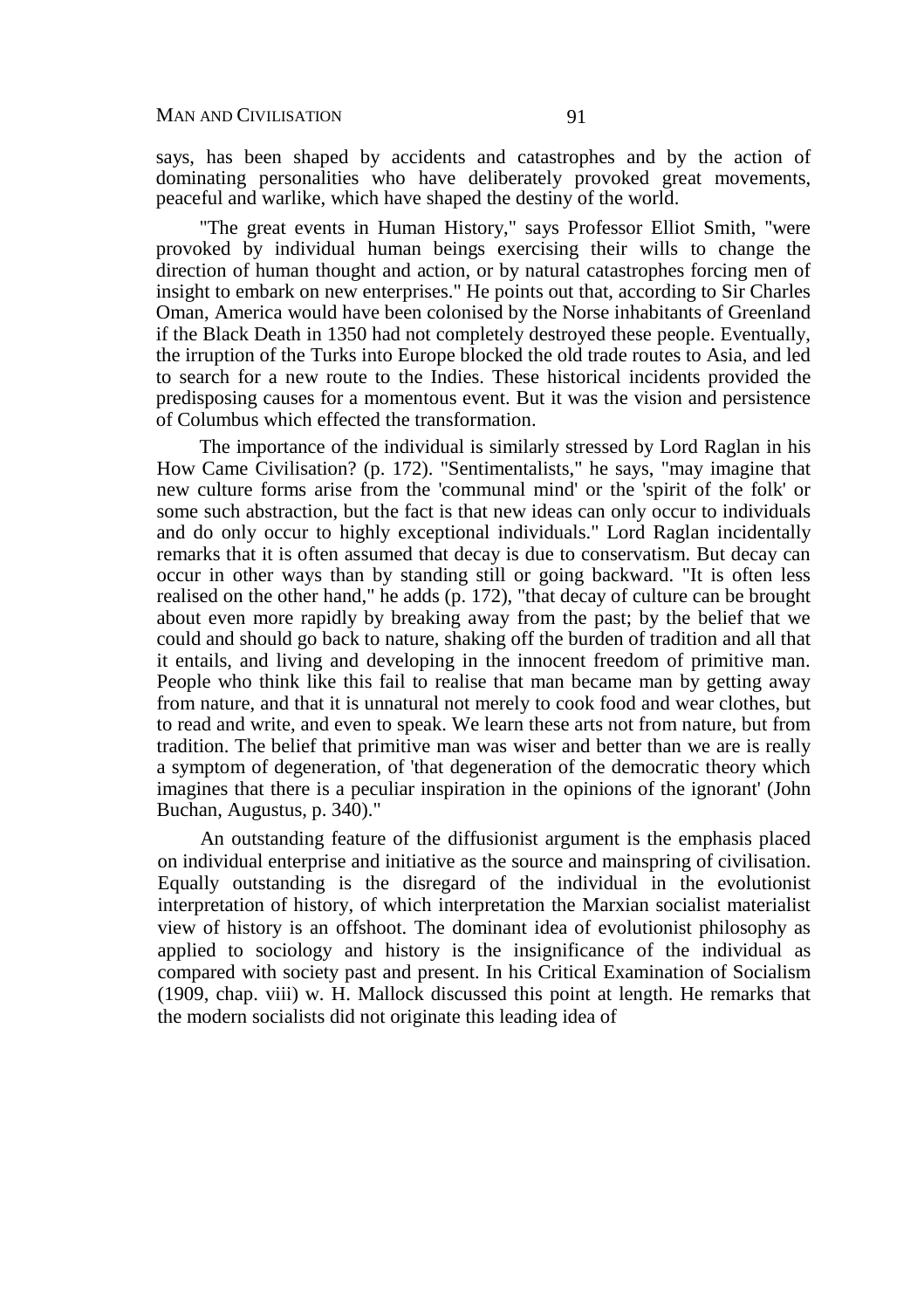says, has been shaped by accidents and catastrophes and by the action of dominating personalities who have deliberately provoked great movements, peaceful and warlike, which have shaped the destiny of the world.

"The great events in Human History," says Professor Elliot Smith, "were provoked by individual human beings exercising their wills to change the direction of human thought and action, or by natural catastrophes forcing men of insight to embark on new enterprises." He points out that, according to Sir Charles Oman, America would have been colonised by the Norse inhabitants of Greenland if the Black Death in 1350 had not completely destroyed these people. Eventually, the irruption of the Turks into Europe blocked the old trade routes to Asia, and led to search for a new route to the Indies. These historical incidents provided the predisposing causes for a momentous event. But it was the vision and persistence of Columbus which effected the transformation.

The importance of the individual is similarly stressed by Lord Raglan in his How Came Civilisation? (p. 172). "Sentimentalists," he says, "may imagine that new culture forms arise from the 'communal mind' or the 'spirit of the folk' or some such abstraction, but the fact is that new ideas can only occur to individuals and do only occur to highly exceptional individuals." Lord Raglan incidentally remarks that it is often assumed that decay is due to conservatism. But decay can occur in other ways than by standing still or going backward. "It is often less realised on the other hand," he adds (p. 172), "that decay of culture can be brought about even more rapidly by breaking away from the past; by the belief that we could and should go back to nature, shaking off the burden of tradition and all that it entails, and living and developing in the innocent freedom of primitive man. People who think like this fail to realise that man became man by getting away from nature, and that it is unnatural not merely to cook food and wear clothes, but to read and write, and even to speak. We learn these arts not from nature, but from tradition. The belief that primitive man was wiser and better than we are is really a symptom of degeneration, of 'that degeneration of the democratic theory which imagines that there is a peculiar inspiration in the opinions of the ignorant' (John Buchan, Augustus, p. 340)."

An outstanding feature of the diffusionist argument is the emphasis placed on individual enterprise and initiative as the source and mainspring of civilisation. Equally outstanding is the disregard of the individual in the evolutionist interpretation of history, of which interpretation the Marxian socialist materialist view of history is an offshoot. The dominant idea of evolutionist philosophy as applied to sociology and history is the insignificance of the individual as compared with society past and present. In his Critical Examination of Socialism (1909, chap. viii) w. H. Mallock discussed this point at length. He remarks that the modern socialists did not originate this leading idea of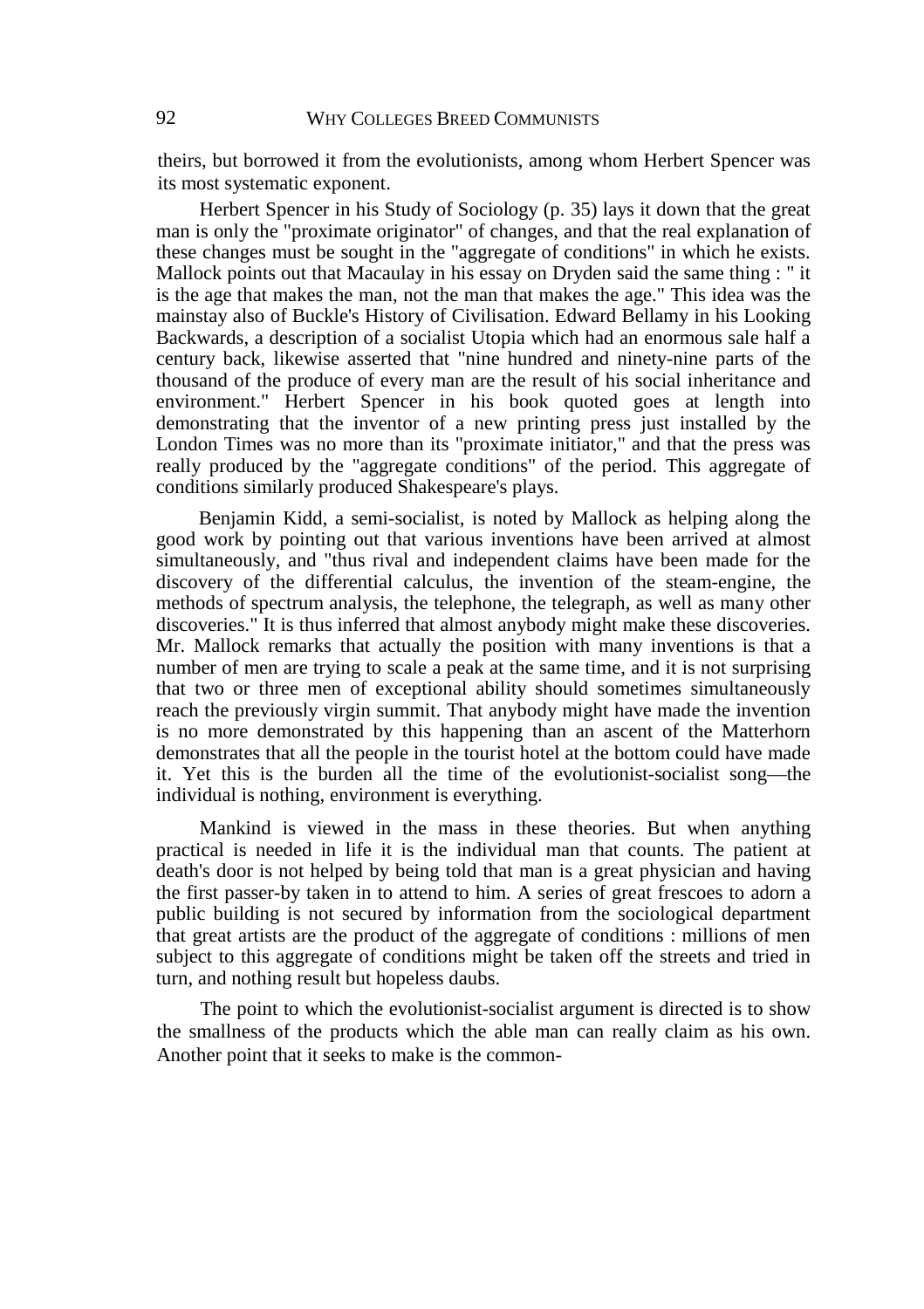theirs, but borrowed it from the evolutionists, among whom Herbert Spencer was its most systematic exponent.

Herbert Spencer in his Study of Sociology (p. 35) lays it down that the great man is only the "proximate originator" of changes, and that the real explanation of these changes must be sought in the "aggregate of conditions" in which he exists. Mallock points out that Macaulay in his essay on Dryden said the same thing : " it is the age that makes the man, not the man that makes the age." This idea was the mainstay also of Buckle's History of Civilisation. Edward Bellamy in his Looking Backwards, a description of a socialist Utopia which had an enormous sale half a century back, likewise asserted that "nine hundred and ninety-nine parts of the thousand of the produce of every man are the result of his social inheritance and environment." Herbert Spencer in his book quoted goes at length into demonstrating that the inventor of a new printing press just installed by the London Times was no more than its "proximate initiator," and that the press was really produced by the "aggregate conditions" of the period. This aggregate of conditions similarly produced Shakespeare's plays.

Benjamin Kidd, a semi-socialist, is noted by Mallock as helping along the good work by pointing out that various inventions have been arrived at almost simultaneously, and "thus rival and independent claims have been made for the discovery of the differential calculus, the invention of the steam-engine, the methods of spectrum analysis, the telephone, the telegraph, as well as many other discoveries." It is thus inferred that almost anybody might make these discoveries. Mr. Mallock remarks that actually the position with many inventions is that a number of men are trying to scale a peak at the same time, and it is not surprising that two or three men of exceptional ability should sometimes simultaneously reach the previously virgin summit. That anybody might have made the invention is no more demonstrated by this happening than an ascent of the Matterhorn demonstrates that all the people in the tourist hotel at the bottom could have made it. Yet this is the burden all the time of the evolutionist-socialist song—the individual is nothing, environment is everything.

Mankind is viewed in the mass in these theories. But when anything practical is needed in life it is the individual man that counts. The patient at death's door is not helped by being told that man is a great physician and having the first passer-by taken in to attend to him. A series of great frescoes to adorn a public building is not secured by information from the sociological department that great artists are the product of the aggregate of conditions : millions of men subject to this aggregate of conditions might be taken off the streets and tried in turn, and nothing result but hopeless daubs.

The point to which the evolutionist-socialist argument is directed is to show the smallness of the products which the able man can really claim as his own. Another point that it seeks to make is the common-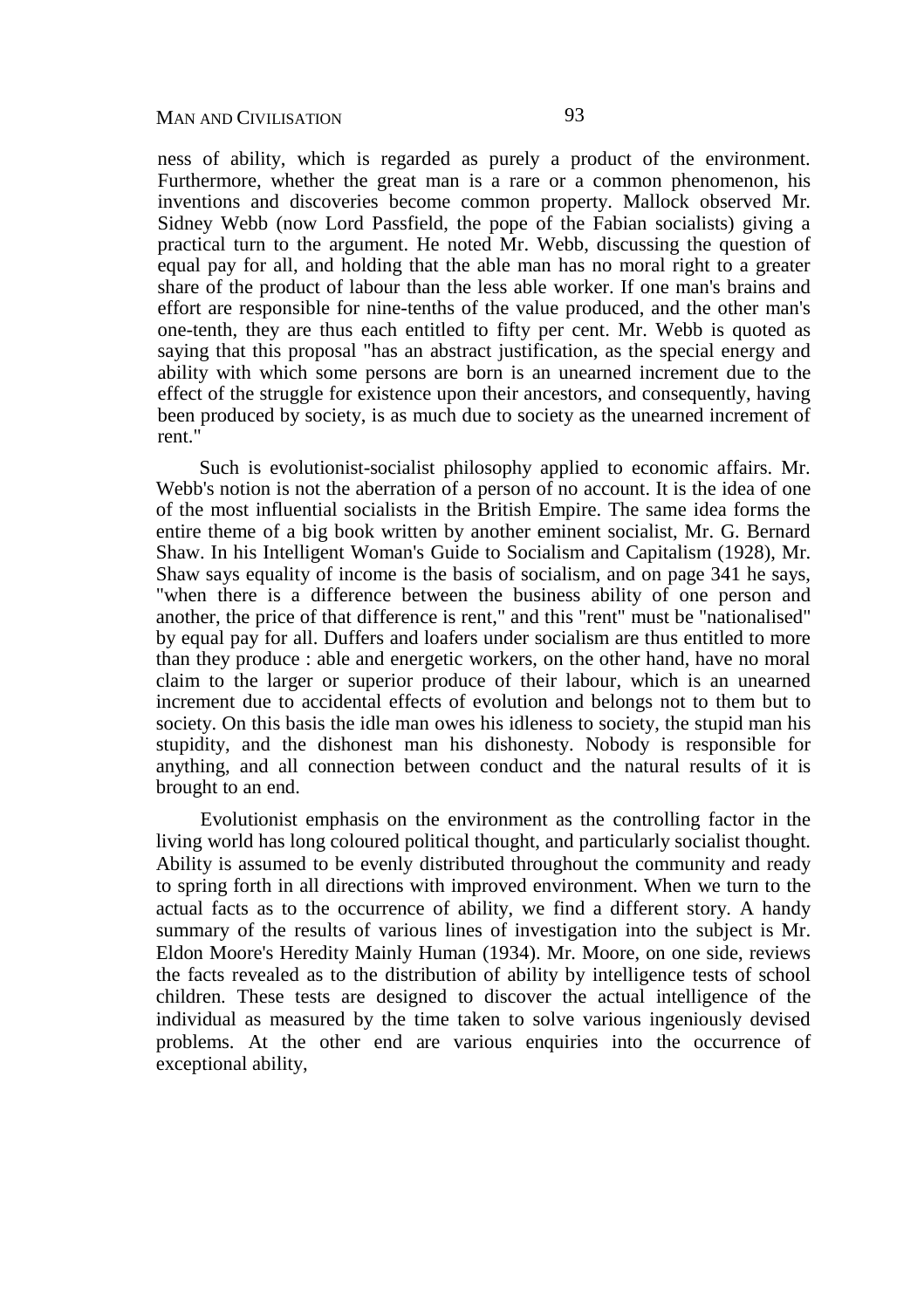ness of ability, which is regarded as purely a product of the environment. Furthermore, whether the great man is a rare or a common phenomenon, his inventions and discoveries become common property. Mallock observed Mr. Sidney Webb (now Lord Passfield, the pope of the Fabian socialists) giving a practical turn to the argument. He noted Mr. Webb, discussing the question of equal pay for all, and holding that the able man has no moral right to a greater share of the product of labour than the less able worker. If one man's brains and effort are responsible for nine-tenths of the value produced, and the other man's one-tenth, they are thus each entitled to fifty per cent. Mr. Webb is quoted as saying that this proposal "has an abstract justification, as the special energy and ability with which some persons are born is an unearned increment due to the effect of the struggle for existence upon their ancestors, and consequently, having been produced by society, is as much due to society as the unearned increment of rent."

Such is evolutionist-socialist philosophy applied to economic affairs. Mr. Webb's notion is not the aberration of a person of no account. It is the idea of one of the most influential socialists in the British Empire. The same idea forms the entire theme of a big book written by another eminent socialist, Mr. G. Bernard Shaw. In his Intelligent Woman's Guide to Socialism and Capitalism (1928), Mr. Shaw says equality of income is the basis of socialism, and on page 341 he says, "when there is a difference between the business ability of one person and another, the price of that difference is rent," and this "rent" must be "nationalised" by equal pay for all. Duffers and loafers under socialism are thus entitled to more than they produce : able and energetic workers, on the other hand, have no moral claim to the larger or superior produce of their labour, which is an unearned increment due to accidental effects of evolution and belongs not to them but to society. On this basis the idle man owes his idleness to society, the stupid man his stupidity, and the dishonest man his dishonesty. Nobody is responsible for anything, and all connection between conduct and the natural results of it is brought to an end.

Evolutionist emphasis on the environment as the controlling factor in the living world has long coloured political thought, and particularly socialist thought. Ability is assumed to be evenly distributed throughout the community and ready to spring forth in all directions with improved environment. When we turn to the actual facts as to the occurrence of ability, we find a different story. A handy summary of the results of various lines of investigation into the subject is Mr. Eldon Moore's Heredity Mainly Human (1934). Mr. Moore, on one side, reviews the facts revealed as to the distribution of ability by intelligence tests of school children. These tests are designed to discover the actual intelligence of the individual as measured by the time taken to solve various ingeniously devised problems. At the other end are various enquiries into the occurrence of exceptional ability,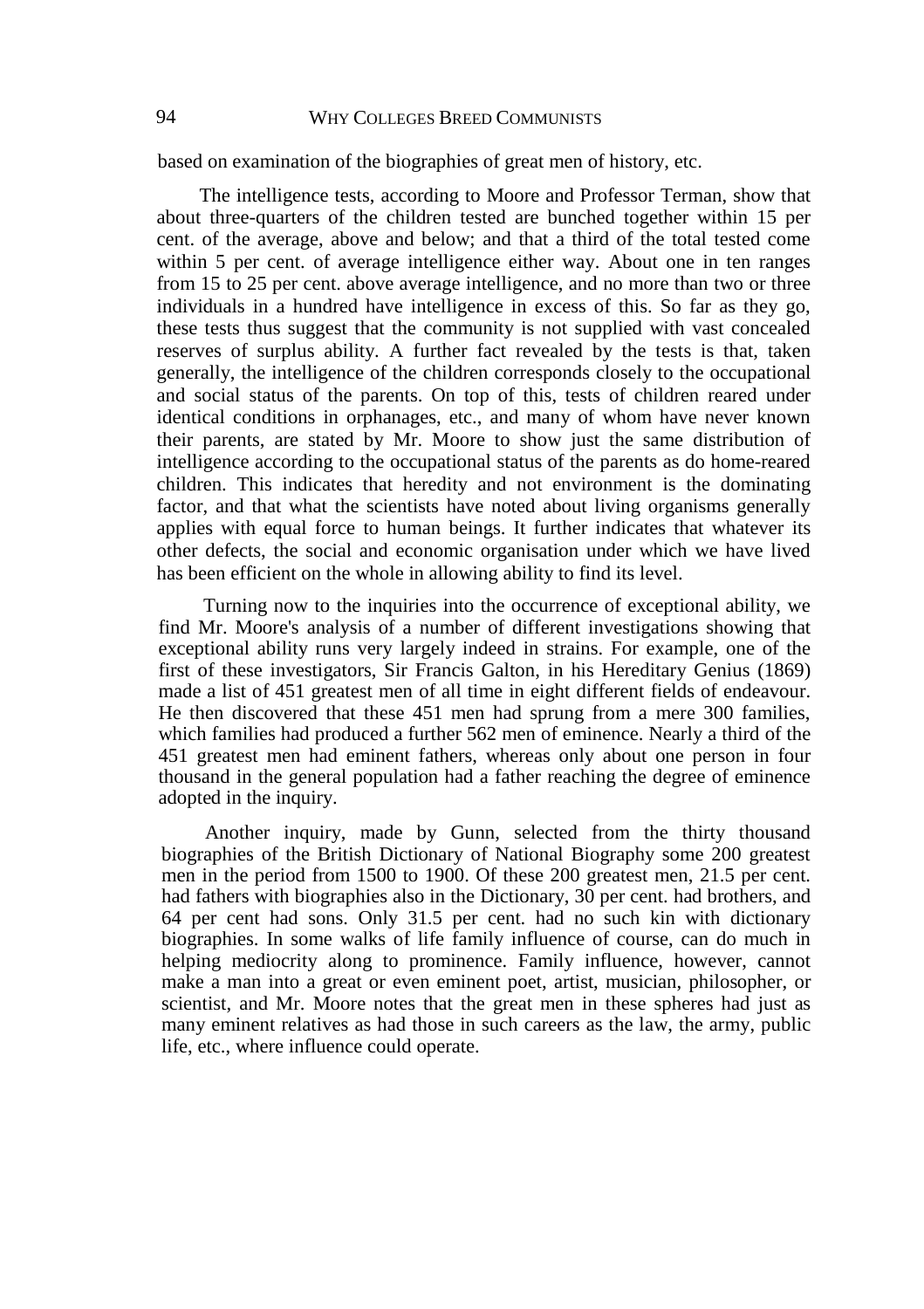based on examination of the biographies of great men of history, etc.

The intelligence tests, according to Moore and Professor Terman, show that about three-quarters of the children tested are bunched together within 15 per cent. of the average, above and below; and that a third of the total tested come within 5 per cent. of average intelligence either way. About one in ten ranges from 15 to 25 per cent. above average intelligence, and no more than two or three individuals in a hundred have intelligence in excess of this. So far as they go, these tests thus suggest that the community is not supplied with vast concealed reserves of surplus ability. A further fact revealed by the tests is that, taken generally, the intelligence of the children corresponds closely to the occupational and social status of the parents. On top of this, tests of children reared under identical conditions in orphanages, etc., and many of whom have never known their parents, are stated by Mr. Moore to show just the same distribution of intelligence according to the occupational status of the parents as do home-reared children. This indicates that heredity and not environment is the dominating factor, and that what the scientists have noted about living organisms generally applies with equal force to human beings. It further indicates that whatever its other defects, the social and economic organisation under which we have lived has been efficient on the whole in allowing ability to find its level.

Turning now to the inquiries into the occurrence of exceptional ability, we find Mr. Moore's analysis of a number of different investigations showing that exceptional ability runs very largely indeed in strains. For example, one of the first of these investigators, Sir Francis Galton, in his Hereditary Genius (1869) made a list of 451 greatest men of all time in eight different fields of endeavour. He then discovered that these 451 men had sprung from a mere 300 families, which families had produced a further 562 men of eminence. Nearly a third of the 451 greatest men had eminent fathers, whereas only about one person in four thousand in the general population had a father reaching the degree of eminence adopted in the inquiry.

Another inquiry, made by Gunn, selected from the thirty thousand biographies of the British Dictionary of National Biography some 200 greatest men in the period from 1500 to 1900. Of these 200 greatest men, 21.5 per cent. had fathers with biographies also in the Dictionary, 30 per cent. had brothers, and 64 per cent had sons. Only 31.5 per cent. had no such kin with dictionary biographies. In some walks of life family influence of course, can do much in helping mediocrity along to prominence. Family influence, however, cannot make a man into a great or even eminent poet, artist, musician, philosopher, or scientist, and Mr. Moore notes that the great men in these spheres had just as many eminent relatives as had those in such careers as the law, the army, public life, etc., where influence could operate.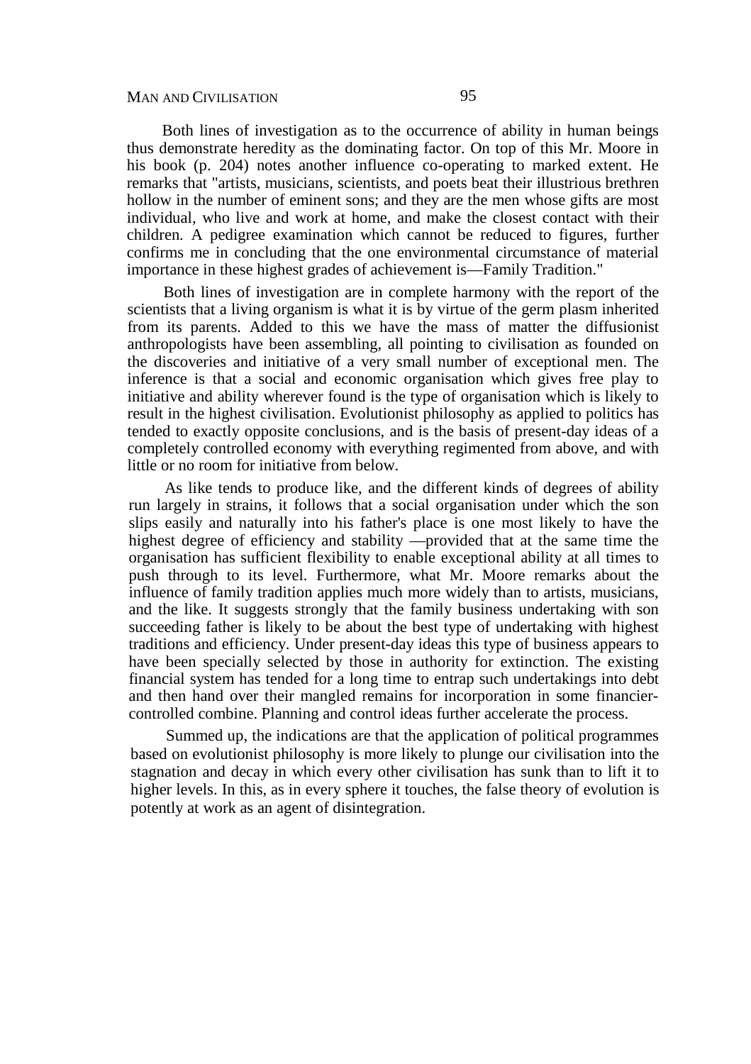Both lines of investigation as to the occurrence of ability in human beings thus demonstrate heredity as the dominating factor. On top of this Mr. Moore in his book (p. 204) notes another influence co-operating to marked extent. He remarks that "artists, musicians, scientists, and poets beat their illustrious brethren hollow in the number of eminent sons; and they are the men whose gifts are most individual, who live and work at home, and make the closest contact with their children. A pedigree examination which cannot be reduced to figures, further confirms me in concluding that the one environmental circumstance of material importance in these highest grades of achievement is—Family Tradition."

Both lines of investigation are in complete harmony with the report of the scientists that a living organism is what it is by virtue of the germ plasm inherited from its parents. Added to this we have the mass of matter the diffusionist anthropologists have been assembling, all pointing to civilisation as founded on the discoveries and initiative of a very small number of exceptional men. The inference is that a social and economic organisation which gives free play to initiative and ability wherever found is the type of organisation which is likely to result in the highest civilisation. Evolutionist philosophy as applied to politics has tended to exactly opposite conclusions, and is the basis of present-day ideas of a completely controlled economy with everything regimented from above, and with little or no room for initiative from below.

As like tends to produce like, and the different kinds of degrees of ability run largely in strains, it follows that a social organisation under which the son slips easily and naturally into his father's place is one most likely to have the highest degree of efficiency and stability —provided that at the same time the organisation has sufficient flexibility to enable exceptional ability at all times to push through to its level. Furthermore, what Mr. Moore remarks about the influence of family tradition applies much more widely than to artists, musicians, and the like. It suggests strongly that the family business undertaking with son succeeding father is likely to be about the best type of undertaking with highest traditions and efficiency. Under present-day ideas this type of business appears to have been specially selected by those in authority for extinction. The existing financial system has tended for a long time to entrap such undertakings into debt and then hand over their mangled remains for incorporation in some financier-controlled combine. Planning and control ideas further accelerate the process.

Summed up, the indications are that the application of political programmes based on evolutionist philosophy is more likely to plunge our civilisation into the stagnation and decay in which every other civilisation has sunk than to lift it to higher levels. In this, as in every sphere it touches, the false theory of evolution is potently at work as an agent of disintegration.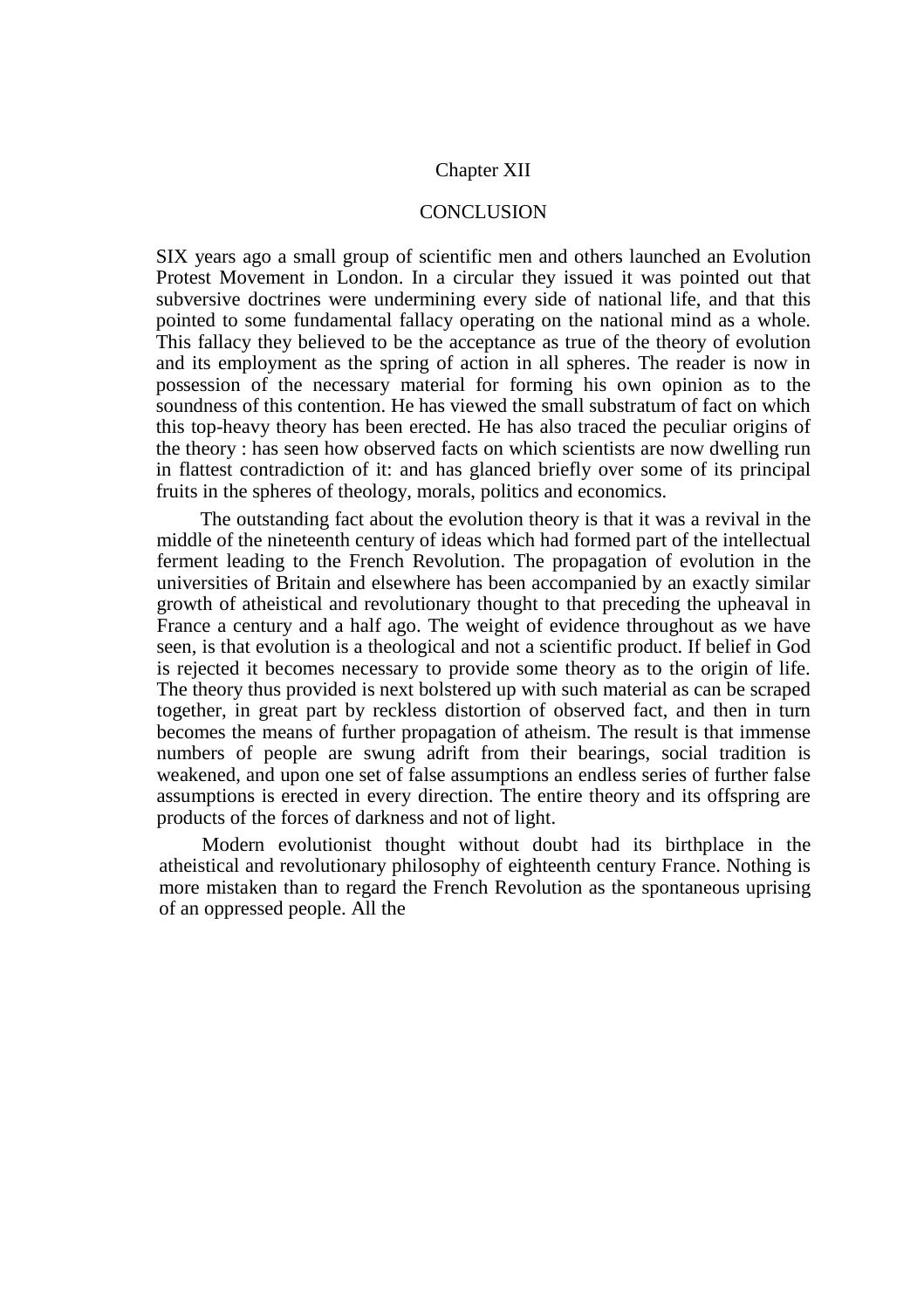## Chapter XII

## CONCLUSION

SIX years ago a small group of scientific men and others launched an Evolution Protest Movement in London. In a circular they issued it was pointed out that subversive doctrines were undermining every side of national life, and that this pointed to some fundamental fallacy operating on the national mind as a whole. This fallacy they believed to be the acceptance as true of the theory of evolution and its employment as the spring of action in all spheres. The reader is now in possession of the necessary material for forming his own opinion as to the soundness of this contention. He has viewed the small substratum of fact on which this top-heavy theory has been erected. He has also traced the peculiar origins of the theory : has seen how observed facts on which scientists are now dwelling run in flattest contradiction of it: and has glanced briefly over some of its principal fruits in the spheres of theology, morals, politics and economics.

The outstanding fact about the evolution theory is that it was a revival in the middle of the nineteenth century of ideas which had formed part of the intellectual ferment leading to the French Revolution. The propagation of evolution in the universities of Britain and elsewhere has been accompanied by an exactly similar growth of atheistical and revolutionary thought to that preceding the upheaval in France a century and a half ago. The weight of evidence throughout as we have seen, is that evolution is a theological and not a scientific product. If belief in God is rejected it becomes necessary to provide some theory as to the origin of life. The theory thus provided is next bolstered up with such material as can be scraped together, in great part by reckless distortion of observed fact, and then in turn becomes the means of further propagation of atheism. The result is that immense numbers of people are swung adrift from their bearings, social tradition is weakened, and upon one set of false assumptions an endless series of further false assumptions is erected in every direction. The entire theory and its offspring are products of the forces of darkness and not of light.

Modern evolutionist thought without doubt had its birthplace in the atheistical and revolutionary philosophy of eighteenth century France. Nothing is more mistaken than to regard the French Revolution as the spontaneous uprising of an oppressed people. All the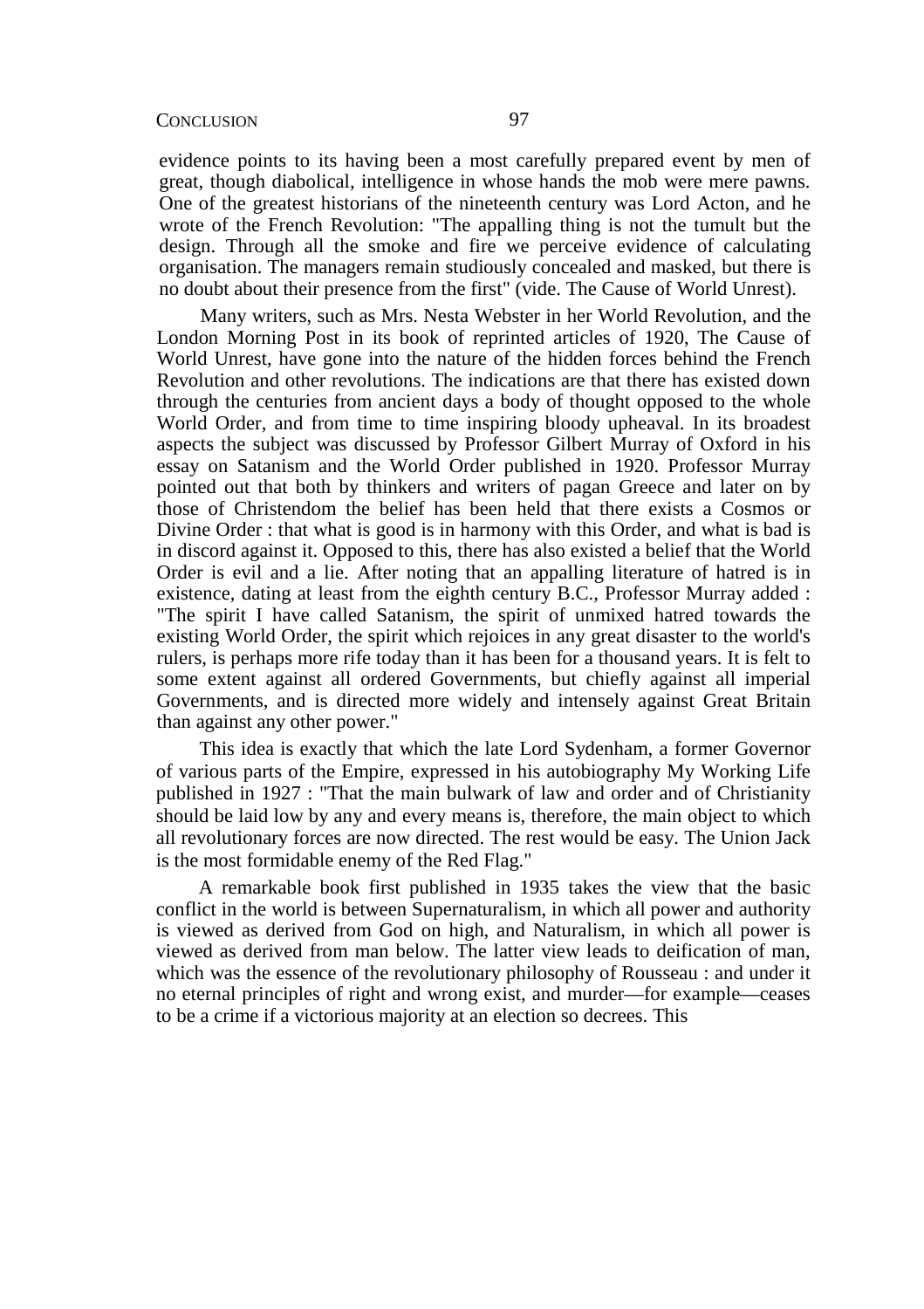evidence points to its having been a most carefully prepared event by men of great, though diabolical, intelligence in whose hands the mob were mere pawns. One of the greatest historians of the nineteenth century was Lord Acton, and he wrote of the French Revolution: "The appalling thing is not the tumult but the design. Through all the smoke and fire we perceive evidence of calculating organisation. The managers remain studiously concealed and masked, but there is no doubt about their presence from the first" (vide. The Cause of World Unrest).

Many writers, such as Mrs. Nesta Webster in her World Revolution, and the London Morning Post in its book of reprinted articles of 1920, The Cause of World Unrest, have gone into the nature of the hidden forces behind the French Revolution and other revolutions. The indications are that there has existed down through the centuries from ancient days a body of thought opposed to the whole World Order, and from time to time inspiring bloody upheaval. In its broadest aspects the subject was discussed by Professor Gilbert Murray of Oxford in his essay on Satanism and the World Order published in 1920. Professor Murray pointed out that both by thinkers and writers of pagan Greece and later on by those of Christendom the belief has been held that there exists a Cosmos or Divine Order : that what is good is in harmony with this Order, and what is bad is in discord against it. Opposed to this, there has also existed a belief that the World Order is evil and a lie. After noting that an appalling literature of hatred is in existence, dating at least from the eighth century B.C., Professor Murray added : "The spirit I have called Satanism, the spirit of unmixed hatred towards the existing World Order, the spirit which rejoices in any great disaster to the world's rulers, is perhaps more rife today than it has been for a thousand years. It is felt to some extent against all ordered Governments, but chiefly against all imperial Governments, and is directed more widely and intensely against Great Britain than against any other power."

This idea is exactly that which the late Lord Sydenham, a former Governor of various parts of the Empire, expressed in his autobiography My Working Life published in 1927 : "That the main bulwark of law and order and of Christianity should be laid low by any and every means is, therefore, the main object to which all revolutionary forces are now directed. The rest would be easy. The Union Jack is the most formidable enemy of the Red Flag."

A remarkable book first published in 1935 takes the view that the basic conflict in the world is between Supernaturalism, in which all power and authority is viewed as derived from God on high, and Naturalism, in which all power is viewed as derived from man below. The latter view leads to deification of man, which was the essence of the revolutionary philosophy of Rousseau : and under it no eternal principles of right and wrong exist, and murder—for example—ceases to be a crime if a victorious majority at an election so decrees. This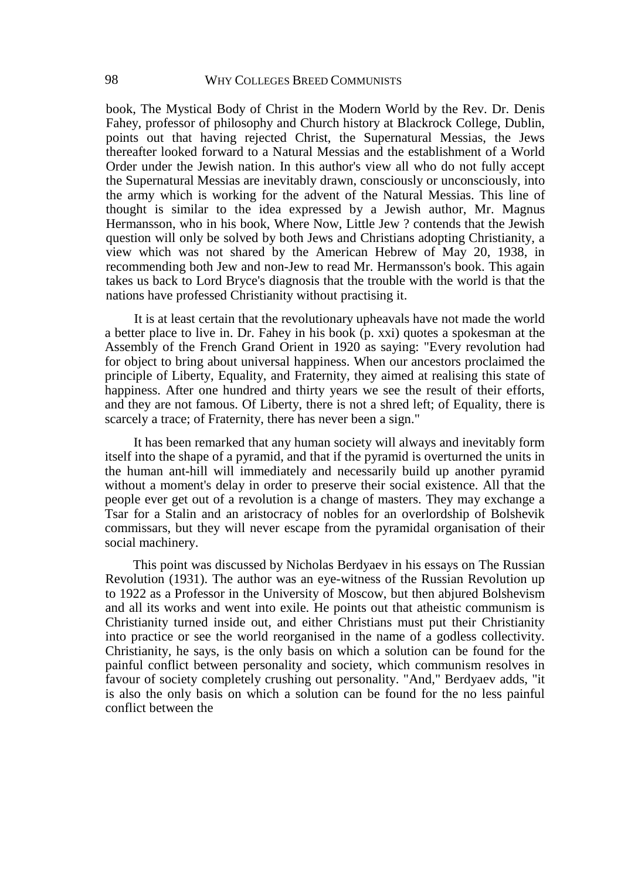book, The Mystical Body of Christ in the Modern World by the Rev. Dr. Denis Fahey, professor of philosophy and Church history at Blackrock College, Dublin, points out that having rejected Christ, the Supernatural Messias, the Jews thereafter looked forward to a Natural Messias and the establishment of a World Order under the Jewish nation. In this author's view all who do not fully accept the Supernatural Messias are inevitably drawn, consciously or unconsciously, into the army which is working for the advent of the Natural Messias. This line of thought is similar to the idea expressed by a Jewish author, Mr. Magnus Hermansson, who in his book, Where Now, Little Jew ? contends that the Jewish question will only be solved by both Jews and Christians adopting Christianity, a view which was not shared by the American Hebrew of May 20, 1938, in recommending both Jew and non-Jew to read Mr. Hermansson's book. This again takes us back to Lord Bryce's diagnosis that the trouble with the world is that the nations have professed Christianity without practising it.

It is at least certain that the revolutionary upheavals have not made the world a better place to live in. Dr. Fahey in his book (p. xxi) quotes a spokesman at the Assembly of the French Grand Orient in 1920 as saying: "Every revolution had for object to bring about universal happiness. When our ancestors proclaimed the principle of Liberty, Equality, and Fraternity, they aimed at realising this state of happiness. After one hundred and thirty years we see the result of their efforts, and they are not famous. Of Liberty, there is not a shred left; of Equality, there is scarcely a trace; of Fraternity, there has never been a sign."

It has been remarked that any human society will always and inevitably form itself into the shape of a pyramid, and that if the pyramid is overturned the units in the human ant-hill will immediately and necessarily build up another pyramid without a moment's delay in order to preserve their social existence. All that the people ever get out of a revolution is a change of masters. They may exchange a Tsar for a Stalin and an aristocracy of nobles for an overlordship of Bolshevik commissars, but they will never escape from the pyramidal organisation of their social machinery.

This point was discussed by Nicholas Berdyaev in his essays on The Russian Revolution (1931). The author was an eye-witness of the Russian Revolution up to 1922 as a Professor in the University of Moscow, but then abjured Bolshevism and all its works and went into exile. He points out that atheistic communism is Christianity turned inside out, and either Christians must put their Christianity into practice or see the world reorganised in the name of a godless collectivity. Christianity, he says, is the only basis on which a solution can be found for the painful conflict between personality and society, which communism resolves in favour of society completely crushing out personality. "And," Berdyaev adds, "it is also the only basis on which a solution can be found for the no less painful conflict between the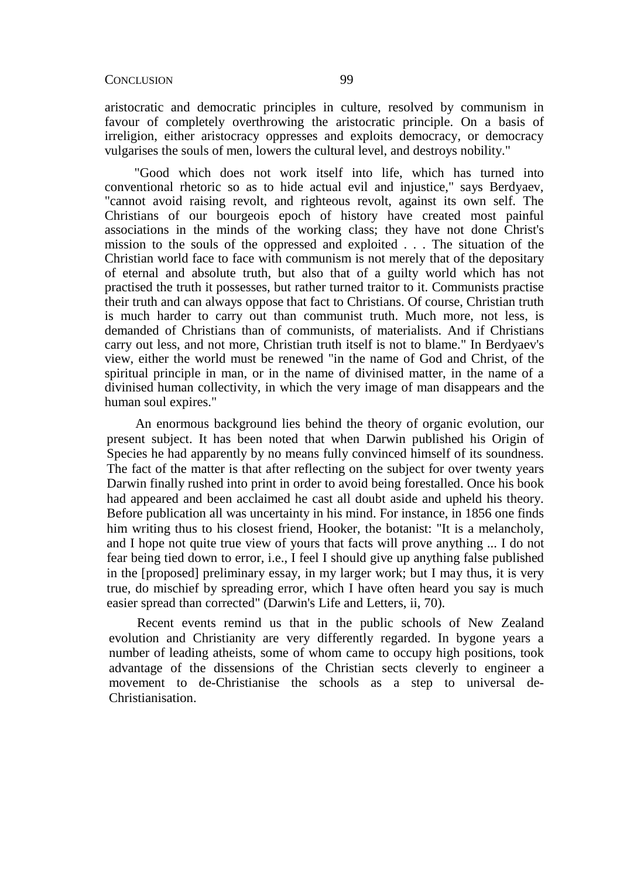aristocratic and democratic principles in culture, resolved by communism in favour of completely overthrowing the aristocratic principle. On a basis of irreligion, either aristocracy oppresses and exploits democracy, or democracy vulgarises the souls of men, lowers the cultural level, and destroys nobility."

"Good which does not work itself into life, which has turned into conventional rhetoric so as to hide actual evil and injustice," says Berdyaev, "cannot avoid raising revolt, and righteous revolt, against its own self. The Christians of our bourgeois epoch of history have created most painful associations in the minds of the working class; they have not done Christ's mission to the souls of the oppressed and exploited . . . The situation of the Christian world face to face with communism is not merely that of the depositary of eternal and absolute truth, but also that of a guilty world which has not practised the truth it possesses, but rather turned traitor to it. Communists practise their truth and can always oppose that fact to Christians. Of course, Christian truth is much harder to carry out than communist truth. Much more, not less, is demanded of Christians than of communists, of materialists. And if Christians carry out less, and not more, Christian truth itself is not to blame." In Berdyaev's view, either the world must be renewed "in the name of God and Christ, of the spiritual principle in man, or in the name of divinised matter, in the name of a divinised human collectivity, in which the very image of man disappears and the human soul expires."

An enormous background lies behind the theory of organic evolution, our present subject. It has been noted that when Darwin published his Origin of Species he had apparently by no means fully convinced himself of its soundness. The fact of the matter is that after reflecting on the subject for over twenty years Darwin finally rushed into print in order to avoid being forestalled. Once his book had appeared and been acclaimed he cast all doubt aside and upheld his theory. Before publication all was uncertainty in his mind. For instance, in 1856 one finds him writing thus to his closest friend, Hooker, the botanist: "It is a melancholy, and I hope not quite true view of yours that facts will prove anything ... I do not fear being tied down to error, i.e., I feel I should give up anything false published in the [proposed] preliminary essay, in my larger work; but I may thus, it is very true, do mischief by spreading error, which I have often heard you say is much easier spread than corrected" (Darwin's Life and Letters, ii, 70).

Recent events remind us that in the public schools of New Zealand evolution and Christianity are very differently regarded. In bygone years a number of leading atheists, some of whom came to occupy high positions, took advantage of the dissensions of the Christian sects cleverly to engineer a movement to de-Christianise the schools as a step to universal de-Christianisation.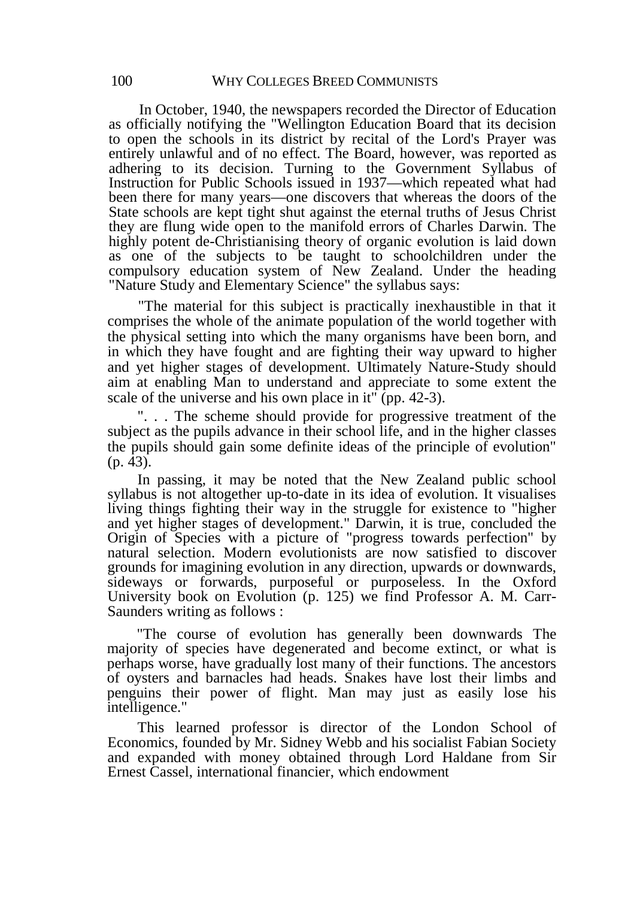In October, 1940, the newspapers recorded the Director of Education as officially notifying the "Wellington Education Board that its decision to open the schools in its district by recital of the Lord's Prayer was entirely unlawful and of no effect. The Board, however, was reported as adhering to its decision. Turning to the Government Syllabus of Instruction for Public Schools issued in 1937—which repeated what had been there for many years—one discovers that whereas the doors of the State schools are kept tight shut against the eternal truths of Jesus Christ they are flung wide open to the manifold errors of Charles Darwin. The highly potent de-Christianising theory of organic evolution is laid down as one of the subjects to be taught to schoolchildren under the compulsory education system of New Zealand. Under the heading "Nature Study and Elementary Science" the syllabus says:

"The material for this subject is practically inexhaustible in that it comprises the whole of the animate population of the world together with the physical setting into which the many organisms have been born, and in which they have fought and are fighting their way upward to higher and yet higher stages of development. Ultimately Nature-Study should aim at enabling Man to understand and appreciate to some extent the scale of the universe and his own place in it" (pp. 42-3).

". . . The scheme should provide for progressive treatment of the subject as the pupils advance in their school life, and in the higher classes the pupils should gain some definite ideas of the principle of evolution" (p. 43).

In passing, it may be noted that the New Zealand public school syllabus is not altogether up-to-date in its idea of evolution. It visualises living things fighting their way in the struggle for existence to "higher and yet higher stages of development." Darwin, it is true, concluded the Origin of Species with a picture of "progress towards perfection" by natural selection. Modern evolutionists are now satisfied to discover grounds for imagining evolution in any direction, upwards or downwards, sideways or forwards, purposeful or purposeless. In the Oxford University book on Evolution (p. 125) we find Professor A. M. Carr-Saunders writing as follows :

"The course of evolution has generally been downwards The majority of species have degenerated and become extinct, or what is perhaps worse, have gradually lost many of their functions. The ancestors of oysters and barnacles had heads. Snakes have lost their limbs and penguins their power of flight. Man may just as easily lose his intelligence."

This learned professor is director of the London School of Economics, founded by Mr. Sidney Webb and his socialist Fabian Society and expanded with money obtained through Lord Haldane from Sir Ernest Cassel, international financier, which endowment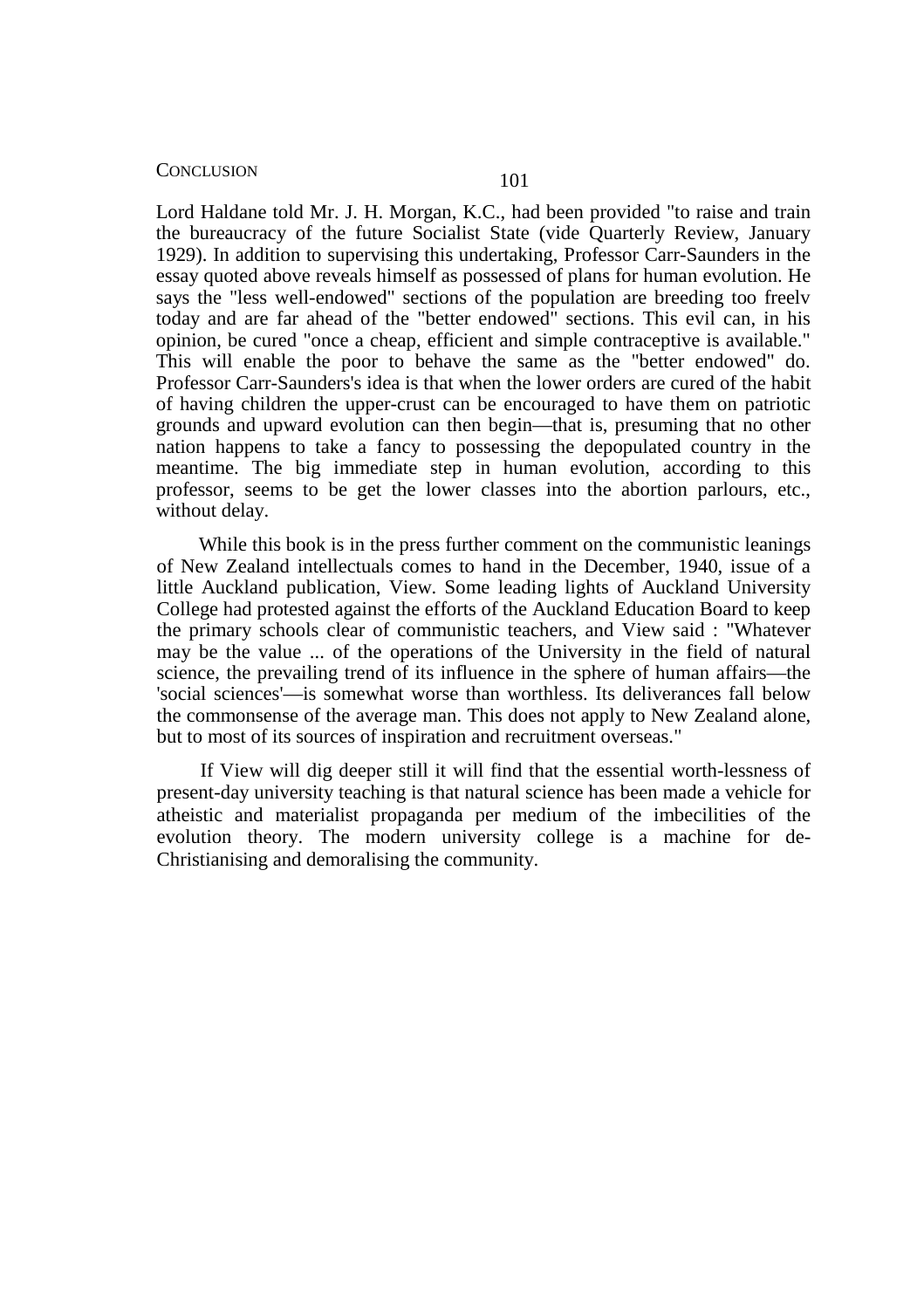Lord Haldane told Mr. J. H. Morgan, K.C., had been provided "to raise and train the bureaucracy of the future Socialist State (vide Quarterly Review, January 1929). In addition to supervising this undertaking, Professor Carr-Saunders in the essay quoted above reveals himself as possessed of plans for human evolution. He says the "less well-endowed" sections of the population are breeding too freelv today and are far ahead of the "better endowed" sections. This evil can, in his opinion, be cured "once a cheap, efficient and simple contraceptive is available." This will enable the poor to behave the same as the "better endowed" do. Professor Carr-Saunders's idea is that when the lower orders are cured of the habit of having children the upper-crust can be encouraged to have them on patriotic grounds and upward evolution can then begin—that is, presuming that no other nation happens to take a fancy to possessing the depopulated country in the meantime. The big immediate step in human evolution, according to this professor, seems to be get the lower classes into the abortion parlours, etc., without delay.

While this book is in the press further comment on the communistic leanings of New Zealand intellectuals comes to hand in the December, 1940, issue of a little Auckland publication, View. Some leading lights of Auckland University College had protested against the efforts of the Auckland Education Board to keep the primary schools clear of communistic teachers, and View said : "Whatever may be the value ... of the operations of the University in the field of natural science, the prevailing trend of its influence in the sphere of human affairs—the 'social sciences'—is somewhat worse than worthless. Its deliverances fall below the commonsense of the average man. This does not apply to New Zealand alone, but to most of its sources of inspiration and recruitment overseas."

If View will dig deeper still it will find that the essential worth-lessness of present-day university teaching is that natural science has been made a vehicle for atheistic and materialist propaganda per medium of the imbecilities of the evolution theory. The modern university college is a machine for de-Christianising and demoralising the community.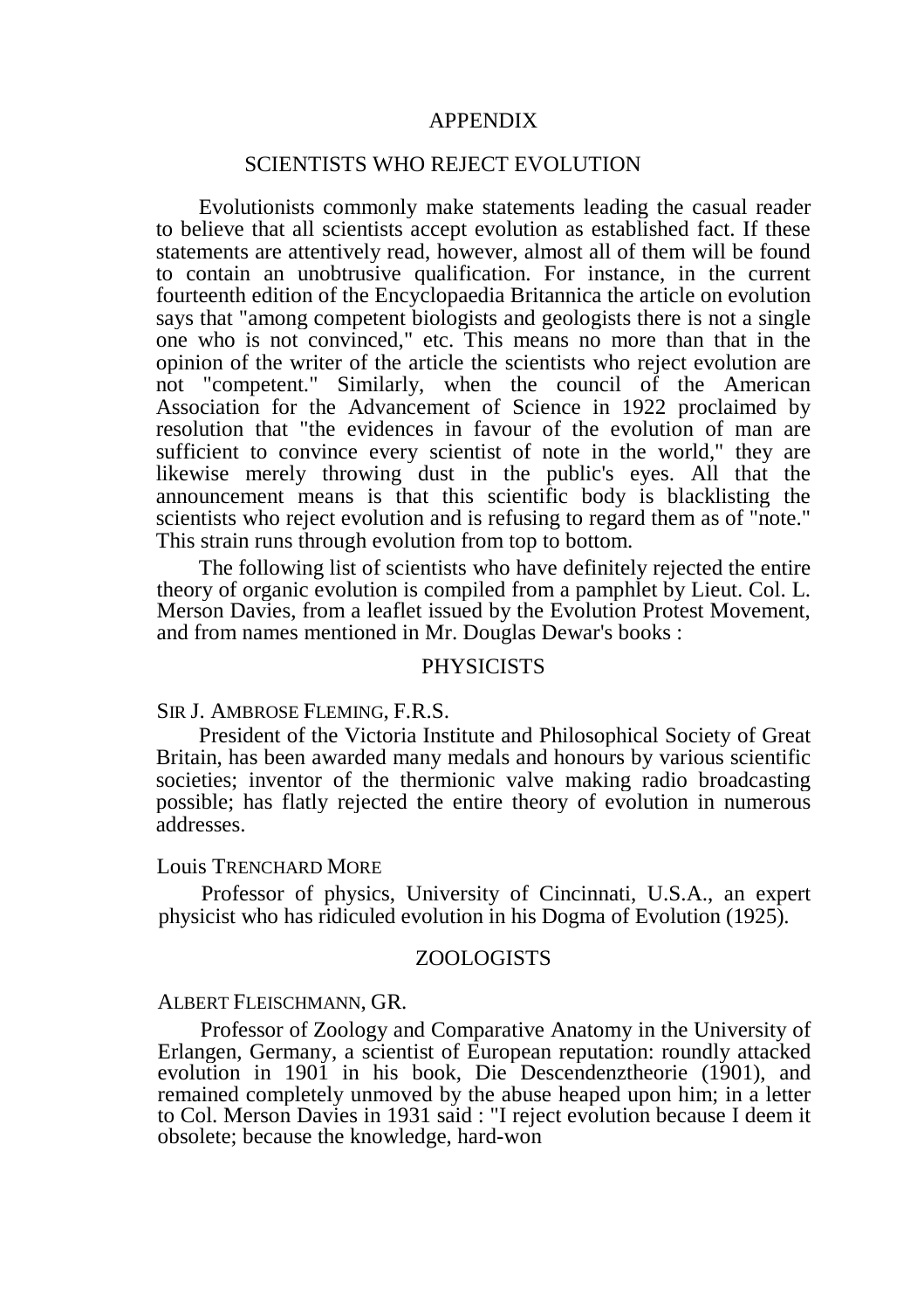# APPENDIX

## SCIENTISTS WHO REJECT EVOLUTION

Evolutionists commonly make statements leading the casual reader to believe that all scientists accept evolution as established fact. If these statements are attentively read, however, almost all of them will be found to contain an unobtrusive qualification. For instance, in the current fourteenth edition of the Encyclopaedia Britannica the article on evolution says that "among competent biologists and geologists there is not a single one who is not convinced," etc. This means no more than that in the opinion of the writer of the article the scientists who reject evolution are not "competent." Similarly, when the council of the American Association for the Advancement of Science in 1922 proclaimed by resolution that "the evidences in favour of the evolution of man are sufficient to convince every scientist of note in the world," they are likewise merely throwing dust in the public's eyes. All that the announcement means is that this scientific body is blacklisting the scientists who reject evolution and is refusing to regard them as of "note." This strain runs through evolution from top to bottom.

The following list of scientists who have definitely rejected the entire theory of organic evolution is compiled from a pamphlet by Lieut. Col. L. Merson Davies, from a leaflet issued by the Evolution Protest Movement, and from names mentioned in Mr. Douglas Dewar's books :

### PHYSICISTS

SIR J. AMBROSE FLEMING, F.R.S.

President of the Victoria Institute and Philosophical Society of Great Britain, has been awarded many medals and honours by various scientific societies; inventor of the thermionic valve making radio broadcasting possible; has flatly rejected the entire theory of evolution in numerous addresses.

Louis TRENCHARD MORE

Professor of physics, University of Cincinnati, U.S.A., an expert physicist who has ridiculed evolution in his Dogma of Evolution (1925).

### ZOOLOGISTS

ALBERT FLEISCHMANN, GR.

Professor of Zoology and Comparative Anatomy in the University of Erlangen, Germany, a scientist of European reputation: roundly attacked evolution in 1901 in his book, Die Descendenztheorie (1901), and remained completely unmoved by the abuse heaped upon him; in a letter to Col. Merson Davies in 1931 said : "I reject evolution because I deem it obsolete; because the knowledge, hard-won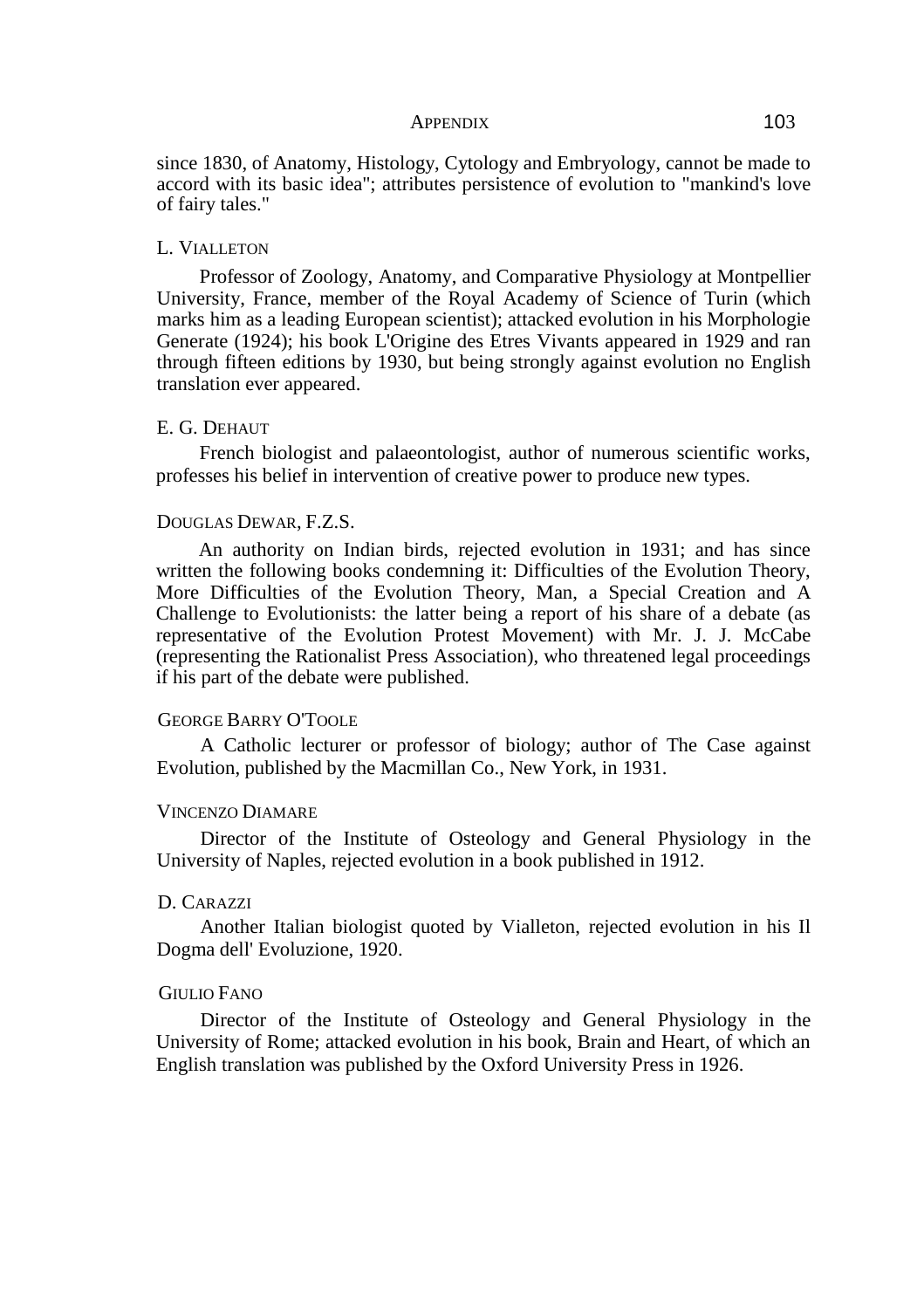since 1830, of Anatomy, Histology, Cytology and Embryology, cannot be made to accord with its basic idea"; attributes persistence of evolution to "mankind's love of fairy tales."

#### L. Vialleton

Professor of Zoology, Anatomy, and Comparative Physiology at Montpellier University, France, member of the Royal Academy of Science of Turin (which marks him as a leading European scientist); attacked evolution in his Morphologie Generate (1924); his book L'Origine des Etres Vivants appeared in 1929 and ran through fifteen editions by 1930, but being strongly against evolution no English translation ever appeared.

#### E. G. Dehaut

French biologist and palaeontologist, author of numerous scientific works, professes his belief in intervention of creative power to produce new types.

#### Douglas Dewar, F.Z.S.

An authority on Indian birds, rejected evolution in 1931; and has since written the following books condemning it: Difficulties of the Evolution Theory, More Difficulties of the Evolution Theory, Man, a Special Creation and A Challenge to Evolutionists: the latter being a report of his share of a debate (as representative of the Evolution Protest Movement) with Mr. J. J. McCabe (representing the Rationalist Press Association), who threatened legal proceedings if his part of the debate were published.

#### George Barry O'Toole

A Catholic lecturer or professor of biology; author of The Case against Evolution, published by the Macmillan Co., New York, in 1931.

#### Vincenzo Diamare

Director of the Institute of Osteology and General Physiology in the University of Naples, rejected evolution in a book published in 1912.

#### D. Carazzi

Another Italian biologist quoted by Vialleton, rejected evolution in his Il Dogma dell' Evoluzione, 1920.

#### Giulio Fano

Director of the Institute of Osteology and General Physiology in the University of Rome; attacked evolution in his book, Brain and Heart, of which an English translation was published by the Oxford University Press in 1926.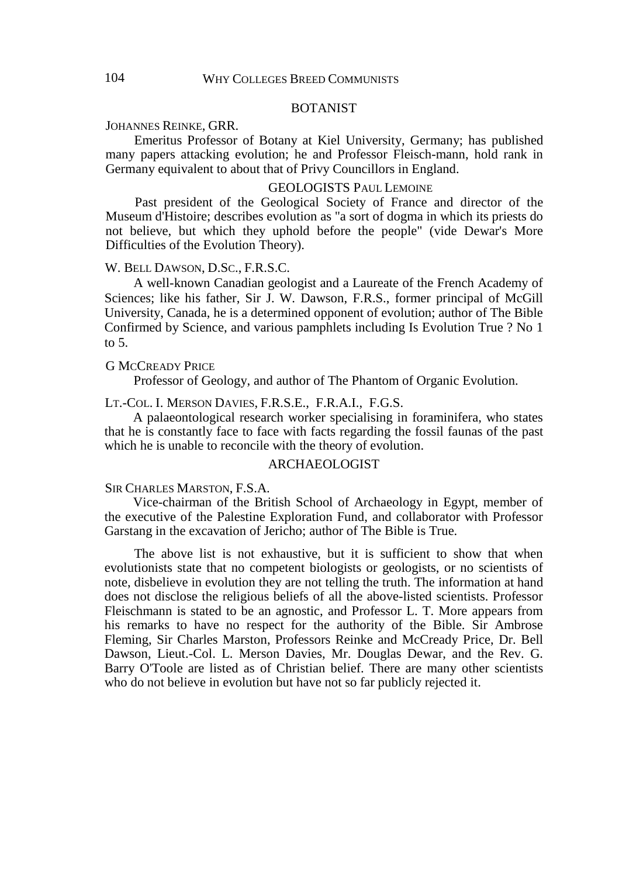## BOTANIST

JOHANNES REINKE, GRR.

Emeritus Professor of Botany at Kiel University, Germany; has published many papers attacking evolution; he and Professor Fleisch-mann, hold rank in Germany equivalent to about that of Privy Councillors in England.

## GEOLOGISTS

PAUL LEMOINE

Past president of the Geological Society of France and director of the Museum d'Histoire; describes evolution as "a sort of dogma in which its priests do not believe, but which they uphold before the people" (vide Dewar's More Difficulties of the Evolution Theory).

W. BELL DAWSON, D.SC., F.R.S.C.

A well-known Canadian geologist and a Laureate of the French Academy of Sciences; like his father, Sir J. W. Dawson, F.R.S., former principal of McGill University, Canada, he is a determined opponent of evolution; author of The Bible Confirmed by Science, and various pamphlets including Is Evolution True ? No 1 to 5.

G MCCREADY PRICE

Professor of Geology, and author of The Phantom of Organic Evolution.

LT.-COL. I. MERSON DAVIES, F.R.S.E., F.R.A.I., F.G.S.

A palaeontological research worker specialising in foraminifera, who states that he is constantly face to face with facts regarding the fossil faunas of the past which he is unable to reconcile with the theory of evolution.

## ARCHAEOLOGIST

SIR CHARLES MARSTON, F.S.A.

Vice-chairman of the British School of Archaeology in Egypt, member of the executive of the Palestine Exploration Fund, and collaborator with Professor Garstang in the excavation of Jericho; author of The Bible is True.

The above list is not exhaustive, but it is sufficient to show that when evolutionists state that no competent biologists or geologists, or no scientists of note, disbelieve in evolution they are not telling the truth. The information at hand does not disclose the religious beliefs of all the above-listed scientists. Professor Fleischmann is stated to be an agnostic, and Professor L. T. More appears from his remarks to have no respect for the authority of the Bible. Sir Ambrose Fleming, Sir Charles Marston, Professors Reinke and McCready Price, Dr. Bell Dawson, Lieut.-Col. L. Merson Davies, Mr. Douglas Dewar, and the Rev. G. Barry O'Toole are listed as of Christian belief. There are many other scientists who do not believe in evolution but have not so far publicly rejected it.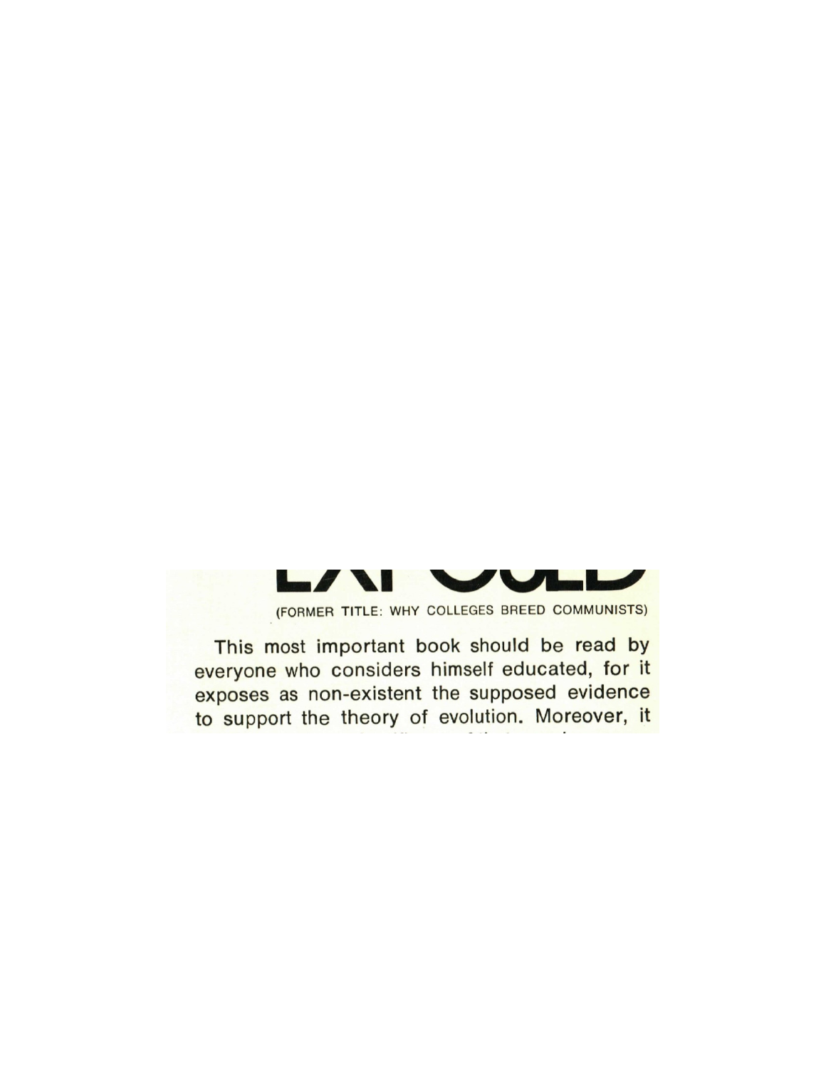(FORMER TITLE: WHY COLLEGES BREED COMMUNISTS)

This most important book should be read by everyone who considers himself educated, for it exposes as non-existent the supposed evidence to support the theory of evolution. Moreover, it